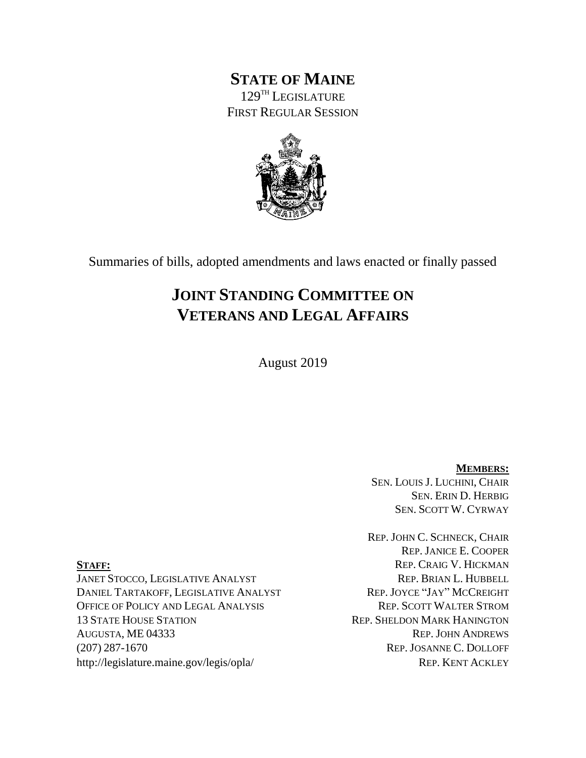# STATE OF MAINE

129TH LEGISLATURE

FIRST REGULAR SESSION

Summaries of bills, adopted amendments and laws enacted or finally passed

# JOINT STANDING COMMITTEE ON VETERANS AND LEGAL AFFAIRS

August 2019

**MEMBERS:**

SEN. LOUIS J. LUCHINI, CHAIR
SEN. ERIN D. HERBIG
SEN. SCOTT W. CYRWAY

REP. JOHN C. SCHNECK, CHAIR
REP. JANICE E. COOPER
REP. CRAIG V. HICKMAN
REP. BRIAN L. HUBBELL
REP. JOYCE "JAY" MCCREIGHT
REP. SCOTT WALTER STROM
REP. SHELDON MARK HANINGTON
REP. JOHN ANDREWS
REP. JOSANNE C. DOLLOFF
REP. KENT ACKLEY

**STAFF:**

JANET STOCCO, LEGISLATIVE ANALYST
DANIEL TARTAKOFF, LEGISLATIVE ANALYST
OFFICE OF POLICY AND LEGAL ANALYSIS
13 STATE HOUSE STATION
AUGUSTA, ME 04333
(207) 287-1670
http://legislature.maine.gov/legis/opla/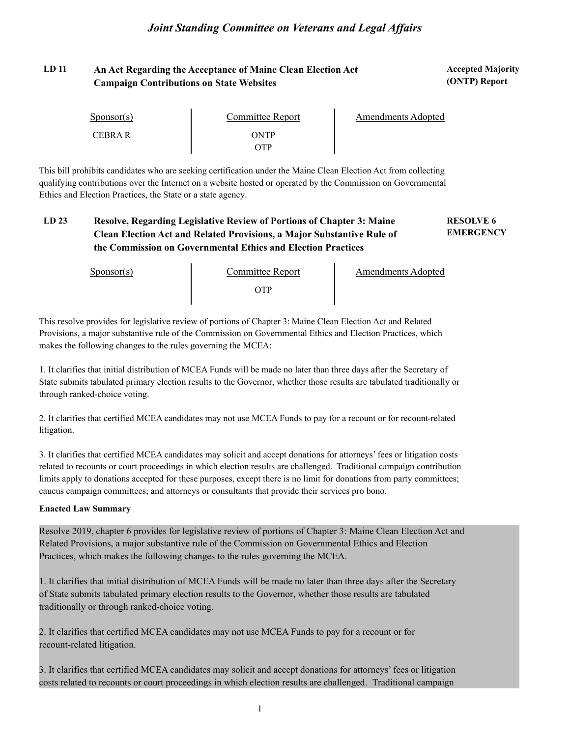## LD 11 An Act Regarding the Acceptance of Maine Clean Election Act Campaign Contributions on State Websites

**Accepted Majority (ONTP) Report**

| Sponsor(s) | Committee Report | Amendments Adopted |
|---|---|---|
| CEBRA R | ONTP<br>OTP | |

This bill prohibits candidates who are seeking certification under the Maine Clean Election Act from collecting qualifying contributions over the Internet on a website hosted or operated by the Commission on Governmental Ethics and Election Practices, the State or a state agency.

## LD 23 Resolve, Regarding Legislative Review of Portions of Chapter 3: Maine Clean Election Act and Related Provisions, a Major Substantive Rule of the Commission on Governmental Ethics and Election Practices

**RESOLVE 6 EMERGENCY**

| Sponsor(s) | Committee Report | Amendments Adopted |
|---|---|---|
| | OTP | |

This resolve provides for legislative review of portions of Chapter 3: Maine Clean Election Act and Related Provisions, a major substantive rule of the Commission on Governmental Ethics and Election Practices, which makes the following changes to the rules governing the MCEA:

1. It clarifies that initial distribution of MCEA Funds will be made no later than three days after the Secretary of State submits tabulated primary election results to the Governor, whether those results are tabulated traditionally or through ranked-choice voting.

2. It clarifies that certified MCEA candidates may not use MCEA Funds to pay for a recount or for recount-related litigation.

3. It clarifies that certified MCEA candidates may solicit and accept donations for attorneys' fees or litigation costs related to recounts or court proceedings in which election results are challenged. Traditional campaign contribution limits apply to donations accepted for these purposes, except there is no limit for donations from party committees; caucus campaign committees; and attorneys or consultants that provide their services pro bono.

**Enacted Law Summary**

Resolve 2019, chapter 6 provides for legislative review of portions of Chapter 3: Maine Clean Election Act and Related Provisions, a major substantive rule of the Commission on Governmental Ethics and Election Practices, which makes the following changes to the rules governing the MCEA.

1. It clarifies that initial distribution of MCEA Funds will be made no later than three days after the Secretary of State submits tabulated primary election results to the Governor, whether those results are tabulated traditionally or through ranked-choice voting.

2. It clarifies that certified MCEA candidates may not use MCEA Funds to pay for a recount or for recount-related litigation.

3. It clarifies that certified MCEA candidates may solicit and accept donations for attorneys' fees or litigation costs related to recounts or court proceedings in which election results are challenged. Traditional campaign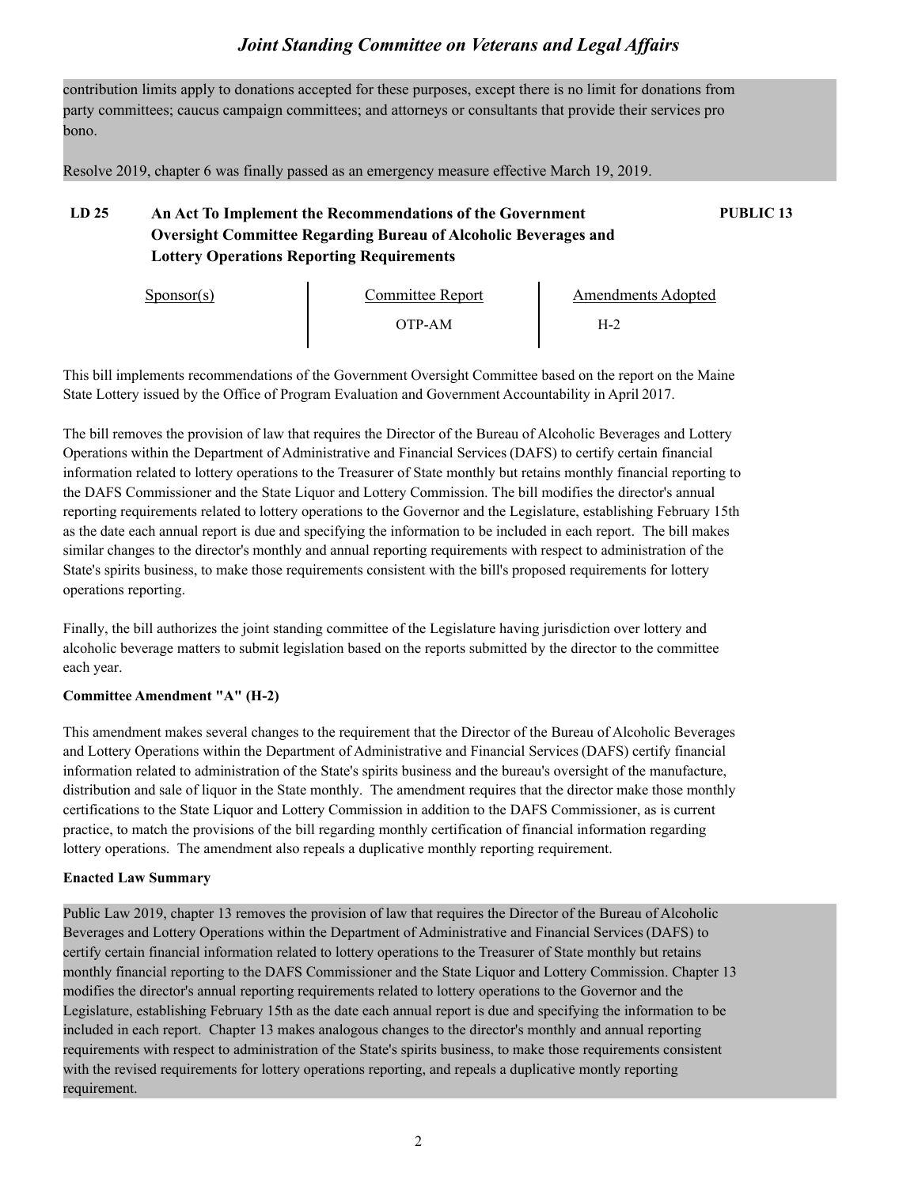contribution limits apply to donations accepted for these purposes, except there is no limit for donations from party committees; caucus campaign committees; and attorneys or consultants that provide their services pro bono.

Resolve 2019, chapter 6 was finally passed as an emergency measure effective March 19, 2019.

## LD 25 An Act To Implement the Recommendations of the Government Oversight Committee Regarding Bureau of Alcoholic Beverages and Lottery Operations Reporting Requirements — PUBLIC 13

| Sponsor(s) | Committee Report | Amendments Adopted |
|---|---|---|
| | OTP-AM | H-2 |

This bill implements recommendations of the Government Oversight Committee based on the report on the Maine State Lottery issued by the Office of Program Evaluation and Government Accountability in April 2017.

The bill removes the provision of law that requires the Director of the Bureau of Alcoholic Beverages and Lottery Operations within the Department of Administrative and Financial Services (DAFS) to certify certain financial information related to lottery operations to the Treasurer of State monthly but retains monthly financial reporting to the DAFS Commissioner and the State Liquor and Lottery Commission. The bill modifies the director's annual reporting requirements related to lottery operations to the Governor and the Legislature, establishing February 15th as the date each annual report is due and specifying the information to be included in each report. The bill makes similar changes to the director's monthly and annual reporting requirements with respect to administration of the State's spirits business, to make those requirements consistent with the bill's proposed requirements for lottery operations reporting.

Finally, the bill authorizes the joint standing committee of the Legislature having jurisdiction over lottery and alcoholic beverage matters to submit legislation based on the reports submitted by the director to the committee each year.

**Committee Amendment "A" (H-2)**

This amendment makes several changes to the requirement that the Director of the Bureau of Alcoholic Beverages and Lottery Operations within the Department of Administrative and Financial Services (DAFS) certify financial information related to administration of the State's spirits business and the bureau's oversight of the manufacture, distribution and sale of liquor in the State monthly. The amendment requires that the director make those monthly certifications to the State Liquor and Lottery Commission in addition to the DAFS Commissioner, as is current practice, to match the provisions of the bill regarding monthly certification of financial information regarding lottery operations. The amendment also repeals a duplicative monthly reporting requirement.

**Enacted Law Summary**

Public Law 2019, chapter 13 removes the provision of law that requires the Director of the Bureau of Alcoholic Beverages and Lottery Operations within the Department of Administrative and Financial Services (DAFS) to certify certain financial information related to lottery operations to the Treasurer of State monthly but retains monthly financial reporting to the DAFS Commissioner and the State Liquor and Lottery Commission. Chapter 13 modifies the director's annual reporting requirements related to lottery operations to the Governor and the Legislature, establishing February 15th as the date each annual report is due and specifying the information to be included in each report. Chapter 13 makes analogous changes to the director's monthly and annual reporting requirements with respect to administration of the State's spirits business, to make those requirements consistent with the revised requirements for lottery operations reporting, and repeals a duplicative montly reporting requirement.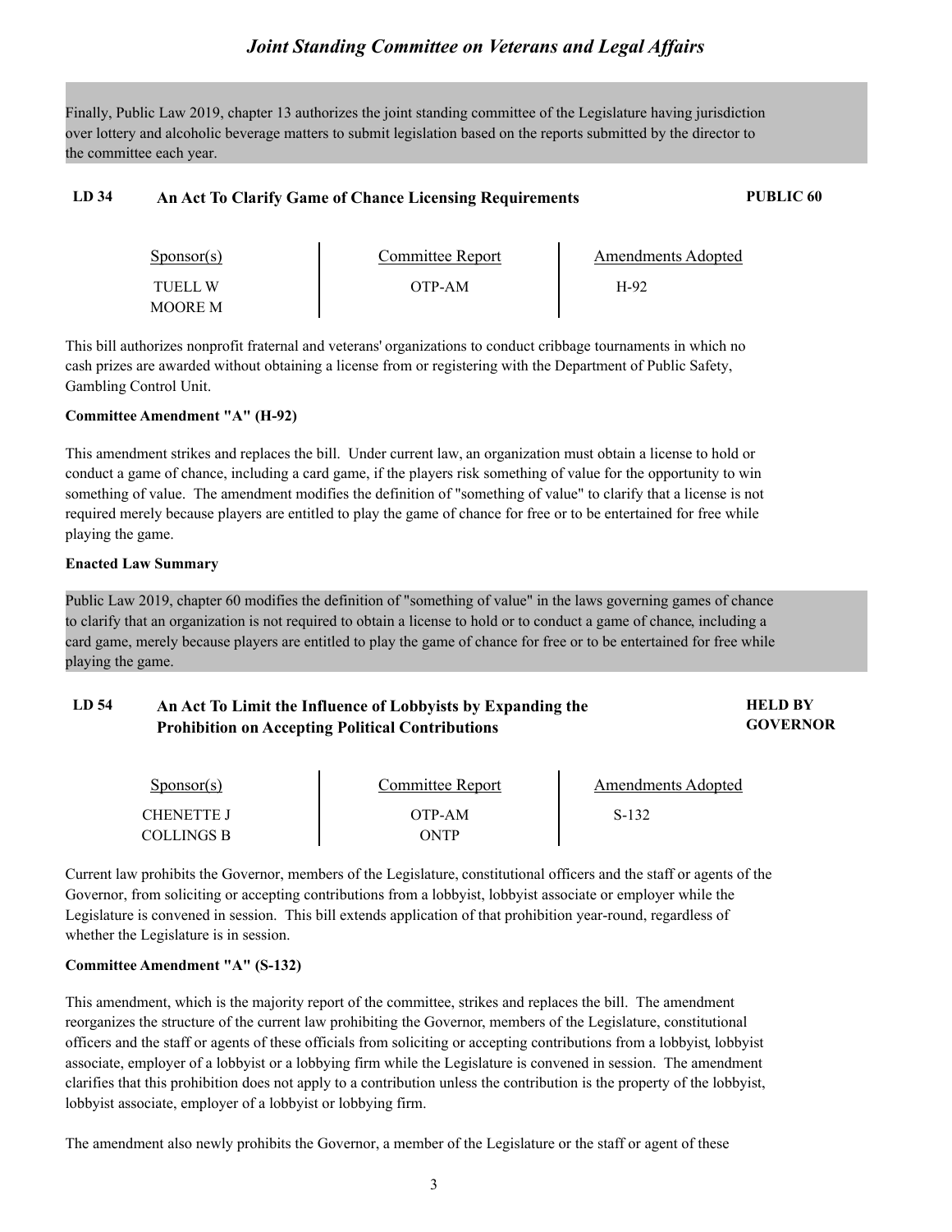Finally, Public Law 2019, chapter 13 authorizes the joint standing committee of the Legislature having jurisdiction over lottery and alcoholic beverage matters to submit legislation based on the reports submitted by the director to the committee each year.

## LD 34 An Act To Clarify Game of Chance Licensing Requirements — PUBLIC 60

| Sponsor(s) | Committee Report | Amendments Adopted |
|---|---|---|
| TUELL W<br>MOORE M | OTP-AM | H-92 |

This bill authorizes nonprofit fraternal and veterans' organizations to conduct cribbage tournaments in which no cash prizes are awarded without obtaining a license from or registering with the Department of Public Safety, Gambling Control Unit.

**Committee Amendment "A" (H-92)**

This amendment strikes and replaces the bill. Under current law, an organization must obtain a license to hold or conduct a game of chance, including a card game, if the players risk something of value for the opportunity to win something of value. The amendment modifies the definition of "something of value" to clarify that a license is not required merely because players are entitled to play the game of chance for free or to be entertained for free while playing the game.

**Enacted Law Summary**

Public Law 2019, chapter 60 modifies the definition of "something of value" in the laws governing games of chance to clarify that an organization is not required to obtain a license to hold or to conduct a game of chance, including a card game, merely because players are entitled to play the game of chance for free or to be entertained for free while playing the game.

## LD 54 An Act To Limit the Influence of Lobbyists by Expanding the Prohibition on Accepting Political Contributions — HELD BY GOVERNOR

| Sponsor(s) | Committee Report | Amendments Adopted |
|---|---|---|
| CHENETTE J<br>COLLINGS B | OTP-AM<br>ONTP | S-132 |

Current law prohibits the Governor, members of the Legislature, constitutional officers and the staff or agents of the Governor, from soliciting or accepting contributions from a lobbyist, lobbyist associate or employer while the Legislature is convened in session. This bill extends application of that prohibition year-round, regardless of whether the Legislature is in session.

**Committee Amendment "A" (S-132)**

This amendment, which is the majority report of the committee, strikes and replaces the bill. The amendment reorganizes the structure of the current law prohibiting the Governor, members of the Legislature, constitutional officers and the staff or agents of these officials from soliciting or accepting contributions from a lobbyist, lobbyist associate, employer of a lobbyist or a lobbying firm while the Legislature is convened in session. The amendment clarifies that this prohibition does not apply to a contribution unless the contribution is the property of the lobbyist, lobbyist associate, employer of a lobbyist or lobbying firm.

The amendment also newly prohibits the Governor, a member of the Legislature or the staff or agent of these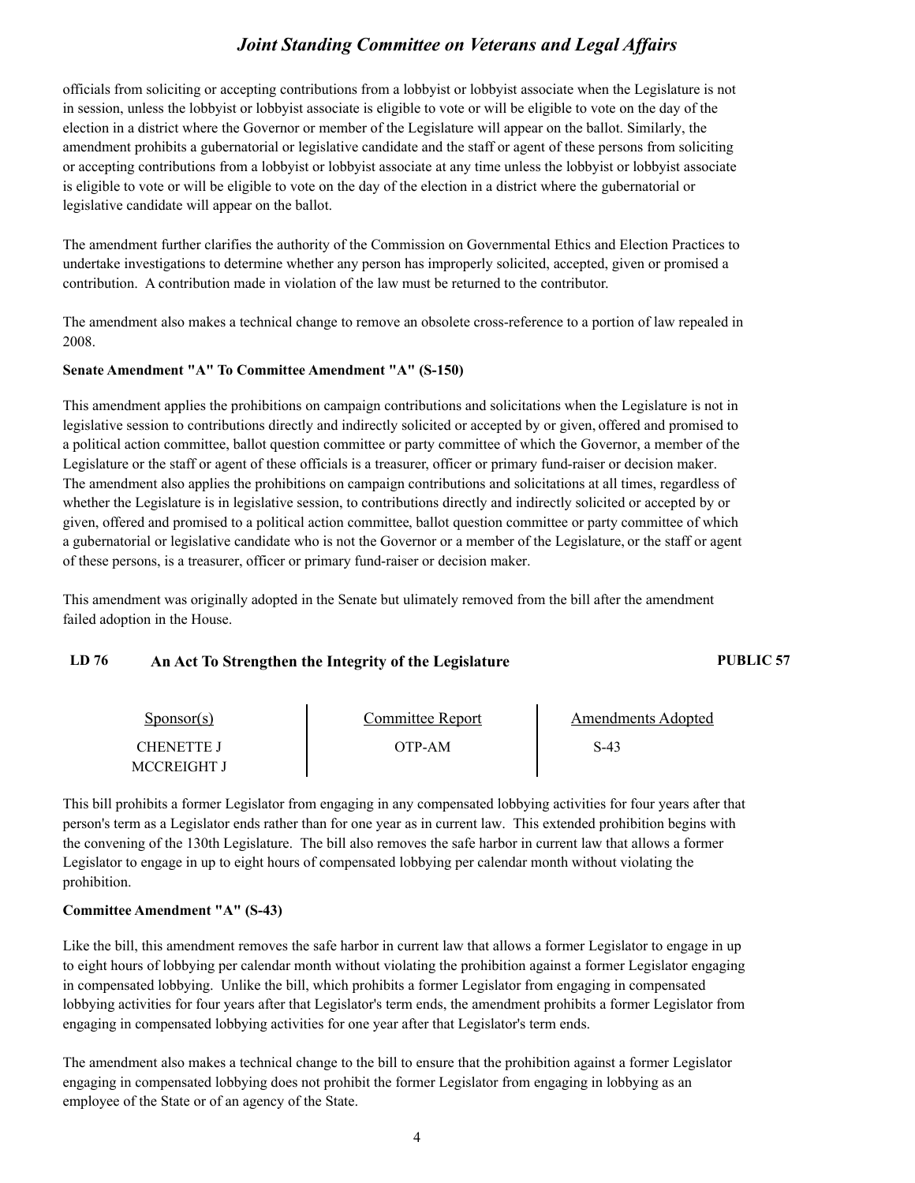officials from soliciting or accepting contributions from a lobbyist or lobbyist associate when the Legislature is not in session, unless the lobbyist or lobbyist associate is eligible to vote or will be eligible to vote on the day of the election in a district where the Governor or member of the Legislature will appear on the ballot. Similarly, the amendment prohibits a gubernatorial or legislative candidate and the staff or agent of these persons from soliciting or accepting contributions from a lobbyist or lobbyist associate at any time unless the lobbyist or lobbyist associate is eligible to vote or will be eligible to vote on the day of the election in a district where the gubernatorial or legislative candidate will appear on the ballot.

The amendment further clarifies the authority of the Commission on Governmental Ethics and Election Practices to undertake investigations to determine whether any person has improperly solicited, accepted, given or promised a contribution. A contribution made in violation of the law must be returned to the contributor.

The amendment also makes a technical change to remove an obsolete cross-reference to a portion of law repealed in 2008.

**Senate Amendment "A" To Committee Amendment "A" (S-150)**

This amendment applies the prohibitions on campaign contributions and solicitations when the Legislature is not in legislative session to contributions directly and indirectly solicited or accepted by or given, offered and promised to a political action committee, ballot question committee or party committee of which the Governor, a member of the Legislature or the staff or agent of these officials is a treasurer, officer or primary fund-raiser or decision maker. The amendment also applies the prohibitions on campaign contributions and solicitations at all times, regardless of whether the Legislature is in legislative session, to contributions directly and indirectly solicited or accepted by or given, offered and promised to a political action committee, ballot question committee or party committee of which a gubernatorial or legislative candidate who is not the Governor or a member of the Legislature, or the staff or agent of these persons, is a treasurer, officer or primary fund-raiser or decision maker.

This amendment was originally adopted in the Senate but ulimately removed from the bill after the amendment failed adoption in the House.

### LD 76 An Act To Strengthen the Integrity of the Legislature — PUBLIC 57

| Sponsor(s) | Committee Report | Amendments Adopted |
|---|---|---|
| CHENETTE J<br>MCCREIGHT J | OTP-AM | S-43 |

This bill prohibits a former Legislator from engaging in any compensated lobbying activities for four years after that person's term as a Legislator ends rather than for one year as in current law. This extended prohibition begins with the convening of the 130th Legislature. The bill also removes the safe harbor in current law that allows a former Legislator to engage in up to eight hours of compensated lobbying per calendar month without violating the prohibition.

**Committee Amendment "A" (S-43)**

Like the bill, this amendment removes the safe harbor in current law that allows a former Legislator to engage in up to eight hours of lobbying per calendar month without violating the prohibition against a former Legislator engaging in compensated lobbying. Unlike the bill, which prohibits a former Legislator from engaging in compensated lobbying activities for four years after that Legislator's term ends, the amendment prohibits a former Legislator from engaging in compensated lobbying activities for one year after that Legislator's term ends.

The amendment also makes a technical change to the bill to ensure that the prohibition against a former Legislator engaging in compensated lobbying does not prohibit the former Legislator from engaging in lobbying as an employee of the State or of an agency of the State.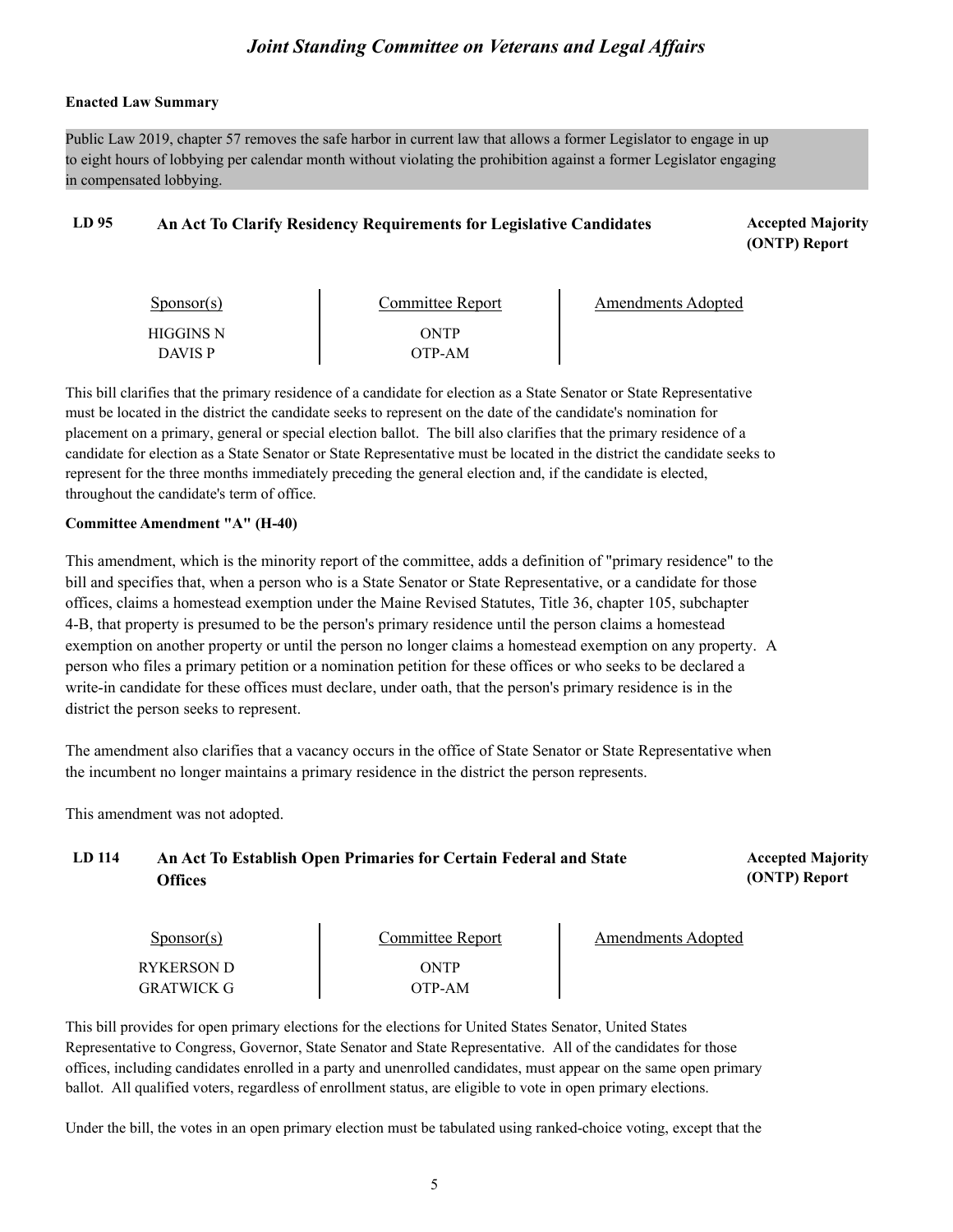**Enacted Law Summary**

Public Law 2019, chapter 57 removes the safe harbor in current law that allows a former Legislator to engage in up to eight hours of lobbying per calendar month without violating the prohibition against a former Legislator engaging in compensated lobbying.

## LD 95 An Act To Clarify Residency Requirements for Legislative Candidates

**Accepted Majority (ONTP) Report**

| Sponsor(s) | Committee Report | Amendments Adopted |
|---|---|---|
| HIGGINS N | ONTP | |
| DAVIS P | OTP-AM | |

This bill clarifies that the primary residence of a candidate for election as a State Senator or State Representative must be located in the district the candidate seeks to represent on the date of the candidate's nomination for placement on a primary, general or special election ballot. The bill also clarifies that the primary residence of a candidate for election as a State Senator or State Representative must be located in the district the candidate seeks to represent for the three months immediately preceding the general election and, if the candidate is elected, throughout the candidate's term of office.

**Committee Amendment "A" (H-40)**

This amendment, which is the minority report of the committee, adds a definition of "primary residence" to the bill and specifies that, when a person who is a State Senator or State Representative, or a candidate for those offices, claims a homestead exemption under the Maine Revised Statutes, Title 36, chapter 105, subchapter 4-B, that property is presumed to be the person's primary residence until the person claims a homestead exemption on another property or until the person no longer claims a homestead exemption on any property. A person who files a primary petition or a nomination petition for these offices or who seeks to be declared a write-in candidate for these offices must declare, under oath, that the person's primary residence is in the district the person seeks to represent.

The amendment also clarifies that a vacancy occurs in the office of State Senator or State Representative when the incumbent no longer maintains a primary residence in the district the person represents.

This amendment was not adopted.

## LD 114 An Act To Establish Open Primaries for Certain Federal and State Offices

**Accepted Majority (ONTP) Report**

| Sponsor(s) | Committee Report | Amendments Adopted |
|---|---|---|
| RYKERSON D | ONTP | |
| GRATWICK G | OTP-AM | |

This bill provides for open primary elections for the elections for United States Senator, United States Representative to Congress, Governor, State Senator and State Representative. All of the candidates for those offices, including candidates enrolled in a party and unenrolled candidates, must appear on the same open primary ballot. All qualified voters, regardless of enrollment status, are eligible to vote in open primary elections.

Under the bill, the votes in an open primary election must be tabulated using ranked-choice voting, except that the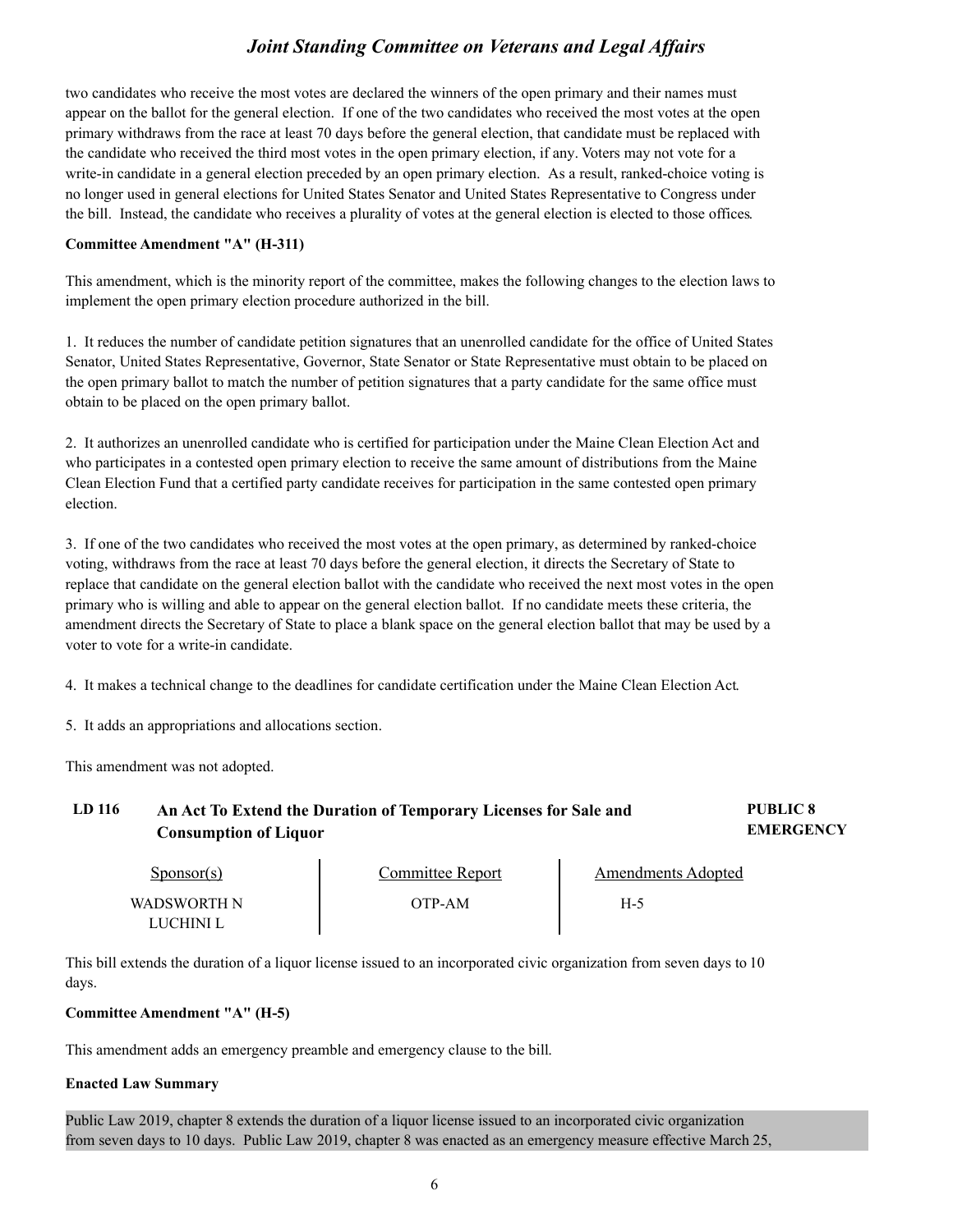two candidates who receive the most votes are declared the winners of the open primary and their names must appear on the ballot for the general election. If one of the two candidates who received the most votes at the open primary withdraws from the race at least 70 days before the general election, that candidate must be replaced with the candidate who received the third most votes in the open primary election, if any. Voters may not vote for a write-in candidate in a general election preceded by an open primary election. As a result, ranked-choice voting is no longer used in general elections for United States Senator and United States Representative to Congress under the bill. Instead, the candidate who receives a plurality of votes at the general election is elected to those offices.

**Committee Amendment "A" (H-311)**

This amendment, which is the minority report of the committee, makes the following changes to the election laws to implement the open primary election procedure authorized in the bill.

1. It reduces the number of candidate petition signatures that an unenrolled candidate for the office of United States Senator, United States Representative, Governor, State Senator or State Representative must obtain to be placed on the open primary ballot to match the number of petition signatures that a party candidate for the same office must obtain to be placed on the open primary ballot.

2. It authorizes an unenrolled candidate who is certified for participation under the Maine Clean Election Act and who participates in a contested open primary election to receive the same amount of distributions from the Maine Clean Election Fund that a certified party candidate receives for participation in the same contested open primary election.

3. If one of the two candidates who received the most votes at the open primary, as determined by ranked-choice voting, withdraws from the race at least 70 days before the general election, it directs the Secretary of State to replace that candidate on the general election ballot with the candidate who received the next most votes in the open primary who is willing and able to appear on the general election ballot. If no candidate meets these criteria, the amendment directs the Secretary of State to place a blank space on the general election ballot that may be used by a voter to vote for a write-in candidate.

4. It makes a technical change to the deadlines for candidate certification under the Maine Clean Election Act.

5. It adds an appropriations and allocations section.

This amendment was not adopted.

## LD 116 An Act To Extend the Duration of Temporary Licenses for Sale and Consumption of Liquor — PUBLIC 8 EMERGENCY

| Sponsor(s) | Committee Report | Amendments Adopted |
|---|---|---|
| WADSWORTH N<br>LUCHINI L | OTP-AM | H-5 |

This bill extends the duration of a liquor license issued to an incorporated civic organization from seven days to 10 days.

**Committee Amendment "A" (H-5)**

This amendment adds an emergency preamble and emergency clause to the bill.

**Enacted Law Summary**

Public Law 2019, chapter 8 extends the duration of a liquor license issued to an incorporated civic organization from seven days to 10 days. Public Law 2019, chapter 8 was enacted as an emergency measure effective March 25,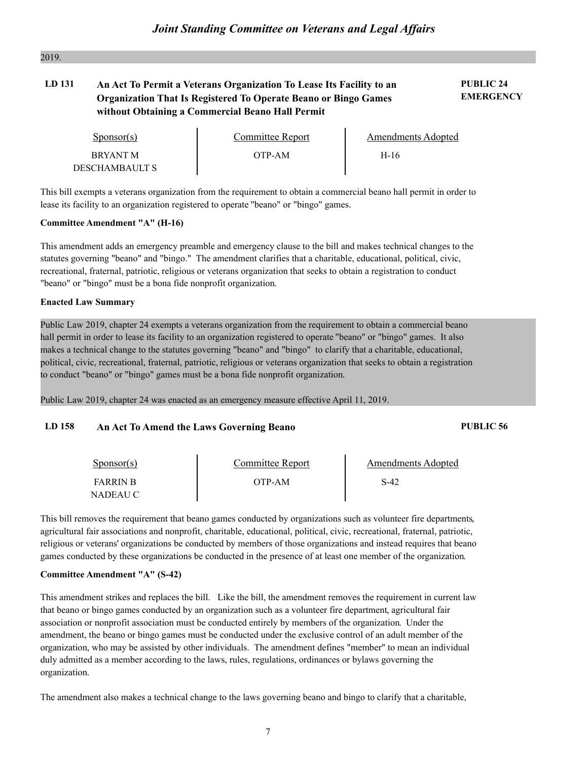2019.

**LD 131** **An Act To Permit a Veterans Organization To Lease Its Facility to an Organization That Is Registered To Operate Beano or Bingo Games without Obtaining a Commercial Beano Hall Permit** **PUBLIC 24 EMERGENCY**

| Sponsor(s) | Committee Report | Amendments Adopted |
| --- | --- | --- |
| BRYANT M<br>DESCHAMBAULT S | OTP-AM | H-16 |

This bill exempts a veterans organization from the requirement to obtain a commercial beano hall permit in order to lease its facility to an organization registered to operate "beano" or "bingo" games.

**Committee Amendment "A" (H-16)**

This amendment adds an emergency preamble and emergency clause to the bill and makes technical changes to the statutes governing "beano" and "bingo." The amendment clarifies that a charitable, educational, political, civic, recreational, fraternal, patriotic, religious or veterans organization that seeks to obtain a registration to conduct "beano" or "bingo" must be a bona fide nonprofit organization.

**Enacted Law Summary**

Public Law 2019, chapter 24 exempts a veterans organization from the requirement to obtain a commercial beano hall permit in order to lease its facility to an organization registered to operate "beano" or "bingo" games. It also makes a technical change to the statutes governing "beano" and "bingo" to clarify that a charitable, educational, political, civic, recreational, fraternal, patriotic, religious or veterans organization that seeks to obtain a registration to conduct "beano" or "bingo" games must be a bona fide nonprofit organization.

Public Law 2019, chapter 24 was enacted as an emergency measure effective April 11, 2019.

**LD 158** **An Act To Amend the Laws Governing Beano** **PUBLIC 56**

| Sponsor(s) | Committee Report | Amendments Adopted |
| --- | --- | --- |
| FARRIN B<br>NADEAU C | OTP-AM | S-42 |

This bill removes the requirement that beano games conducted by organizations such as volunteer fire departments, agricultural fair associations and nonprofit, charitable, educational, political, civic, recreational, fraternal, patriotic, religious or veterans' organizations be conducted by members of those organizations and instead requires that beano games conducted by these organizations be conducted in the presence of at least one member of the organization.

**Committee Amendment "A" (S-42)**

This amendment strikes and replaces the bill. Like the bill, the amendment removes the requirement in current law that beano or bingo games conducted by an organization such as a volunteer fire department, agricultural fair association or nonprofit association must be conducted entirely by members of the organization. Under the amendment, the beano or bingo games must be conducted under the exclusive control of an adult member of the organization, who may be assisted by other individuals. The amendment defines "member" to mean an individual duly admitted as a member according to the laws, rules, regulations, ordinances or bylaws governing the organization.

The amendment also makes a technical change to the laws governing beano and bingo to clarify that a charitable,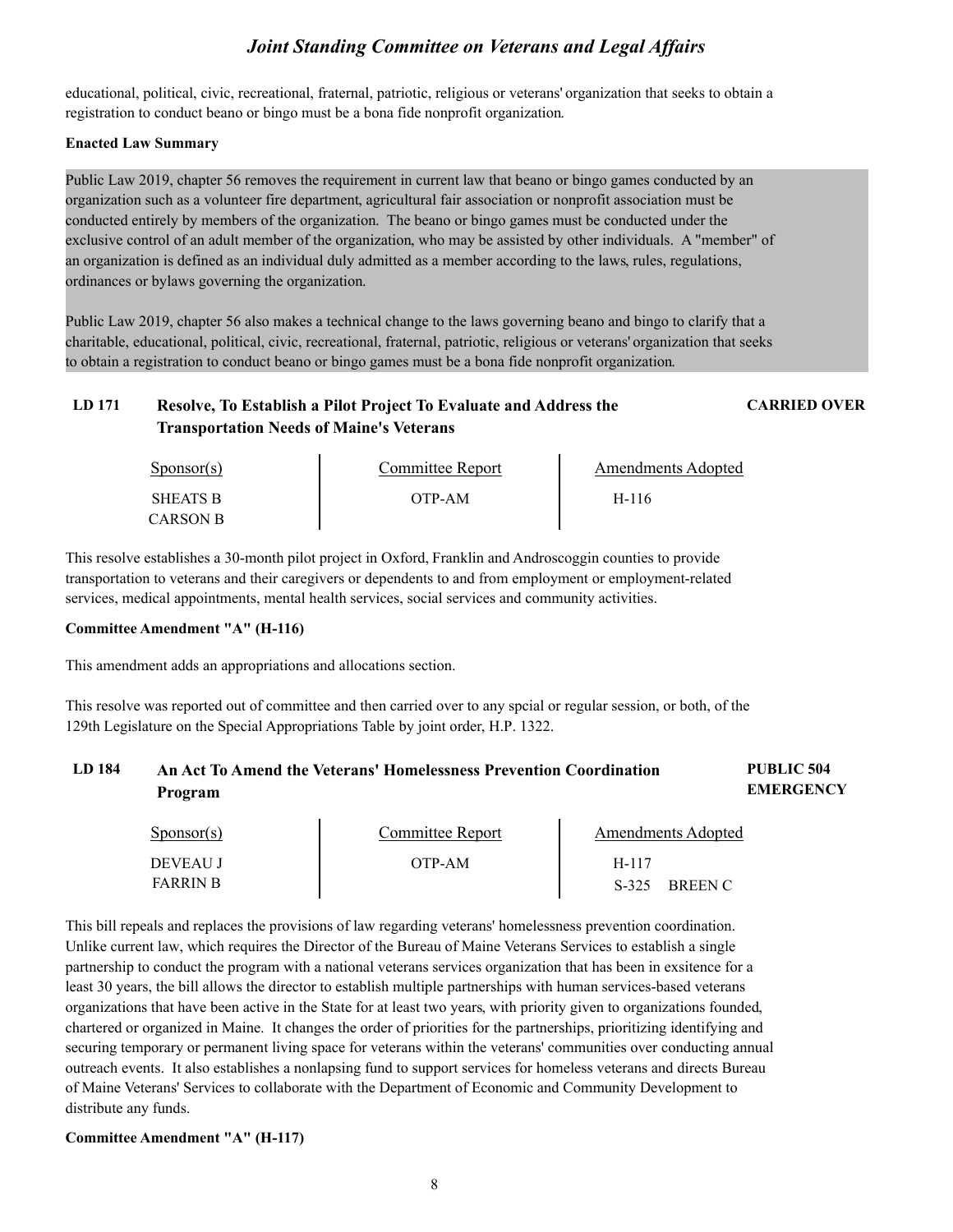educational, political, civic, recreational, fraternal, patriotic, religious or veterans' organization that seeks to obtain a registration to conduct beano or bingo must be a bona fide nonprofit organization.

**Enacted Law Summary**

Public Law 2019, chapter 56 removes the requirement in current law that beano or bingo games conducted by an organization such as a volunteer fire department, agricultural fair association or nonprofit association must be conducted entirely by members of the organization. The beano or bingo games must be conducted under the exclusive control of an adult member of the organization, who may be assisted by other individuals. A "member" of an organization is defined as an individual duly admitted as a member according to the laws, rules, regulations, ordinances or bylaws governing the organization.

Public Law 2019, chapter 56 also makes a technical change to the laws governing beano and bingo to clarify that a charitable, educational, political, civic, recreational, fraternal, patriotic, religious or veterans' organization that seeks to obtain a registration to conduct beano or bingo games must be a bona fide nonprofit organization.

## LD 171 Resolve, To Establish a Pilot Project To Evaluate and Address the Transportation Needs of Maine's Veterans — CARRIED OVER

| Sponsor(s) | Committee Report | Amendments Adopted |
|---|---|---|
| SHEATS B<br>CARSON B | OTP-AM | H-116 |

This resolve establishes a 30-month pilot project in Oxford, Franklin and Androscoggin counties to provide transportation to veterans and their caregivers or dependents to and from employment or employment-related services, medical appointments, mental health services, social services and community activities.

**Committee Amendment "A" (H-116)**

This amendment adds an appropriations and allocations section.

This resolve was reported out of committee and then carried over to any spcial or regular session, or both, of the 129th Legislature on the Special Appropriations Table by joint order, H.P. 1322.

## LD 184 An Act To Amend the Veterans' Homelessness Prevention Coordination Program — PUBLIC 504 EMERGENCY

| Sponsor(s) | Committee Report | Amendments Adopted |
|---|---|---|
| DEVEAU J<br>FARRIN B | OTP-AM | H-117<br>S-325 BREEN C |

This bill repeals and replaces the provisions of law regarding veterans' homelessness prevention coordination. Unlike current law, which requires the Director of the Bureau of Maine Veterans Services to establish a single partnership to conduct the program with a national veterans services organization that has been in exsitence for a least 30 years, the bill allows the director to establish multiple partnerships with human services-based veterans organizations that have been active in the State for at least two years, with priority given to organizations founded, chartered or organized in Maine. It changes the order of priorities for the partnerships, prioritizing identifying and securing temporary or permanent living space for veterans within the veterans' communities over conducting annual outreach events. It also establishes a nonlapsing fund to support services for homeless veterans and directs Bureau of Maine Veterans' Services to collaborate with the Department of Economic and Community Development to distribute any funds.

**Committee Amendment "A" (H-117)**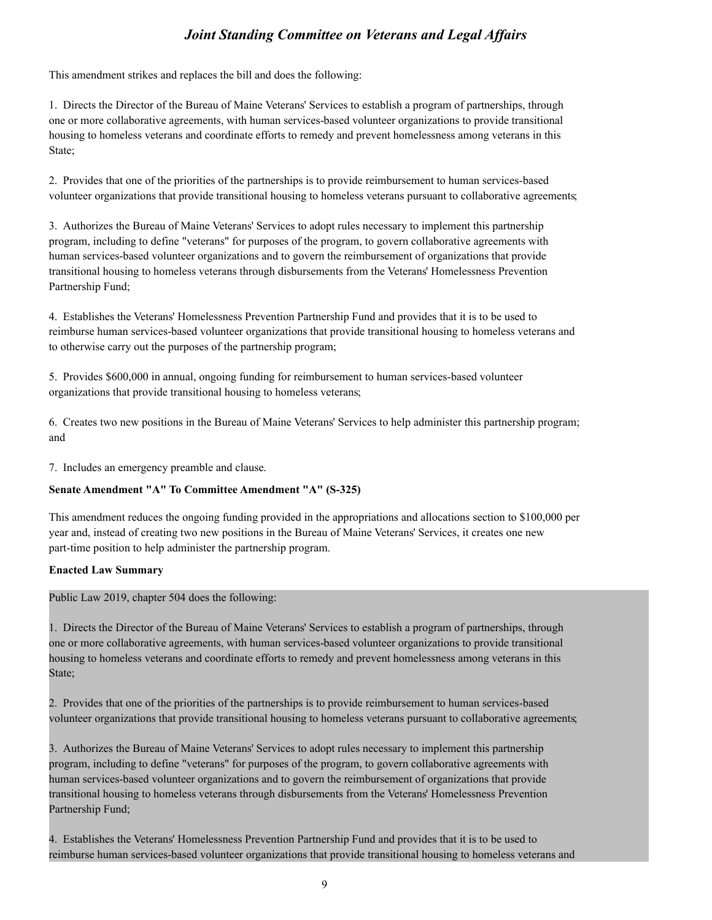This amendment strikes and replaces the bill and does the following:

1. Directs the Director of the Bureau of Maine Veterans' Services to establish a program of partnerships, through one or more collaborative agreements, with human services-based volunteer organizations to provide transitional housing to homeless veterans and coordinate efforts to remedy and prevent homelessness among veterans in this State;

2. Provides that one of the priorities of the partnerships is to provide reimbursement to human services-based volunteer organizations that provide transitional housing to homeless veterans pursuant to collaborative agreements;

3. Authorizes the Bureau of Maine Veterans' Services to adopt rules necessary to implement this partnership program, including to define "veterans" for purposes of the program, to govern collaborative agreements with human services-based volunteer organizations and to govern the reimbursement of organizations that provide transitional housing to homeless veterans through disbursements from the Veterans' Homelessness Prevention Partnership Fund;

4. Establishes the Veterans' Homelessness Prevention Partnership Fund and provides that it is to be used to reimburse human services-based volunteer organizations that provide transitional housing to homeless veterans and to otherwise carry out the purposes of the partnership program;

5. Provides $600,000 in annual, ongoing funding for reimbursement to human services-based volunteer organizations that provide transitional housing to homeless veterans;

6. Creates two new positions in the Bureau of Maine Veterans' Services to help administer this partnership program; and

7. Includes an emergency preamble and clause.

**Senate Amendment "A" To Committee Amendment "A" (S-325)**

This amendment reduces the ongoing funding provided in the appropriations and allocations section to $100,000 per year and, instead of creating two new positions in the Bureau of Maine Veterans' Services, it creates one new part-time position to help administer the partnership program.

**Enacted Law Summary**

Public Law 2019, chapter 504 does the following:

1. Directs the Director of the Bureau of Maine Veterans' Services to establish a program of partnerships, through one or more collaborative agreements, with human services-based volunteer organizations to provide transitional housing to homeless veterans and coordinate efforts to remedy and prevent homelessness among veterans in this State;

2. Provides that one of the priorities of the partnerships is to provide reimbursement to human services-based volunteer organizations that provide transitional housing to homeless veterans pursuant to collaborative agreements;

3. Authorizes the Bureau of Maine Veterans' Services to adopt rules necessary to implement this partnership program, including to define "veterans" for purposes of the program, to govern collaborative agreements with human services-based volunteer organizations and to govern the reimbursement of organizations that provide transitional housing to homeless veterans through disbursements from the Veterans' Homelessness Prevention Partnership Fund;

4. Establishes the Veterans' Homelessness Prevention Partnership Fund and provides that it is to be used to reimburse human services-based volunteer organizations that provide transitional housing to homeless veterans and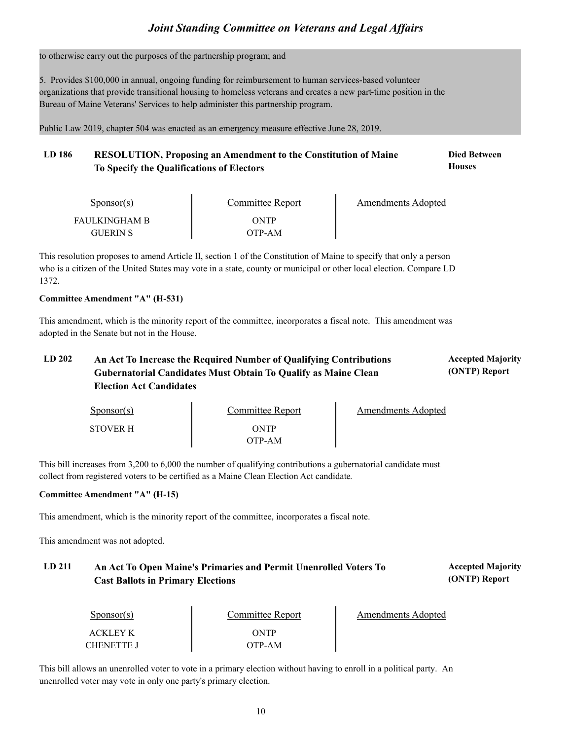to otherwise carry out the purposes of the partnership program; and

5. Provides $100,000 in annual, ongoing funding for reimbursement to human services-based volunteer organizations that provide transitional housing to homeless veterans and creates a new part-time position in the Bureau of Maine Veterans' Services to help administer this partnership program.

Public Law 2019, chapter 504 was enacted as an emergency measure effective June 28, 2019.

### LD 186 RESOLUTION, Proposing an Amendment to the Constitution of Maine To Specify the Qualifications of Electors — Died Between Houses

| Sponsor(s) | Committee Report | Amendments Adopted |
|---|---|---|
| FAULKINGHAM B | ONTP | |
| GUERIN S | OTP-AM | |

This resolution proposes to amend Article II, section 1 of the Constitution of Maine to specify that only a person who is a citizen of the United States may vote in a state, county or municipal or other local election. Compare LD 1372.

**Committee Amendment "A" (H-531)**

This amendment, which is the minority report of the committee, incorporates a fiscal note. This amendment was adopted in the Senate but not in the House.

### LD 202 An Act To Increase the Required Number of Qualifying Contributions Gubernatorial Candidates Must Obtain To Qualify as Maine Clean Election Act Candidates — Accepted Majority (ONTP) Report

| Sponsor(s) | Committee Report | Amendments Adopted |
|---|---|---|
| STOVER H | ONTP | |
| | OTP-AM | |

This bill increases from 3,200 to 6,000 the number of qualifying contributions a gubernatorial candidate must collect from registered voters to be certified as a Maine Clean Election Act candidate.

**Committee Amendment "A" (H-15)**

This amendment, which is the minority report of the committee, incorporates a fiscal note.

This amendment was not adopted.

### LD 211 An Act To Open Maine's Primaries and Permit Unenrolled Voters To Cast Ballots in Primary Elections — Accepted Majority (ONTP) Report

| Sponsor(s) | Committee Report | Amendments Adopted |
|---|---|---|
| ACKLEY K | ONTP | |
| CHENETTE J | OTP-AM | |

This bill allows an unenrolled voter to vote in a primary election without having to enroll in a political party. An unenrolled voter may vote in only one party's primary election.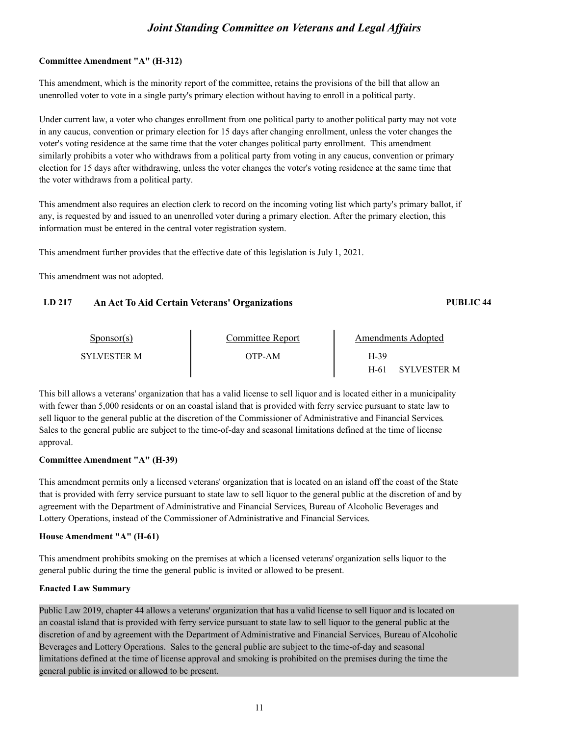**Committee Amendment "A" (H-312)**

This amendment, which is the minority report of the committee, retains the provisions of the bill that allow an unenrolled voter to vote in a single party's primary election without having to enroll in a political party.

Under current law, a voter who changes enrollment from one political party to another political party may not vote in any caucus, convention or primary election for 15 days after changing enrollment, unless the voter changes the voter's voting residence at the same time that the voter changes political party enrollment. This amendment similarly prohibits a voter who withdraws from a political party from voting in any caucus, convention or primary election for 15 days after withdrawing, unless the voter changes the voter's voting residence at the same time that the voter withdraws from a political party.

This amendment also requires an election clerk to record on the incoming voting list which party's primary ballot, if any, is requested by and issued to an unenrolled voter during a primary election. After the primary election, this information must be entered in the central voter registration system.

This amendment further provides that the effective date of this legislation is July 1, 2021.

This amendment was not adopted.

## LD 217 An Act To Aid Certain Veterans' Organizations — PUBLIC 44

| Sponsor(s) | Committee Report | Amendments Adopted |
|---|---|---|
| SYLVESTER M | OTP-AM | H-39 |
| | | H-61 SYLVESTER M |

This bill allows a veterans' organization that has a valid license to sell liquor and is located either in a municipality with fewer than 5,000 residents or on an coastal island that is provided with ferry service pursuant to state law to sell liquor to the general public at the discretion of the Commissioner of Administrative and Financial Services. Sales to the general public are subject to the time-of-day and seasonal limitations defined at the time of license approval.

**Committee Amendment "A" (H-39)**

This amendment permits only a licensed veterans' organization that is located on an island off the coast of the State that is provided with ferry service pursuant to state law to sell liquor to the general public at the discretion of and by agreement with the Department of Administrative and Financial Services, Bureau of Alcoholic Beverages and Lottery Operations, instead of the Commissioner of Administrative and Financial Services.

**House Amendment "A" (H-61)**

This amendment prohibits smoking on the premises at which a licensed veterans' organization sells liquor to the general public during the time the general public is invited or allowed to be present.

**Enacted Law Summary**

Public Law 2019, chapter 44 allows a veterans' organization that has a valid license to sell liquor and is located on an coastal island that is provided with ferry service pursuant to state law to sell liquor to the general public at the discretion of and by agreement with the Department of Administrative and Financial Services, Bureau of Alcoholic Beverages and Lottery Operations. Sales to the general public are subject to the time-of-day and seasonal limitations defined at the time of license approval and smoking is prohibited on the premises during the time the general public is invited or allowed to be present.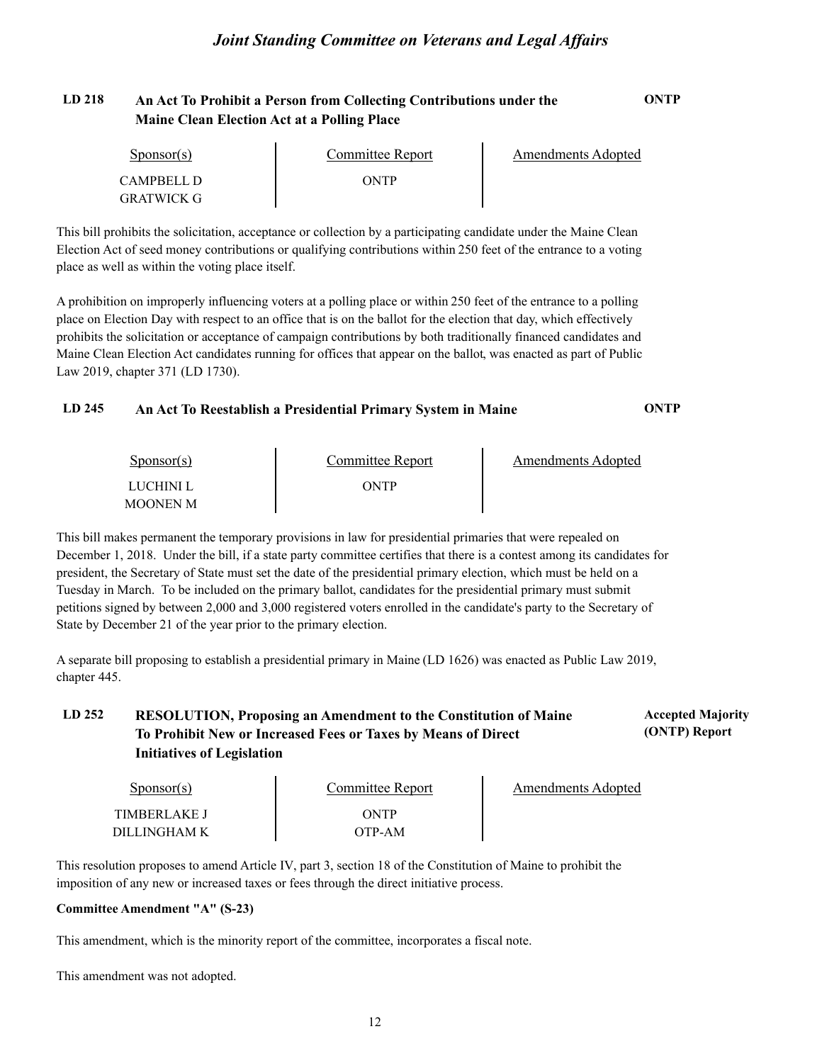**LD 218** **An Act To Prohibit a Person from Collecting Contributions under the Maine Clean Election Act at a Polling Place** **ONTP**

| Sponsor(s) | Committee Report | Amendments Adopted |
|---|---|---|
| CAMPBELL D<br>GRATWICK G | ONTP | |

This bill prohibits the solicitation, acceptance or collection by a participating candidate under the Maine Clean Election Act of seed money contributions or qualifying contributions within 250 feet of the entrance to a voting place as well as within the voting place itself.

A prohibition on improperly influencing voters at a polling place or within 250 feet of the entrance to a polling place on Election Day with respect to an office that is on the ballot for the election that day, which effectively prohibits the solicitation or acceptance of campaign contributions by both traditionally financed candidates and Maine Clean Election Act candidates running for offices that appear on the ballot, was enacted as part of Public Law 2019, chapter 371 (LD 1730).

**LD 245** **An Act To Reestablish a Presidential Primary System in Maine** **ONTP**

| Sponsor(s) | Committee Report | Amendments Adopted |
|---|---|---|
| LUCHINI L<br>MOONEN M | ONTP | |

This bill makes permanent the temporary provisions in law for presidential primaries that were repealed on December 1, 2018. Under the bill, if a state party committee certifies that there is a contest among its candidates for president, the Secretary of State must set the date of the presidential primary election, which must be held on a Tuesday in March. To be included on the primary ballot, candidates for the presidential primary must submit petitions signed by between 2,000 and 3,000 registered voters enrolled in the candidate's party to the Secretary of State by December 21 of the year prior to the primary election.

A separate bill proposing to establish a presidential primary in Maine (LD 1626) was enacted as Public Law 2019, chapter 445.

**LD 252** **RESOLUTION, Proposing an Amendment to the Constitution of Maine To Prohibit New or Increased Fees or Taxes by Means of Direct Initiatives of Legislation** **Accepted Majority (ONTP) Report**

| Sponsor(s) | Committee Report | Amendments Adopted |
|---|---|---|
| TIMBERLAKE J<br>DILLINGHAM K | ONTP<br>OTP-AM | |

This resolution proposes to amend Article IV, part 3, section 18 of the Constitution of Maine to prohibit the imposition of any new or increased taxes or fees through the direct initiative process.

**Committee Amendment "A" (S-23)**

This amendment, which is the minority report of the committee, incorporates a fiscal note.

This amendment was not adopted.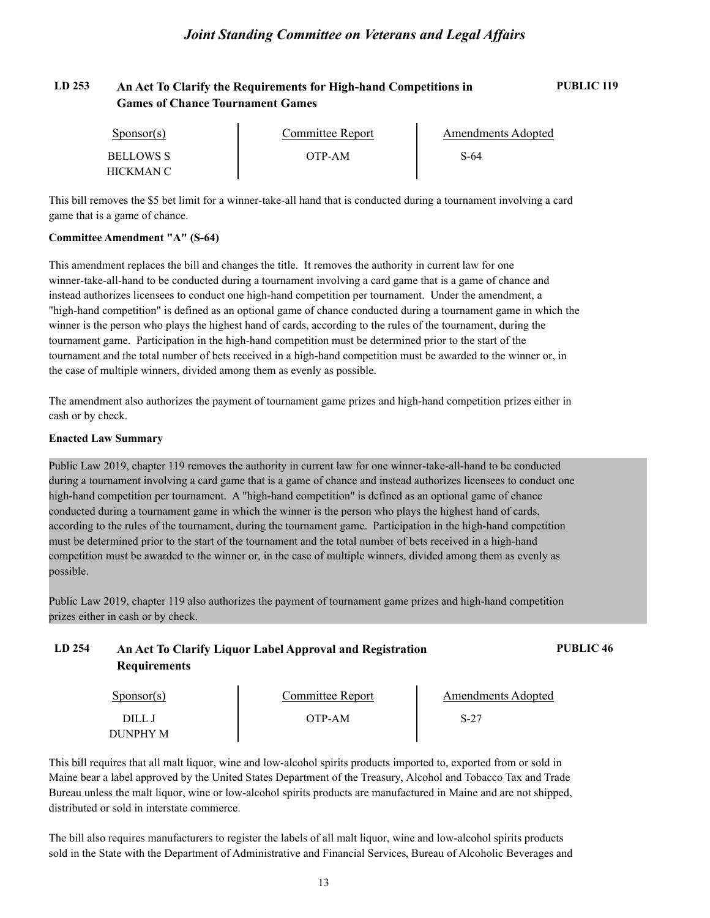## LD 253 An Act To Clarify the Requirements for High-hand Competitions in Games of Chance Tournament Games — PUBLIC 119

| Sponsor(s) | Committee Report | Amendments Adopted |
|---|---|---|
| BELLOWS S<br>HICKMAN C | OTP-AM | S-64 |

This bill removes the $5 bet limit for a winner-take-all hand that is conducted during a tournament involving a card game that is a game of chance.

**Committee Amendment "A" (S-64)**

This amendment replaces the bill and changes the title. It removes the authority in current law for one winner-take-all-hand to be conducted during a tournament involving a card game that is a game of chance and instead authorizes licensees to conduct one high-hand competition per tournament. Under the amendment, a "high-hand competition" is defined as an optional game of chance conducted during a tournament game in which the winner is the person who plays the highest hand of cards, according to the rules of the tournament, during the tournament game. Participation in the high-hand competition must be determined prior to the start of the tournament and the total number of bets received in a high-hand competition must be awarded to the winner or, in the case of multiple winners, divided among them as evenly as possible.

The amendment also authorizes the payment of tournament game prizes and high-hand competition prizes either in cash or by check.

**Enacted Law Summary**

Public Law 2019, chapter 119 removes the authority in current law for one winner-take-all-hand to be conducted during a tournament involving a card game that is a game of chance and instead authorizes licensees to conduct one high-hand competition per tournament. A "high-hand competition" is defined as an optional game of chance conducted during a tournament game in which the winner is the person who plays the highest hand of cards, according to the rules of the tournament, during the tournament game. Participation in the high-hand competition must be determined prior to the start of the tournament and the total number of bets received in a high-hand competition must be awarded to the winner or, in the case of multiple winners, divided among them as evenly as possible.

Public Law 2019, chapter 119 also authorizes the payment of tournament game prizes and high-hand competition prizes either in cash or by check.

## LD 254 An Act To Clarify Liquor Label Approval and Registration Requirements — PUBLIC 46

| Sponsor(s) | Committee Report | Amendments Adopted |
|---|---|---|
| DILL J<br>DUNPHY M | OTP-AM | S-27 |

This bill requires that all malt liquor, wine and low-alcohol spirits products imported to, exported from or sold in Maine bear a label approved by the United States Department of the Treasury, Alcohol and Tobacco Tax and Trade Bureau unless the malt liquor, wine or low-alcohol spirits products are manufactured in Maine and are not shipped, distributed or sold in interstate commerce.

The bill also requires manufacturers to register the labels of all malt liquor, wine and low-alcohol spirits products sold in the State with the Department of Administrative and Financial Services, Bureau of Alcoholic Beverages and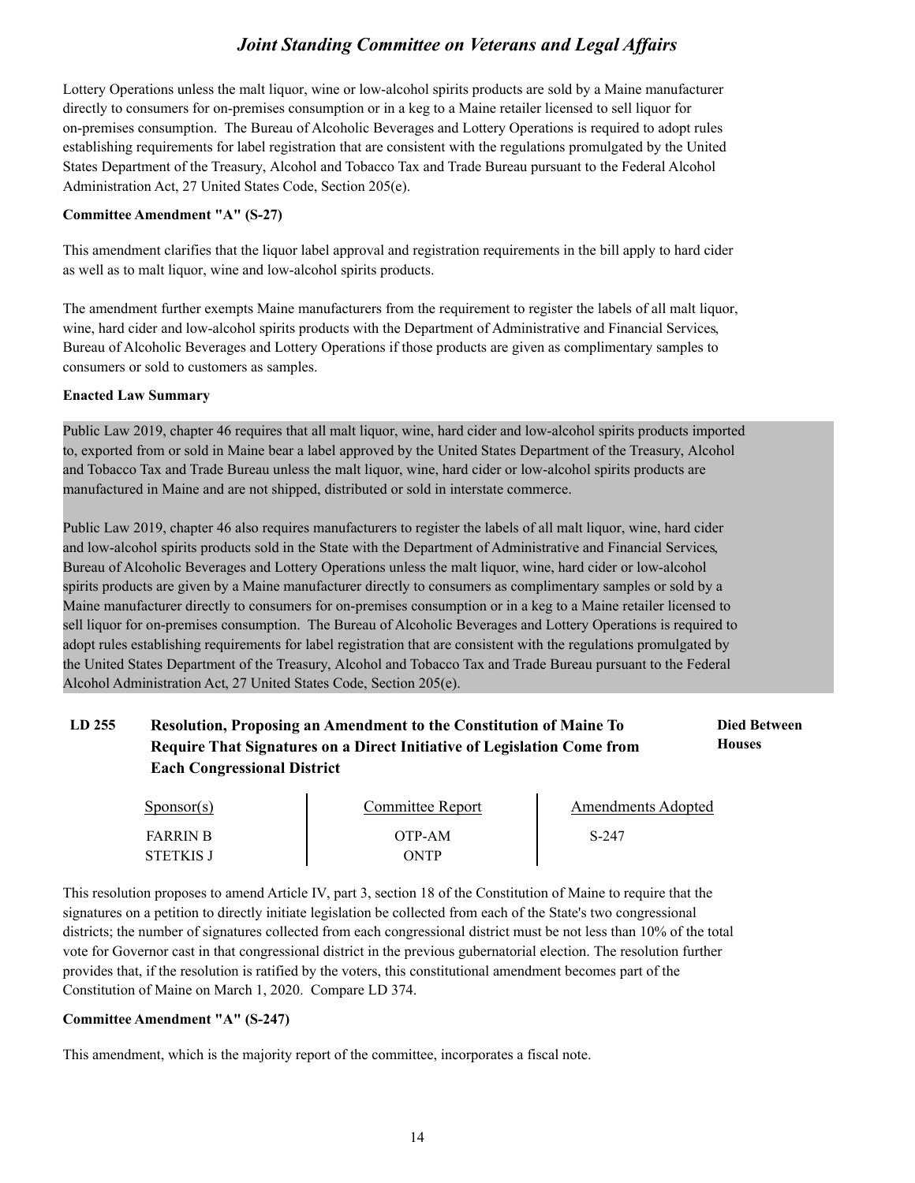Lottery Operations unless the malt liquor, wine or low-alcohol spirits products are sold by a Maine manufacturer directly to consumers for on-premises consumption or in a keg to a Maine retailer licensed to sell liquor for on-premises consumption. The Bureau of Alcoholic Beverages and Lottery Operations is required to adopt rules establishing requirements for label registration that are consistent with the regulations promulgated by the United States Department of the Treasury, Alcohol and Tobacco Tax and Trade Bureau pursuant to the Federal Alcohol Administration Act, 27 United States Code, Section 205(e).

**Committee Amendment "A" (S-27)**

This amendment clarifies that the liquor label approval and registration requirements in the bill apply to hard cider as well as to malt liquor, wine and low-alcohol spirits products.

The amendment further exempts Maine manufacturers from the requirement to register the labels of all malt liquor, wine, hard cider and low-alcohol spirits products with the Department of Administrative and Financial Services, Bureau of Alcoholic Beverages and Lottery Operations if those products are given as complimentary samples to consumers or sold to customers as samples.

**Enacted Law Summary**

Public Law 2019, chapter 46 requires that all malt liquor, wine, hard cider and low-alcohol spirits products imported to, exported from or sold in Maine bear a label approved by the United States Department of the Treasury, Alcohol and Tobacco Tax and Trade Bureau unless the malt liquor, wine, hard cider or low-alcohol spirits products are manufactured in Maine and are not shipped, distributed or sold in interstate commerce.

Public Law 2019, chapter 46 also requires manufacturers to register the labels of all malt liquor, wine, hard cider and low-alcohol spirits products sold in the State with the Department of Administrative and Financial Services, Bureau of Alcoholic Beverages and Lottery Operations unless the malt liquor, wine, hard cider or low-alcohol spirits products are given by a Maine manufacturer directly to consumers as complimentary samples or sold by a Maine manufacturer directly to consumers for on-premises consumption or in a keg to a Maine retailer licensed to sell liquor for on-premises consumption. The Bureau of Alcoholic Beverages and Lottery Operations is required to adopt rules establishing requirements for label registration that are consistent with the regulations promulgated by the United States Department of the Treasury, Alcohol and Tobacco Tax and Trade Bureau pursuant to the Federal Alcohol Administration Act, 27 United States Code, Section 205(e).

### LD 255 Resolution, Proposing an Amendment to the Constitution of Maine To Require That Signatures on a Direct Initiative of Legislation Come from Each Congressional District — **Died Between Houses**

| Sponsor(s) | Committee Report | Amendments Adopted |
|---|---|---|
| FARRIN B | OTP-AM | S-247 |
| STETKIS J | ONTP | |

This resolution proposes to amend Article IV, part 3, section 18 of the Constitution of Maine to require that the signatures on a petition to directly initiate legislation be collected from each of the State's two congressional districts; the number of signatures collected from each congressional district must be not less than 10% of the total vote for Governor cast in that congressional district in the previous gubernatorial election. The resolution further provides that, if the resolution is ratified by the voters, this constitutional amendment becomes part of the Constitution of Maine on March 1, 2020. Compare LD 374.

**Committee Amendment "A" (S-247)**

This amendment, which is the majority report of the committee, incorporates a fiscal note.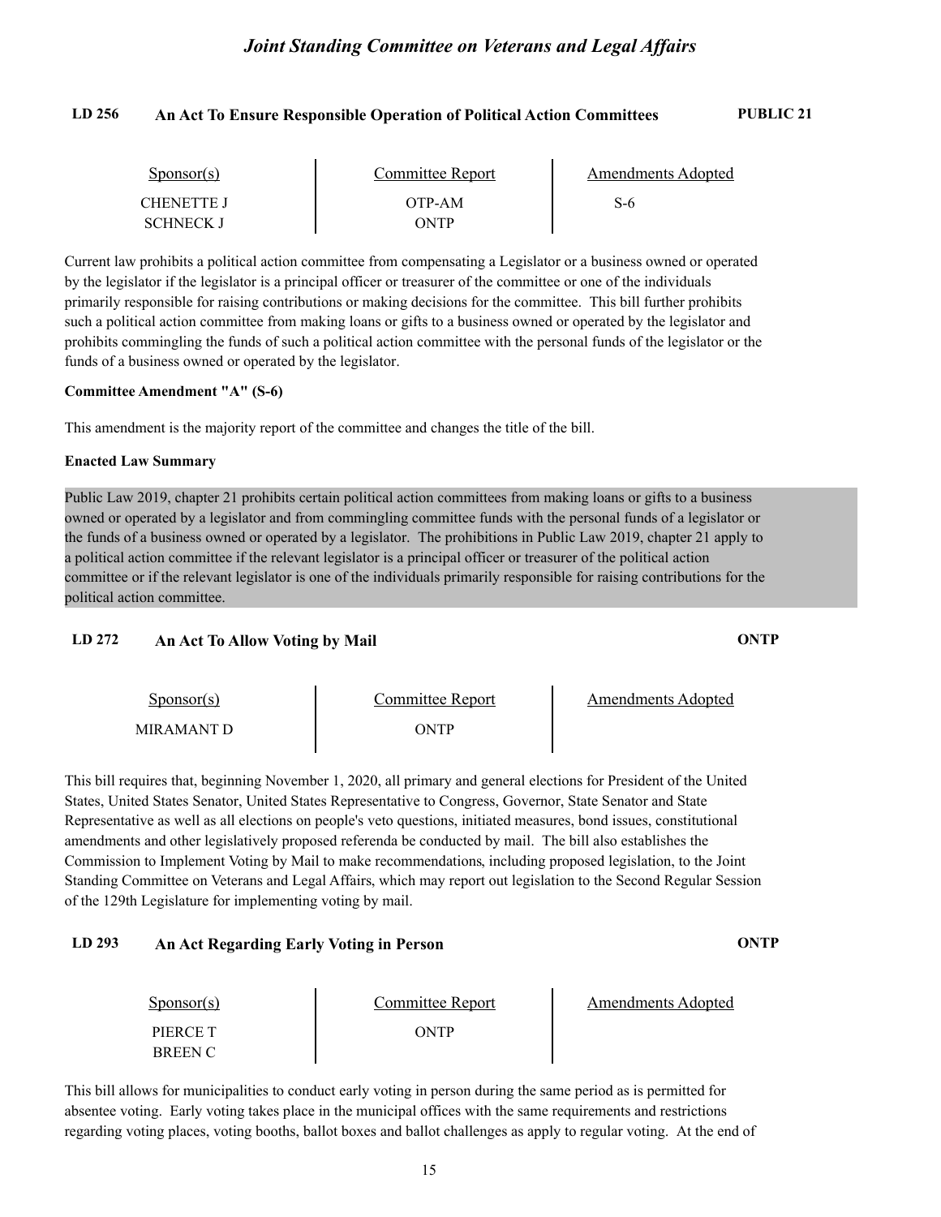### LD 256 An Act To Ensure Responsible Operation of Political Action Committees — PUBLIC 21

| Sponsor(s) | Committee Report | Amendments Adopted |
|---|---|---|
| CHENETTE J | OTP-AM | S-6 |
| SCHNECK J | ONTP | |

Current law prohibits a political action committee from compensating a Legislator or a business owned or operated by the legislator if the legislator is a principal officer or treasurer of the committee or one of the individuals primarily responsible for raising contributions or making decisions for the committee. This bill further prohibits such a political action committee from making loans or gifts to a business owned or operated by the legislator and prohibits commingling the funds of such a political action committee with the personal funds of the legislator or the funds of a business owned or operated by the legislator.

**Committee Amendment "A" (S-6)**

This amendment is the majority report of the committee and changes the title of the bill.

**Enacted Law Summary**

Public Law 2019, chapter 21 prohibits certain political action committees from making loans or gifts to a business owned or operated by a legislator and from commingling committee funds with the personal funds of a legislator or the funds of a business owned or operated by a legislator. The prohibitions in Public Law 2019, chapter 21 apply to a political action committee if the relevant legislator is a principal officer or treasurer of the political action committee or if the relevant legislator is one of the individuals primarily responsible for raising contributions for the political action committee.

### LD 272 An Act To Allow Voting by Mail — ONTP

| Sponsor(s) | Committee Report | Amendments Adopted |
|---|---|---|
| MIRAMANT D | ONTP | |

This bill requires that, beginning November 1, 2020, all primary and general elections for President of the United States, United States Senator, United States Representative to Congress, Governor, State Senator and State Representative as well as all elections on people's veto questions, initiated measures, bond issues, constitutional amendments and other legislatively proposed referenda be conducted by mail. The bill also establishes the Commission to Implement Voting by Mail to make recommendations, including proposed legislation, to the Joint Standing Committee on Veterans and Legal Affairs, which may report out legislation to the Second Regular Session of the 129th Legislature for implementing voting by mail.

### LD 293 An Act Regarding Early Voting in Person — ONTP

| Sponsor(s) | Committee Report | Amendments Adopted |
|---|---|---|
| PIERCE T | ONTP | |
| BREEN C | | |

This bill allows for municipalities to conduct early voting in person during the same period as is permitted for absentee voting. Early voting takes place in the municipal offices with the same requirements and restrictions regarding voting places, voting booths, ballot boxes and ballot challenges as apply to regular voting. At the end of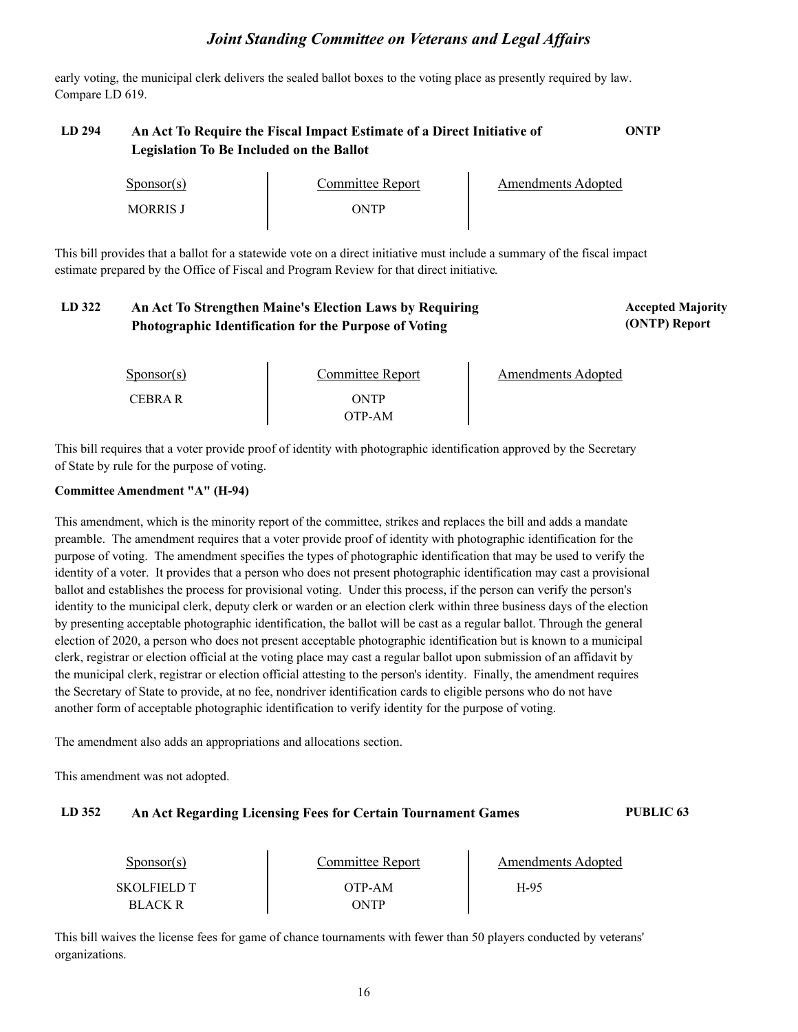early voting, the municipal clerk delivers the sealed ballot boxes to the voting place as presently required by law. Compare LD 619.

### LD 294 An Act To Require the Fiscal Impact Estimate of a Direct Initiative of Legislation To Be Included on the Ballot — ONTP

| Sponsor(s) | Committee Report | Amendments Adopted |
|---|---|---|
| MORRIS J | ONTP | |

This bill provides that a ballot for a statewide vote on a direct initiative must include a summary of the fiscal impact estimate prepared by the Office of Fiscal and Program Review for that direct initiative.

### LD 322 An Act To Strengthen Maine's Election Laws by Requiring Photographic Identification for the Purpose of Voting — Accepted Majority (ONTP) Report

| Sponsor(s) | Committee Report | Amendments Adopted |
|---|---|---|
| CEBRA R | ONTP | |
| | OTP-AM | |

This bill requires that a voter provide proof of identity with photographic identification approved by the Secretary of State by rule for the purpose of voting.

**Committee Amendment "A" (H-94)**

This amendment, which is the minority report of the committee, strikes and replaces the bill and adds a mandate preamble. The amendment requires that a voter provide proof of identity with photographic identification for the purpose of voting. The amendment specifies the types of photographic identification that may be used to verify the identity of a voter. It provides that a person who does not present photographic identification may cast a provisional ballot and establishes the process for provisional voting. Under this process, if the person can verify the person's identity to the municipal clerk, deputy clerk or warden or an election clerk within three business days of the election by presenting acceptable photographic identification, the ballot will be cast as a regular ballot. Through the general election of 2020, a person who does not present acceptable photographic identification but is known to a municipal clerk, registrar or election official at the voting place may cast a regular ballot upon submission of an affidavit by the municipal clerk, registrar or election official attesting to the person's identity. Finally, the amendment requires the Secretary of State to provide, at no fee, nondriver identification cards to eligible persons who do not have another form of acceptable photographic identification to verify identity for the purpose of voting.

The amendment also adds an appropriations and allocations section.

This amendment was not adopted.

### LD 352 An Act Regarding Licensing Fees for Certain Tournament Games — PUBLIC 63

| Sponsor(s) | Committee Report | Amendments Adopted |
|---|---|---|
| SKOLFIELD T | OTP-AM | H-95 |
| BLACK R | ONTP | |

This bill waives the license fees for game of chance tournaments with fewer than 50 players conducted by veterans' organizations.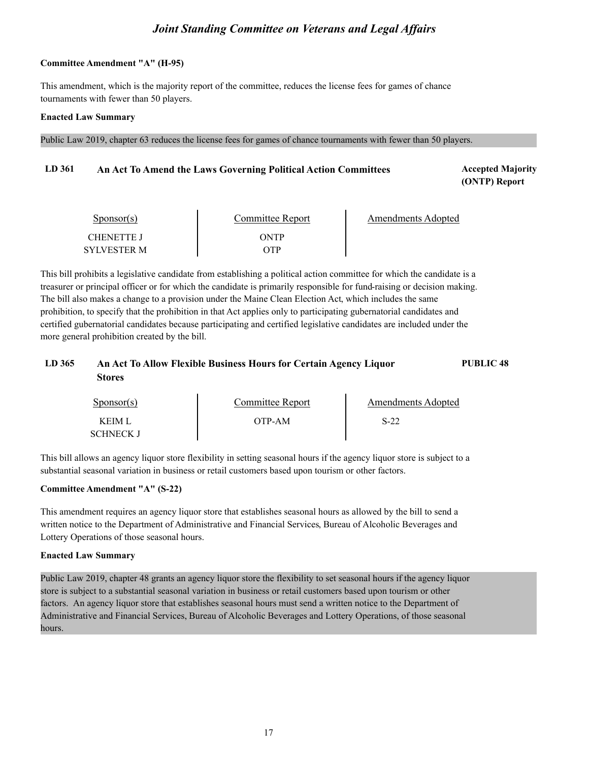**Committee Amendment "A" (H-95)**

This amendment, which is the majority report of the committee, reduces the license fees for games of chance tournaments with fewer than 50 players.

**Enacted Law Summary**

Public Law 2019, chapter 63 reduces the license fees for games of chance tournaments with fewer than 50 players.

## LD 361 An Act To Amend the Laws Governing Political Action Committees — Accepted Majority (ONTP) Report

| Sponsor(s) | Committee Report | Amendments Adopted |
|---|---|---|
| CHENETTE J | ONTP | |
| SYLVESTER M | OTP | |

This bill prohibits a legislative candidate from establishing a political action committee for which the candidate is a treasurer or principal officer or for which the candidate is primarily responsible for fund-raising or decision making. The bill also makes a change to a provision under the Maine Clean Election Act, which includes the same prohibition, to specify that the prohibition in that Act applies only to participating gubernatorial candidates and certified gubernatorial candidates because participating and certified legislative candidates are included under the more general prohibition created by the bill.

## LD 365 An Act To Allow Flexible Business Hours for Certain Agency Liquor Stores — PUBLIC 48

| Sponsor(s) | Committee Report | Amendments Adopted |
|---|---|---|
| KEIM L | OTP-AM | S-22 |
| SCHNECK J | | |

This bill allows an agency liquor store flexibility in setting seasonal hours if the agency liquor store is subject to a substantial seasonal variation in business or retail customers based upon tourism or other factors.

**Committee Amendment "A" (S-22)**

This amendment requires an agency liquor store that establishes seasonal hours as allowed by the bill to send a written notice to the Department of Administrative and Financial Services, Bureau of Alcoholic Beverages and Lottery Operations of those seasonal hours.

**Enacted Law Summary**

Public Law 2019, chapter 48 grants an agency liquor store the flexibility to set seasonal hours if the agency liquor store is subject to a substantial seasonal variation in business or retail customers based upon tourism or other factors. An agency liquor store that establishes seasonal hours must send a written notice to the Department of Administrative and Financial Services, Bureau of Alcoholic Beverages and Lottery Operations, of those seasonal hours.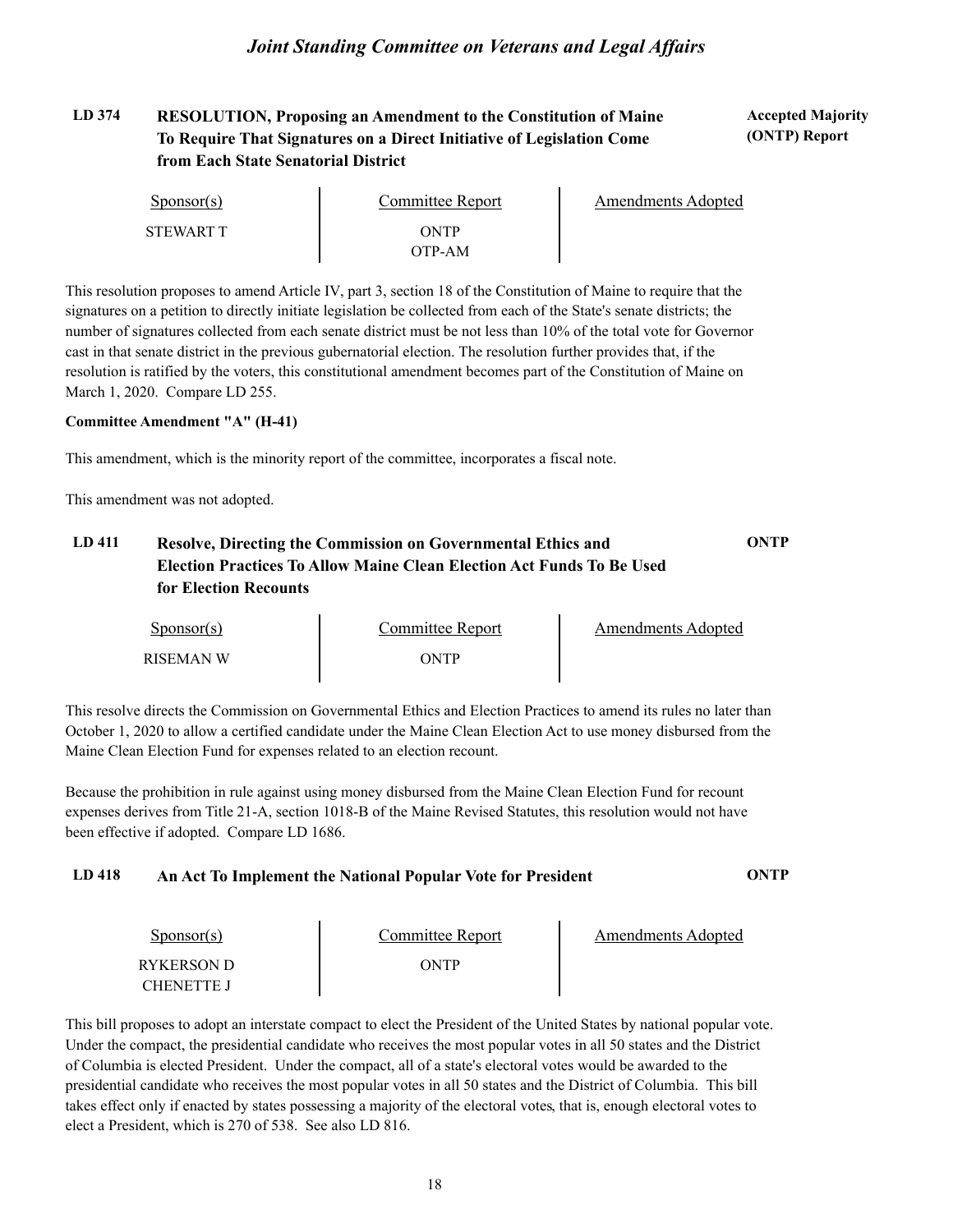## LD 374 RESOLUTION, Proposing an Amendment to the Constitution of Maine To Require That Signatures on a Direct Initiative of Legislation Come from Each State Senatorial District

**Accepted Majority (ONTP) Report**

| Sponsor(s) | Committee Report | Amendments Adopted |
|---|---|---|
| STEWART T | ONTP | |
| | OTP-AM | |

This resolution proposes to amend Article IV, part 3, section 18 of the Constitution of Maine to require that the signatures on a petition to directly initiate legislation be collected from each of the State's senate districts; the number of signatures collected from each senate district must be not less than 10% of the total vote for Governor cast in that senate district in the previous gubernatorial election. The resolution further provides that, if the resolution is ratified by the voters, this constitutional amendment becomes part of the Constitution of Maine on March 1, 2020. Compare LD 255.

**Committee Amendment "A" (H-41)**

This amendment, which is the minority report of the committee, incorporates a fiscal note.

This amendment was not adopted.

## LD 411 Resolve, Directing the Commission on Governmental Ethics and Election Practices To Allow Maine Clean Election Act Funds To Be Used for Election Recounts

**ONTP**

| Sponsor(s) | Committee Report | Amendments Adopted |
|---|---|---|
| RISEMAN W | ONTP | |

This resolve directs the Commission on Governmental Ethics and Election Practices to amend its rules no later than October 1, 2020 to allow a certified candidate under the Maine Clean Election Act to use money disbursed from the Maine Clean Election Fund for expenses related to an election recount.

Because the prohibition in rule against using money disbursed from the Maine Clean Election Fund for recount expenses derives from Title 21-A, section 1018-B of the Maine Revised Statutes, this resolution would not have been effective if adopted. Compare LD 1686.

## LD 418 An Act To Implement the National Popular Vote for President

**ONTP**

| Sponsor(s) | Committee Report | Amendments Adopted |
|---|---|---|
| RYKERSON D | ONTP | |
| CHENETTE J | | |

This bill proposes to adopt an interstate compact to elect the President of the United States by national popular vote. Under the compact, the presidential candidate who receives the most popular votes in all 50 states and the District of Columbia is elected President. Under the compact, all of a state's electoral votes would be awarded to the presidential candidate who receives the most popular votes in all 50 states and the District of Columbia. This bill takes effect only if enacted by states possessing a majority of the electoral votes, that is, enough electoral votes to elect a President, which is 270 of 538. See also LD 816.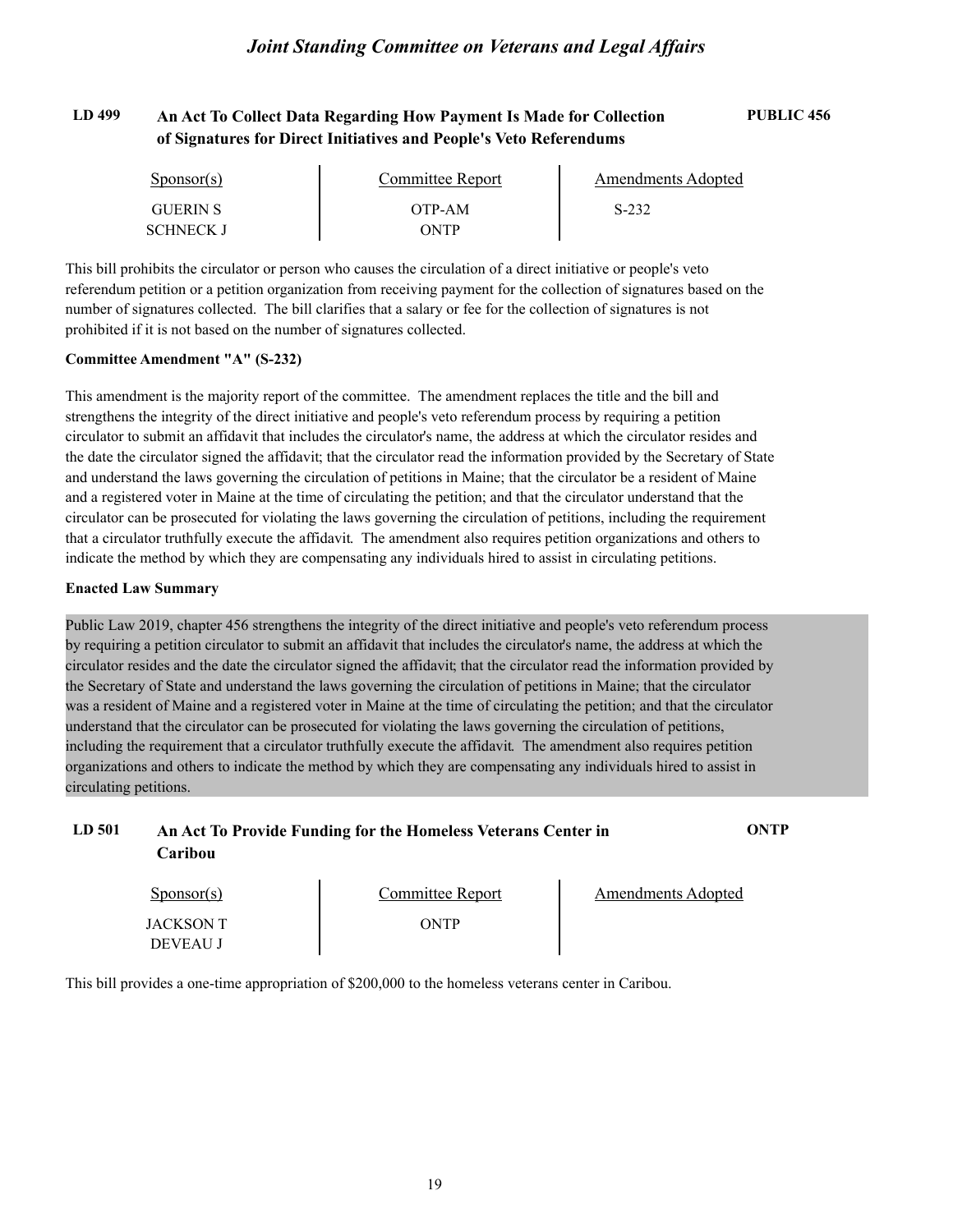## LD 499 An Act To Collect Data Regarding How Payment Is Made for Collection of Signatures for Direct Initiatives and People's Veto Referendums

**PUBLIC 456**

| Sponsor(s) | Committee Report | Amendments Adopted |
|---|---|---|
| GUERIN S | OTP-AM | S-232 |
| SCHNECK J | ONTP | |

This bill prohibits the circulator or person who causes the circulation of a direct initiative or people's veto referendum petition or a petition organization from receiving payment for the collection of signatures based on the number of signatures collected. The bill clarifies that a salary or fee for the collection of signatures is not prohibited if it is not based on the number of signatures collected.

**Committee Amendment "A" (S-232)**

This amendment is the majority report of the committee. The amendment replaces the title and the bill and strengthens the integrity of the direct initiative and people's veto referendum process by requiring a petition circulator to submit an affidavit that includes the circulator's name, the address at which the circulator resides and the date the circulator signed the affidavit; that the circulator read the information provided by the Secretary of State and understand the laws governing the circulation of petitions in Maine; that the circulator be a resident of Maine and a registered voter in Maine at the time of circulating the petition; and that the circulator understand that the circulator can be prosecuted for violating the laws governing the circulation of petitions, including the requirement that a circulator truthfully execute the affidavit. The amendment also requires petition organizations and others to indicate the method by which they are compensating any individuals hired to assist in circulating petitions.

**Enacted Law Summary**

Public Law 2019, chapter 456 strengthens the integrity of the direct initiative and people's veto referendum process by requiring a petition circulator to submit an affidavit that includes the circulator's name, the address at which the circulator resides and the date the circulator signed the affidavit; that the circulator read the information provided by the Secretary of State and understand the laws governing the circulation of petitions in Maine; that the circulator was a resident of Maine and a registered voter in Maine at the time of circulating the petition; and that the circulator understand that the circulator can be prosecuted for violating the laws governing the circulation of petitions, including the requirement that a circulator truthfully execute the affidavit. The amendment also requires petition organizations and others to indicate the method by which they are compensating any individuals hired to assist in circulating petitions.

## LD 501 An Act To Provide Funding for the Homeless Veterans Center in Caribou

**ONTP**

| Sponsor(s) | Committee Report | Amendments Adopted |
|---|---|---|
| JACKSON T | ONTP | |
| DEVEAU J | | |

This bill provides a one-time appropriation of $200,000 to the homeless veterans center in Caribou.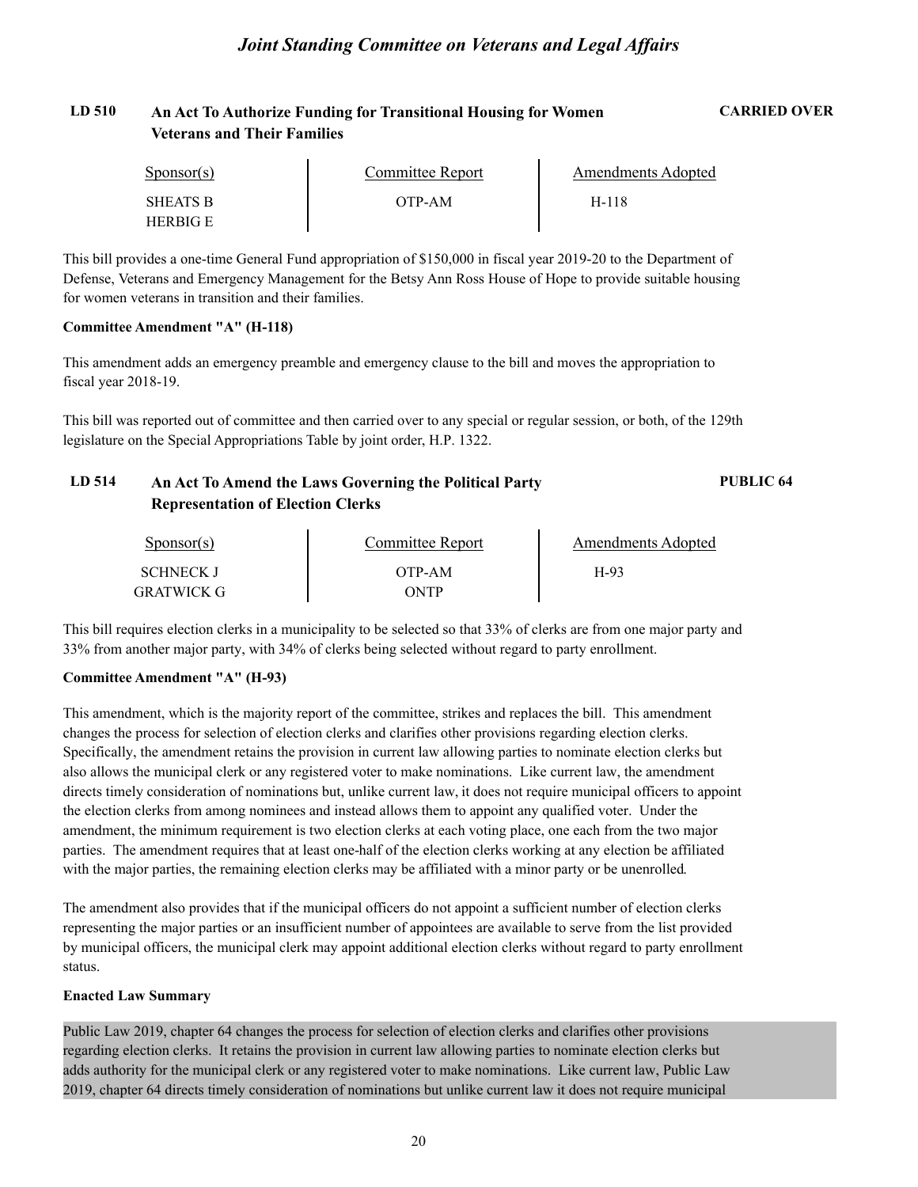## LD 510 An Act To Authorize Funding for Transitional Housing for Women Veterans and Their Families

**CARRIED OVER**

| Sponsor(s) | Committee Report | Amendments Adopted |
| --- | --- | --- |
| SHEATS B | OTP-AM | H-118 |
| HERBIG E | | |

This bill provides a one-time General Fund appropriation of $150,000 in fiscal year 2019-20 to the Department of Defense, Veterans and Emergency Management for the Betsy Ann Ross House of Hope to provide suitable housing for women veterans in transition and their families.

**Committee Amendment "A" (H-118)**

This amendment adds an emergency preamble and emergency clause to the bill and moves the appropriation to fiscal year 2018-19.

This bill was reported out of committee and then carried over to any special or regular session, or both, of the 129th legislature on the Special Appropriations Table by joint order, H.P. 1322.

## LD 514 An Act To Amend the Laws Governing the Political Party Representation of Election Clerks

**PUBLIC 64**

| Sponsor(s) | Committee Report | Amendments Adopted |
| --- | --- | --- |
| SCHNECK J | OTP-AM | H-93 |
| GRATWICK G | ONTP | |

This bill requires election clerks in a municipality to be selected so that 33% of clerks are from one major party and 33% from another major party, with 34% of clerks being selected without regard to party enrollment.

**Committee Amendment "A" (H-93)**

This amendment, which is the majority report of the committee, strikes and replaces the bill. This amendment changes the process for selection of election clerks and clarifies other provisions regarding election clerks. Specifically, the amendment retains the provision in current law allowing parties to nominate election clerks but also allows the municipal clerk or any registered voter to make nominations. Like current law, the amendment directs timely consideration of nominations but, unlike current law, it does not require municipal officers to appoint the election clerks from among nominees and instead allows them to appoint any qualified voter. Under the amendment, the minimum requirement is two election clerks at each voting place, one each from the two major parties. The amendment requires that at least one-half of the election clerks working at any election be affiliated with the major parties, the remaining election clerks may be affiliated with a minor party or be unenrolled.

The amendment also provides that if the municipal officers do not appoint a sufficient number of election clerks representing the major parties or an insufficient number of appointees are available to serve from the list provided by municipal officers, the municipal clerk may appoint additional election clerks without regard to party enrollment status.

**Enacted Law Summary**

Public Law 2019, chapter 64 changes the process for selection of election clerks and clarifies other provisions regarding election clerks. It retains the provision in current law allowing parties to nominate election clerks but adds authority for the municipal clerk or any registered voter to make nominations. Like current law, Public Law 2019, chapter 64 directs timely consideration of nominations but unlike current law it does not require municipal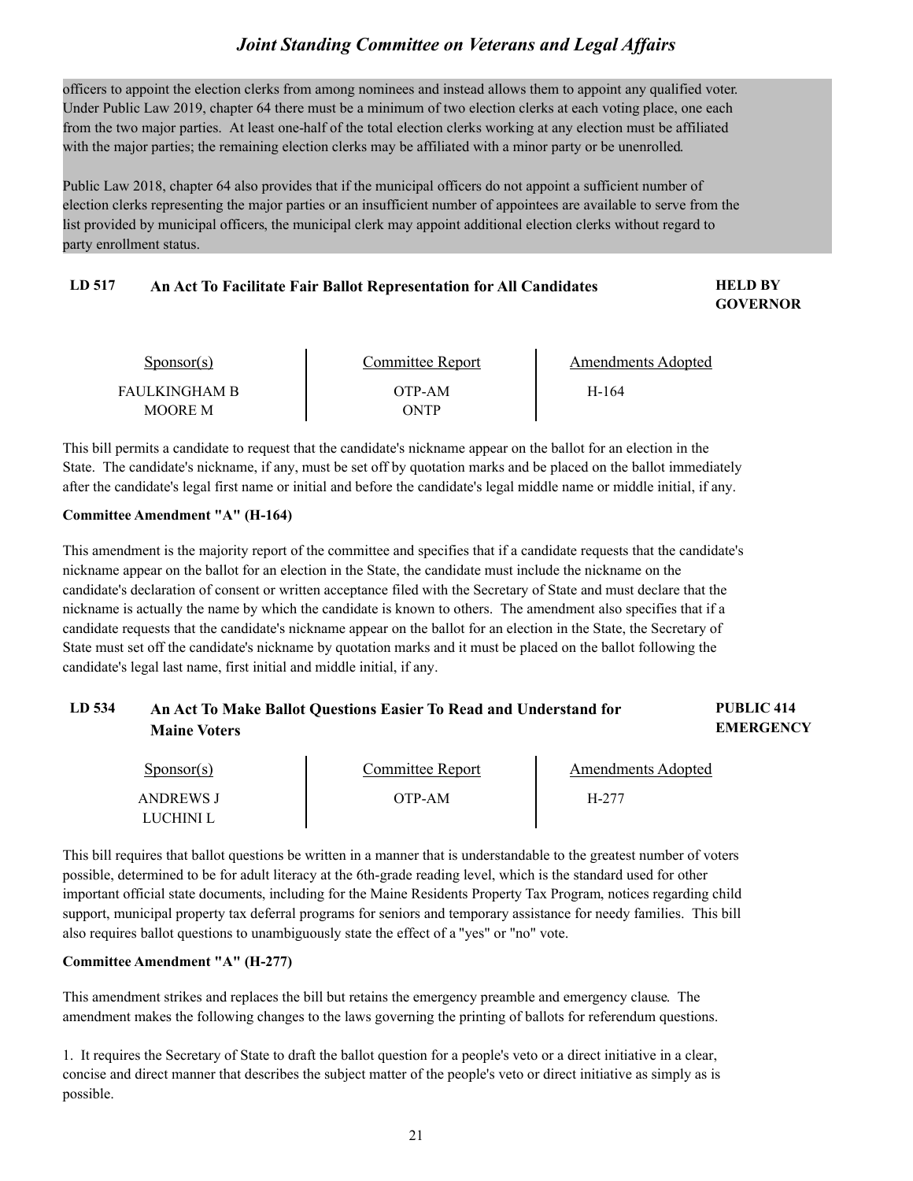officers to appoint the election clerks from among nominees and instead allows them to appoint any qualified voter. Under Public Law 2019, chapter 64 there must be a minimum of two election clerks at each voting place, one each from the two major parties. At least one-half of the total election clerks working at any election must be affiliated with the major parties; the remaining election clerks may be affiliated with a minor party or be unenrolled.

Public Law 2018, chapter 64 also provides that if the municipal officers do not appoint a sufficient number of election clerks representing the major parties or an insufficient number of appointees are available to serve from the list provided by municipal officers, the municipal clerk may appoint additional election clerks without regard to party enrollment status.

### LD 517 An Act To Facilitate Fair Ballot Representation for All Candidates — HELD BY GOVERNOR

| Sponsor(s) | Committee Report | Amendments Adopted |
|---|---|---|
| FAULKINGHAM B | OTP-AM | H-164 |
| MOORE M | ONTP | |

This bill permits a candidate to request that the candidate's nickname appear on the ballot for an election in the State. The candidate's nickname, if any, must be set off by quotation marks and be placed on the ballot immediately after the candidate's legal first name or initial and before the candidate's legal middle name or middle initial, if any.

**Committee Amendment "A" (H-164)**

This amendment is the majority report of the committee and specifies that if a candidate requests that the candidate's nickname appear on the ballot for an election in the State, the candidate must include the nickname on the candidate's declaration of consent or written acceptance filed with the Secretary of State and must declare that the nickname is actually the name by which the candidate is known to others. The amendment also specifies that if a candidate requests that the candidate's nickname appear on the ballot for an election in the State, the Secretary of State must set off the candidate's nickname by quotation marks and it must be placed on the ballot following the candidate's legal last name, first initial and middle initial, if any.

### LD 534 An Act To Make Ballot Questions Easier To Read and Understand for Maine Voters — PUBLIC 414 EMERGENCY

| Sponsor(s) | Committee Report | Amendments Adopted |
|---|---|---|
| ANDREWS J | OTP-AM | H-277 |
| LUCHINI L | | |

This bill requires that ballot questions be written in a manner that is understandable to the greatest number of voters possible, determined to be for adult literacy at the 6th-grade reading level, which is the standard used for other important official state documents, including for the Maine Residents Property Tax Program, notices regarding child support, municipal property tax deferral programs for seniors and temporary assistance for needy families. This bill also requires ballot questions to unambiguously state the effect of a "yes" or "no" vote.

**Committee Amendment "A" (H-277)**

This amendment strikes and replaces the bill but retains the emergency preamble and emergency clause. The amendment makes the following changes to the laws governing the printing of ballots for referendum questions.

1. It requires the Secretary of State to draft the ballot question for a people's veto or a direct initiative in a clear, concise and direct manner that describes the subject matter of the people's veto or direct initiative as simply as is possible.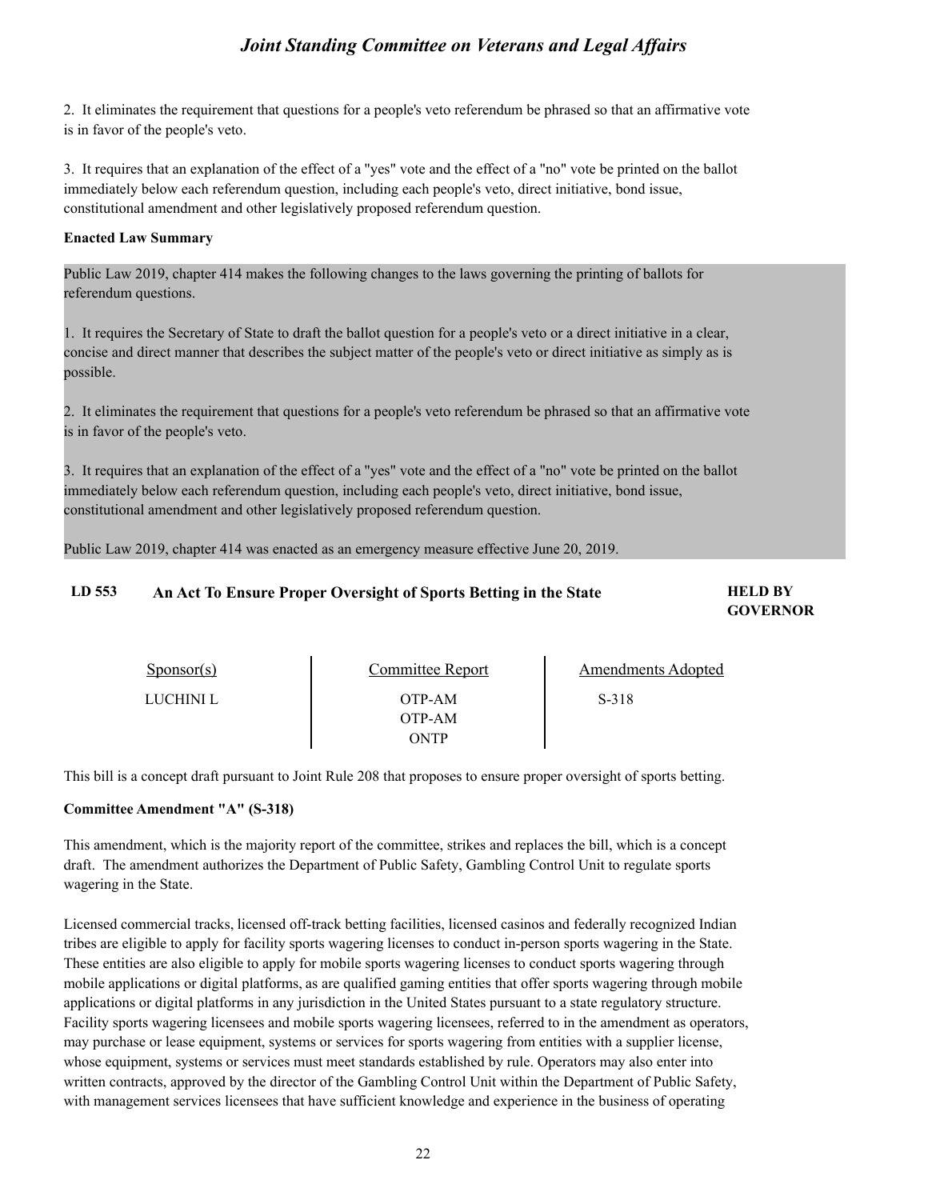2. It eliminates the requirement that questions for a people's veto referendum be phrased so that an affirmative vote is in favor of the people's veto.

3. It requires that an explanation of the effect of a "yes" vote and the effect of a "no" vote be printed on the ballot immediately below each referendum question, including each people's veto, direct initiative, bond issue, constitutional amendment and other legislatively proposed referendum question.

**Enacted Law Summary**

Public Law 2019, chapter 414 makes the following changes to the laws governing the printing of ballots for referendum questions.

1. It requires the Secretary of State to draft the ballot question for a people's veto or a direct initiative in a clear, concise and direct manner that describes the subject matter of the people's veto or direct initiative as simply as is possible.

2. It eliminates the requirement that questions for a people's veto referendum be phrased so that an affirmative vote is in favor of the people's veto.

3. It requires that an explanation of the effect of a "yes" vote and the effect of a "no" vote be printed on the ballot immediately below each referendum question, including each people's veto, direct initiative, bond issue, constitutional amendment and other legislatively proposed referendum question.

Public Law 2019, chapter 414 was enacted as an emergency measure effective June 20, 2019.

### LD 553 An Act To Ensure Proper Oversight of Sports Betting in the State — HELD BY GOVERNOR

| Sponsor(s) | Committee Report | Amendments Adopted |
|---|---|---|
| LUCHINI L | OTP-AM | S-318 |
| | OTP-AM | |
| | ONTP | |

This bill is a concept draft pursuant to Joint Rule 208 that proposes to ensure proper oversight of sports betting.

**Committee Amendment "A" (S-318)**

This amendment, which is the majority report of the committee, strikes and replaces the bill, which is a concept draft. The amendment authorizes the Department of Public Safety, Gambling Control Unit to regulate sports wagering in the State.

Licensed commercial tracks, licensed off-track betting facilities, licensed casinos and federally recognized Indian tribes are eligible to apply for facility sports wagering licenses to conduct in-person sports wagering in the State. These entities are also eligible to apply for mobile sports wagering licenses to conduct sports wagering through mobile applications or digital platforms, as are qualified gaming entities that offer sports wagering through mobile applications or digital platforms in any jurisdiction in the United States pursuant to a state regulatory structure. Facility sports wagering licensees and mobile sports wagering licensees, referred to in the amendment as operators, may purchase or lease equipment, systems or services for sports wagering from entities with a supplier license, whose equipment, systems or services must meet standards established by rule. Operators may also enter into written contracts, approved by the director of the Gambling Control Unit within the Department of Public Safety, with management services licensees that have sufficient knowledge and experience in the business of operating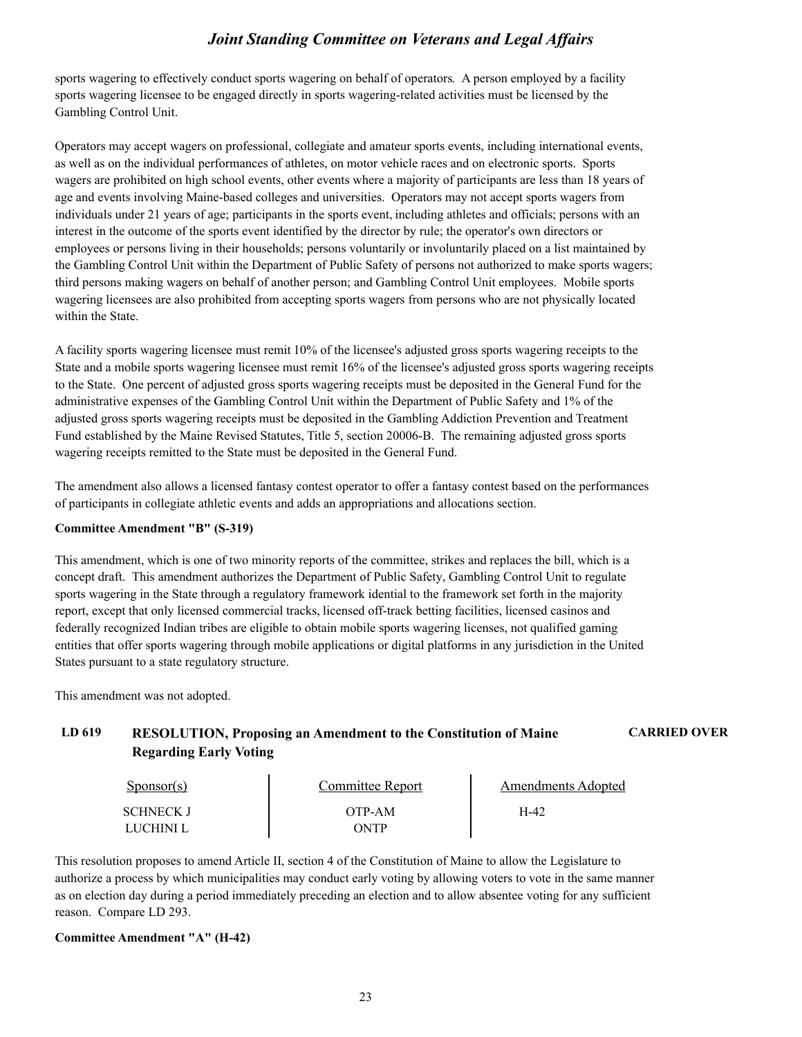sports wagering to effectively conduct sports wagering on behalf of operators. A person employed by a facility sports wagering licensee to be engaged directly in sports wagering-related activities must be licensed by the Gambling Control Unit.

Operators may accept wagers on professional, collegiate and amateur sports events, including international events, as well as on the individual performances of athletes, on motor vehicle races and on electronic sports. Sports wagers are prohibited on high school events, other events where a majority of participants are less than 18 years of age and events involving Maine-based colleges and universities. Operators may not accept sports wagers from individuals under 21 years of age; participants in the sports event, including athletes and officials; persons with an interest in the outcome of the sports event identified by the director by rule; the operator's own directors or employees or persons living in their households; persons voluntarily or involuntarily placed on a list maintained by the Gambling Control Unit within the Department of Public Safety of persons not authorized to make sports wagers; third persons making wagers on behalf of another person; and Gambling Control Unit employees. Mobile sports wagering licensees are also prohibited from accepting sports wagers from persons who are not physically located within the State.

A facility sports wagering licensee must remit 10% of the licensee's adjusted gross sports wagering receipts to the State and a mobile sports wagering licensee must remit 16% of the licensee's adjusted gross sports wagering receipts to the State. One percent of adjusted gross sports wagering receipts must be deposited in the General Fund for the administrative expenses of the Gambling Control Unit within the Department of Public Safety and 1% of the adjusted gross sports wagering receipts must be deposited in the Gambling Addiction Prevention and Treatment Fund established by the Maine Revised Statutes, Title 5, section 20006-B. The remaining adjusted gross sports wagering receipts remitted to the State must be deposited in the General Fund.

The amendment also allows a licensed fantasy contest operator to offer a fantasy contest based on the performances of participants in collegiate athletic events and adds an appropriations and allocations section.

**Committee Amendment "B" (S-319)**

This amendment, which is one of two minority reports of the committee, strikes and replaces the bill, which is a concept draft. This amendment authorizes the Department of Public Safety, Gambling Control Unit to regulate sports wagering in the State through a regulatory framework idential to the framework set forth in the majority report, except that only licensed commercial tracks, licensed off-track betting facilities, licensed casinos and federally recognized Indian tribes are eligible to obtain mobile sports wagering licenses, not qualified gaming entities that offer sports wagering through mobile applications or digital platforms in any jurisdiction in the United States pursuant to a state regulatory structure.

This amendment was not adopted.

## LD 619 RESOLUTION, Proposing an Amendment to the Constitution of Maine Regarding Early Voting — CARRIED OVER

| Sponsor(s) | Committee Report | Amendments Adopted |
|---|---|---|
| SCHNECK J | OTP-AM | H-42 |
| LUCHINI L | ONTP | |

This resolution proposes to amend Article II, section 4 of the Constitution of Maine to allow the Legislature to authorize a process by which municipalities may conduct early voting by allowing voters to vote in the same manner as on election day during a period immediately preceding an election and to allow absentee voting for any sufficient reason. Compare LD 293.

**Committee Amendment "A" (H-42)**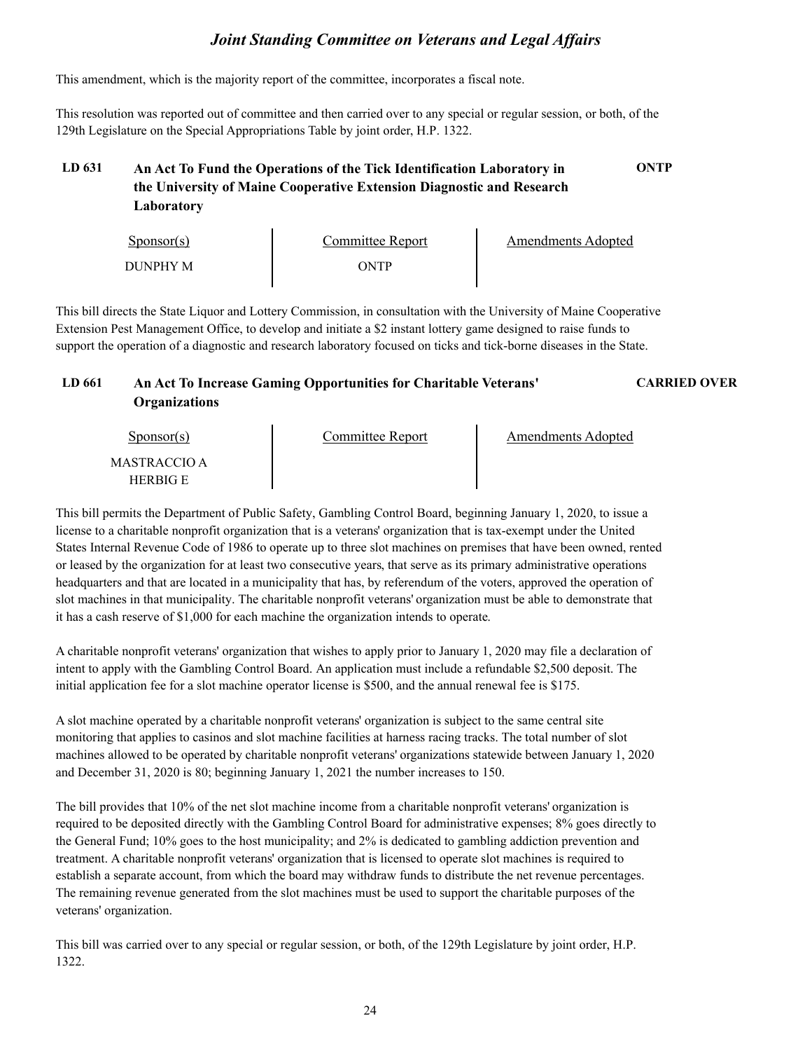This amendment, which is the majority report of the committee, incorporates a fiscal note.

This resolution was reported out of committee and then carried over to any special or regular session, or both, of the 129th Legislature on the Special Appropriations Table by joint order, H.P. 1322.

### LD 631 An Act To Fund the Operations of the Tick Identification Laboratory in the University of Maine Cooperative Extension Diagnostic and Research Laboratory — ONTP

| Sponsor(s) | Committee Report | Amendments Adopted |
|---|---|---|
| DUNPHY M | ONTP | |

This bill directs the State Liquor and Lottery Commission, in consultation with the University of Maine Cooperative Extension Pest Management Office, to develop and initiate a $2 instant lottery game designed to raise funds to support the operation of a diagnostic and research laboratory focused on ticks and tick-borne diseases in the State.

### LD 661 An Act To Increase Gaming Opportunities for Charitable Veterans' Organizations — CARRIED OVER

| Sponsor(s) | Committee Report | Amendments Adopted |
|---|---|---|
| MASTRACCIO A<br>HERBIG E | | |

This bill permits the Department of Public Safety, Gambling Control Board, beginning January 1, 2020, to issue a license to a charitable nonprofit organization that is a veterans' organization that is tax-exempt under the United States Internal Revenue Code of 1986 to operate up to three slot machines on premises that have been owned, rented or leased by the organization for at least two consecutive years, that serve as its primary administrative operations headquarters and that are located in a municipality that has, by referendum of the voters, approved the operation of slot machines in that municipality. The charitable nonprofit veterans' organization must be able to demonstrate that it has a cash reserve of $1,000 for each machine the organization intends to operate.

A charitable nonprofit veterans' organization that wishes to apply prior to January 1, 2020 may file a declaration of intent to apply with the Gambling Control Board. An application must include a refundable $2,500 deposit. The initial application fee for a slot machine operator license is $500, and the annual renewal fee is $175.

A slot machine operated by a charitable nonprofit veterans' organization is subject to the same central site monitoring that applies to casinos and slot machine facilities at harness racing tracks. The total number of slot machines allowed to be operated by charitable nonprofit veterans' organizations statewide between January 1, 2020 and December 31, 2020 is 80; beginning January 1, 2021 the number increases to 150.

The bill provides that 10% of the net slot machine income from a charitable nonprofit veterans' organization is required to be deposited directly with the Gambling Control Board for administrative expenses; 8% goes directly to the General Fund; 10% goes to the host municipality; and 2% is dedicated to gambling addiction prevention and treatment. A charitable nonprofit veterans' organization that is licensed to operate slot machines is required to establish a separate account, from which the board may withdraw funds to distribute the net revenue percentages. The remaining revenue generated from the slot machines must be used to support the charitable purposes of the veterans' organization.

This bill was carried over to any special or regular session, or both, of the 129th Legislature by joint order, H.P. 1322.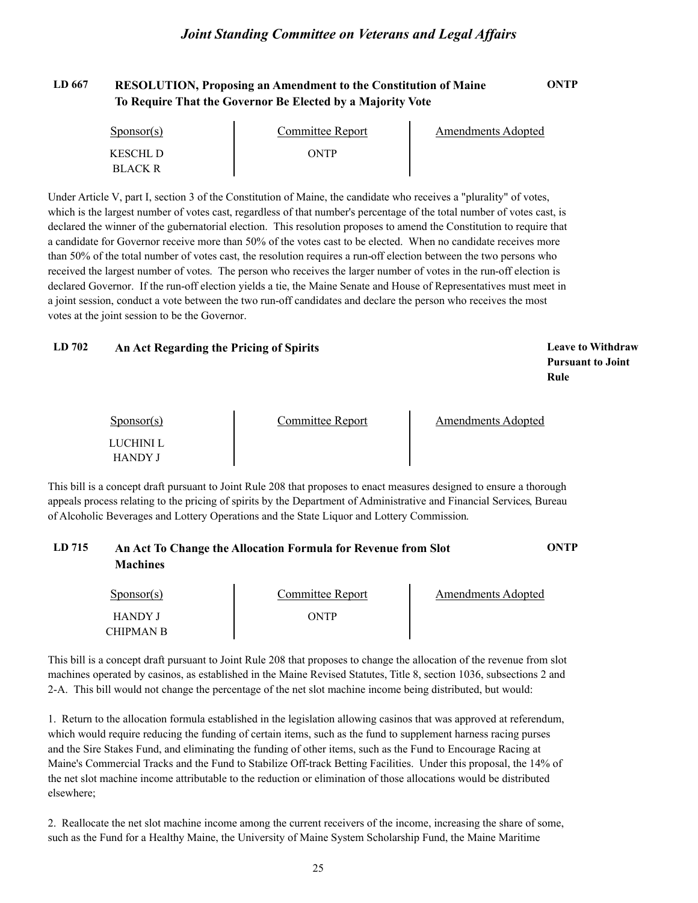## LD 667 RESOLUTION, Proposing an Amendment to the Constitution of Maine To Require That the Governor Be Elected by a Majority Vote

**ONTP**

| Sponsor(s) | Committee Report | Amendments Adopted |
| --- | --- | --- |
| KESCHL D | ONTP | |
| BLACK R | | |

Under Article V, part I, section 3 of the Constitution of Maine, the candidate who receives a "plurality" of votes, which is the largest number of votes cast, regardless of that number's percentage of the total number of votes cast, is declared the winner of the gubernatorial election. This resolution proposes to amend the Constitution to require that a candidate for Governor receive more than 50% of the votes cast to be elected. When no candidate receives more than 50% of the total number of votes cast, the resolution requires a run-off election between the two persons who received the largest number of votes. The person who receives the larger number of votes in the run-off election is declared Governor. If the run-off election yields a tie, the Maine Senate and House of Representatives must meet in a joint session, conduct a vote between the two run-off candidates and declare the person who receives the most votes at the joint session to be the Governor.

## LD 702 An Act Regarding the Pricing of Spirits

**Leave to Withdraw Pursuant to Joint Rule**

| Sponsor(s) | Committee Report | Amendments Adopted |
| --- | --- | --- |
| LUCHINI L | | |
| HANDY J | | |

This bill is a concept draft pursuant to Joint Rule 208 that proposes to enact measures designed to ensure a thorough appeals process relating to the pricing of spirits by the Department of Administrative and Financial Services, Bureau of Alcoholic Beverages and Lottery Operations and the State Liquor and Lottery Commission.

## LD 715 An Act To Change the Allocation Formula for Revenue from Slot Machines

**ONTP**

| Sponsor(s) | Committee Report | Amendments Adopted |
| --- | --- | --- |
| HANDY J | ONTP | |
| CHIPMAN B | | |

This bill is a concept draft pursuant to Joint Rule 208 that proposes to change the allocation of the revenue from slot machines operated by casinos, as established in the Maine Revised Statutes, Title 8, section 1036, subsections 2 and 2-A. This bill would not change the percentage of the net slot machine income being distributed, but would:

1. Return to the allocation formula established in the legislation allowing casinos that was approved at referendum, which would require reducing the funding of certain items, such as the fund to supplement harness racing purses and the Sire Stakes Fund, and eliminating the funding of other items, such as the Fund to Encourage Racing at Maine's Commercial Tracks and the Fund to Stabilize Off-track Betting Facilities. Under this proposal, the 14% of the net slot machine income attributable to the reduction or elimination of those allocations would be distributed elsewhere;

2. Reallocate the net slot machine income among the current receivers of the income, increasing the share of some, such as the Fund for a Healthy Maine, the University of Maine System Scholarship Fund, the Maine Maritime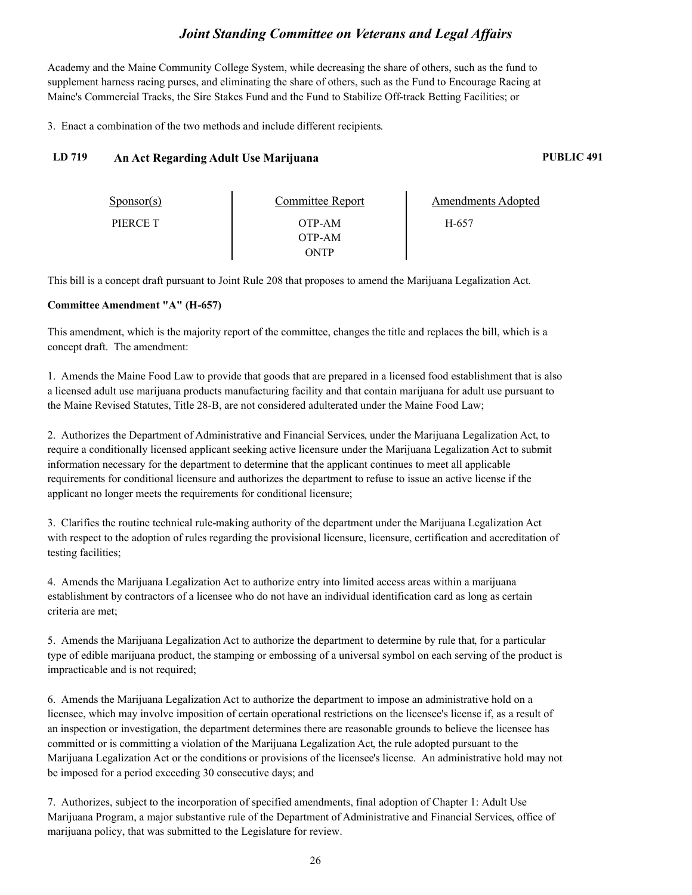Academy and the Maine Community College System, while decreasing the share of others, such as the fund to supplement harness racing purses, and eliminating the share of others, such as the Fund to Encourage Racing at Maine's Commercial Tracks, the Sire Stakes Fund and the Fund to Stabilize Off-track Betting Facilities; or

3. Enact a combination of the two methods and include different recipients.

### LD 719 An Act Regarding Adult Use Marijuana PUBLIC 491

| Sponsor(s) | Committee Report | Amendments Adopted |
|---|---|---|
| PIERCE T | OTP-AM<br>OTP-AM<br>ONTP | H-657 |

This bill is a concept draft pursuant to Joint Rule 208 that proposes to amend the Marijuana Legalization Act.

**Committee Amendment "A" (H-657)**

This amendment, which is the majority report of the committee, changes the title and replaces the bill, which is a concept draft. The amendment:

1. Amends the Maine Food Law to provide that goods that are prepared in a licensed food establishment that is also a licensed adult use marijuana products manufacturing facility and that contain marijuana for adult use pursuant to the Maine Revised Statutes, Title 28-B, are not considered adulterated under the Maine Food Law;

2. Authorizes the Department of Administrative and Financial Services, under the Marijuana Legalization Act, to require a conditionally licensed applicant seeking active licensure under the Marijuana Legalization Act to submit information necessary for the department to determine that the applicant continues to meet all applicable requirements for conditional licensure and authorizes the department to refuse to issue an active license if the applicant no longer meets the requirements for conditional licensure;

3. Clarifies the routine technical rule-making authority of the department under the Marijuana Legalization Act with respect to the adoption of rules regarding the provisional licensure, licensure, certification and accreditation of testing facilities;

4. Amends the Marijuana Legalization Act to authorize entry into limited access areas within a marijuana establishment by contractors of a licensee who do not have an individual identification card as long as certain criteria are met;

5. Amends the Marijuana Legalization Act to authorize the department to determine by rule that, for a particular type of edible marijuana product, the stamping or embossing of a universal symbol on each serving of the product is impracticable and is not required;

6. Amends the Marijuana Legalization Act to authorize the department to impose an administrative hold on a licensee, which may involve imposition of certain operational restrictions on the licensee's license if, as a result of an inspection or investigation, the department determines there are reasonable grounds to believe the licensee has committed or is committing a violation of the Marijuana Legalization Act, the rule adopted pursuant to the Marijuana Legalization Act or the conditions or provisions of the licensee's license. An administrative hold may not be imposed for a period exceeding 30 consecutive days; and

7. Authorizes, subject to the incorporation of specified amendments, final adoption of Chapter 1: Adult Use Marijuana Program, a major substantive rule of the Department of Administrative and Financial Services, office of marijuana policy, that was submitted to the Legislature for review.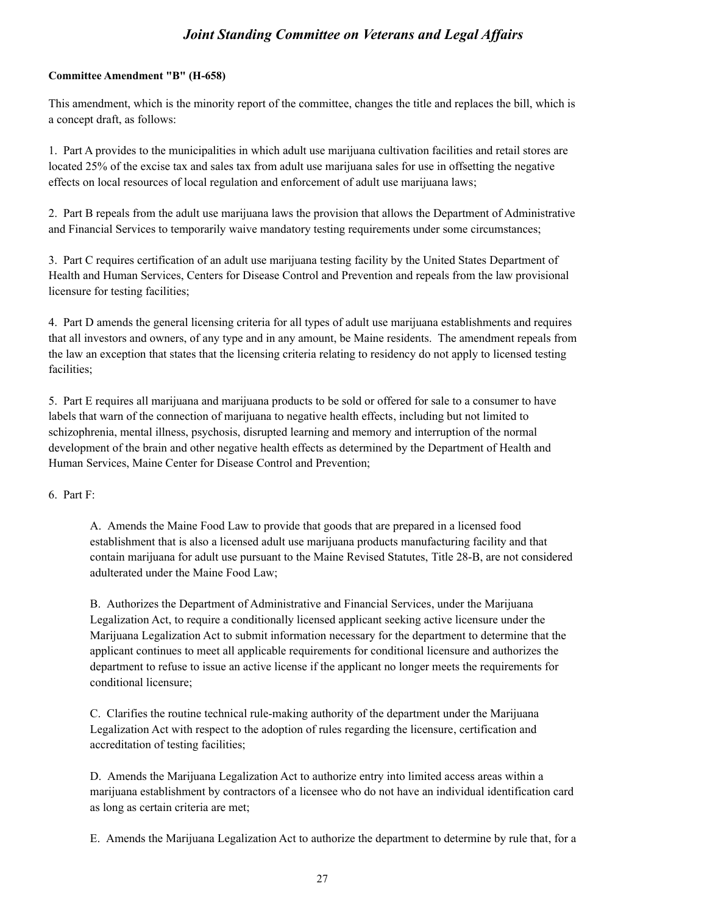**Committee Amendment "B" (H-658)**

This amendment, which is the minority report of the committee, changes the title and replaces the bill, which is a concept draft, as follows:

1. Part A provides to the municipalities in which adult use marijuana cultivation facilities and retail stores are located 25% of the excise tax and sales tax from adult use marijuana sales for use in offsetting the negative effects on local resources of local regulation and enforcement of adult use marijuana laws;

2. Part B repeals from the adult use marijuana laws the provision that allows the Department of Administrative and Financial Services to temporarily waive mandatory testing requirements under some circumstances;

3. Part C requires certification of an adult use marijuana testing facility by the United States Department of Health and Human Services, Centers for Disease Control and Prevention and repeals from the law provisional licensure for testing facilities;

4. Part D amends the general licensing criteria for all types of adult use marijuana establishments and requires that all investors and owners, of any type and in any amount, be Maine residents. The amendment repeals from the law an exception that states that the licensing criteria relating to residency do not apply to licensed testing facilities;

5. Part E requires all marijuana and marijuana products to be sold or offered for sale to a consumer to have labels that warn of the connection of marijuana to negative health effects, including but not limited to schizophrenia, mental illness, psychosis, disrupted learning and memory and interruption of the normal development of the brain and other negative health effects as determined by the Department of Health and Human Services, Maine Center for Disease Control and Prevention;

6. Part F:

    A. Amends the Maine Food Law to provide that goods that are prepared in a licensed food establishment that is also a licensed adult use marijuana products manufacturing facility and that contain marijuana for adult use pursuant to the Maine Revised Statutes, Title 28-B, are not considered adulterated under the Maine Food Law;

    B. Authorizes the Department of Administrative and Financial Services, under the Marijuana Legalization Act, to require a conditionally licensed applicant seeking active licensure under the Marijuana Legalization Act to submit information necessary for the department to determine that the applicant continues to meet all applicable requirements for conditional licensure and authorizes the department to refuse to issue an active license if the applicant no longer meets the requirements for conditional licensure;

    C. Clarifies the routine technical rule-making authority of the department under the Marijuana Legalization Act with respect to the adoption of rules regarding the licensure, certification and accreditation of testing facilities;

    D. Amends the Marijuana Legalization Act to authorize entry into limited access areas within a marijuana establishment by contractors of a licensee who do not have an individual identification card as long as certain criteria are met;

    E. Amends the Marijuana Legalization Act to authorize the department to determine by rule that, for a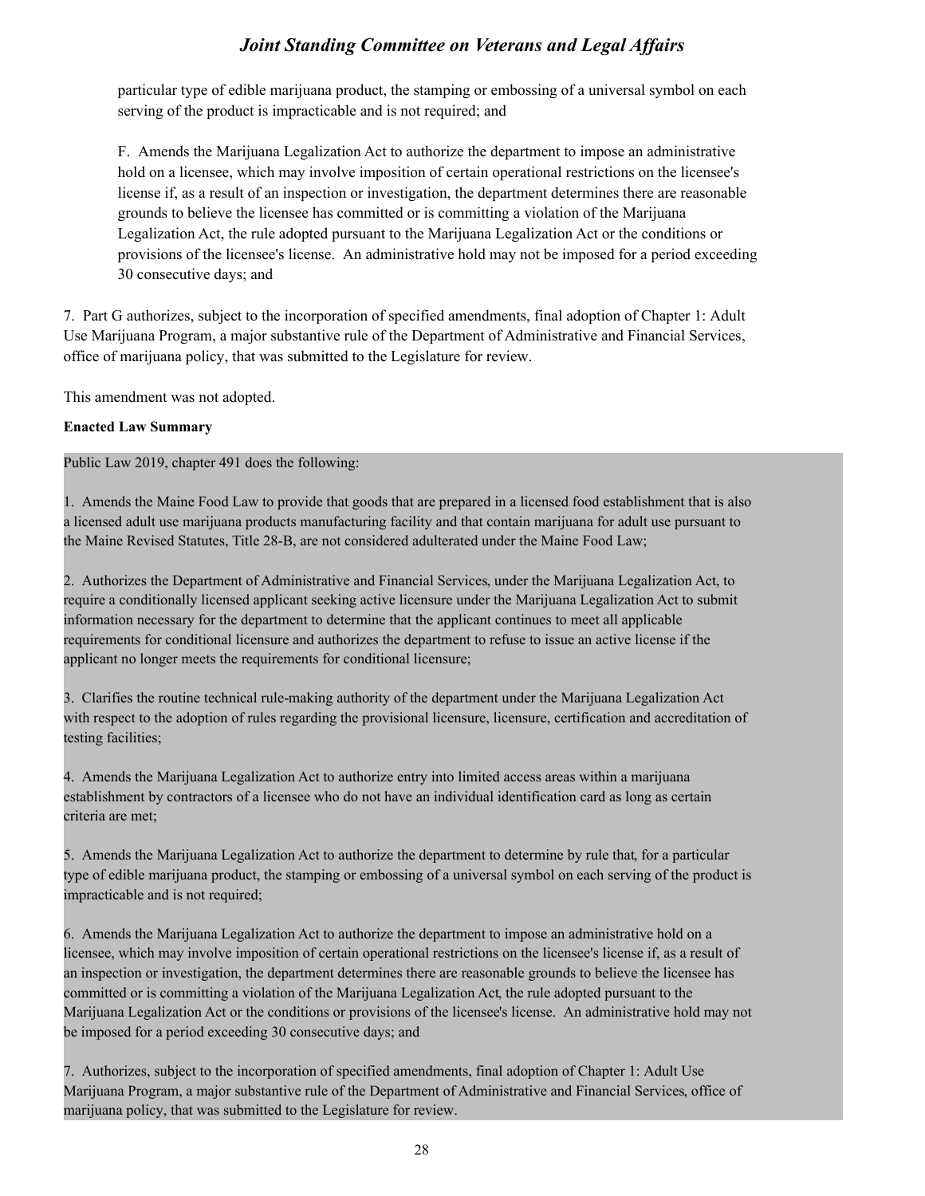particular type of edible marijuana product, the stamping or embossing of a universal symbol on each serving of the product is impracticable and is not required; and

F. Amends the Marijuana Legalization Act to authorize the department to impose an administrative hold on a licensee, which may involve imposition of certain operational restrictions on the licensee's license if, as a result of an inspection or investigation, the department determines there are reasonable grounds to believe the licensee has committed or is committing a violation of the Marijuana Legalization Act, the rule adopted pursuant to the Marijuana Legalization Act or the conditions or provisions of the licensee's license. An administrative hold may not be imposed for a period exceeding 30 consecutive days; and

7. Part G authorizes, subject to the incorporation of specified amendments, final adoption of Chapter 1: Adult Use Marijuana Program, a major substantive rule of the Department of Administrative and Financial Services, office of marijuana policy, that was submitted to the Legislature for review.

This amendment was not adopted.

**Enacted Law Summary**

Public Law 2019, chapter 491 does the following:

1. Amends the Maine Food Law to provide that goods that are prepared in a licensed food establishment that is also a licensed adult use marijuana products manufacturing facility and that contain marijuana for adult use pursuant to the Maine Revised Statutes, Title 28-B, are not considered adulterated under the Maine Food Law;

2. Authorizes the Department of Administrative and Financial Services, under the Marijuana Legalization Act, to require a conditionally licensed applicant seeking active licensure under the Marijuana Legalization Act to submit information necessary for the department to determine that the applicant continues to meet all applicable requirements for conditional licensure and authorizes the department to refuse to issue an active license if the applicant no longer meets the requirements for conditional licensure;

3. Clarifies the routine technical rule-making authority of the department under the Marijuana Legalization Act with respect to the adoption of rules regarding the provisional licensure, licensure, certification and accreditation of testing facilities;

4. Amends the Marijuana Legalization Act to authorize entry into limited access areas within a marijuana establishment by contractors of a licensee who do not have an individual identification card as long as certain criteria are met;

5. Amends the Marijuana Legalization Act to authorize the department to determine by rule that, for a particular type of edible marijuana product, the stamping or embossing of a universal symbol on each serving of the product is impracticable and is not required;

6. Amends the Marijuana Legalization Act to authorize the department to impose an administrative hold on a licensee, which may involve imposition of certain operational restrictions on the licensee's license if, as a result of an inspection or investigation, the department determines there are reasonable grounds to believe the licensee has committed or is committing a violation of the Marijuana Legalization Act, the rule adopted pursuant to the Marijuana Legalization Act or the conditions or provisions of the licensee's license. An administrative hold may not be imposed for a period exceeding 30 consecutive days; and

7. Authorizes, subject to the incorporation of specified amendments, final adoption of Chapter 1: Adult Use Marijuana Program, a major substantive rule of the Department of Administrative and Financial Services, office of marijuana policy, that was submitted to the Legislature for review.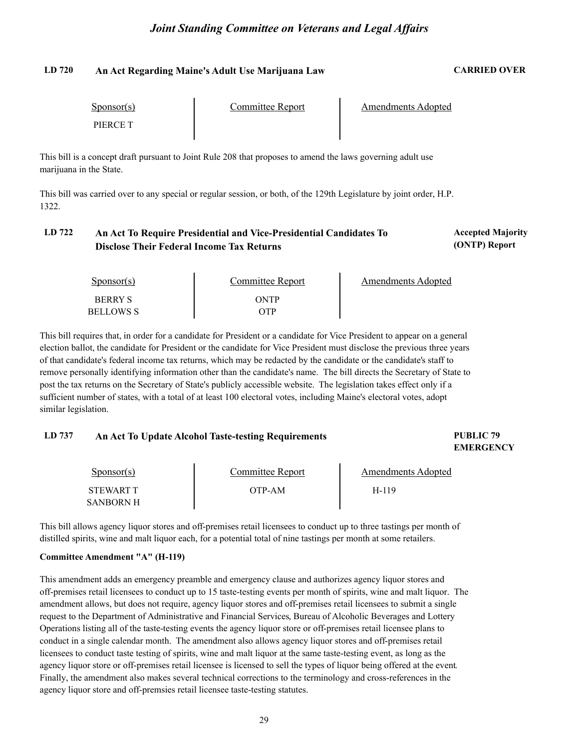## LD 720 An Act Regarding Maine's Adult Use Marijuana Law

**CARRIED OVER**

| Sponsor(s) | Committee Report | Amendments Adopted |
|---|---|---|
| PIERCE T | | |

This bill is a concept draft pursuant to Joint Rule 208 that proposes to amend the laws governing adult use marijuana in the State.

This bill was carried over to any special or regular session, or both, of the 129th Legislature by joint order, H.P. 1322.

## LD 722 An Act To Require Presidential and Vice-Presidential Candidates To Disclose Their Federal Income Tax Returns

**Accepted Majority (ONTP) Report**

| Sponsor(s) | Committee Report | Amendments Adopted |
|---|---|---|
| BERRY S | ONTP | |
| BELLOWS S | OTP | |

This bill requires that, in order for a candidate for President or a candidate for Vice President to appear on a general election ballot, the candidate for President or the candidate for Vice President must disclose the previous three years of that candidate's federal income tax returns, which may be redacted by the candidate or the candidate's staff to remove personally identifying information other than the candidate's name. The bill directs the Secretary of State to post the tax returns on the Secretary of State's publicly accessible website. The legislation takes effect only if a sufficient number of states, with a total of at least 100 electoral votes, including Maine's electoral votes, adopt similar legislation.

## LD 737 An Act To Update Alcohol Taste-testing Requirements

**PUBLIC 79 EMERGENCY**

| Sponsor(s) | Committee Report | Amendments Adopted |
|---|---|---|
| STEWART T | OTP-AM | H-119 |
| SANBORN H | | |

This bill allows agency liquor stores and off-premises retail licensees to conduct up to three tastings per month of distilled spirits, wine and malt liquor each, for a potential total of nine tastings per month at some retailers.

**Committee Amendment "A" (H-119)**

This amendment adds an emergency preamble and emergency clause and authorizes agency liquor stores and off-premises retail licensees to conduct up to 15 taste-testing events per month of spirits, wine and malt liquor. The amendment allows, but does not require, agency liquor stores and off-premises retail licensees to submit a single request to the Department of Administrative and Financial Services, Bureau of Alcoholic Beverages and Lottery Operations listing all of the taste-testing events the agency liquor store or off-premises retail licensee plans to conduct in a single calendar month. The amendment also allows agency liquor stores and off-premises retail licensees to conduct taste testing of spirits, wine and malt liquor at the same taste-testing event, as long as the agency liquor store or off-premises retail licensee is licensed to sell the types of liquor being offered at the event. Finally, the amendment also makes several technical corrections to the terminology and cross-references in the agency liquor store and off-premsies retail licensee taste-testing statutes.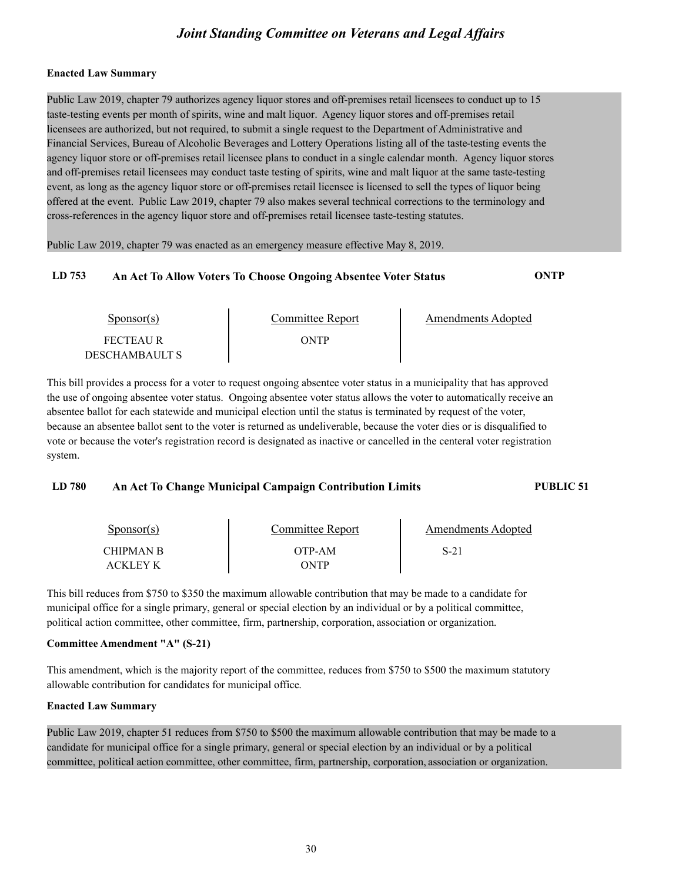**Enacted Law Summary**

Public Law 2019, chapter 79 authorizes agency liquor stores and off-premises retail licensees to conduct up to 15 taste-testing events per month of spirits, wine and malt liquor. Agency liquor stores and off-premises retail licensees are authorized, but not required, to submit a single request to the Department of Administrative and Financial Services, Bureau of Alcoholic Beverages and Lottery Operations listing all of the taste-testing events the agency liquor store or off-premises retail licensee plans to conduct in a single calendar month. Agency liquor stores and off-premises retail licensees may conduct taste testing of spirits, wine and malt liquor at the same taste-testing event, as long as the agency liquor store or off-premises retail licensee is licensed to sell the types of liquor being offered at the event. Public Law 2019, chapter 79 also makes several technical corrections to the terminology and cross-references in the agency liquor store and off-premises retail licensee taste-testing statutes.

Public Law 2019, chapter 79 was enacted as an emergency measure effective May 8, 2019.

## LD 753 An Act To Allow Voters To Choose Ongoing Absentee Voter Status — ONTP

| Sponsor(s) | Committee Report | Amendments Adopted |
|---|---|---|
| FECTEAU R | ONTP | |
| DESCHAMBAULT S | | |

This bill provides a process for a voter to request ongoing absentee voter status in a municipality that has approved the use of ongoing absentee voter status. Ongoing absentee voter status allows the voter to automatically receive an absentee ballot for each statewide and municipal election until the status is terminated by request of the voter, because an absentee ballot sent to the voter is returned as undeliverable, because the voter dies or is disqualified to vote or because the voter's registration record is designated as inactive or cancelled in the centeral voter registration system.

## LD 780 An Act To Change Municipal Campaign Contribution Limits — PUBLIC 51

| Sponsor(s) | Committee Report | Amendments Adopted |
|---|---|---|
| CHIPMAN B | OTP-AM | S-21 |
| ACKLEY K | ONTP | |

This bill reduces from $750 to $350 the maximum allowable contribution that may be made to a candidate for municipal office for a single primary, general or special election by an individual or by a political committee, political action committee, other committee, firm, partnership, corporation, association or organization.

**Committee Amendment "A" (S-21)**

This amendment, which is the majority report of the committee, reduces from $750 to $500 the maximum statutory allowable contribution for candidates for municipal office.

**Enacted Law Summary**

Public Law 2019, chapter 51 reduces from $750 to $500 the maximum allowable contribution that may be made to a candidate for municipal office for a single primary, general or special election by an individual or by a political committee, political action committee, other committee, firm, partnership, corporation, association or organization.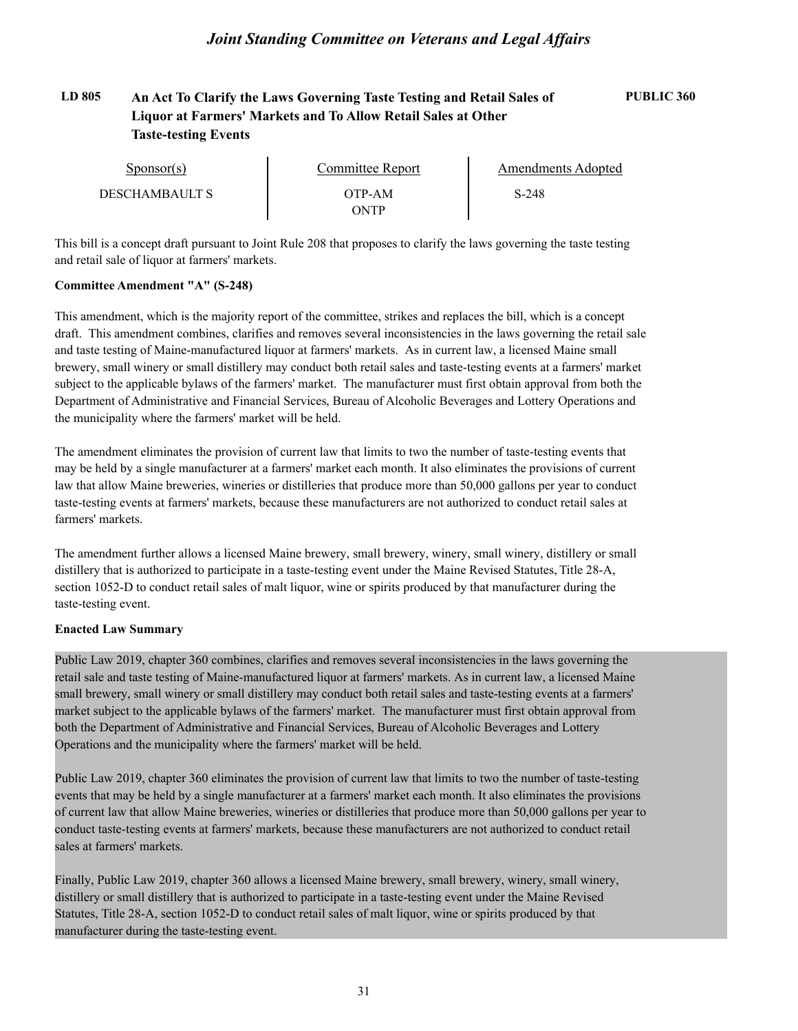**LD 805** **An Act To Clarify the Laws Governing Taste Testing and Retail Sales of Liquor at Farmers' Markets and To Allow Retail Sales at Other Taste-testing Events** **PUBLIC 360**

| Sponsor(s) | Committee Report | Amendments Adopted |
|---|---|---|
| DESCHAMBAULT S | OTP-AM | S-248 |
| | ONTP | |

This bill is a concept draft pursuant to Joint Rule 208 that proposes to clarify the laws governing the taste testing and retail sale of liquor at farmers' markets.

**Committee Amendment "A" (S-248)**

This amendment, which is the majority report of the committee, strikes and replaces the bill, which is a concept draft. This amendment combines, clarifies and removes several inconsistencies in the laws governing the retail sale and taste testing of Maine-manufactured liquor at farmers' markets. As in current law, a licensed Maine small brewery, small winery or small distillery may conduct both retail sales and taste-testing events at a farmers' market subject to the applicable bylaws of the farmers' market. The manufacturer must first obtain approval from both the Department of Administrative and Financial Services, Bureau of Alcoholic Beverages and Lottery Operations and the municipality where the farmers' market will be held.

The amendment eliminates the provision of current law that limits to two the number of taste-testing events that may be held by a single manufacturer at a farmers' market each month. It also eliminates the provisions of current law that allow Maine breweries, wineries or distilleries that produce more than 50,000 gallons per year to conduct taste-testing events at farmers' markets, because these manufacturers are not authorized to conduct retail sales at farmers' markets.

The amendment further allows a licensed Maine brewery, small brewery, winery, small winery, distillery or small distillery that is authorized to participate in a taste-testing event under the Maine Revised Statutes, Title 28-A, section 1052-D to conduct retail sales of malt liquor, wine or spirits produced by that manufacturer during the taste-testing event.

**Enacted Law Summary**

Public Law 2019, chapter 360 combines, clarifies and removes several inconsistencies in the laws governing the retail sale and taste testing of Maine-manufactured liquor at farmers' markets. As in current law, a licensed Maine small brewery, small winery or small distillery may conduct both retail sales and taste-testing events at a farmers' market subject to the applicable bylaws of the farmers' market. The manufacturer must first obtain approval from both the Department of Administrative and Financial Services, Bureau of Alcoholic Beverages and Lottery Operations and the municipality where the farmers' market will be held.

Public Law 2019, chapter 360 eliminates the provision of current law that limits to two the number of taste-testing events that may be held by a single manufacturer at a farmers' market each month. It also eliminates the provisions of current law that allow Maine breweries, wineries or distilleries that produce more than 50,000 gallons per year to conduct taste-testing events at farmers' markets, because these manufacturers are not authorized to conduct retail sales at farmers' markets.

Finally, Public Law 2019, chapter 360 allows a licensed Maine brewery, small brewery, winery, small winery, distillery or small distillery that is authorized to participate in a taste-testing event under the Maine Revised Statutes, Title 28-A, section 1052-D to conduct retail sales of malt liquor, wine or spirits produced by that manufacturer during the taste-testing event.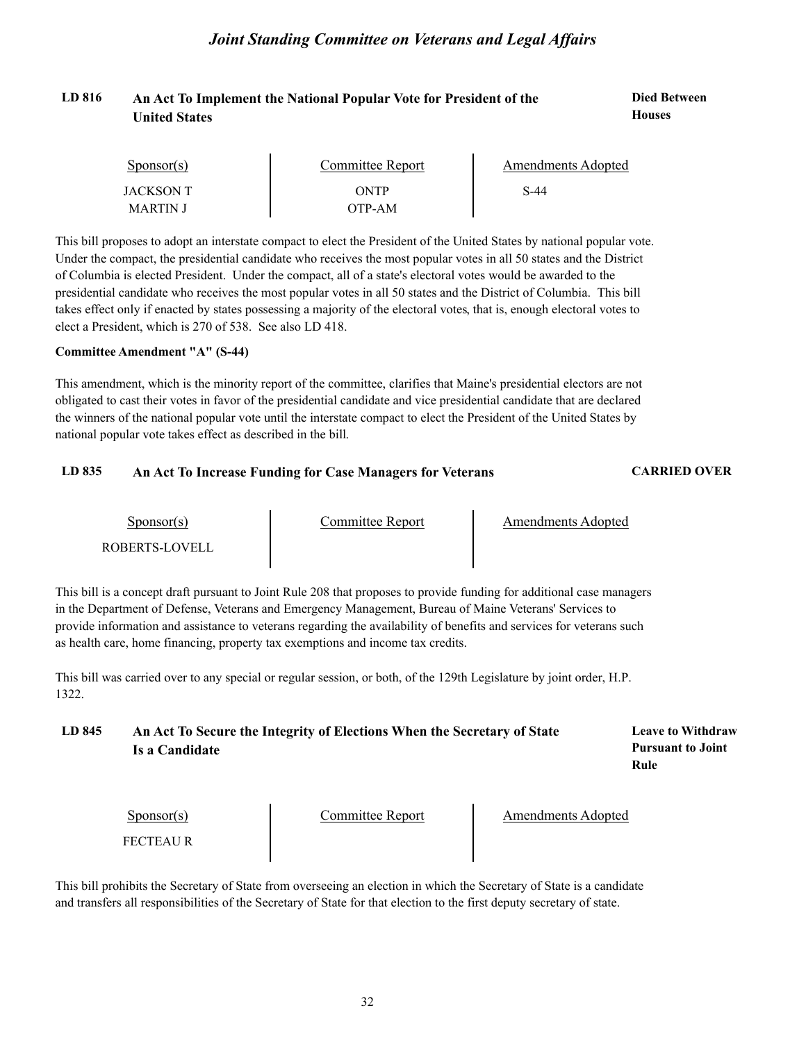## LD 816 An Act To Implement the National Popular Vote for President of the United States

**Died Between Houses**

| Sponsor(s) | Committee Report | Amendments Adopted |
|---|---|---|
| JACKSON T | ONTP | S-44 |
| MARTIN J | OTP-AM | |

This bill proposes to adopt an interstate compact to elect the President of the United States by national popular vote. Under the compact, the presidential candidate who receives the most popular votes in all 50 states and the District of Columbia is elected President. Under the compact, all of a state's electoral votes would be awarded to the presidential candidate who receives the most popular votes in all 50 states and the District of Columbia. This bill takes effect only if enacted by states possessing a majority of the electoral votes, that is, enough electoral votes to elect a President, which is 270 of 538. See also LD 418.

**Committee Amendment "A" (S-44)**

This amendment, which is the minority report of the committee, clarifies that Maine's presidential electors are not obligated to cast their votes in favor of the presidential candidate and vice presidential candidate that are declared the winners of the national popular vote until the interstate compact to elect the President of the United States by national popular vote takes effect as described in the bill.

## LD 835 An Act To Increase Funding for Case Managers for Veterans

**CARRIED OVER**

| Sponsor(s) | Committee Report | Amendments Adopted |
|---|---|---|
| ROBERTS-LOVELL | | |

This bill is a concept draft pursuant to Joint Rule 208 that proposes to provide funding for additional case managers in the Department of Defense, Veterans and Emergency Management, Bureau of Maine Veterans' Services to provide information and assistance to veterans regarding the availability of benefits and services for veterans such as health care, home financing, property tax exemptions and income tax credits.

This bill was carried over to any special or regular session, or both, of the 129th Legislature by joint order, H.P. 1322.

## LD 845 An Act To Secure the Integrity of Elections When the Secretary of State Is a Candidate

**Leave to Withdraw Pursuant to Joint Rule**

| Sponsor(s) | Committee Report | Amendments Adopted |
|---|---|---|
| FECTEAU R | | |

This bill prohibits the Secretary of State from overseeing an election in which the Secretary of State is a candidate and transfers all responsibilities of the Secretary of State for that election to the first deputy secretary of state.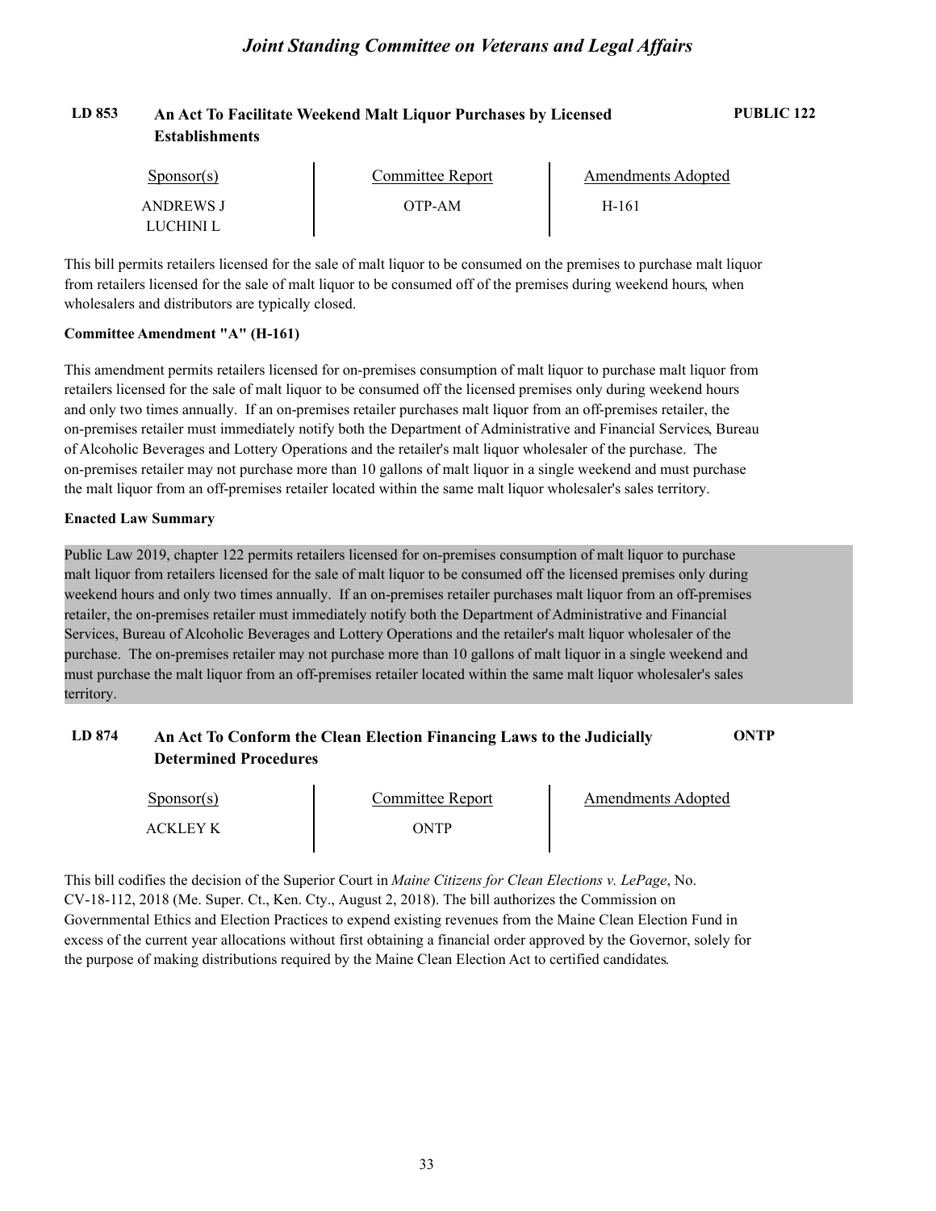**LD 853** **An Act To Facilitate Weekend Malt Liquor Purchases by Licensed Establishments** **PUBLIC 122**

| Sponsor(s) | Committee Report | Amendments Adopted |
| --- | --- | --- |
| ANDREWS J<br>LUCHINI L | OTP-AM | H-161 |

This bill permits retailers licensed for the sale of malt liquor to be consumed on the premises to purchase malt liquor from retailers licensed for the sale of malt liquor to be consumed off of the premises during weekend hours, when wholesalers and distributors are typically closed.

**Committee Amendment "A" (H-161)**

This amendment permits retailers licensed for on-premises consumption of malt liquor to purchase malt liquor from retailers licensed for the sale of malt liquor to be consumed off the licensed premises only during weekend hours and only two times annually. If an on-premises retailer purchases malt liquor from an off-premises retailer, the on-premises retailer must immediately notify both the Department of Administrative and Financial Services, Bureau of Alcoholic Beverages and Lottery Operations and the retailer's malt liquor wholesaler of the purchase. The on-premises retailer may not purchase more than 10 gallons of malt liquor in a single weekend and must purchase the malt liquor from an off-premises retailer located within the same malt liquor wholesaler's sales territory.

**Enacted Law Summary**

Public Law 2019, chapter 122 permits retailers licensed for on-premises consumption of malt liquor to purchase malt liquor from retailers licensed for the sale of malt liquor to be consumed off the licensed premises only during weekend hours and only two times annually. If an on-premises retailer purchases malt liquor from an off-premises retailer, the on-premises retailer must immediately notify both the Department of Administrative and Financial Services, Bureau of Alcoholic Beverages and Lottery Operations and the retailer's malt liquor wholesaler of the purchase. The on-premises retailer may not purchase more than 10 gallons of malt liquor in a single weekend and must purchase the malt liquor from an off-premises retailer located within the same malt liquor wholesaler's sales territory.

**LD 874** **An Act To Conform the Clean Election Financing Laws to the Judicially Determined Procedures** **ONTP**

| Sponsor(s) | Committee Report | Amendments Adopted |
| --- | --- | --- |
| ACKLEY K | ONTP | |

This bill codifies the decision of the Superior Court in *Maine Citizens for Clean Elections v. LePage*, No. CV-18-112, 2018 (Me. Super. Ct., Ken. Cty., August 2, 2018). The bill authorizes the Commission on Governmental Ethics and Election Practices to expend existing revenues from the Maine Clean Election Fund in excess of the current year allocations without first obtaining a financial order approved by the Governor, solely for the purpose of making distributions required by the Maine Clean Election Act to certified candidates.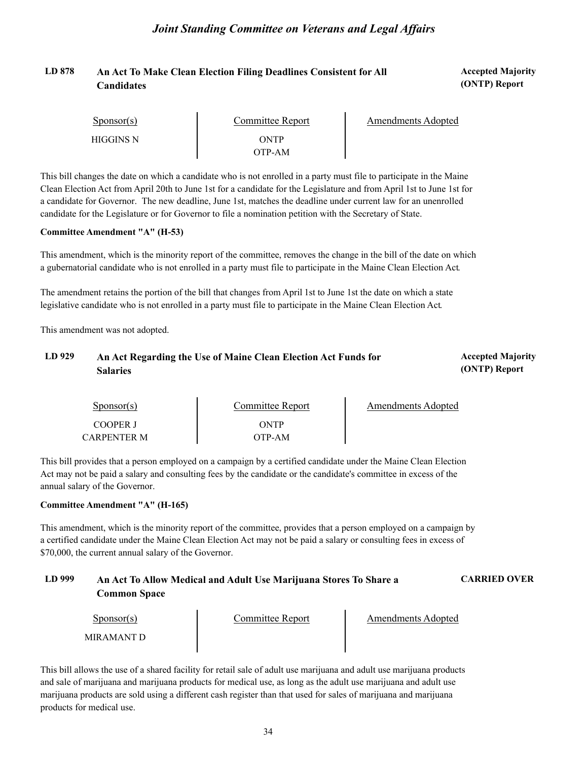## LD 878 An Act To Make Clean Election Filing Deadlines Consistent for All Candidates

**Accepted Majority (ONTP) Report**

| Sponsor(s) | Committee Report | Amendments Adopted |
|---|---|---|
| HIGGINS N | ONTP | |
| | OTP-AM | |

This bill changes the date on which a candidate who is not enrolled in a party must file to participate in the Maine Clean Election Act from April 20th to June 1st for a candidate for the Legislature and from April 1st to June 1st for a candidate for Governor. The new deadline, June 1st, matches the deadline under current law for an unenrolled candidate for the Legislature or for Governor to file a nomination petition with the Secretary of State.

**Committee Amendment "A" (H-53)**

This amendment, which is the minority report of the committee, removes the change in the bill of the date on which a gubernatorial candidate who is not enrolled in a party must file to participate in the Maine Clean Election Act.

The amendment retains the portion of the bill that changes from April 1st to June 1st the date on which a state legislative candidate who is not enrolled in a party must file to participate in the Maine Clean Election Act.

This amendment was not adopted.

## LD 929 An Act Regarding the Use of Maine Clean Election Act Funds for Salaries

**Accepted Majority (ONTP) Report**

| Sponsor(s) | Committee Report | Amendments Adopted |
|---|---|---|
| COOPER J | ONTP | |
| CARPENTER M | OTP-AM | |

This bill provides that a person employed on a campaign by a certified candidate under the Maine Clean Election Act may not be paid a salary and consulting fees by the candidate or the candidate's committee in excess of the annual salary of the Governor.

**Committee Amendment "A" (H-165)**

This amendment, which is the minority report of the committee, provides that a person employed on a campaign by a certified candidate under the Maine Clean Election Act may not be paid a salary or consulting fees in excess of $70,000, the current annual salary of the Governor.

## LD 999 An Act To Allow Medical and Adult Use Marijuana Stores To Share a Common Space

**CARRIED OVER**

| Sponsor(s) | Committee Report | Amendments Adopted |
|---|---|---|
| MIRAMANT D | | |

This bill allows the use of a shared facility for retail sale of adult use marijuana and adult use marijuana products and sale of marijuana and marijuana products for medical use, as long as the adult use marijuana and adult use marijuana products are sold using a different cash register than that used for sales of marijuana and marijuana products for medical use.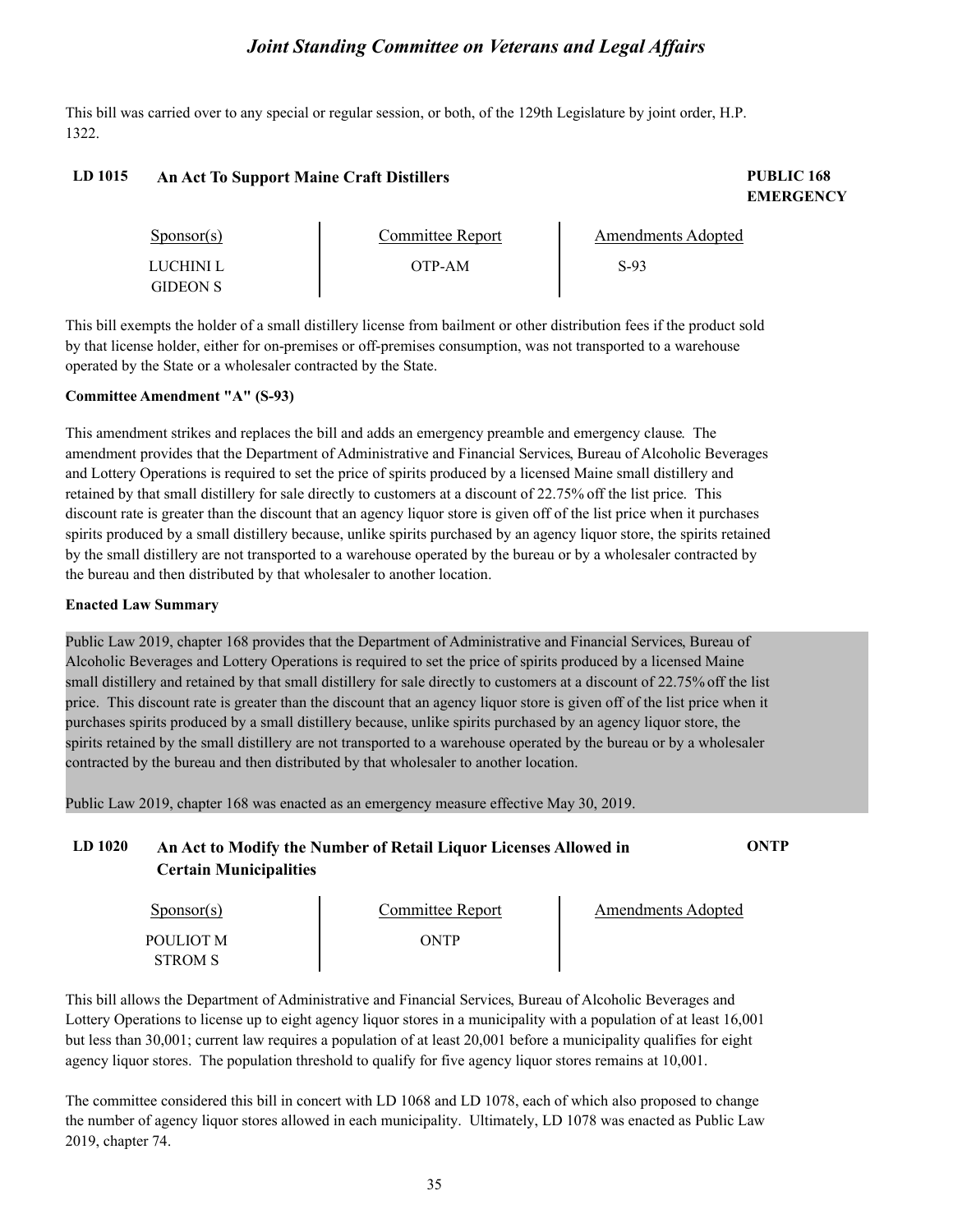This bill was carried over to any special or regular session, or both, of the 129th Legislature by joint order, H.P. 1322.

## LD 1015 An Act To Support Maine Craft Distillers

**PUBLIC 168 EMERGENCY**

| Sponsor(s) | Committee Report | Amendments Adopted |
|---|---|---|
| LUCHINI L<br>GIDEON S | OTP-AM | S-93 |

This bill exempts the holder of a small distillery license from bailment or other distribution fees if the product sold by that license holder, either for on-premises or off-premises consumption, was not transported to a warehouse operated by the State or a wholesaler contracted by the State.

**Committee Amendment "A" (S-93)**

This amendment strikes and replaces the bill and adds an emergency preamble and emergency clause. The amendment provides that the Department of Administrative and Financial Services, Bureau of Alcoholic Beverages and Lottery Operations is required to set the price of spirits produced by a licensed Maine small distillery and retained by that small distillery for sale directly to customers at a discount of 22.75% off the list price. This discount rate is greater than the discount that an agency liquor store is given off of the list price when it purchases spirits produced by a small distillery because, unlike spirits purchased by an agency liquor store, the spirits retained by the small distillery are not transported to a warehouse operated by the bureau or by a wholesaler contracted by the bureau and then distributed by that wholesaler to another location.

**Enacted Law Summary**

Public Law 2019, chapter 168 provides that the Department of Administrative and Financial Services, Bureau of Alcoholic Beverages and Lottery Operations is required to set the price of spirits produced by a licensed Maine small distillery and retained by that small distillery for sale directly to customers at a discount of 22.75% off the list price. This discount rate is greater than the discount that an agency liquor store is given off of the list price when it purchases spirits produced by a small distillery because, unlike spirits purchased by an agency liquor store, the spirits retained by the small distillery are not transported to a warehouse operated by the bureau or by a wholesaler contracted by the bureau and then distributed by that wholesaler to another location.

Public Law 2019, chapter 168 was enacted as an emergency measure effective May 30, 2019.

## LD 1020 An Act to Modify the Number of Retail Liquor Licenses Allowed in Certain Municipalities

**ONTP**

| Sponsor(s) | Committee Report | Amendments Adopted |
|---|---|---|
| POULIOT M<br>STROM S | ONTP | |

This bill allows the Department of Administrative and Financial Services, Bureau of Alcoholic Beverages and Lottery Operations to license up to eight agency liquor stores in a municipality with a population of at least 16,001 but less than 30,001; current law requires a population of at least 20,001 before a municipality qualifies for eight agency liquor stores. The population threshold to qualify for five agency liquor stores remains at 10,001.

The committee considered this bill in concert with LD 1068 and LD 1078, each of which also proposed to change the number of agency liquor stores allowed in each municipality. Ultimately, LD 1078 was enacted as Public Law 2019, chapter 74.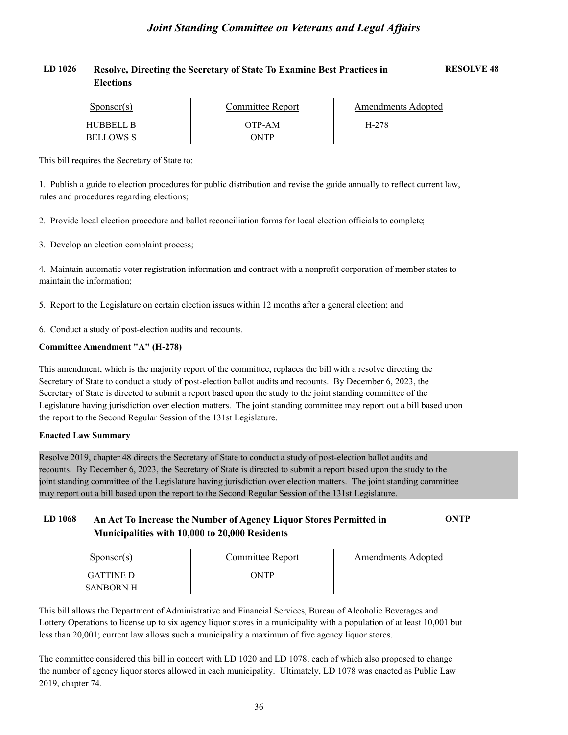## LD 1026 Resolve, Directing the Secretary of State To Examine Best Practices in Elections

**RESOLVE 48**

| Sponsor(s) | Committee Report | Amendments Adopted |
|---|---|---|
| HUBBELL B | OTP-AM | H-278 |
| BELLOWS S | ONTP | |

This bill requires the Secretary of State to:

1. Publish a guide to election procedures for public distribution and revise the guide annually to reflect current law, rules and procedures regarding elections;

2. Provide local election procedure and ballot reconciliation forms for local election officials to complete;

3. Develop an election complaint process;

4. Maintain automatic voter registration information and contract with a nonprofit corporation of member states to maintain the information;

5. Report to the Legislature on certain election issues within 12 months after a general election; and

6. Conduct a study of post-election audits and recounts.

**Committee Amendment "A" (H-278)**

This amendment, which is the majority report of the committee, replaces the bill with a resolve directing the Secretary of State to conduct a study of post-election ballot audits and recounts. By December 6, 2023, the Secretary of State is directed to submit a report based upon the study to the joint standing committee of the Legislature having jurisdiction over election matters. The joint standing committee may report out a bill based upon the report to the Second Regular Session of the 131st Legislature.

**Enacted Law Summary**

Resolve 2019, chapter 48 directs the Secretary of State to conduct a study of post-election ballot audits and recounts. By December 6, 2023, the Secretary of State is directed to submit a report based upon the study to the joint standing committee of the Legislature having jurisdiction over election matters. The joint standing committee may report out a bill based upon the report to the Second Regular Session of the 131st Legislature.

## LD 1068 An Act To Increase the Number of Agency Liquor Stores Permitted in Municipalities with 10,000 to 20,000 Residents

**ONTP**

| Sponsor(s) | Committee Report | Amendments Adopted |
|---|---|---|
| GATTINE D | ONTP | |
| SANBORN H | | |

This bill allows the Department of Administrative and Financial Services, Bureau of Alcoholic Beverages and Lottery Operations to license up to six agency liquor stores in a municipality with a population of at least 10,001 but less than 20,001; current law allows such a municipality a maximum of five agency liquor stores.

The committee considered this bill in concert with LD 1020 and LD 1078, each of which also proposed to change the number of agency liquor stores allowed in each municipality. Ultimately, LD 1078 was enacted as Public Law 2019, chapter 74.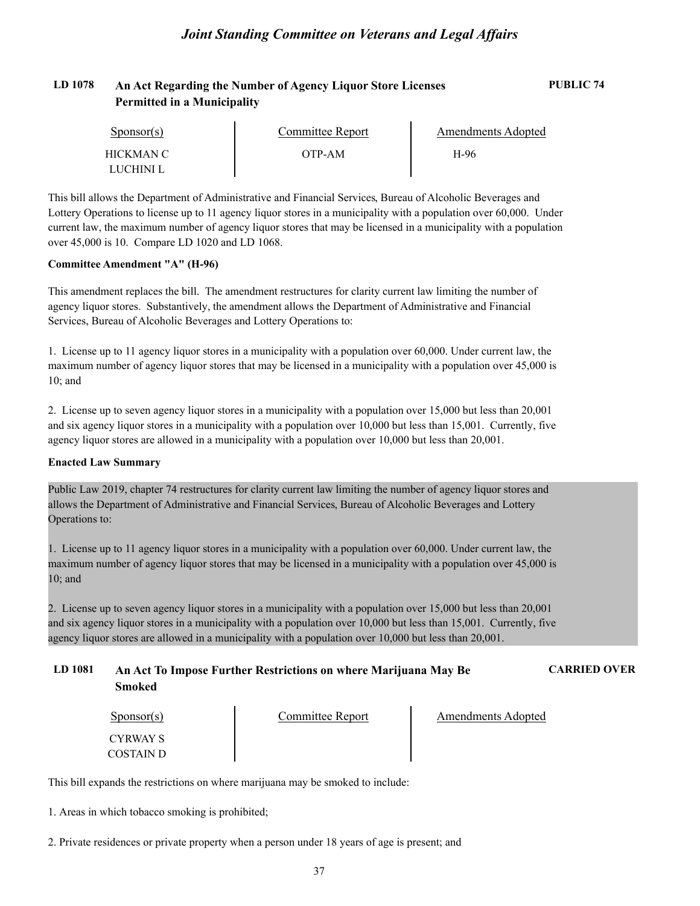## LD 1078 An Act Regarding the Number of Agency Liquor Store Licenses Permitted in a Municipality

**PUBLIC 74**

| Sponsor(s) | Committee Report | Amendments Adopted |
|---|---|---|
| HICKMAN C | OTP-AM | H-96 |
| LUCHINI L | | |

This bill allows the Department of Administrative and Financial Services, Bureau of Alcoholic Beverages and Lottery Operations to license up to 11 agency liquor stores in a municipality with a population over 60,000. Under current law, the maximum number of agency liquor stores that may be licensed in a municipality with a population over 45,000 is 10. Compare LD 1020 and LD 1068.

**Committee Amendment "A" (H-96)**

This amendment replaces the bill. The amendment restructures for clarity current law limiting the number of agency liquor stores. Substantively, the amendment allows the Department of Administrative and Financial Services, Bureau of Alcoholic Beverages and Lottery Operations to:

1. License up to 11 agency liquor stores in a municipality with a population over 60,000. Under current law, the maximum number of agency liquor stores that may be licensed in a municipality with a population over 45,000 is 10; and

2. License up to seven agency liquor stores in a municipality with a population over 15,000 but less than 20,001 and six agency liquor stores in a municipality with a population over 10,000 but less than 15,001. Currently, five agency liquor stores are allowed in a municipality with a population over 10,000 but less than 20,001.

**Enacted Law Summary**

Public Law 2019, chapter 74 restructures for clarity current law limiting the number of agency liquor stores and allows the Department of Administrative and Financial Services, Bureau of Alcoholic Beverages and Lottery Operations to:

1. License up to 11 agency liquor stores in a municipality with a population over 60,000. Under current law, the maximum number of agency liquor stores that may be licensed in a municipality with a population over 45,000 is 10; and

2. License up to seven agency liquor stores in a municipality with a population over 15,000 but less than 20,001 and six agency liquor stores in a municipality with a population over 10,000 but less than 15,001. Currently, five agency liquor stores are allowed in a municipality with a population over 10,000 but less than 20,001.

## LD 1081 An Act To Impose Further Restrictions on where Marijuana May Be Smoked

**CARRIED OVER**

| Sponsor(s) | Committee Report | Amendments Adopted |
|---|---|---|
| CYRWAY S | | |
| COSTAIN D | | |

This bill expands the restrictions on where marijuana may be smoked to include:

1. Areas in which tobacco smoking is prohibited;

2. Private residences or private property when a person under 18 years of age is present; and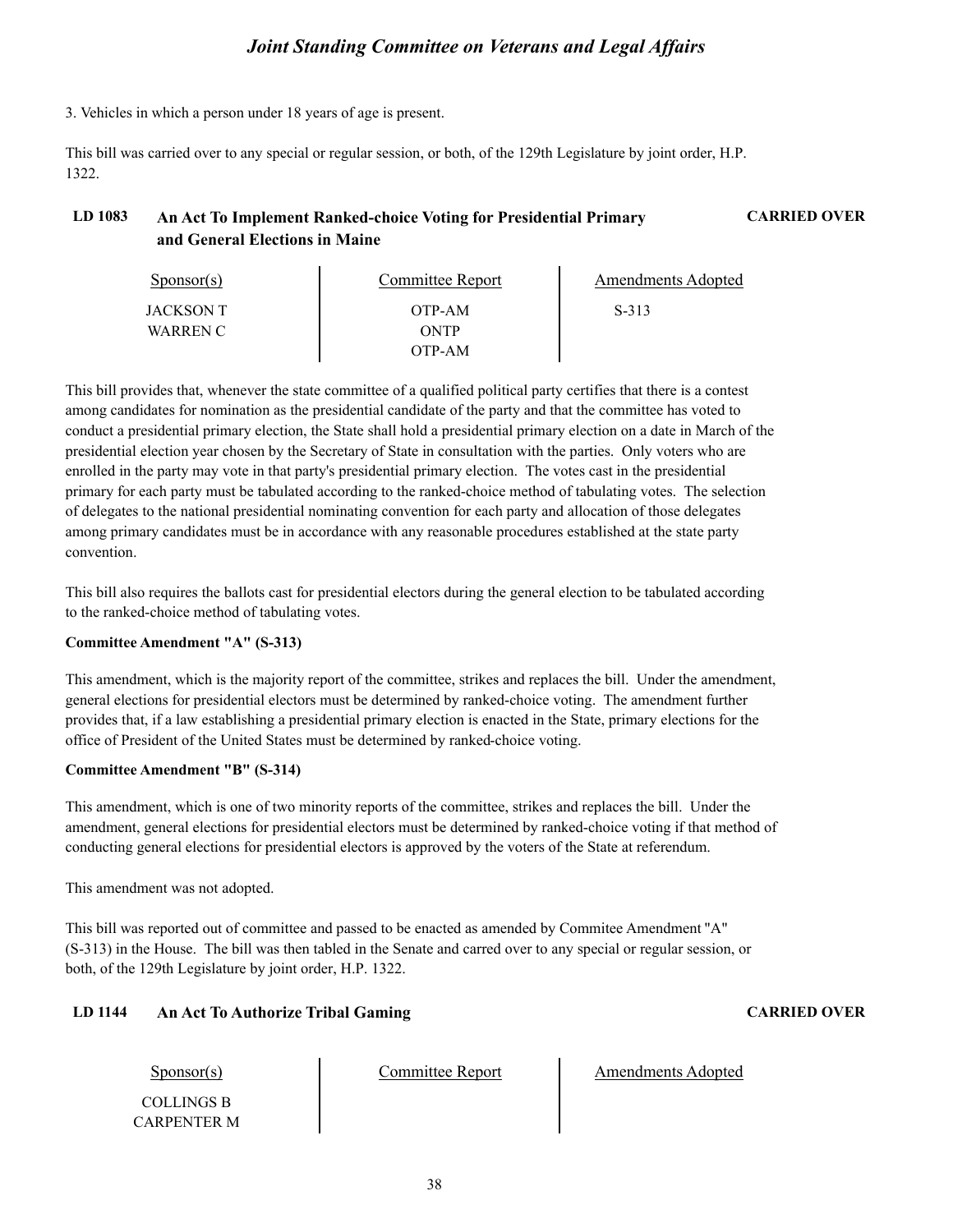3. Vehicles in which a person under 18 years of age is present.

This bill was carried over to any special or regular session, or both, of the 129th Legislature by joint order, H.P. 1322.

### LD 1083 An Act To Implement Ranked-choice Voting for Presidential Primary and General Elections in Maine — CARRIED OVER

| Sponsor(s) | Committee Report | Amendments Adopted |
|---|---|---|
| JACKSON T | OTP-AM | S-313 |
| WARREN C | ONTP | |
| | OTP-AM | |

This bill provides that, whenever the state committee of a qualified political party certifies that there is a contest among candidates for nomination as the presidential candidate of the party and that the committee has voted to conduct a presidential primary election, the State shall hold a presidential primary election on a date in March of the presidential election year chosen by the Secretary of State in consultation with the parties. Only voters who are enrolled in the party may vote in that party's presidential primary election. The votes cast in the presidential primary for each party must be tabulated according to the ranked-choice method of tabulating votes. The selection of delegates to the national presidential nominating convention for each party and allocation of those delegates among primary candidates must be in accordance with any reasonable procedures established at the state party convention.

This bill also requires the ballots cast for presidential electors during the general election to be tabulated according to the ranked-choice method of tabulating votes.

**Committee Amendment "A" (S-313)**

This amendment, which is the majority report of the committee, strikes and replaces the bill. Under the amendment, general elections for presidential electors must be determined by ranked-choice voting. The amendment further provides that, if a law establishing a presidential primary election is enacted in the State, primary elections for the office of President of the United States must be determined by ranked-choice voting.

**Committee Amendment "B" (S-314)**

This amendment, which is one of two minority reports of the committee, strikes and replaces the bill. Under the amendment, general elections for presidential electors must be determined by ranked-choice voting if that method of conducting general elections for presidential electors is approved by the voters of the State at referendum.

This amendment was not adopted.

This bill was reported out of committee and passed to be enacted as amended by Commitee Amendment "A" (S-313) in the House. The bill was then tabled in the Senate and carred over to any special or regular session, or both, of the 129th Legislature by joint order, H.P. 1322.

### LD 1144 An Act To Authorize Tribal Gaming — CARRIED OVER

| Sponsor(s) | Committee Report | Amendments Adopted |
|---|---|---|
| COLLINGS B | | |
| CARPENTER M | | |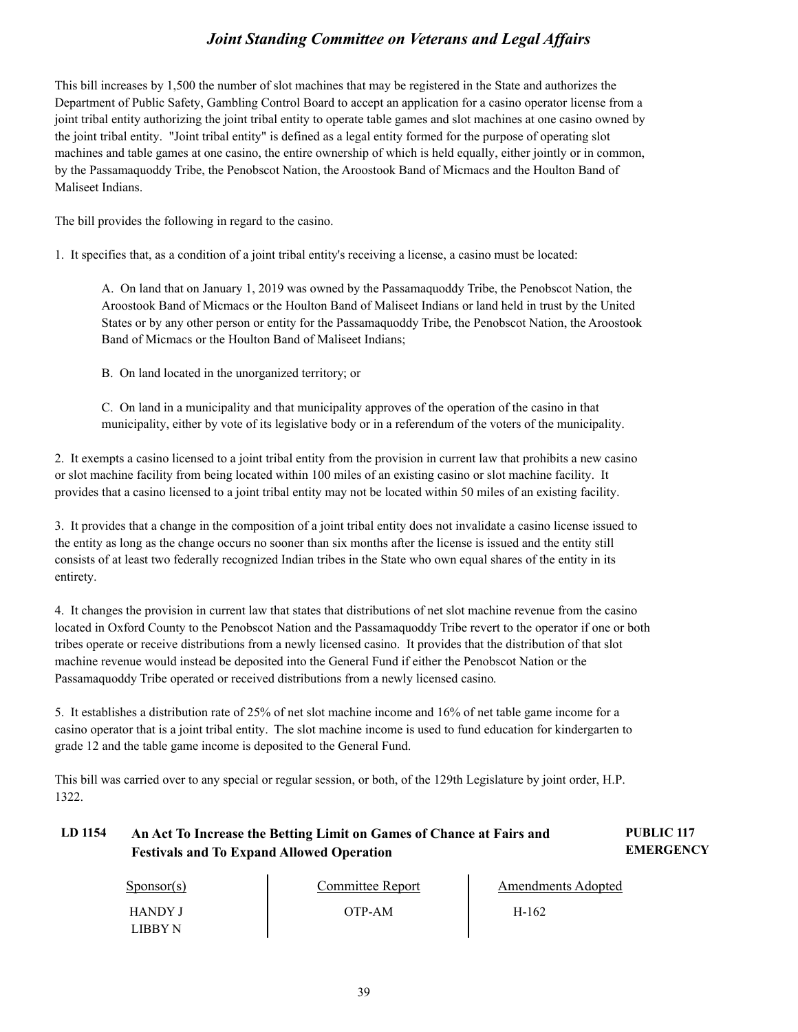This bill increases by 1,500 the number of slot machines that may be registered in the State and authorizes the Department of Public Safety, Gambling Control Board to accept an application for a casino operator license from a joint tribal entity authorizing the joint tribal entity to operate table games and slot machines at one casino owned by the joint tribal entity. "Joint tribal entity" is defined as a legal entity formed for the purpose of operating slot machines and table games at one casino, the entire ownership of which is held equally, either jointly or in common, by the Passamaquoddy Tribe, the Penobscot Nation, the Aroostook Band of Micmacs and the Houlton Band of Maliseet Indians.

The bill provides the following in regard to the casino.

1. It specifies that, as a condition of a joint tribal entity's receiving a license, a casino must be located:

   A. On land that on January 1, 2019 was owned by the Passamaquoddy Tribe, the Penobscot Nation, the Aroostook Band of Micmacs or the Houlton Band of Maliseet Indians or land held in trust by the United States or by any other person or entity for the Passamaquoddy Tribe, the Penobscot Nation, the Aroostook Band of Micmacs or the Houlton Band of Maliseet Indians;

   B. On land located in the unorganized territory; or

   C. On land in a municipality and that municipality approves of the operation of the casino in that municipality, either by vote of its legislative body or in a referendum of the voters of the municipality.

2. It exempts a casino licensed to a joint tribal entity from the provision in current law that prohibits a new casino or slot machine facility from being located within 100 miles of an existing casino or slot machine facility. It provides that a casino licensed to a joint tribal entity may not be located within 50 miles of an existing facility.

3. It provides that a change in the composition of a joint tribal entity does not invalidate a casino license issued to the entity as long as the change occurs no sooner than six months after the license is issued and the entity still consists of at least two federally recognized Indian tribes in the State who own equal shares of the entity in its entirety.

4. It changes the provision in current law that states that distributions of net slot machine revenue from the casino located in Oxford County to the Penobscot Nation and the Passamaquoddy Tribe revert to the operator if one or both tribes operate or receive distributions from a newly licensed casino. It provides that the distribution of that slot machine revenue would instead be deposited into the General Fund if either the Penobscot Nation or the Passamaquoddy Tribe operated or received distributions from a newly licensed casino.

5. It establishes a distribution rate of 25% of net slot machine income and 16% of net table game income for a casino operator that is a joint tribal entity. The slot machine income is used to fund education for kindergarten to grade 12 and the table game income is deposited to the General Fund.

This bill was carried over to any special or regular session, or both, of the 129th Legislature by joint order, H.P. 1322.

### LD 1154 An Act To Increase the Betting Limit on Games of Chance at Fairs and Festivals and To Expand Allowed Operation — PUBLIC 117 EMERGENCY

| Sponsor(s) | Committee Report | Amendments Adopted |
| --- | --- | --- |
| HANDY J<br>LIBBY N | OTP-AM | H-162 |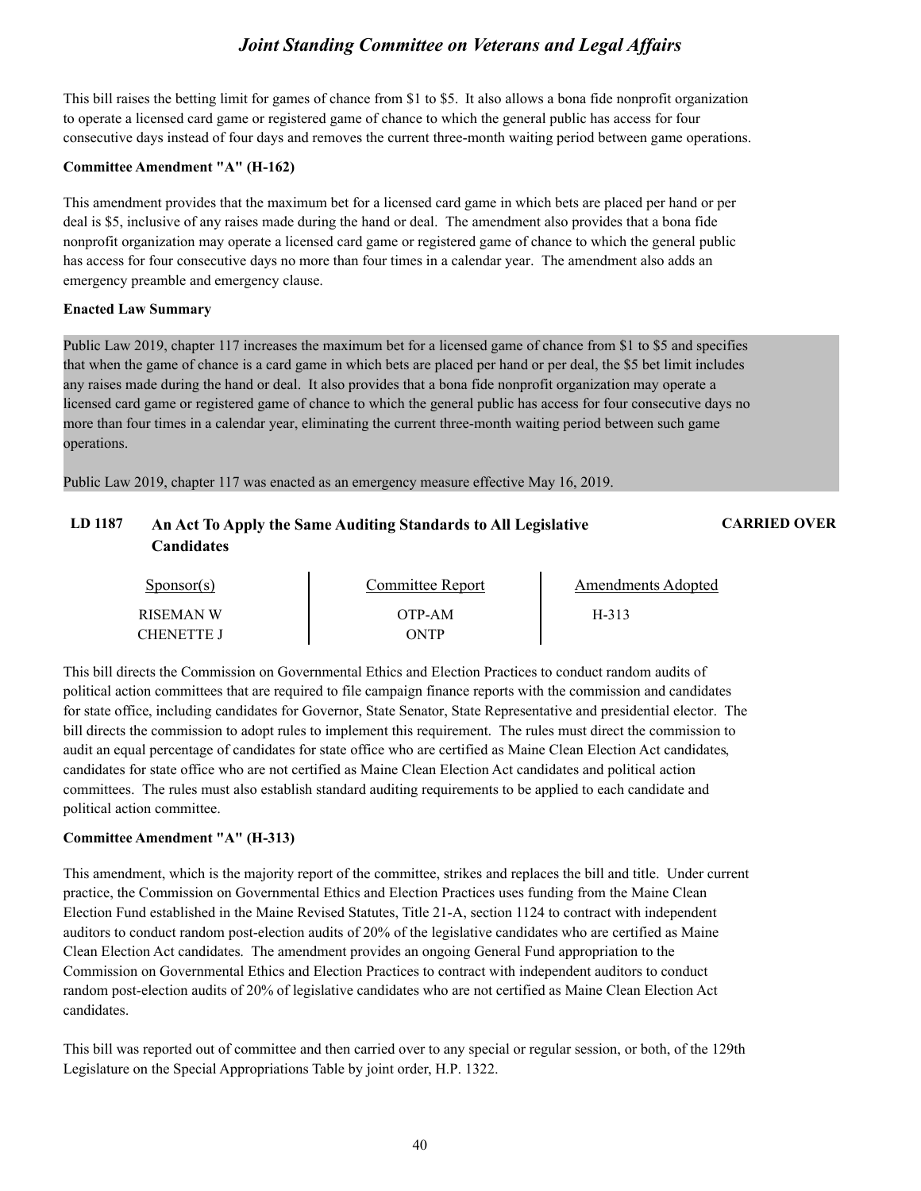This bill raises the betting limit for games of chance from $1 to $5. It also allows a bona fide nonprofit organization to operate a licensed card game or registered game of chance to which the general public has access for four consecutive days instead of four days and removes the current three-month waiting period between game operations.

**Committee Amendment "A" (H-162)**

This amendment provides that the maximum bet for a licensed card game in which bets are placed per hand or per deal is $5, inclusive of any raises made during the hand or deal. The amendment also provides that a bona fide nonprofit organization may operate a licensed card game or registered game of chance to which the general public has access for four consecutive days no more than four times in a calendar year. The amendment also adds an emergency preamble and emergency clause.

**Enacted Law Summary**

Public Law 2019, chapter 117 increases the maximum bet for a licensed game of chance from $1 to $5 and specifies that when the game of chance is a card game in which bets are placed per hand or per deal, the $5 bet limit includes any raises made during the hand or deal. It also provides that a bona fide nonprofit organization may operate a licensed card game or registered game of chance to which the general public has access for four consecutive days no more than four times in a calendar year, eliminating the current three-month waiting period between such game operations.

Public Law 2019, chapter 117 was enacted as an emergency measure effective May 16, 2019.

### LD 1187 An Act To Apply the Same Auditing Standards to All Legislative Candidates — CARRIED OVER

| Sponsor(s) | Committee Report | Amendments Adopted |
|---|---|---|
| RISEMAN W | OTP-AM | H-313 |
| CHENETTE J | ONTP | |

This bill directs the Commission on Governmental Ethics and Election Practices to conduct random audits of political action committees that are required to file campaign finance reports with the commission and candidates for state office, including candidates for Governor, State Senator, State Representative and presidential elector. The bill directs the commission to adopt rules to implement this requirement. The rules must direct the commission to audit an equal percentage of candidates for state office who are certified as Maine Clean Election Act candidates, candidates for state office who are not certified as Maine Clean Election Act candidates and political action committees. The rules must also establish standard auditing requirements to be applied to each candidate and political action committee.

**Committee Amendment "A" (H-313)**

This amendment, which is the majority report of the committee, strikes and replaces the bill and title. Under current practice, the Commission on Governmental Ethics and Election Practices uses funding from the Maine Clean Election Fund established in the Maine Revised Statutes, Title 21-A, section 1124 to contract with independent auditors to conduct random post-election audits of 20% of the legislative candidates who are certified as Maine Clean Election Act candidates. The amendment provides an ongoing General Fund appropriation to the Commission on Governmental Ethics and Election Practices to contract with independent auditors to conduct random post-election audits of 20% of legislative candidates who are not certified as Maine Clean Election Act candidates.

This bill was reported out of committee and then carried over to any special or regular session, or both, of the 129th Legislature on the Special Appropriations Table by joint order, H.P. 1322.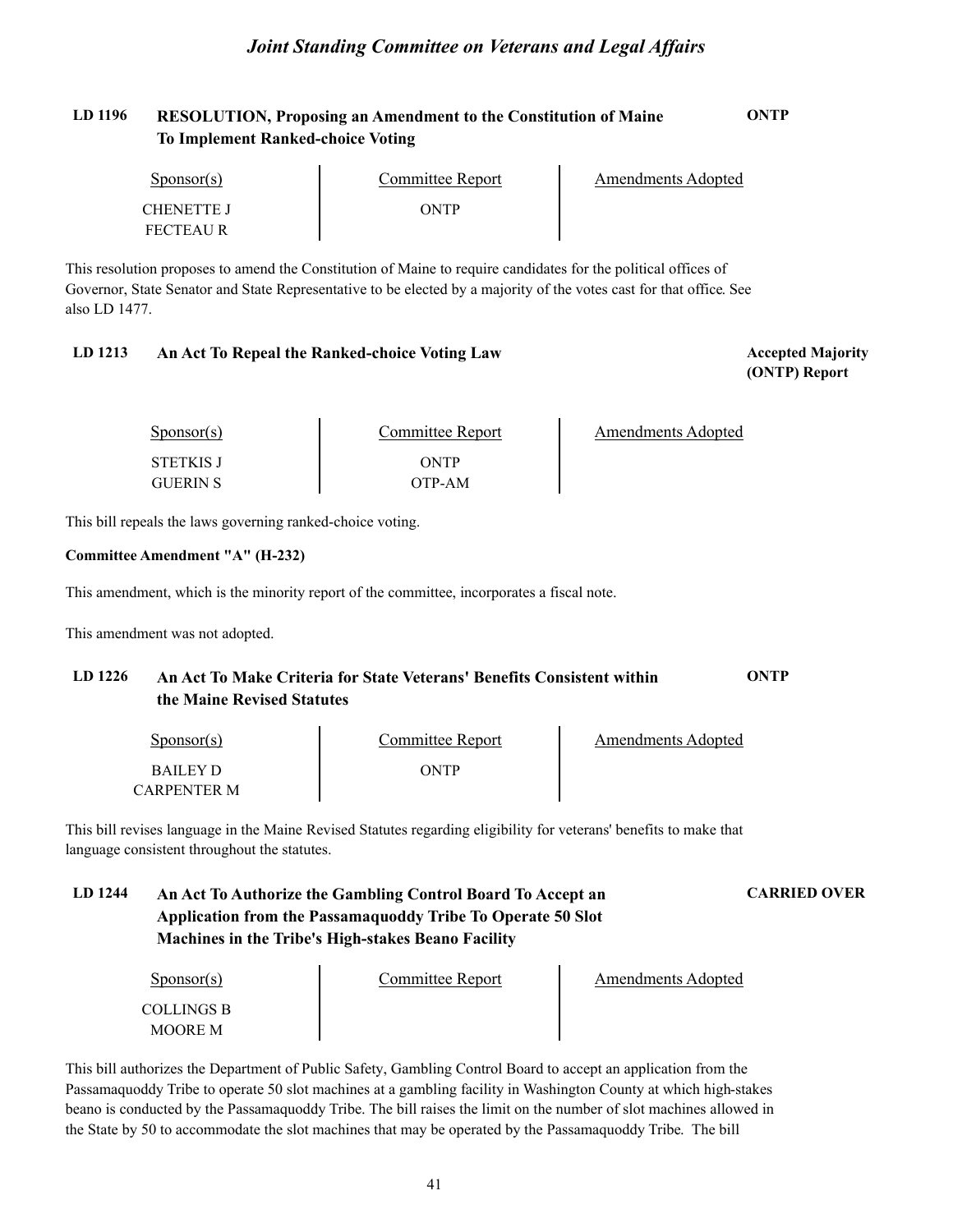**LD 1196 RESOLUTION, Proposing an Amendment to the Constitution of Maine To Implement Ranked-choice Voting** **ONTP**

| Sponsor(s) | Committee Report | Amendments Adopted |
|---|---|---|
| CHENETTE J | ONTP | |
| FECTEAU R | | |

This resolution proposes to amend the Constitution of Maine to require candidates for the political offices of Governor, State Senator and State Representative to be elected by a majority of the votes cast for that office. See also LD 1477.

**LD 1213 An Act To Repeal the Ranked-choice Voting Law** **Accepted Majority (ONTP) Report**

| Sponsor(s) | Committee Report | Amendments Adopted |
|---|---|---|
| STETKIS J | ONTP | |
| GUERIN S | OTP-AM | |

This bill repeals the laws governing ranked-choice voting.

**Committee Amendment "A" (H-232)**

This amendment, which is the minority report of the committee, incorporates a fiscal note.

This amendment was not adopted.

**LD 1226 An Act To Make Criteria for State Veterans' Benefits Consistent within the Maine Revised Statutes** **ONTP**

| Sponsor(s) | Committee Report | Amendments Adopted |
|---|---|---|
| BAILEY D | ONTP | |
| CARPENTER M | | |

This bill revises language in the Maine Revised Statutes regarding eligibility for veterans' benefits to make that language consistent throughout the statutes.

**LD 1244 An Act To Authorize the Gambling Control Board To Accept an Application from the Passamaquoddy Tribe To Operate 50 Slot Machines in the Tribe's High-stakes Beano Facility** **CARRIED OVER**

| Sponsor(s) | Committee Report | Amendments Adopted |
|---|---|---|
| COLLINGS B | | |
| MOORE M | | |

This bill authorizes the Department of Public Safety, Gambling Control Board to accept an application from the Passamaquoddy Tribe to operate 50 slot machines at a gambling facility in Washington County at which high-stakes beano is conducted by the Passamaquoddy Tribe. The bill raises the limit on the number of slot machines allowed in the State by 50 to accommodate the slot machines that may be operated by the Passamaquoddy Tribe. The bill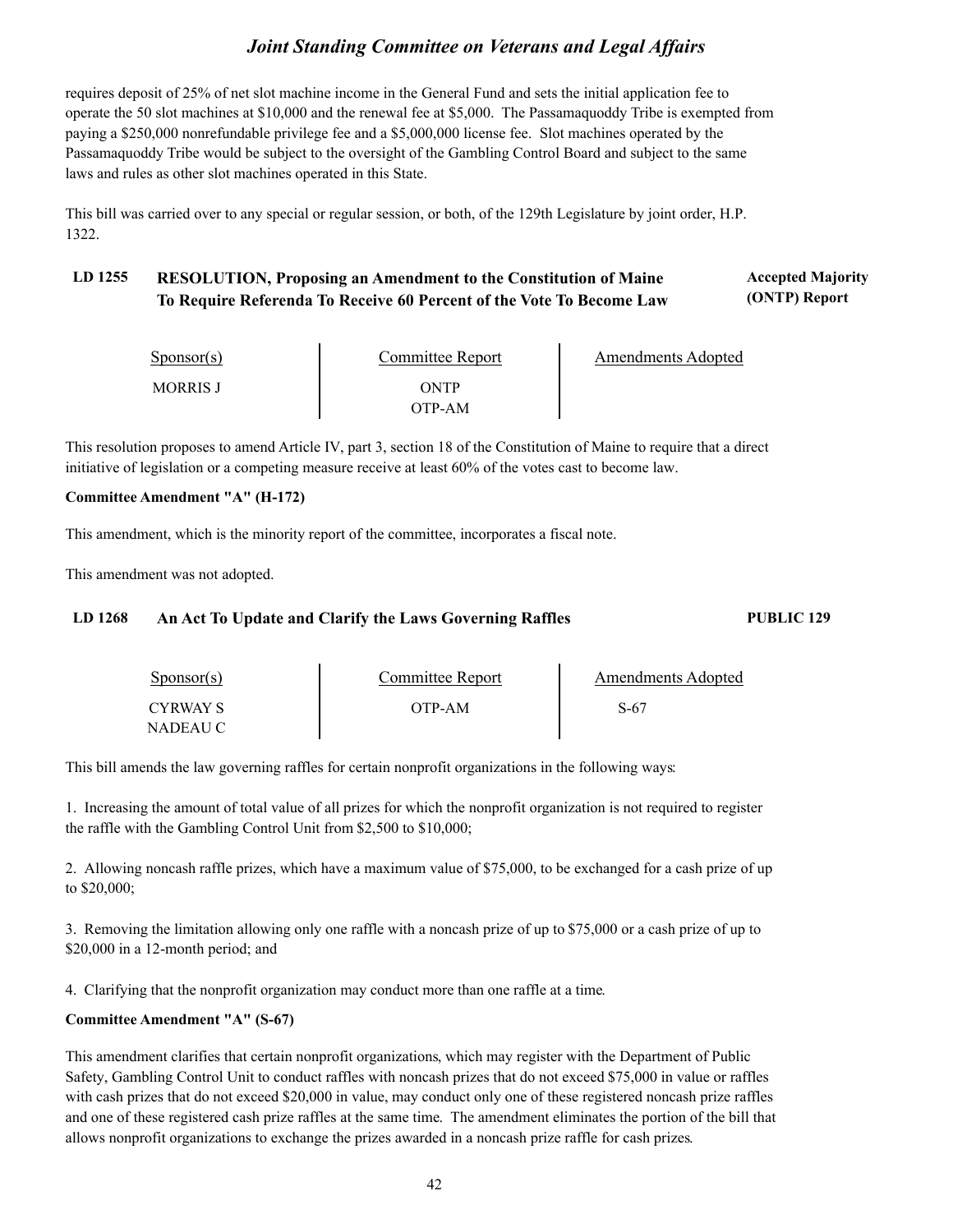requires deposit of 25% of net slot machine income in the General Fund and sets the initial application fee to operate the 50 slot machines at $10,000 and the renewal fee at $5,000. The Passamaquoddy Tribe is exempted from paying a $250,000 nonrefundable privilege fee and a $5,000,000 license fee. Slot machines operated by the Passamaquoddy Tribe would be subject to the oversight of the Gambling Control Board and subject to the same laws and rules as other slot machines operated in this State.

This bill was carried over to any special or regular session, or both, of the 129th Legislature by joint order, H.P. 1322.

### LD 1255 RESOLUTION, Proposing an Amendment to the Constitution of Maine To Require Referenda To Receive 60 Percent of the Vote To Become Law — Accepted Majority (ONTP) Report

| Sponsor(s) | Committee Report | Amendments Adopted |
|---|---|---|
| MORRIS J | ONTP<br>OTP-AM | |

This resolution proposes to amend Article IV, part 3, section 18 of the Constitution of Maine to require that a direct initiative of legislation or a competing measure receive at least 60% of the votes cast to become law.

**Committee Amendment "A" (H-172)**

This amendment, which is the minority report of the committee, incorporates a fiscal note.

This amendment was not adopted.

### LD 1268 An Act To Update and Clarify the Laws Governing Raffles — PUBLIC 129

| Sponsor(s) | Committee Report | Amendments Adopted |
|---|---|---|
| CYRWAY S<br>NADEAU C | OTP-AM | S-67 |

This bill amends the law governing raffles for certain nonprofit organizations in the following ways:

1. Increasing the amount of total value of all prizes for which the nonprofit organization is not required to register the raffle with the Gambling Control Unit from $2,500 to $10,000;

2. Allowing noncash raffle prizes, which have a maximum value of $75,000, to be exchanged for a cash prize of up to $20,000;

3. Removing the limitation allowing only one raffle with a noncash prize of up to $75,000 or a cash prize of up to $20,000 in a 12-month period; and

4. Clarifying that the nonprofit organization may conduct more than one raffle at a time.

**Committee Amendment "A" (S-67)**

This amendment clarifies that certain nonprofit organizations, which may register with the Department of Public Safety, Gambling Control Unit to conduct raffles with noncash prizes that do not exceed $75,000 in value or raffles with cash prizes that do not exceed $20,000 in value, may conduct only one of these registered noncash prize raffles and one of these registered cash prize raffles at the same time. The amendment eliminates the portion of the bill that allows nonprofit organizations to exchange the prizes awarded in a noncash prize raffle for cash prizes.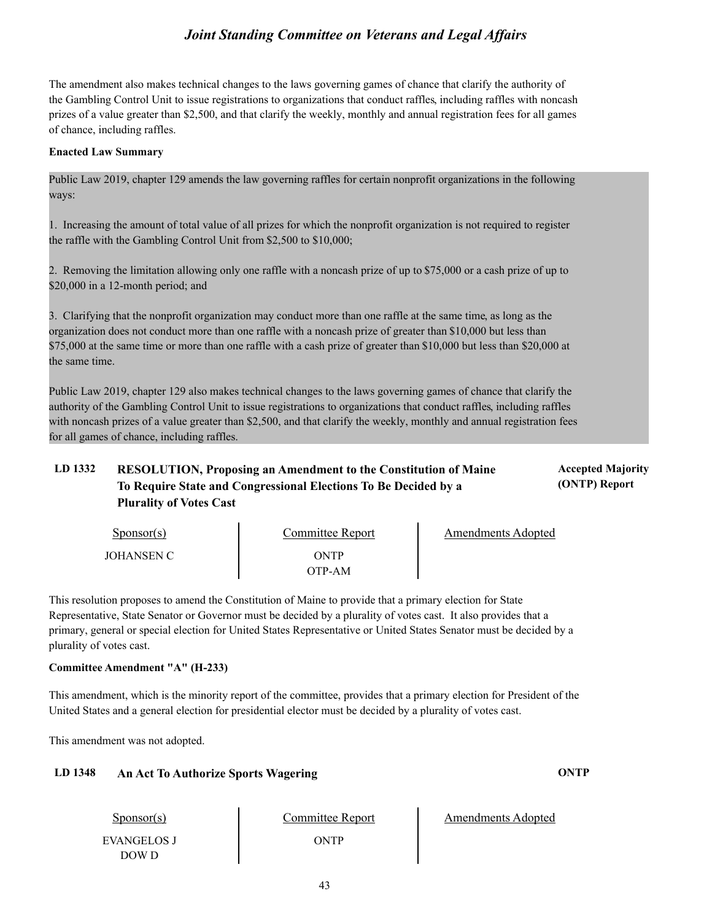The amendment also makes technical changes to the laws governing games of chance that clarify the authority of the Gambling Control Unit to issue registrations to organizations that conduct raffles, including raffles with noncash prizes of a value greater than $2,500, and that clarify the weekly, monthly and annual registration fees for all games of chance, including raffles.

**Enacted Law Summary**

Public Law 2019, chapter 129 amends the law governing raffles for certain nonprofit organizations in the following ways:

1. Increasing the amount of total value of all prizes for which the nonprofit organization is not required to register the raffle with the Gambling Control Unit from $2,500 to $10,000;

2. Removing the limitation allowing only one raffle with a noncash prize of up to $75,000 or a cash prize of up to $20,000 in a 12-month period; and

3. Clarifying that the nonprofit organization may conduct more than one raffle at the same time, as long as the organization does not conduct more than one raffle with a noncash prize of greater than $10,000 but less than $75,000 at the same time or more than one raffle with a cash prize of greater than $10,000 but less than $20,000 at the same time.

Public Law 2019, chapter 129 also makes technical changes to the laws governing games of chance that clarify the authority of the Gambling Control Unit to issue registrations to organizations that conduct raffles, including raffles with noncash prizes of a value greater than $2,500, and that clarify the weekly, monthly and annual registration fees for all games of chance, including raffles.

### LD 1332 RESOLUTION, Proposing an Amendment to the Constitution of Maine To Require State and Congressional Elections To Be Decided by a Plurality of Votes Cast

**Accepted Majority (ONTP) Report**

| Sponsor(s) | Committee Report | Amendments Adopted |
|---|---|---|
| JOHANSEN C | ONTP<br>OTP-AM | |

This resolution proposes to amend the Constitution of Maine to provide that a primary election for State Representative, State Senator or Governor must be decided by a plurality of votes cast. It also provides that a primary, general or special election for United States Representative or United States Senator must be decided by a plurality of votes cast.

**Committee Amendment "A" (H-233)**

This amendment, which is the minority report of the committee, provides that a primary election for President of the United States and a general election for presidential elector must be decided by a plurality of votes cast.

This amendment was not adopted.

### LD 1348 An Act To Authorize Sports Wagering

**ONTP**

| Sponsor(s) | Committee Report | Amendments Adopted |
|---|---|---|
| EVANGELOS J<br>DOW D | ONTP | |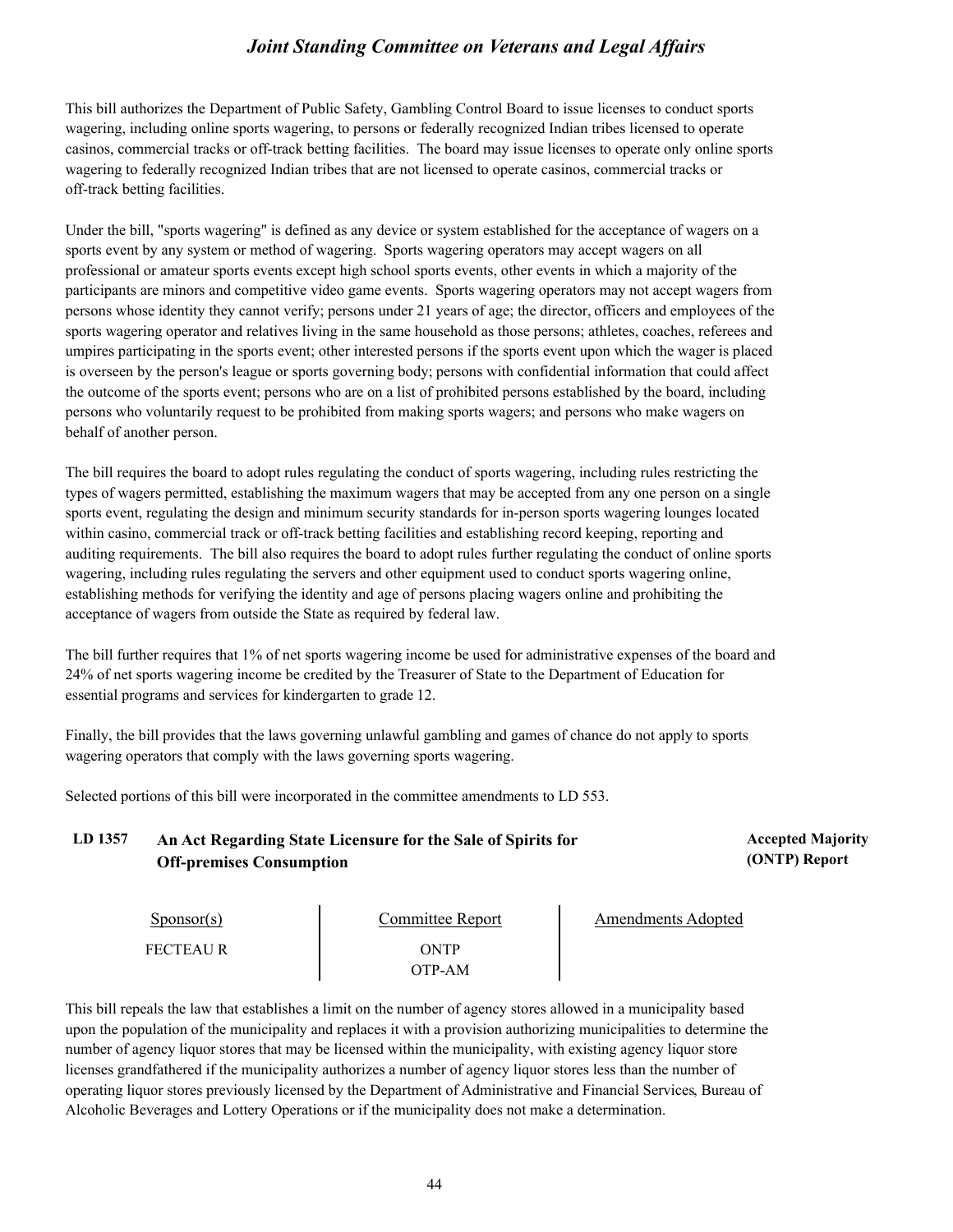This bill authorizes the Department of Public Safety, Gambling Control Board to issue licenses to conduct sports wagering, including online sports wagering, to persons or federally recognized Indian tribes licensed to operate casinos, commercial tracks or off-track betting facilities. The board may issue licenses to operate only online sports wagering to federally recognized Indian tribes that are not licensed to operate casinos, commercial tracks or off-track betting facilities.

Under the bill, "sports wagering" is defined as any device or system established for the acceptance of wagers on a sports event by any system or method of wagering. Sports wagering operators may accept wagers on all professional or amateur sports events except high school sports events, other events in which a majority of the participants are minors and competitive video game events. Sports wagering operators may not accept wagers from persons whose identity they cannot verify; persons under 21 years of age; the director, officers and employees of the sports wagering operator and relatives living in the same household as those persons; athletes, coaches, referees and umpires participating in the sports event; other interested persons if the sports event upon which the wager is placed is overseen by the person's league or sports governing body; persons with confidential information that could affect the outcome of the sports event; persons who are on a list of prohibited persons established by the board, including persons who voluntarily request to be prohibited from making sports wagers; and persons who make wagers on behalf of another person.

The bill requires the board to adopt rules regulating the conduct of sports wagering, including rules restricting the types of wagers permitted, establishing the maximum wagers that may be accepted from any one person on a single sports event, regulating the design and minimum security standards for in-person sports wagering lounges located within casino, commercial track or off-track betting facilities and establishing record keeping, reporting and auditing requirements. The bill also requires the board to adopt rules further regulating the conduct of online sports wagering, including rules regulating the servers and other equipment used to conduct sports wagering online, establishing methods for verifying the identity and age of persons placing wagers online and prohibiting the acceptance of wagers from outside the State as required by federal law.

The bill further requires that 1% of net sports wagering income be used for administrative expenses of the board and 24% of net sports wagering income be credited by the Treasurer of State to the Department of Education for essential programs and services for kindergarten to grade 12.

Finally, the bill provides that the laws governing unlawful gambling and games of chance do not apply to sports wagering operators that comply with the laws governing sports wagering.

Selected portions of this bill were incorporated in the committee amendments to LD 553.

## LD 1357 An Act Regarding State Licensure for the Sale of Spirits for Off-premises Consumption

**Accepted Majority (ONTP) Report**

| Sponsor(s) | Committee Report | Amendments Adopted |
|---|---|---|
| FECTEAU R | ONTP<br>OTP-AM | |

This bill repeals the law that establishes a limit on the number of agency stores allowed in a municipality based upon the population of the municipality and replaces it with a provision authorizing municipalities to determine the number of agency liquor stores that may be licensed within the municipality, with existing agency liquor store licenses grandfathered if the municipality authorizes a number of agency liquor stores less than the number of operating liquor stores previously licensed by the Department of Administrative and Financial Services, Bureau of Alcoholic Beverages and Lottery Operations or if the municipality does not make a determination.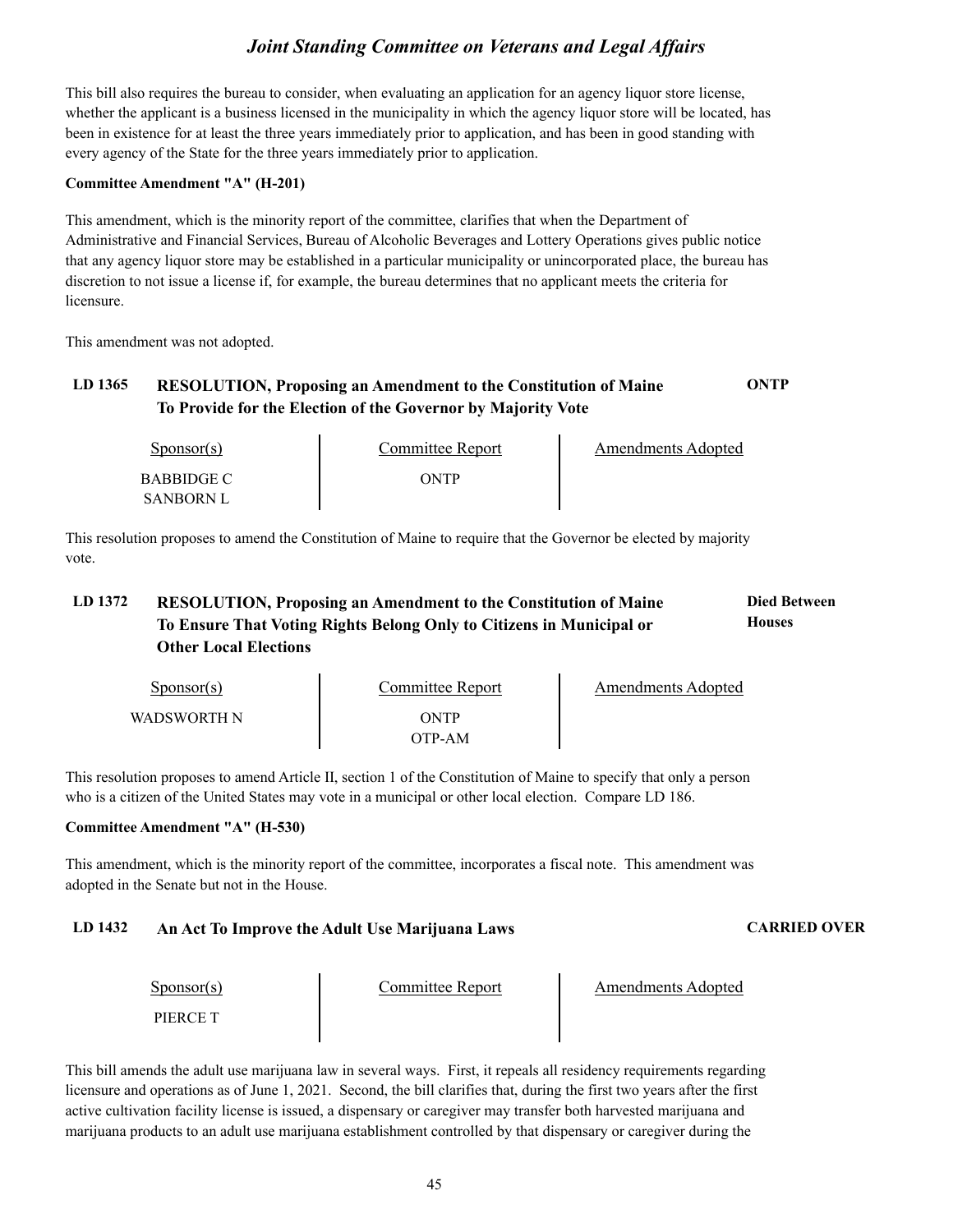This bill also requires the bureau to consider, when evaluating an application for an agency liquor store license, whether the applicant is a business licensed in the municipality in which the agency liquor store will be located, has been in existence for at least the three years immediately prior to application, and has been in good standing with every agency of the State for the three years immediately prior to application.

**Committee Amendment "A" (H-201)**

This amendment, which is the minority report of the committee, clarifies that when the Department of Administrative and Financial Services, Bureau of Alcoholic Beverages and Lottery Operations gives public notice that any agency liquor store may be established in a particular municipality or unincorporated place, the bureau has discretion to not issue a license if, for example, the bureau determines that no applicant meets the criteria for licensure.

This amendment was not adopted.

## LD 1365 RESOLUTION, Proposing an Amendment to the Constitution of Maine To Provide for the Election of the Governor by Majority Vote — ONTP

| Sponsor(s) | Committee Report | Amendments Adopted |
|---|---|---|
| BABBIDGE C<br>SANBORN L | ONTP | |

This resolution proposes to amend the Constitution of Maine to require that the Governor be elected by majority vote.

## LD 1372 RESOLUTION, Proposing an Amendment to the Constitution of Maine To Ensure That Voting Rights Belong Only to Citizens in Municipal or Other Local Elections — Died Between Houses

| Sponsor(s) | Committee Report | Amendments Adopted |
|---|---|---|
| WADSWORTH N | ONTP<br>OTP-AM | |

This resolution proposes to amend Article II, section 1 of the Constitution of Maine to specify that only a person who is a citizen of the United States may vote in a municipal or other local election. Compare LD 186.

**Committee Amendment "A" (H-530)**

This amendment, which is the minority report of the committee, incorporates a fiscal note. This amendment was adopted in the Senate but not in the House.

## LD 1432 An Act To Improve the Adult Use Marijuana Laws — CARRIED OVER

| Sponsor(s) | Committee Report | Amendments Adopted |
|---|---|---|
| PIERCE T | | |

This bill amends the adult use marijuana law in several ways. First, it repeals all residency requirements regarding licensure and operations as of June 1, 2021. Second, the bill clarifies that, during the first two years after the first active cultivation facility license is issued, a dispensary or caregiver may transfer both harvested marijuana and marijuana products to an adult use marijuana establishment controlled by that dispensary or caregiver during the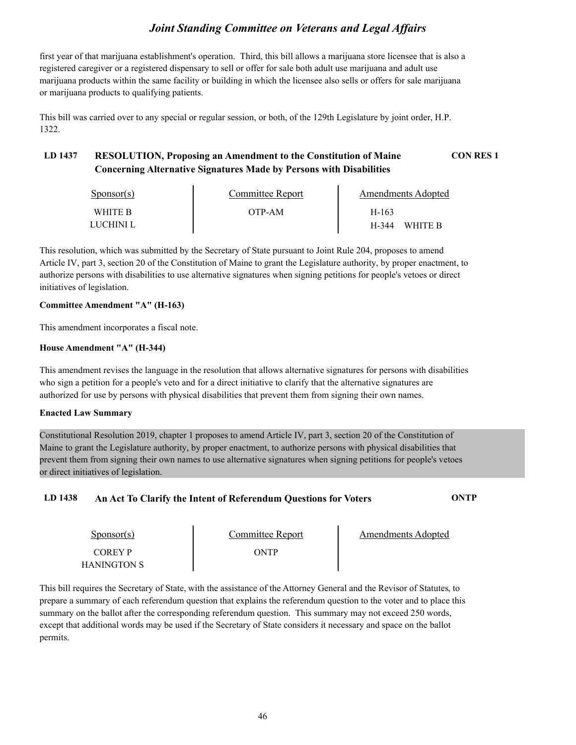first year of that marijuana establishment's operation. Third, this bill allows a marijuana store licensee that is also a registered caregiver or a registered dispensary to sell or offer for sale both adult use marijuana and adult use marijuana products within the same facility or building in which the licensee also sells or offers for sale marijuana or marijuana products to qualifying patients.

This bill was carried over to any special or regular session, or both, of the 129th Legislature by joint order, H.P. 1322.

## LD 1437 RESOLUTION, Proposing an Amendment to the Constitution of Maine Concerning Alternative Signatures Made by Persons with Disabilities — CON RES 1

| Sponsor(s) | Committee Report | Amendments Adopted |
|---|---|---|
| WHITE B | OTP-AM | H-163 |
| LUCHINI L | | H-344 WHITE B |

This resolution, which was submitted by the Secretary of State pursuant to Joint Rule 204, proposes to amend Article IV, part 3, section 20 of the Constitution of Maine to grant the Legislature authority, by proper enactment, to authorize persons with disabilities to use alternative signatures when signing petitions for people's vetoes or direct initiatives of legislation.

**Committee Amendment "A" (H-163)**

This amendment incorporates a fiscal note.

**House Amendment "A" (H-344)**

This amendment revises the language in the resolution that allows alternative signatures for persons with disabilities who sign a petition for a people's veto and for a direct initiative to clarify that the alternative signatures are authorized for use by persons with physical disabilities that prevent them from signing their own names.

**Enacted Law Summary**

Constitutional Resolution 2019, chapter 1 proposes to amend Article IV, part 3, section 20 of the Constitution of Maine to grant the Legislature authority, by proper enactment, to authorize persons with physical disabilities that prevent them from signing their own names to use alternative signatures when signing petitions for people's vetoes or direct initiatives of legislation.

## LD 1438 An Act To Clarify the Intent of Referendum Questions for Voters — ONTP

| Sponsor(s) | Committee Report | Amendments Adopted |
|---|---|---|
| COREY P | ONTP | |
| HANINGTON S | | |

This bill requires the Secretary of State, with the assistance of the Attorney General and the Revisor of Statutes, to prepare a summary of each referendum question that explains the referendum question to the voter and to place this summary on the ballot after the corresponding referendum question. This summary may not exceed 250 words, except that additional words may be used if the Secretary of State considers it necessary and space on the ballot permits.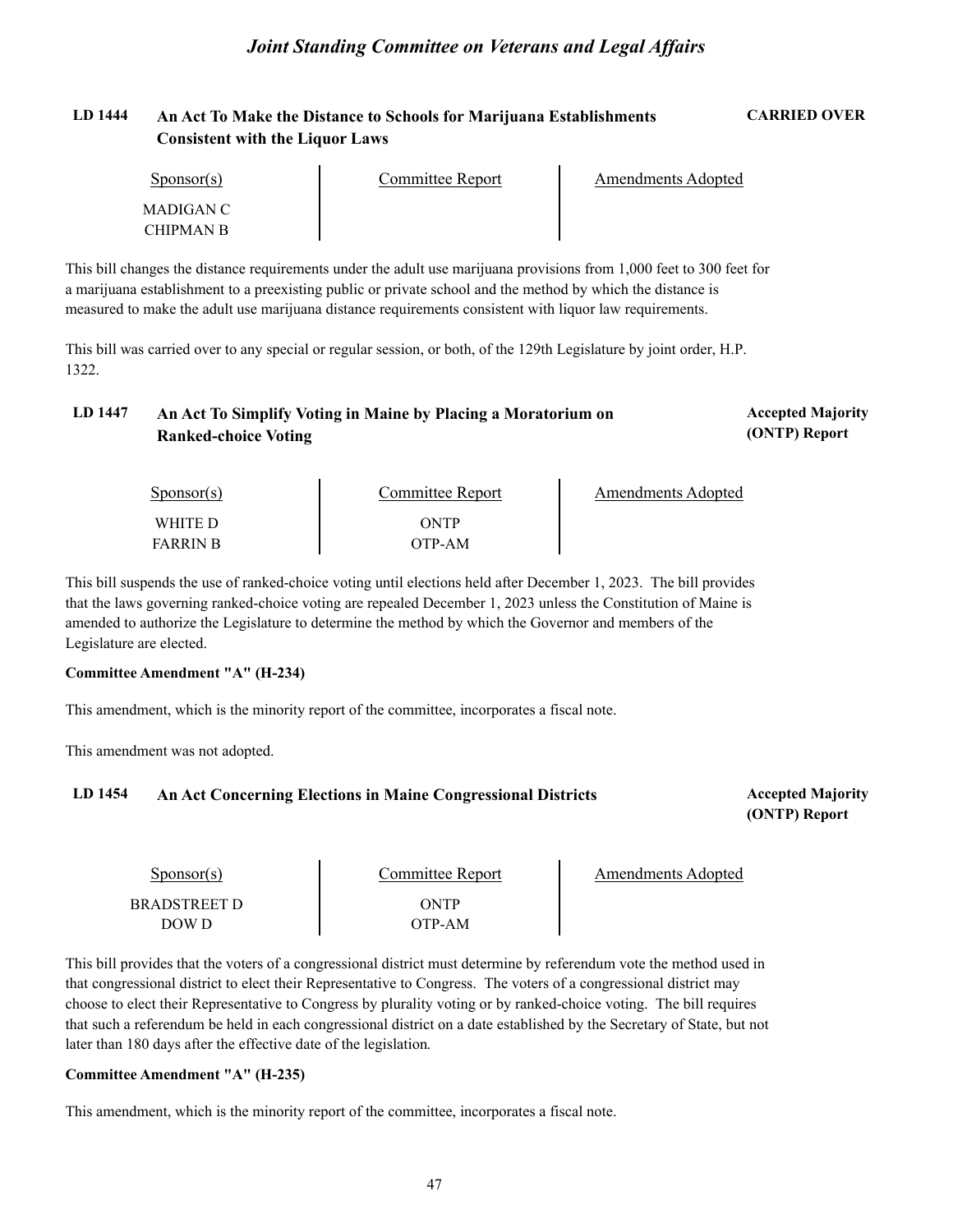**LD 1444 An Act To Make the Distance to Schools for Marijuana Establishments Consistent with the Liquor Laws** — **CARRIED OVER**

| Sponsor(s) | Committee Report | Amendments Adopted |
|---|---|---|
| MADIGAN C | | |
| CHIPMAN B | | |

This bill changes the distance requirements under the adult use marijuana provisions from 1,000 feet to 300 feet for a marijuana establishment to a preexisting public or private school and the method by which the distance is measured to make the adult use marijuana distance requirements consistent with liquor law requirements.

This bill was carried over to any special or regular session, or both, of the 129th Legislature by joint order, H.P. 1322.

**LD 1447 An Act To Simplify Voting in Maine by Placing a Moratorium on Ranked-choice Voting** — **Accepted Majority (ONTP) Report**

| Sponsor(s) | Committee Report | Amendments Adopted |
|---|---|---|
| WHITE D | ONTP | |
| FARRIN B | OTP-AM | |

This bill suspends the use of ranked-choice voting until elections held after December 1, 2023. The bill provides that the laws governing ranked-choice voting are repealed December 1, 2023 unless the Constitution of Maine is amended to authorize the Legislature to determine the method by which the Governor and members of the Legislature are elected.

**Committee Amendment "A" (H-234)**

This amendment, which is the minority report of the committee, incorporates a fiscal note.

This amendment was not adopted.

**LD 1454 An Act Concerning Elections in Maine Congressional Districts** — **Accepted Majority (ONTP) Report**

| Sponsor(s) | Committee Report | Amendments Adopted |
|---|---|---|
| BRADSTREET D | ONTP | |
| DOW D | OTP-AM | |

This bill provides that the voters of a congressional district must determine by referendum vote the method used in that congressional district to elect their Representative to Congress. The voters of a congressional district may choose to elect their Representative to Congress by plurality voting or by ranked-choice voting. The bill requires that such a referendum be held in each congressional district on a date established by the Secretary of State, but not later than 180 days after the effective date of the legislation.

**Committee Amendment "A" (H-235)**

This amendment, which is the minority report of the committee, incorporates a fiscal note.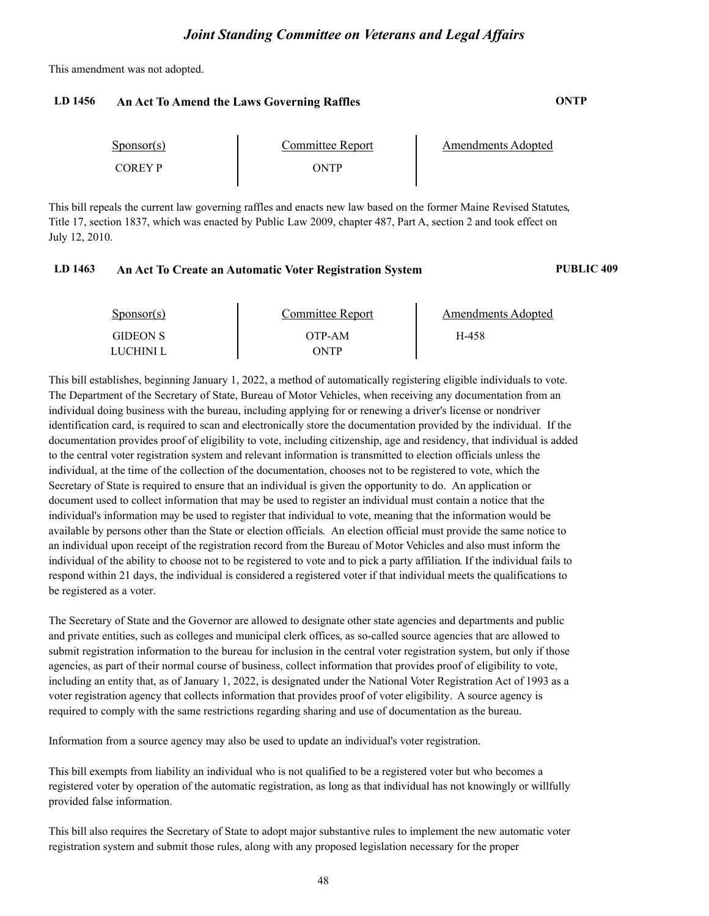This amendment was not adopted.

### LD 1456 An Act To Amend the Laws Governing Raffles — ONTP

| Sponsor(s) | Committee Report | Amendments Adopted |
| --- | --- | --- |
| COREY P | ONTP | |

This bill repeals the current law governing raffles and enacts new law based on the former Maine Revised Statutes, Title 17, section 1837, which was enacted by Public Law 2009, chapter 487, Part A, section 2 and took effect on July 12, 2010.

### LD 1463 An Act To Create an Automatic Voter Registration System — PUBLIC 409

| Sponsor(s) | Committee Report | Amendments Adopted |
| --- | --- | --- |
| GIDEON S | OTP-AM | H-458 |
| LUCHINI L | ONTP | |

This bill establishes, beginning January 1, 2022, a method of automatically registering eligible individuals to vote. The Department of the Secretary of State, Bureau of Motor Vehicles, when receiving any documentation from an individual doing business with the bureau, including applying for or renewing a driver's license or nondriver identification card, is required to scan and electronically store the documentation provided by the individual. If the documentation provides proof of eligibility to vote, including citizenship, age and residency, that individual is added to the central voter registration system and relevant information is transmitted to election officials unless the individual, at the time of the collection of the documentation, chooses not to be registered to vote, which the Secretary of State is required to ensure that an individual is given the opportunity to do. An application or document used to collect information that may be used to register an individual must contain a notice that the individual's information may be used to register that individual to vote, meaning that the information would be available by persons other than the State or election officials. An election official must provide the same notice to an individual upon receipt of the registration record from the Bureau of Motor Vehicles and also must inform the individual of the ability to choose not to be registered to vote and to pick a party affiliation. If the individual fails to respond within 21 days, the individual is considered a registered voter if that individual meets the qualifications to be registered as a voter.

The Secretary of State and the Governor are allowed to designate other state agencies and departments and public and private entities, such as colleges and municipal clerk offices, as so-called source agencies that are allowed to submit registration information to the bureau for inclusion in the central voter registration system, but only if those agencies, as part of their normal course of business, collect information that provides proof of eligibility to vote, including an entity that, as of January 1, 2022, is designated under the National Voter Registration Act of 1993 as a voter registration agency that collects information that provides proof of voter eligibility. A source agency is required to comply with the same restrictions regarding sharing and use of documentation as the bureau.

Information from a source agency may also be used to update an individual's voter registration.

This bill exempts from liability an individual who is not qualified to be a registered voter but who becomes a registered voter by operation of the automatic registration, as long as that individual has not knowingly or willfully provided false information.

This bill also requires the Secretary of State to adopt major substantive rules to implement the new automatic voter registration system and submit those rules, along with any proposed legislation necessary for the proper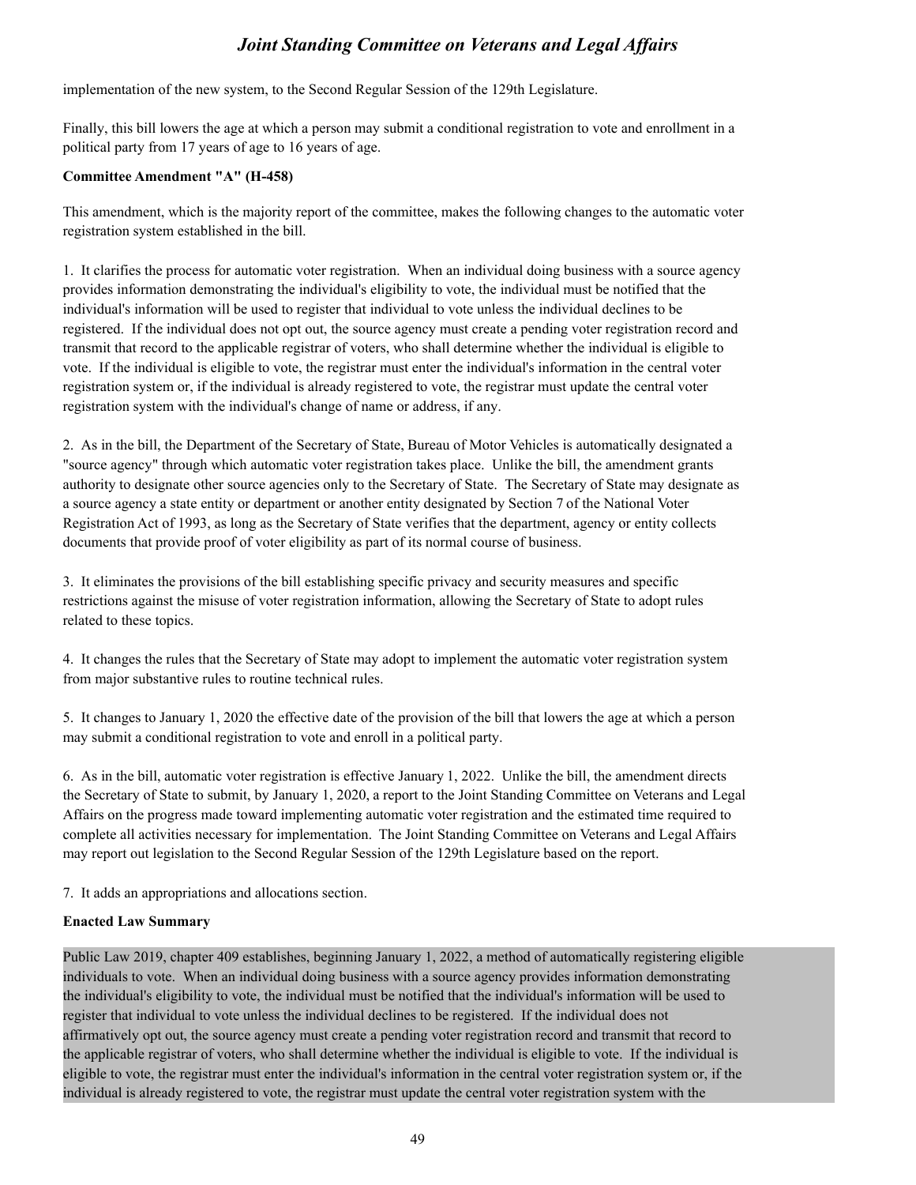implementation of the new system, to the Second Regular Session of the 129th Legislature.

Finally, this bill lowers the age at which a person may submit a conditional registration to vote and enrollment in a political party from 17 years of age to 16 years of age.

**Committee Amendment "A" (H-458)**

This amendment, which is the majority report of the committee, makes the following changes to the automatic voter registration system established in the bill.

1. It clarifies the process for automatic voter registration. When an individual doing business with a source agency provides information demonstrating the individual's eligibility to vote, the individual must be notified that the individual's information will be used to register that individual to vote unless the individual declines to be registered. If the individual does not opt out, the source agency must create a pending voter registration record and transmit that record to the applicable registrar of voters, who shall determine whether the individual is eligible to vote. If the individual is eligible to vote, the registrar must enter the individual's information in the central voter registration system or, if the individual is already registered to vote, the registrar must update the central voter registration system with the individual's change of name or address, if any.

2. As in the bill, the Department of the Secretary of State, Bureau of Motor Vehicles is automatically designated a "source agency" through which automatic voter registration takes place. Unlike the bill, the amendment grants authority to designate other source agencies only to the Secretary of State. The Secretary of State may designate as a source agency a state entity or department or another entity designated by Section 7 of the National Voter Registration Act of 1993, as long as the Secretary of State verifies that the department, agency or entity collects documents that provide proof of voter eligibility as part of its normal course of business.

3. It eliminates the provisions of the bill establishing specific privacy and security measures and specific restrictions against the misuse of voter registration information, allowing the Secretary of State to adopt rules related to these topics.

4. It changes the rules that the Secretary of State may adopt to implement the automatic voter registration system from major substantive rules to routine technical rules.

5. It changes to January 1, 2020 the effective date of the provision of the bill that lowers the age at which a person may submit a conditional registration to vote and enroll in a political party.

6. As in the bill, automatic voter registration is effective January 1, 2022. Unlike the bill, the amendment directs the Secretary of State to submit, by January 1, 2020, a report to the Joint Standing Committee on Veterans and Legal Affairs on the progress made toward implementing automatic voter registration and the estimated time required to complete all activities necessary for implementation. The Joint Standing Committee on Veterans and Legal Affairs may report out legislation to the Second Regular Session of the 129th Legislature based on the report.

7. It adds an appropriations and allocations section.

**Enacted Law Summary**

Public Law 2019, chapter 409 establishes, beginning January 1, 2022, a method of automatically registering eligible individuals to vote. When an individual doing business with a source agency provides information demonstrating the individual's eligibility to vote, the individual must be notified that the individual's information will be used to register that individual to vote unless the individual declines to be registered. If the individual does not affirmatively opt out, the source agency must create a pending voter registration record and transmit that record to the applicable registrar of voters, who shall determine whether the individual is eligible to vote. If the individual is eligible to vote, the registrar must enter the individual's information in the central voter registration system or, if the individual is already registered to vote, the registrar must update the central voter registration system with the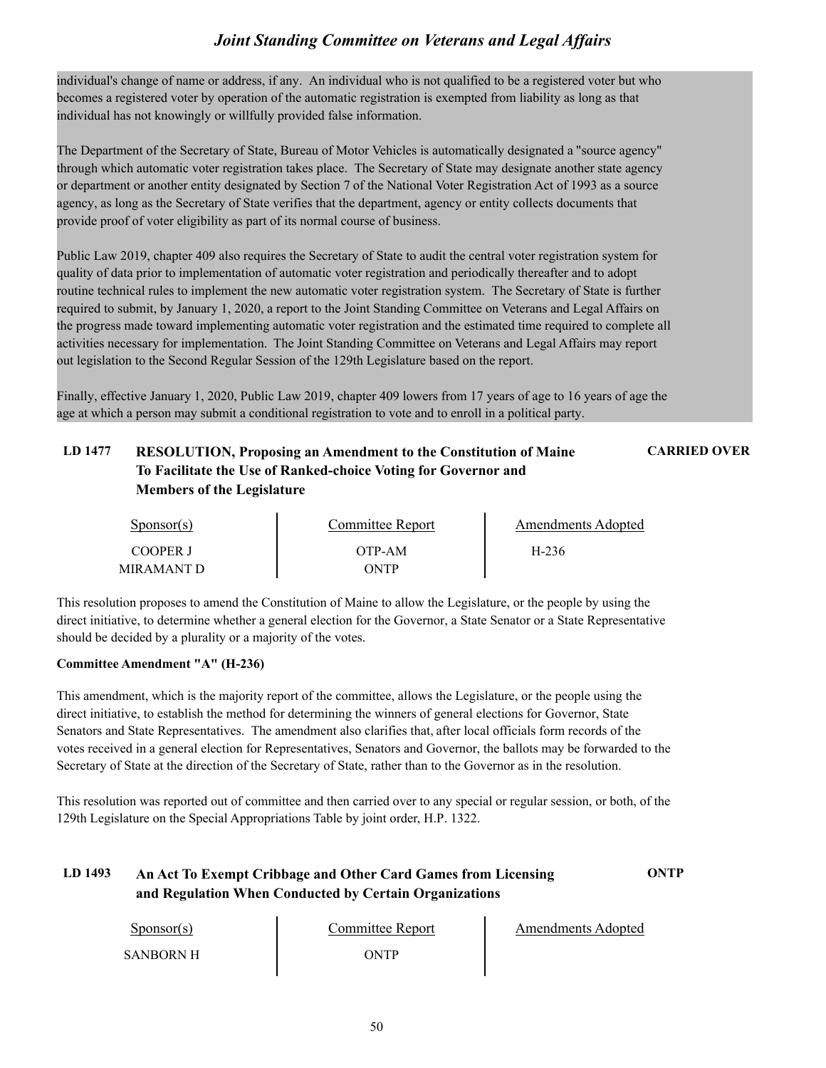individual's change of name or address, if any. An individual who is not qualified to be a registered voter but who becomes a registered voter by operation of the automatic registration is exempted from liability as long as that individual has not knowingly or willfully provided false information.

The Department of the Secretary of State, Bureau of Motor Vehicles is automatically designated a "source agency" through which automatic voter registration takes place. The Secretary of State may designate another state agency or department or another entity designated by Section 7 of the National Voter Registration Act of 1993 as a source agency, as long as the Secretary of State verifies that the department, agency or entity collects documents that provide proof of voter eligibility as part of its normal course of business.

Public Law 2019, chapter 409 also requires the Secretary of State to audit the central voter registration system for quality of data prior to implementation of automatic voter registration and periodically thereafter and to adopt routine technical rules to implement the new automatic voter registration system. The Secretary of State is further required to submit, by January 1, 2020, a report to the Joint Standing Committee on Veterans and Legal Affairs on the progress made toward implementing automatic voter registration and the estimated time required to complete all activities necessary for implementation. The Joint Standing Committee on Veterans and Legal Affairs may report out legislation to the Second Regular Session of the 129th Legislature based on the report.

Finally, effective January 1, 2020, Public Law 2019, chapter 409 lowers from 17 years of age to 16 years of age the age at which a person may submit a conditional registration to vote and to enroll in a political party.

### LD 1477 RESOLUTION, Proposing an Amendment to the Constitution of Maine To Facilitate the Use of Ranked-choice Voting for Governor and Members of the Legislature — CARRIED OVER

| Sponsor(s) | Committee Report | Amendments Adopted |
|---|---|---|
| COOPER J | OTP-AM | H-236 |
| MIRAMANT D | ONTP | |

This resolution proposes to amend the Constitution of Maine to allow the Legislature, or the people by using the direct initiative, to determine whether a general election for the Governor, a State Senator or a State Representative should be decided by a plurality or a majority of the votes.

**Committee Amendment "A" (H-236)**

This amendment, which is the majority report of the committee, allows the Legislature, or the people using the direct initiative, to establish the method for determining the winners of general elections for Governor, State Senators and State Representatives. The amendment also clarifies that, after local officials form records of the votes received in a general election for Representatives, Senators and Governor, the ballots may be forwarded to the Secretary of State at the direction of the Secretary of State, rather than to the Governor as in the resolution.

This resolution was reported out of committee and then carried over to any special or regular session, or both, of the 129th Legislature on the Special Appropriations Table by joint order, H.P. 1322.

### LD 1493 An Act To Exempt Cribbage and Other Card Games from Licensing and Regulation When Conducted by Certain Organizations — ONTP

| Sponsor(s) | Committee Report | Amendments Adopted |
|---|---|---|
| SANBORN H | ONTP | |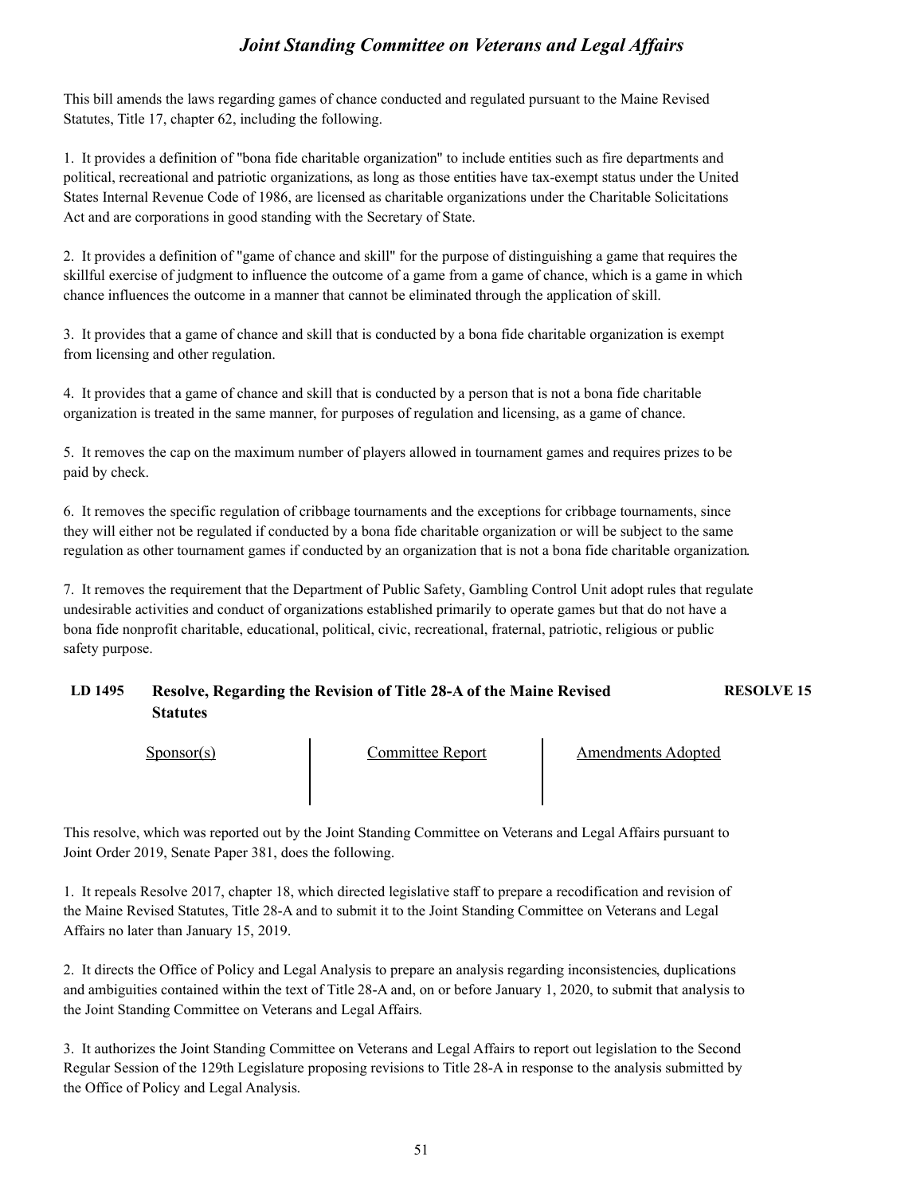This bill amends the laws regarding games of chance conducted and regulated pursuant to the Maine Revised Statutes, Title 17, chapter 62, including the following.

1. It provides a definition of "bona fide charitable organization" to include entities such as fire departments and political, recreational and patriotic organizations, as long as those entities have tax-exempt status under the United States Internal Revenue Code of 1986, are licensed as charitable organizations under the Charitable Solicitations Act and are corporations in good standing with the Secretary of State.

2. It provides a definition of "game of chance and skill" for the purpose of distinguishing a game that requires the skillful exercise of judgment to influence the outcome of a game from a game of chance, which is a game in which chance influences the outcome in a manner that cannot be eliminated through the application of skill.

3. It provides that a game of chance and skill that is conducted by a bona fide charitable organization is exempt from licensing and other regulation.

4. It provides that a game of chance and skill that is conducted by a person that is not a bona fide charitable organization is treated in the same manner, for purposes of regulation and licensing, as a game of chance.

5. It removes the cap on the maximum number of players allowed in tournament games and requires prizes to be paid by check.

6. It removes the specific regulation of cribbage tournaments and the exceptions for cribbage tournaments, since they will either not be regulated if conducted by a bona fide charitable organization or will be subject to the same regulation as other tournament games if conducted by an organization that is not a bona fide charitable organization.

7. It removes the requirement that the Department of Public Safety, Gambling Control Unit adopt rules that regulate undesirable activities and conduct of organizations established primarily to operate games but that do not have a bona fide nonprofit charitable, educational, political, civic, recreational, fraternal, patriotic, religious or public safety purpose.

### LD 1495 Resolve, Regarding the Revision of Title 28-A of the Maine Revised Statutes — RESOLVE 15

| Sponsor(s) | Committee Report | Amendments Adopted |
|---|---|---|
| | | |

This resolve, which was reported out by the Joint Standing Committee on Veterans and Legal Affairs pursuant to Joint Order 2019, Senate Paper 381, does the following.

1. It repeals Resolve 2017, chapter 18, which directed legislative staff to prepare a recodification and revision of the Maine Revised Statutes, Title 28-A and to submit it to the Joint Standing Committee on Veterans and Legal Affairs no later than January 15, 2019.

2. It directs the Office of Policy and Legal Analysis to prepare an analysis regarding inconsistencies, duplications and ambiguities contained within the text of Title 28-A and, on or before January 1, 2020, to submit that analysis to the Joint Standing Committee on Veterans and Legal Affairs.

3. It authorizes the Joint Standing Committee on Veterans and Legal Affairs to report out legislation to the Second Regular Session of the 129th Legislature proposing revisions to Title 28-A in response to the analysis submitted by the Office of Policy and Legal Analysis.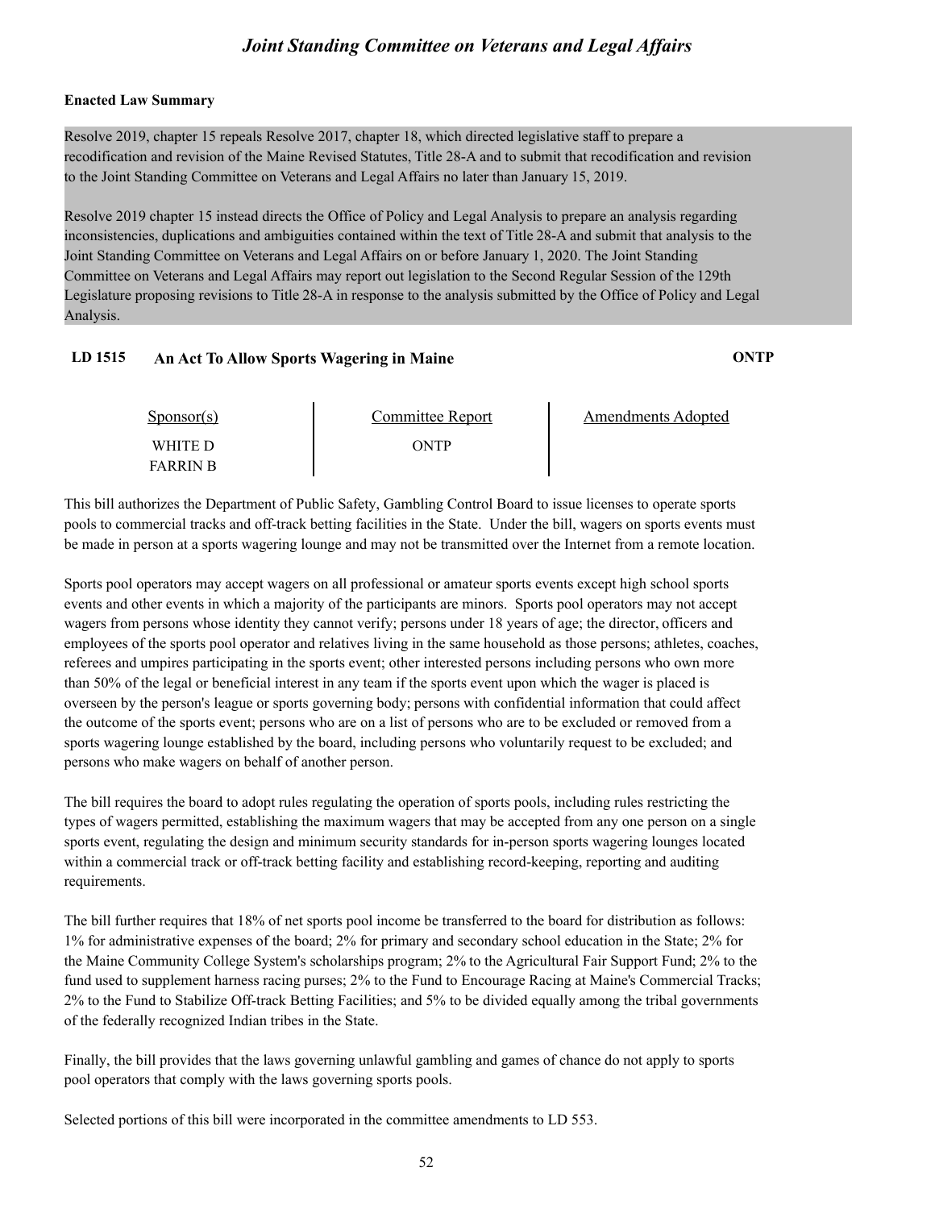**Enacted Law Summary**

Resolve 2019, chapter 15 repeals Resolve 2017, chapter 18, which directed legislative staff to prepare a recodification and revision of the Maine Revised Statutes, Title 28-A and to submit that recodification and revision to the Joint Standing Committee on Veterans and Legal Affairs no later than January 15, 2019.

Resolve 2019 chapter 15 instead directs the Office of Policy and Legal Analysis to prepare an analysis regarding inconsistencies, duplications and ambiguities contained within the text of Title 28-A and submit that analysis to the Joint Standing Committee on Veterans and Legal Affairs on or before January 1, 2020. The Joint Standing Committee on Veterans and Legal Affairs may report out legislation to the Second Regular Session of the 129th Legislature proposing revisions to Title 28-A in response to the analysis submitted by the Office of Policy and Legal Analysis.

### LD 1515 An Act To Allow Sports Wagering in Maine — ONTP

| Sponsor(s) | Committee Report | Amendments Adopted |
|---|---|---|
| WHITE D<br>FARRIN B | ONTP | |

This bill authorizes the Department of Public Safety, Gambling Control Board to issue licenses to operate sports pools to commercial tracks and off-track betting facilities in the State. Under the bill, wagers on sports events must be made in person at a sports wagering lounge and may not be transmitted over the Internet from a remote location.

Sports pool operators may accept wagers on all professional or amateur sports events except high school sports events and other events in which a majority of the participants are minors. Sports pool operators may not accept wagers from persons whose identity they cannot verify; persons under 18 years of age; the director, officers and employees of the sports pool operator and relatives living in the same household as those persons; athletes, coaches, referees and umpires participating in the sports event; other interested persons including persons who own more than 50% of the legal or beneficial interest in any team if the sports event upon which the wager is placed is overseen by the person's league or sports governing body; persons with confidential information that could affect the outcome of the sports event; persons who are on a list of persons who are to be excluded or removed from a sports wagering lounge established by the board, including persons who voluntarily request to be excluded; and persons who make wagers on behalf of another person.

The bill requires the board to adopt rules regulating the operation of sports pools, including rules restricting the types of wagers permitted, establishing the maximum wagers that may be accepted from any one person on a single sports event, regulating the design and minimum security standards for in-person sports wagering lounges located within a commercial track or off-track betting facility and establishing record-keeping, reporting and auditing requirements.

The bill further requires that 18% of net sports pool income be transferred to the board for distribution as follows: 1% for administrative expenses of the board; 2% for primary and secondary school education in the State; 2% for the Maine Community College System's scholarships program; 2% to the Agricultural Fair Support Fund; 2% to the fund used to supplement harness racing purses; 2% to the Fund to Encourage Racing at Maine's Commercial Tracks; 2% to the Fund to Stabilize Off-track Betting Facilities; and 5% to be divided equally among the tribal governments of the federally recognized Indian tribes in the State.

Finally, the bill provides that the laws governing unlawful gambling and games of chance do not apply to sports pool operators that comply with the laws governing sports pools.

Selected portions of this bill were incorporated in the committee amendments to LD 553.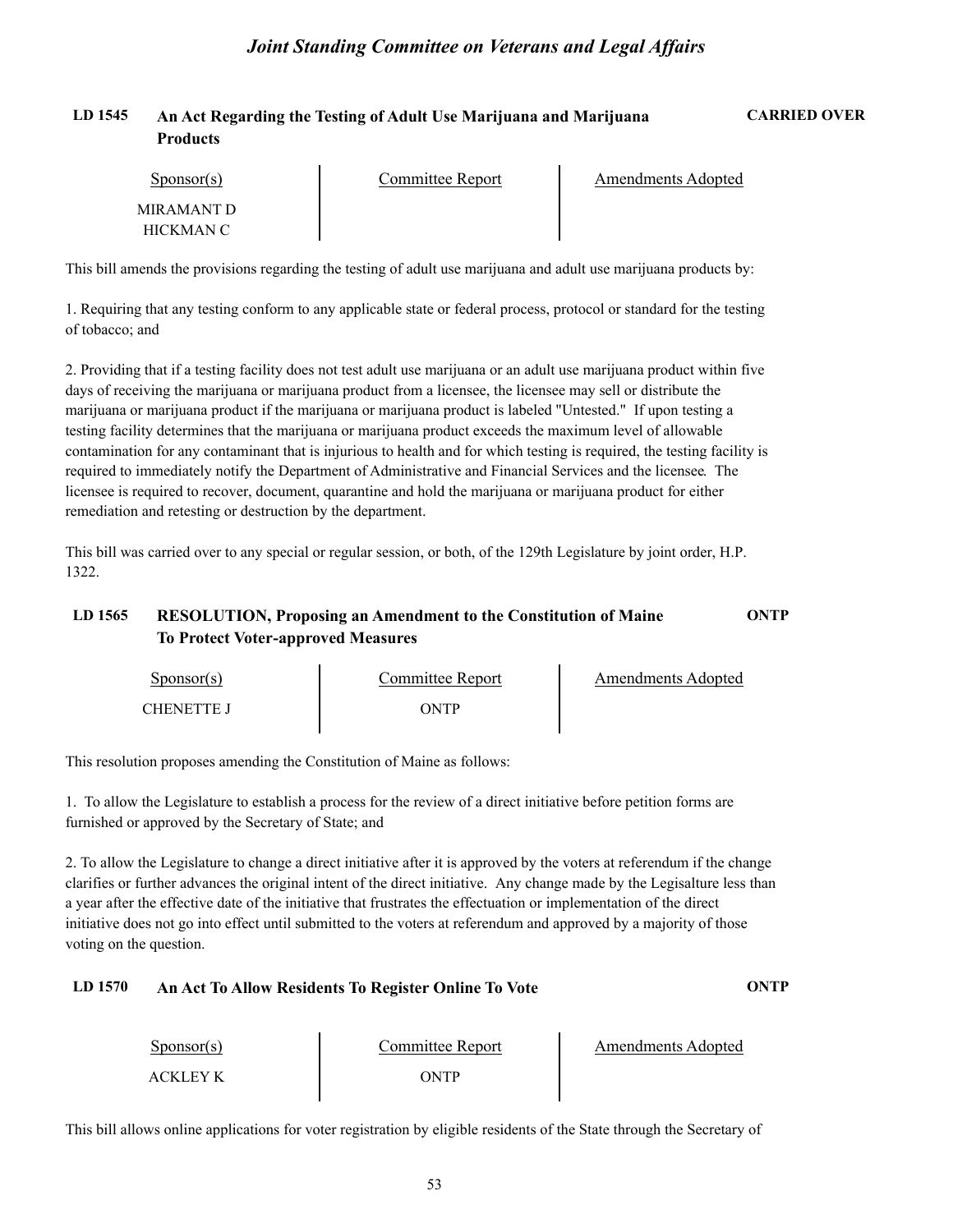**LD 1545 An Act Regarding the Testing of Adult Use Marijuana and Marijuana Products** **CARRIED OVER**

| Sponsor(s) | Committee Report | Amendments Adopted |
|---|---|---|
| MIRAMANT D<br>HICKMAN C | | |

This bill amends the provisions regarding the testing of adult use marijuana and adult use marijuana products by:

1. Requiring that any testing conform to any applicable state or federal process, protocol or standard for the testing of tobacco; and

2. Providing that if a testing facility does not test adult use marijuana or an adult use marijuana product within five days of receiving the marijuana or marijuana product from a licensee, the licensee may sell or distribute the marijuana or marijuana product if the marijuana or marijuana product is labeled "Untested." If upon testing a testing facility determines that the marijuana or marijuana product exceeds the maximum level of allowable contamination for any contaminant that is injurious to health and for which testing is required, the testing facility is required to immediately notify the Department of Administrative and Financial Services and the licensee. The licensee is required to recover, document, quarantine and hold the marijuana or marijuana product for either remediation and retesting or destruction by the department.

This bill was carried over to any special or regular session, or both, of the 129th Legislature by joint order, H.P. 1322.

**LD 1565 RESOLUTION, Proposing an Amendment to the Constitution of Maine To Protect Voter-approved Measures** **ONTP**

| Sponsor(s) | Committee Report | Amendments Adopted |
|---|---|---|
| CHENETTE J | ONTP | |

This resolution proposes amending the Constitution of Maine as follows:

1. To allow the Legislature to establish a process for the review of a direct initiative before petition forms are furnished or approved by the Secretary of State; and

2. To allow the Legislature to change a direct initiative after it is approved by the voters at referendum if the change clarifies or further advances the original intent of the direct initiative. Any change made by the Legisalture less than a year after the effective date of the initiative that frustrates the effectuation or implementation of the direct initiative does not go into effect until submitted to the voters at referendum and approved by a majority of those voting on the question.

**LD 1570 An Act To Allow Residents To Register Online To Vote** **ONTP**

| Sponsor(s) | Committee Report | Amendments Adopted |
|---|---|---|
| ACKLEY K | ONTP | |

This bill allows online applications for voter registration by eligible residents of the State through the Secretary of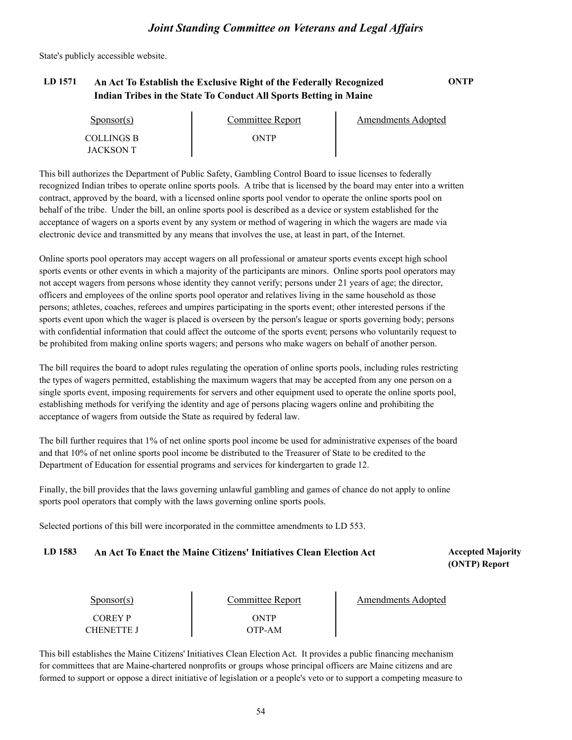State's publicly accessible website.

### LD 1571 An Act To Establish the Exclusive Right of the Federally Recognized Indian Tribes in the State To Conduct All Sports Betting in Maine — ONTP

| Sponsor(s) | Committee Report | Amendments Adopted |
|---|---|---|
| COLLINGS B | ONTP | |
| JACKSON T | | |

This bill authorizes the Department of Public Safety, Gambling Control Board to issue licenses to federally recognized Indian tribes to operate online sports pools. A tribe that is licensed by the board may enter into a written contract, approved by the board, with a licensed online sports pool vendor to operate the online sports pool on behalf of the tribe. Under the bill, an online sports pool is described as a device or system established for the acceptance of wagers on a sports event by any system or method of wagering in which the wagers are made via electronic device and transmitted by any means that involves the use, at least in part, of the Internet.

Online sports pool operators may accept wagers on all professional or amateur sports events except high school sports events or other events in which a majority of the participants are minors. Online sports pool operators may not accept wagers from persons whose identity they cannot verify; persons under 21 years of age; the director, officers and employees of the online sports pool operator and relatives living in the same household as those persons; athletes, coaches, referees and umpires participating in the sports event; other interested persons if the sports event upon which the wager is placed is overseen by the person's league or sports governing body; persons with confidential information that could affect the outcome of the sports event; persons who voluntarily request to be prohibited from making online sports wagers; and persons who make wagers on behalf of another person.

The bill requires the board to adopt rules regulating the operation of online sports pools, including rules restricting the types of wagers permitted, establishing the maximum wagers that may be accepted from any one person on a single sports event, imposing requirements for servers and other equipment used to operate the online sports pool, establishing methods for verifying the identity and age of persons placing wagers online and prohibiting the acceptance of wagers from outside the State as required by federal law.

The bill further requires that 1% of net online sports pool income be used for administrative expenses of the board and that 10% of net online sports pool income be distributed to the Treasurer of State to be credited to the Department of Education for essential programs and services for kindergarten to grade 12.

Finally, the bill provides that the laws governing unlawful gambling and games of chance do not apply to online sports pool operators that comply with the laws governing online sports pools.

Selected portions of this bill were incorporated in the committee amendments to LD 553.

### LD 1583 An Act To Enact the Maine Citizens' Initiatives Clean Election Act — Accepted Majority (ONTP) Report

| Sponsor(s) | Committee Report | Amendments Adopted |
|---|---|---|
| COREY P | ONTP | |
| CHENETTE J | OTP-AM | |

This bill establishes the Maine Citizens' Initiatives Clean Election Act. It provides a public financing mechanism for committees that are Maine-chartered nonprofits or groups whose principal officers are Maine citizens and are formed to support or oppose a direct initiative of legislation or a people's veto or to support a competing measure to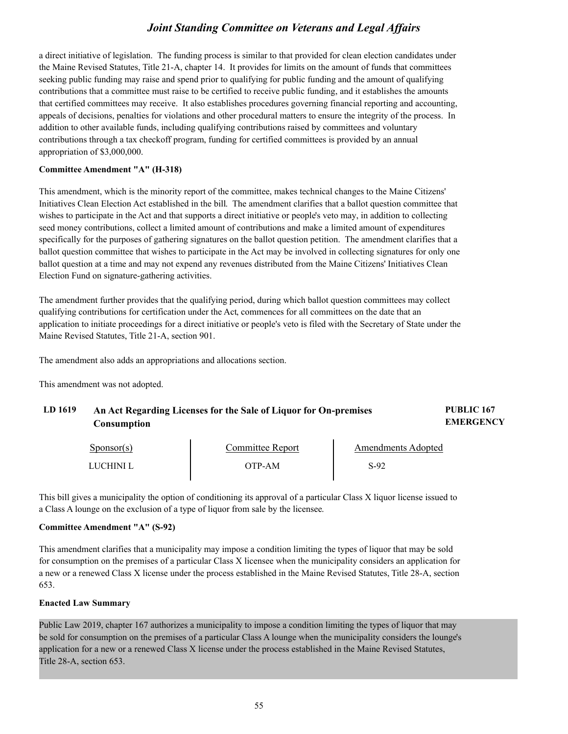a direct initiative of legislation. The funding process is similar to that provided for clean election candidates under the Maine Revised Statutes, Title 21-A, chapter 14. It provides for limits on the amount of funds that committees seeking public funding may raise and spend prior to qualifying for public funding and the amount of qualifying contributions that a committee must raise to be certified to receive public funding, and it establishes the amounts that certified committees may receive. It also establishes procedures governing financial reporting and accounting, appeals of decisions, penalties for violations and other procedural matters to ensure the integrity of the process. In addition to other available funds, including qualifying contributions raised by committees and voluntary contributions through a tax checkoff program, funding for certified committees is provided by an annual appropriation of $3,000,000.

**Committee Amendment "A" (H-318)**

This amendment, which is the minority report of the committee, makes technical changes to the Maine Citizens' Initiatives Clean Election Act established in the bill. The amendment clarifies that a ballot question committee that wishes to participate in the Act and that supports a direct initiative or people's veto may, in addition to collecting seed money contributions, collect a limited amount of contributions and make a limited amount of expenditures specifically for the purposes of gathering signatures on the ballot question petition. The amendment clarifies that a ballot question committee that wishes to participate in the Act may be involved in collecting signatures for only one ballot question at a time and may not expend any revenues distributed from the Maine Citizens' Initiatives Clean Election Fund on signature-gathering activities.

The amendment further provides that the qualifying period, during which ballot question committees may collect qualifying contributions for certification under the Act, commences for all committees on the date that an application to initiate proceedings for a direct initiative or people's veto is filed with the Secretary of State under the Maine Revised Statutes, Title 21-A, section 901.

The amendment also adds an appropriations and allocations section.

This amendment was not adopted.

## LD 1619 An Act Regarding Licenses for the Sale of Liquor for On-premises Consumption

**PUBLIC 167**
**EMERGENCY**

| Sponsor(s) | Committee Report | Amendments Adopted |
|---|---|---|
| LUCHINI L | OTP-AM | S-92 |

This bill gives a municipality the option of conditioning its approval of a particular Class X liquor license issued to a Class A lounge on the exclusion of a type of liquor from sale by the licensee.

**Committee Amendment "A" (S-92)**

This amendment clarifies that a municipality may impose a condition limiting the types of liquor that may be sold for consumption on the premises of a particular Class X licensee when the municipality considers an application for a new or a renewed Class X license under the process established in the Maine Revised Statutes, Title 28-A, section 653.

**Enacted Law Summary**

Public Law 2019, chapter 167 authorizes a municipality to impose a condition limiting the types of liquor that may be sold for consumption on the premises of a particular Class A lounge when the municipality considers the lounge's application for a new or a renewed Class X license under the process established in the Maine Revised Statutes, Title 28-A, section 653.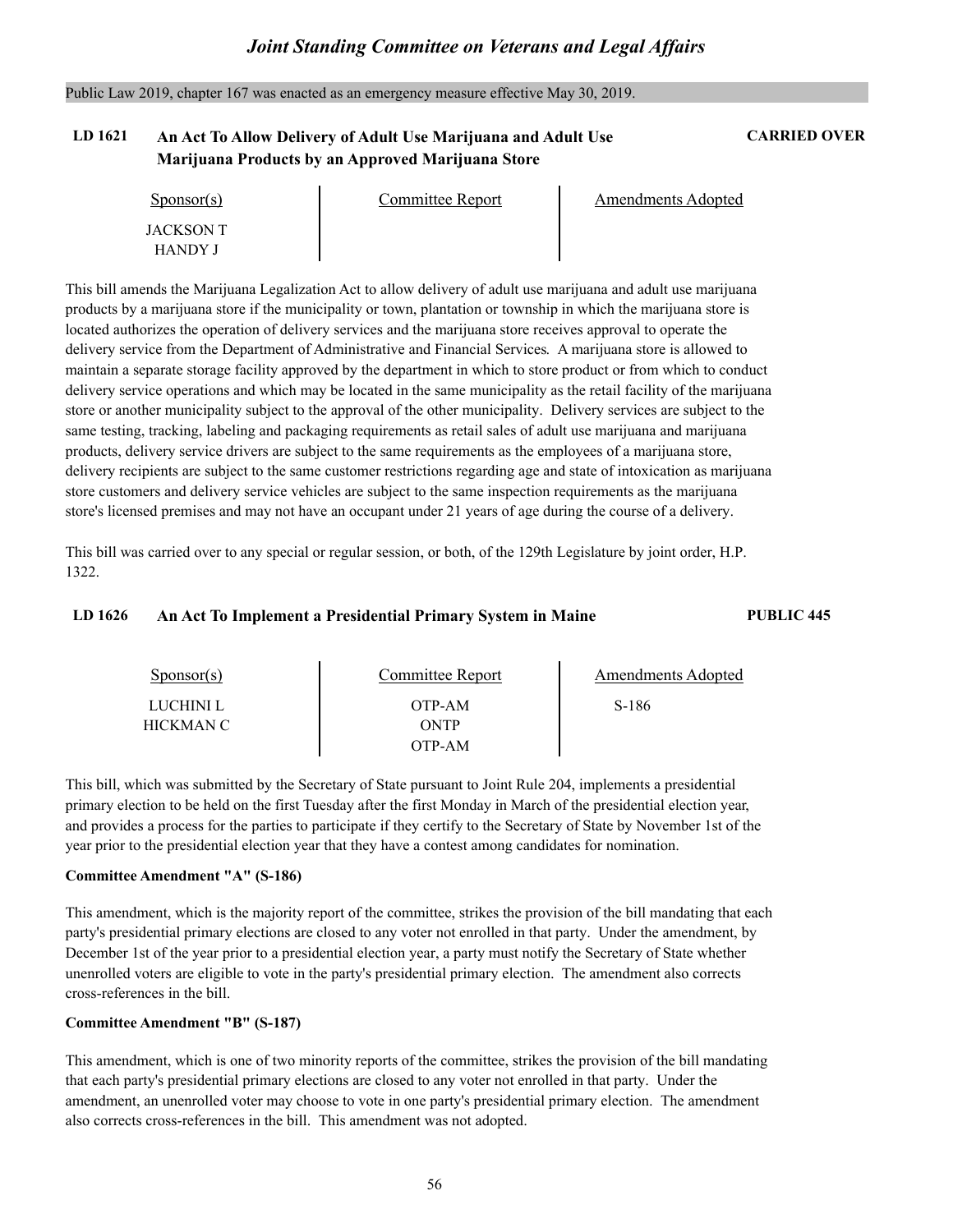Public Law 2019, chapter 167 was enacted as an emergency measure effective May 30, 2019.

### LD 1621 An Act To Allow Delivery of Adult Use Marijuana and Adult Use Marijuana Products by an Approved Marijuana Store — CARRIED OVER

| Sponsor(s) | Committee Report | Amendments Adopted |
|---|---|---|
| JACKSON T | | |
| HANDY J | | |

This bill amends the Marijuana Legalization Act to allow delivery of adult use marijuana and adult use marijuana products by a marijuana store if the municipality or town, plantation or township in which the marijuana store is located authorizes the operation of delivery services and the marijuana store receives approval to operate the delivery service from the Department of Administrative and Financial Services. A marijuana store is allowed to maintain a separate storage facility approved by the department in which to store product or from which to conduct delivery service operations and which may be located in the same municipality as the retail facility of the marijuana store or another municipality subject to the approval of the other municipality. Delivery services are subject to the same testing, tracking, labeling and packaging requirements as retail sales of adult use marijuana and marijuana products, delivery service drivers are subject to the same requirements as the employees of a marijuana store, delivery recipients are subject to the same customer restrictions regarding age and state of intoxication as marijuana store customers and delivery service vehicles are subject to the same inspection requirements as the marijuana store's licensed premises and may not have an occupant under 21 years of age during the course of a delivery.

This bill was carried over to any special or regular session, or both, of the 129th Legislature by joint order, H.P. 1322.

### LD 1626 An Act To Implement a Presidential Primary System in Maine — PUBLIC 445

| Sponsor(s) | Committee Report | Amendments Adopted |
|---|---|---|
| LUCHINI L | OTP-AM | S-186 |
| HICKMAN C | ONTP | |
| | OTP-AM | |

This bill, which was submitted by the Secretary of State pursuant to Joint Rule 204, implements a presidential primary election to be held on the first Tuesday after the first Monday in March of the presidential election year, and provides a process for the parties to participate if they certify to the Secretary of State by November 1st of the year prior to the presidential election year that they have a contest among candidates for nomination.

**Committee Amendment "A" (S-186)**

This amendment, which is the majority report of the committee, strikes the provision of the bill mandating that each party's presidential primary elections are closed to any voter not enrolled in that party. Under the amendment, by December 1st of the year prior to a presidential election year, a party must notify the Secretary of State whether unenrolled voters are eligible to vote in the party's presidential primary election. The amendment also corrects cross-references in the bill.

**Committee Amendment "B" (S-187)**

This amendment, which is one of two minority reports of the committee, strikes the provision of the bill mandating that each party's presidential primary elections are closed to any voter not enrolled in that party. Under the amendment, an unenrolled voter may choose to vote in one party's presidential primary election. The amendment also corrects cross-references in the bill. This amendment was not adopted.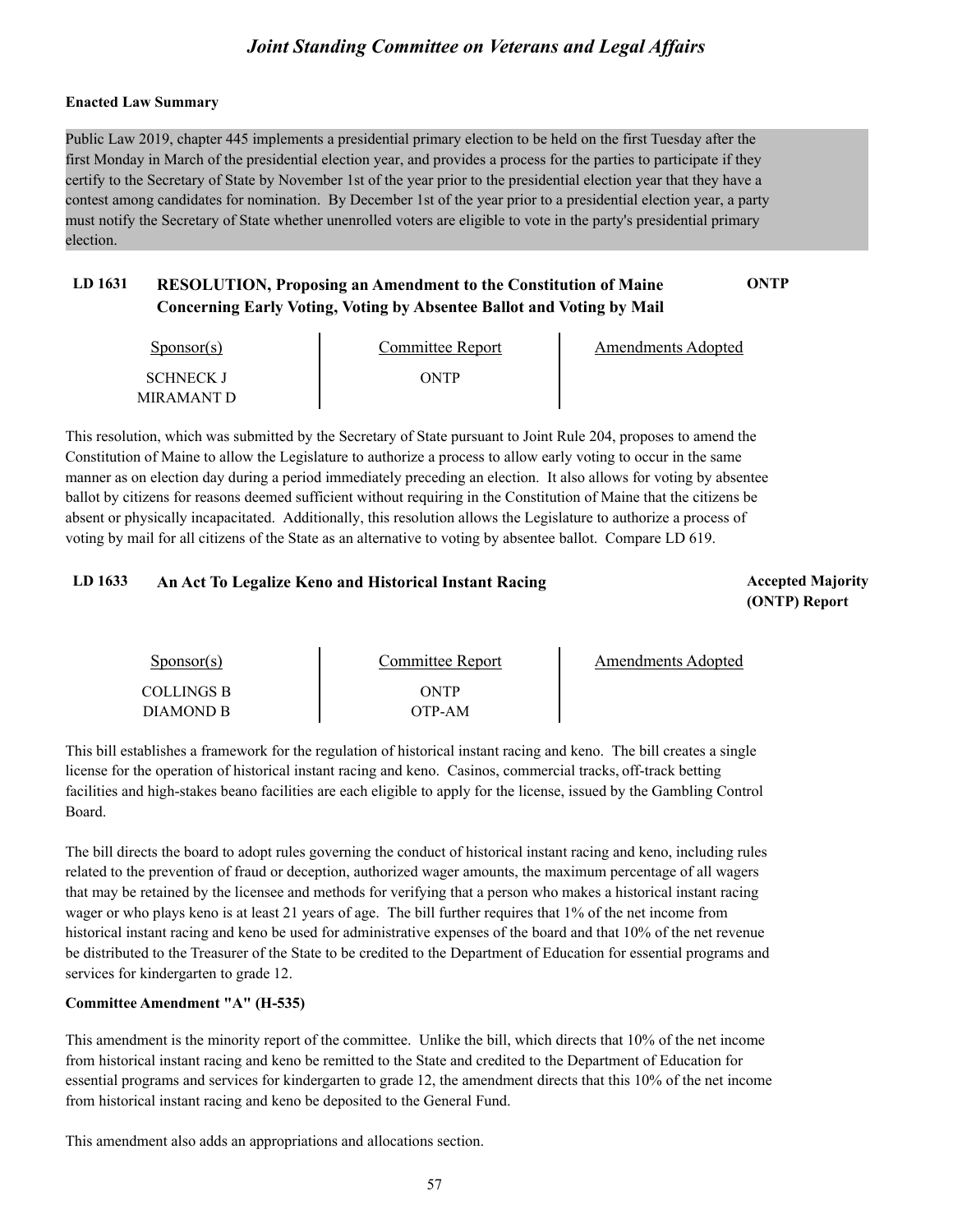**Enacted Law Summary**

Public Law 2019, chapter 445 implements a presidential primary election to be held on the first Tuesday after the first Monday in March of the presidential election year, and provides a process for the parties to participate if they certify to the Secretary of State by November 1st of the year prior to the presidential election year that they have a contest among candidates for nomination. By December 1st of the year prior to a presidential election year, a party must notify the Secretary of State whether unenrolled voters are eligible to vote in the party's presidential primary election.

## LD 1631 RESOLUTION, Proposing an Amendment to the Constitution of Maine Concerning Early Voting, Voting by Absentee Ballot and Voting by Mail — ONTP

| Sponsor(s) | Committee Report | Amendments Adopted |
|---|---|---|
| SCHNECK J<br>MIRAMANT D | ONTP | |

This resolution, which was submitted by the Secretary of State pursuant to Joint Rule 204, proposes to amend the Constitution of Maine to allow the Legislature to authorize a process to allow early voting to occur in the same manner as on election day during a period immediately preceding an election. It also allows for voting by absentee ballot by citizens for reasons deemed sufficient without requiring in the Constitution of Maine that the citizens be absent or physically incapacitated. Additionally, this resolution allows the Legislature to authorize a process of voting by mail for all citizens of the State as an alternative to voting by absentee ballot. Compare LD 619.

## LD 1633 An Act To Legalize Keno and Historical Instant Racing — Accepted Majority (ONTP) Report

| Sponsor(s) | Committee Report | Amendments Adopted |
|---|---|---|
| COLLINGS B<br>DIAMOND B | ONTP<br>OTP-AM | |

This bill establishes a framework for the regulation of historical instant racing and keno. The bill creates a single license for the operation of historical instant racing and keno. Casinos, commercial tracks, off-track betting facilities and high-stakes beano facilities are each eligible to apply for the license, issued by the Gambling Control Board.

The bill directs the board to adopt rules governing the conduct of historical instant racing and keno, including rules related to the prevention of fraud or deception, authorized wager amounts, the maximum percentage of all wagers that may be retained by the licensee and methods for verifying that a person who makes a historical instant racing wager or who plays keno is at least 21 years of age. The bill further requires that 1% of the net income from historical instant racing and keno be used for administrative expenses of the board and that 10% of the net revenue be distributed to the Treasurer of the State to be credited to the Department of Education for essential programs and services for kindergarten to grade 12.

**Committee Amendment "A" (H-535)**

This amendment is the minority report of the committee. Unlike the bill, which directs that 10% of the net income from historical instant racing and keno be remitted to the State and credited to the Department of Education for essential programs and services for kindergarten to grade 12, the amendment directs that this 10% of the net income from historical instant racing and keno be deposited to the General Fund.

This amendment also adds an appropriations and allocations section.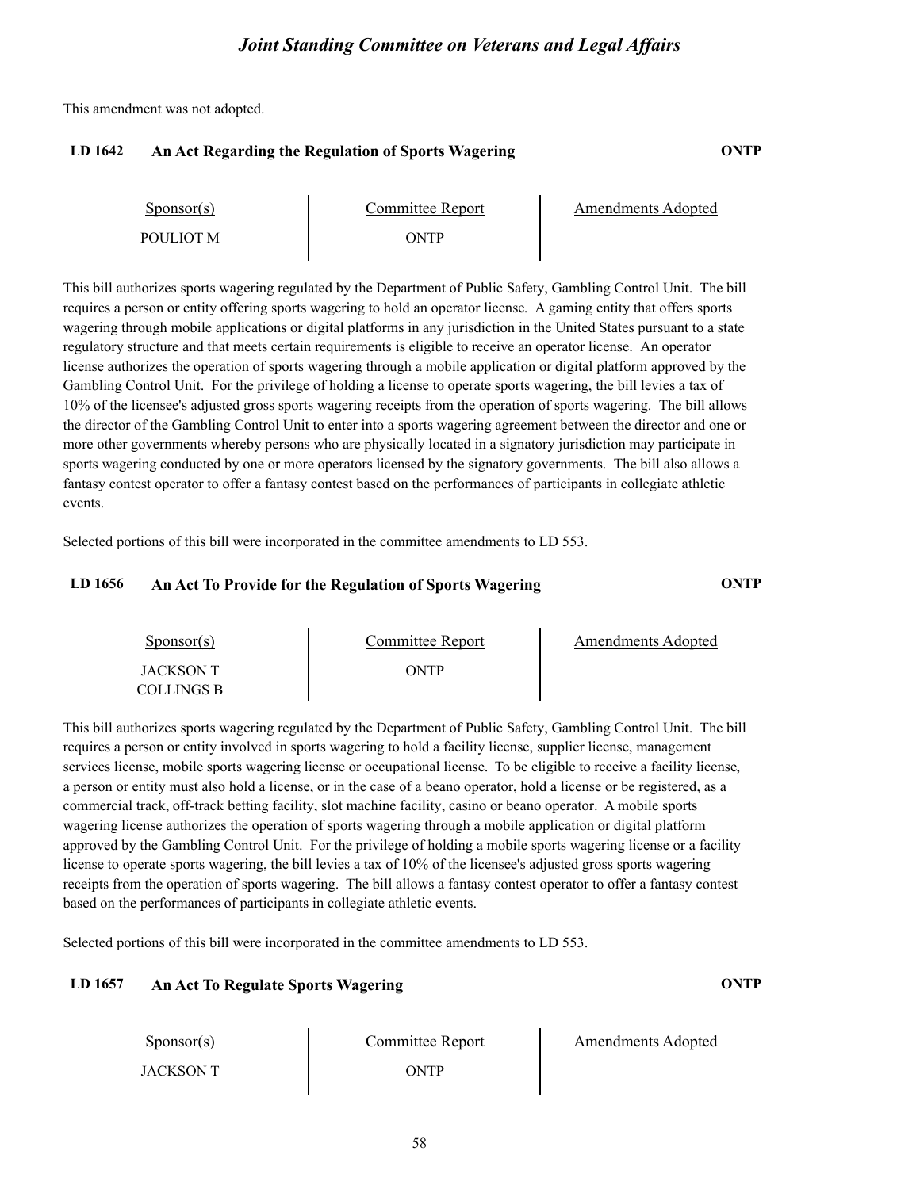This amendment was not adopted.

### LD 1642 An Act Regarding the Regulation of Sports Wagering — ONTP

| Sponsor(s) | Committee Report | Amendments Adopted |
|---|---|---|
| POULIOT M | ONTP | |

This bill authorizes sports wagering regulated by the Department of Public Safety, Gambling Control Unit. The bill requires a person or entity offering sports wagering to hold an operator license. A gaming entity that offers sports wagering through mobile applications or digital platforms in any jurisdiction in the United States pursuant to a state regulatory structure and that meets certain requirements is eligible to receive an operator license. An operator license authorizes the operation of sports wagering through a mobile application or digital platform approved by the Gambling Control Unit. For the privilege of holding a license to operate sports wagering, the bill levies a tax of 10% of the licensee's adjusted gross sports wagering receipts from the operation of sports wagering. The bill allows the director of the Gambling Control Unit to enter into a sports wagering agreement between the director and one or more other governments whereby persons who are physically located in a signatory jurisdiction may participate in sports wagering conducted by one or more operators licensed by the signatory governments. The bill also allows a fantasy contest operator to offer a fantasy contest based on the performances of participants in collegiate athletic events.

Selected portions of this bill were incorporated in the committee amendments to LD 553.

### LD 1656 An Act To Provide for the Regulation of Sports Wagering — ONTP

| Sponsor(s) | Committee Report | Amendments Adopted |
|---|---|---|
| JACKSON T<br>COLLINGS B | ONTP | |

This bill authorizes sports wagering regulated by the Department of Public Safety, Gambling Control Unit. The bill requires a person or entity involved in sports wagering to hold a facility license, supplier license, management services license, mobile sports wagering license or occupational license. To be eligible to receive a facility license, a person or entity must also hold a license, or in the case of a beano operator, hold a license or be registered, as a commercial track, off-track betting facility, slot machine facility, casino or beano operator. A mobile sports wagering license authorizes the operation of sports wagering through a mobile application or digital platform approved by the Gambling Control Unit. For the privilege of holding a mobile sports wagering license or a facility license to operate sports wagering, the bill levies a tax of 10% of the licensee's adjusted gross sports wagering receipts from the operation of sports wagering. The bill allows a fantasy contest operator to offer a fantasy contest based on the performances of participants in collegiate athletic events.

Selected portions of this bill were incorporated in the committee amendments to LD 553.

### LD 1657 An Act To Regulate Sports Wagering — ONTP

| Sponsor(s) | Committee Report | Amendments Adopted |
|---|---|---|
| JACKSON T | ONTP | |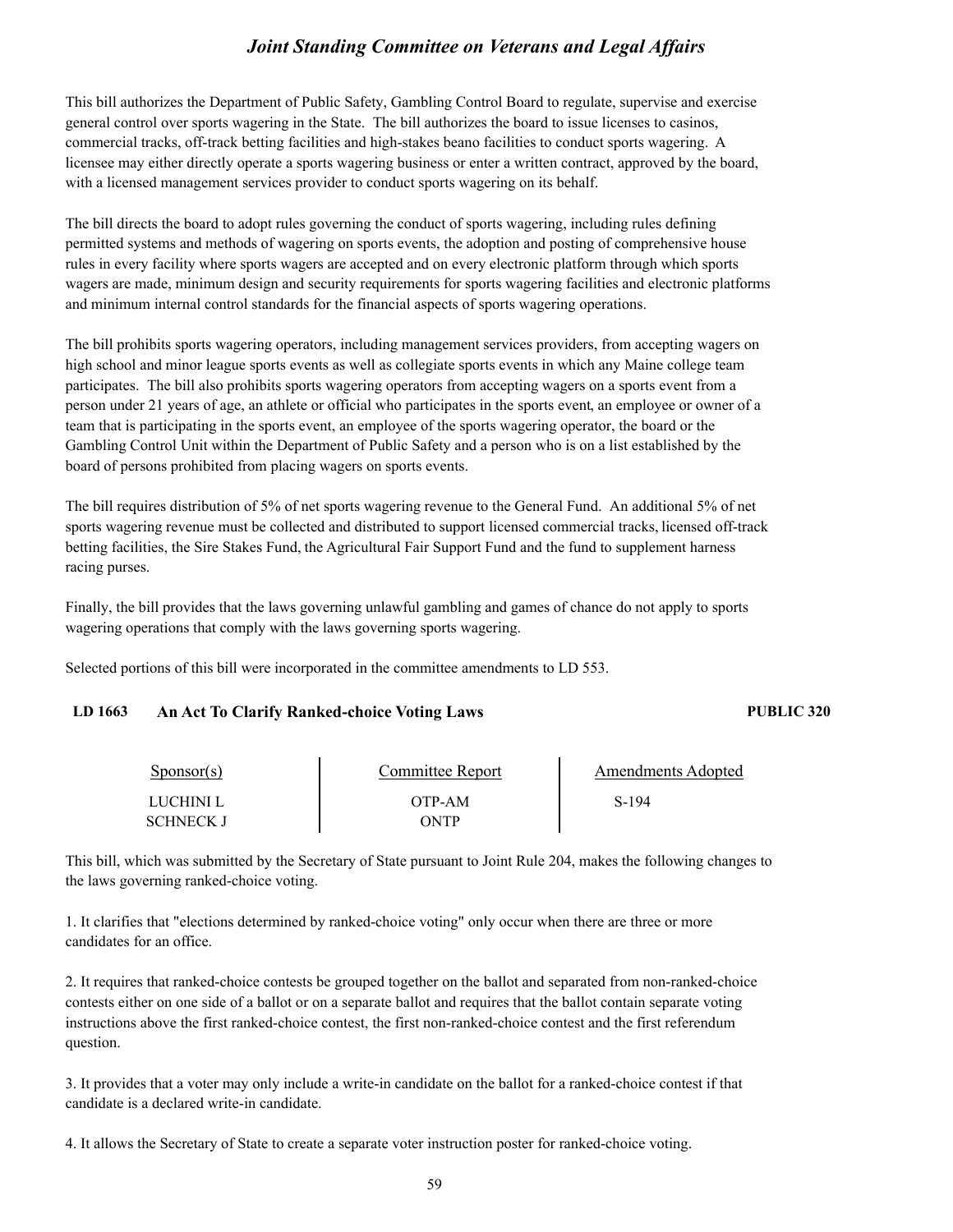This bill authorizes the Department of Public Safety, Gambling Control Board to regulate, supervise and exercise general control over sports wagering in the State. The bill authorizes the board to issue licenses to casinos, commercial tracks, off-track betting facilities and high-stakes beano facilities to conduct sports wagering. A licensee may either directly operate a sports wagering business or enter a written contract, approved by the board, with a licensed management services provider to conduct sports wagering on its behalf.

The bill directs the board to adopt rules governing the conduct of sports wagering, including rules defining permitted systems and methods of wagering on sports events, the adoption and posting of comprehensive house rules in every facility where sports wagers are accepted and on every electronic platform through which sports wagers are made, minimum design and security requirements for sports wagering facilities and electronic platforms and minimum internal control standards for the financial aspects of sports wagering operations.

The bill prohibits sports wagering operators, including management services providers, from accepting wagers on high school and minor league sports events as well as collegiate sports events in which any Maine college team participates. The bill also prohibits sports wagering operators from accepting wagers on a sports event from a person under 21 years of age, an athlete or official who participates in the sports event, an employee or owner of a team that is participating in the sports event, an employee of the sports wagering operator, the board or the Gambling Control Unit within the Department of Public Safety and a person who is on a list established by the board of persons prohibited from placing wagers on sports events.

The bill requires distribution of 5% of net sports wagering revenue to the General Fund. An additional 5% of net sports wagering revenue must be collected and distributed to support licensed commercial tracks, licensed off-track betting facilities, the Sire Stakes Fund, the Agricultural Fair Support Fund and the fund to supplement harness racing purses.

Finally, the bill provides that the laws governing unlawful gambling and games of chance do not apply to sports wagering operations that comply with the laws governing sports wagering.

Selected portions of this bill were incorporated in the committee amendments to LD 553.

### LD 1663 An Act To Clarify Ranked-choice Voting Laws — PUBLIC 320

| Sponsor(s) | Committee Report | Amendments Adopted |
|---|---|---|
| LUCHINI L | OTP-AM | S-194 |
| SCHNECK J | ONTP | |

This bill, which was submitted by the Secretary of State pursuant to Joint Rule 204, makes the following changes to the laws governing ranked-choice voting.

1. It clarifies that "elections determined by ranked-choice voting" only occur when there are three or more candidates for an office.

2. It requires that ranked-choice contests be grouped together on the ballot and separated from non-ranked-choice contests either on one side of a ballot or on a separate ballot and requires that the ballot contain separate voting instructions above the first ranked-choice contest, the first non-ranked-choice contest and the first referendum question.

3. It provides that a voter may only include a write-in candidate on the ballot for a ranked-choice contest if that candidate is a declared write-in candidate.

4. It allows the Secretary of State to create a separate voter instruction poster for ranked-choice voting.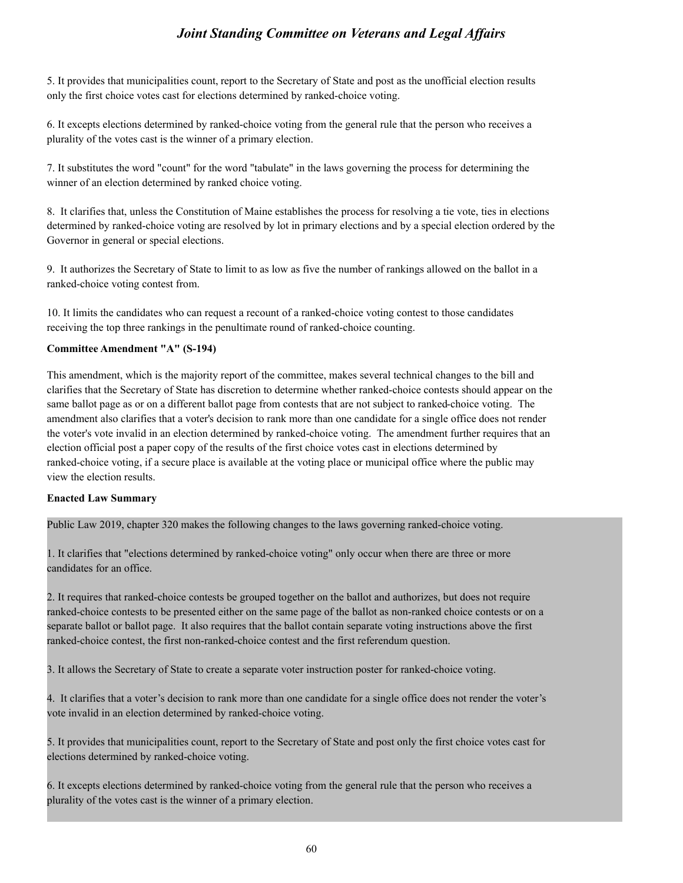5. It provides that municipalities count, report to the Secretary of State and post as the unofficial election results only the first choice votes cast for elections determined by ranked-choice voting.

6. It excepts elections determined by ranked-choice voting from the general rule that the person who receives a plurality of the votes cast is the winner of a primary election.

7. It substitutes the word "count" for the word "tabulate" in the laws governing the process for determining the winner of an election determined by ranked choice voting.

8. It clarifies that, unless the Constitution of Maine establishes the process for resolving a tie vote, ties in elections determined by ranked-choice voting are resolved by lot in primary elections and by a special election ordered by the Governor in general or special elections.

9. It authorizes the Secretary of State to limit to as low as five the number of rankings allowed on the ballot in a ranked-choice voting contest from.

10. It limits the candidates who can request a recount of a ranked-choice voting contest to those candidates receiving the top three rankings in the penultimate round of ranked-choice counting.

**Committee Amendment "A" (S-194)**

This amendment, which is the majority report of the committee, makes several technical changes to the bill and clarifies that the Secretary of State has discretion to determine whether ranked-choice contests should appear on the same ballot page as or on a different ballot page from contests that are not subject to ranked-choice voting. The amendment also clarifies that a voter's decision to rank more than one candidate for a single office does not render the voter's vote invalid in an election determined by ranked-choice voting. The amendment further requires that an election official post a paper copy of the results of the first choice votes cast in elections determined by ranked-choice voting, if a secure place is available at the voting place or municipal office where the public may view the election results.

**Enacted Law Summary**

Public Law 2019, chapter 320 makes the following changes to the laws governing ranked-choice voting.

1. It clarifies that "elections determined by ranked-choice voting" only occur when there are three or more candidates for an office.

2. It requires that ranked-choice contests be grouped together on the ballot and authorizes, but does not require ranked-choice contests to be presented either on the same page of the ballot as non-ranked choice contests or on a separate ballot or ballot page. It also requires that the ballot contain separate voting instructions above the first ranked-choice contest, the first non-ranked-choice contest and the first referendum question.

3. It allows the Secretary of State to create a separate voter instruction poster for ranked-choice voting.

4. It clarifies that a voter's decision to rank more than one candidate for a single office does not render the voter's vote invalid in an election determined by ranked-choice voting.

5. It provides that municipalities count, report to the Secretary of State and post only the first choice votes cast for elections determined by ranked-choice voting.

6. It excepts elections determined by ranked-choice voting from the general rule that the person who receives a plurality of the votes cast is the winner of a primary election.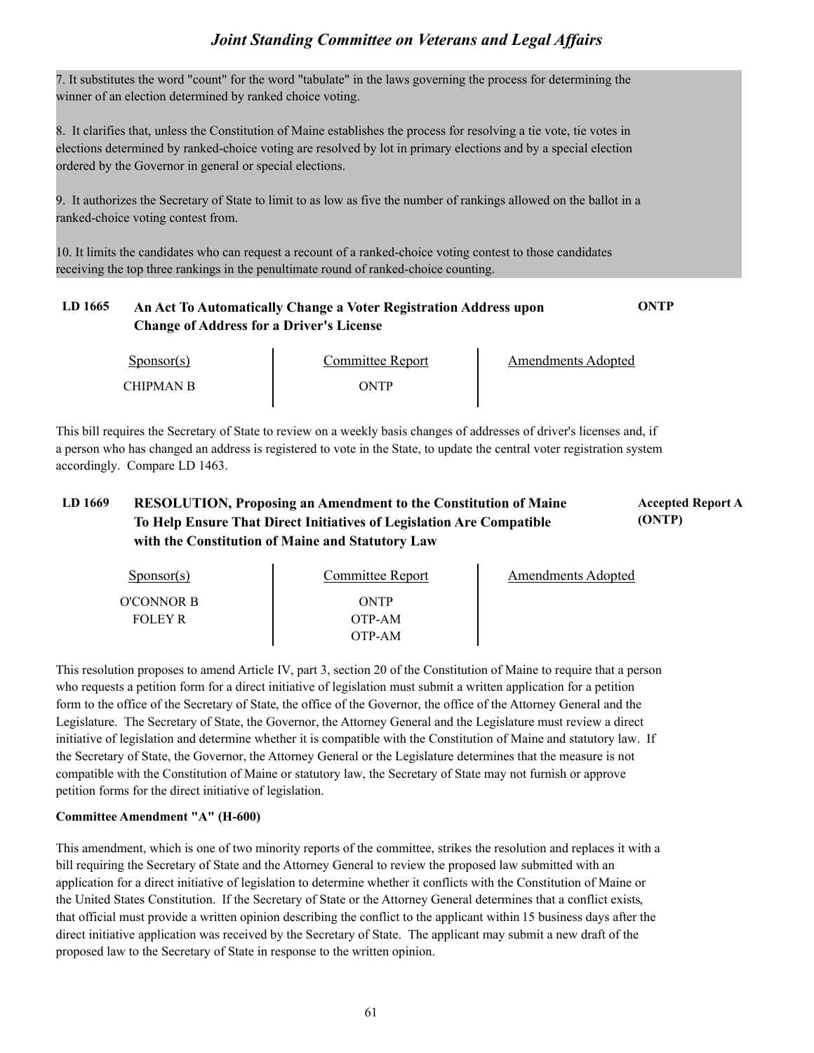7. It substitutes the word "count" for the word "tabulate" in the laws governing the process for determining the winner of an election determined by ranked choice voting.

8. It clarifies that, unless the Constitution of Maine establishes the process for resolving a tie vote, tie votes in elections determined by ranked-choice voting are resolved by lot in primary elections and by a special election ordered by the Governor in general or special elections.

9. It authorizes the Secretary of State to limit to as low as five the number of rankings allowed on the ballot in a ranked-choice voting contest from.

10. It limits the candidates who can request a recount of a ranked-choice voting contest to those candidates receiving the top three rankings in the penultimate round of ranked-choice counting.

### LD 1665 An Act To Automatically Change a Voter Registration Address upon Change of Address for a Driver's License — **ONTP**

| Sponsor(s) | Committee Report | Amendments Adopted |
|---|---|---|
| CHIPMAN B | ONTP | |

This bill requires the Secretary of State to review on a weekly basis changes of addresses of driver's licenses and, if a person who has changed an address is registered to vote in the State, to update the central voter registration system accordingly. Compare LD 1463.

### LD 1669 RESOLUTION, Proposing an Amendment to the Constitution of Maine To Help Ensure That Direct Initiatives of Legislation Are Compatible with the Constitution of Maine and Statutory Law — **Accepted Report A (ONTP)**

| Sponsor(s) | Committee Report | Amendments Adopted |
|---|---|---|
| O'CONNOR B | ONTP | |
| FOLEY R | OTP-AM | |
| | OTP-AM | |

This resolution proposes to amend Article IV, part 3, section 20 of the Constitution of Maine to require that a person who requests a petition form for a direct initiative of legislation must submit a written application for a petition form to the office of the Secretary of State, the office of the Governor, the office of the Attorney General and the Legislature. The Secretary of State, the Governor, the Attorney General and the Legislature must review a direct initiative of legislation and determine whether it is compatible with the Constitution of Maine and statutory law. If the Secretary of State, the Governor, the Attorney General or the Legislature determines that the measure is not compatible with the Constitution of Maine or statutory law, the Secretary of State may not furnish or approve petition forms for the direct initiative of legislation.

**Committee Amendment "A" (H-600)**

This amendment, which is one of two minority reports of the committee, strikes the resolution and replaces it with a bill requiring the Secretary of State and the Attorney General to review the proposed law submitted with an application for a direct initiative of legislation to determine whether it conflicts with the Constitution of Maine or the United States Constitution. If the Secretary of State or the Attorney General determines that a conflict exists, that official must provide a written opinion describing the conflict to the applicant within 15 business days after the direct initiative application was received by the Secretary of State. The applicant may submit a new draft of the proposed law to the Secretary of State in response to the written opinion.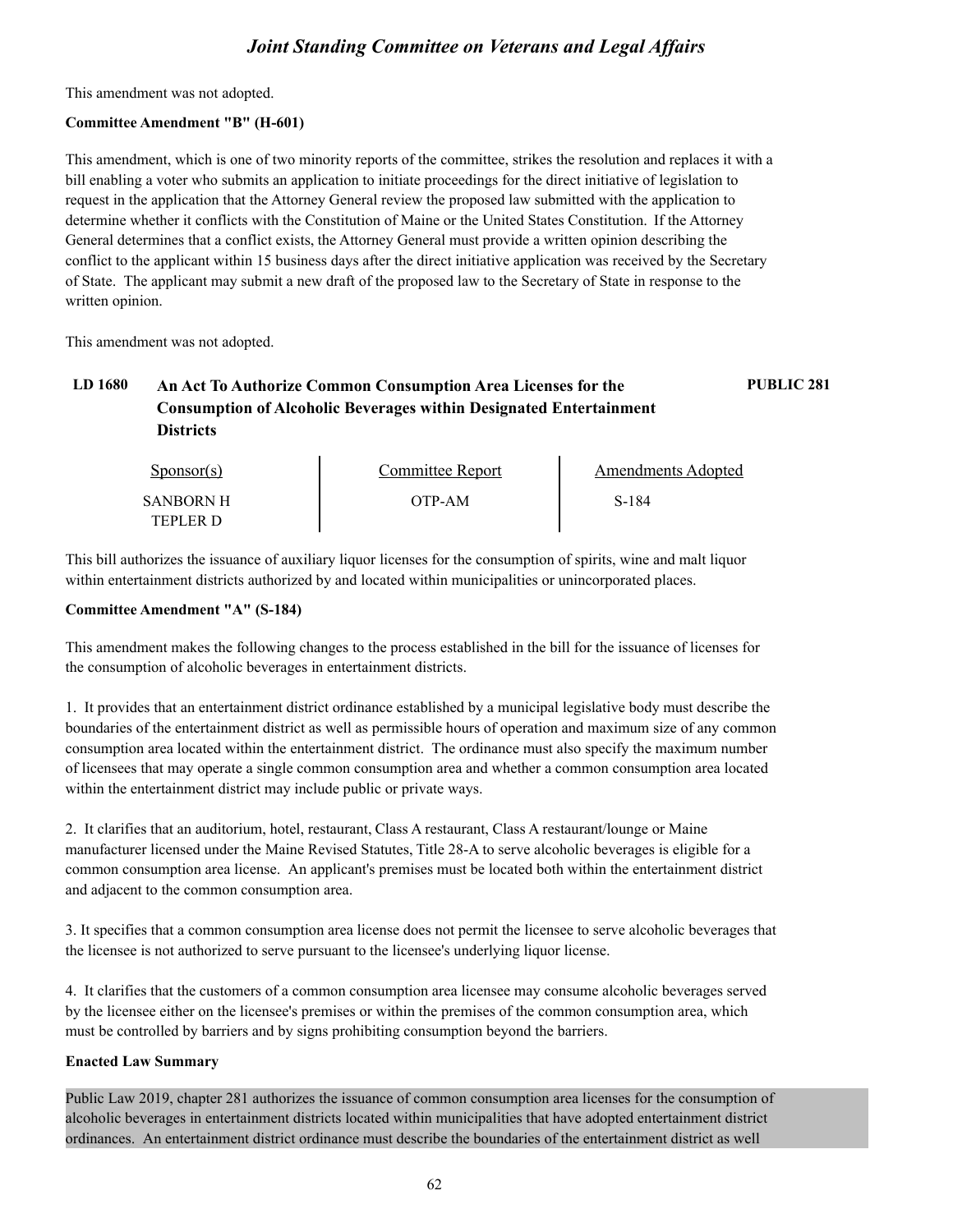This amendment was not adopted.

**Committee Amendment "B" (H-601)**

This amendment, which is one of two minority reports of the committee, strikes the resolution and replaces it with a bill enabling a voter who submits an application to initiate proceedings for the direct initiative of legislation to request in the application that the Attorney General review the proposed law submitted with the application to determine whether it conflicts with the Constitution of Maine or the United States Constitution. If the Attorney General determines that a conflict exists, the Attorney General must provide a written opinion describing the conflict to the applicant within 15 business days after the direct initiative application was received by the Secretary of State. The applicant may submit a new draft of the proposed law to the Secretary of State in response to the written opinion.

This amendment was not adopted.

## LD 1680 An Act To Authorize Common Consumption Area Licenses for the Consumption of Alcoholic Beverages within Designated Entertainment Districts — PUBLIC 281

| Sponsor(s) | Committee Report | Amendments Adopted |
|---|---|---|
| SANBORN H<br>TEPLER D | OTP-AM | S-184 |

This bill authorizes the issuance of auxiliary liquor licenses for the consumption of spirits, wine and malt liquor within entertainment districts authorized by and located within municipalities or unincorporated places.

**Committee Amendment "A" (S-184)**

This amendment makes the following changes to the process established in the bill for the issuance of licenses for the consumption of alcoholic beverages in entertainment districts.

1. It provides that an entertainment district ordinance established by a municipal legislative body must describe the boundaries of the entertainment district as well as permissible hours of operation and maximum size of any common consumption area located within the entertainment district. The ordinance must also specify the maximum number of licensees that may operate a single common consumption area and whether a common consumption area located within the entertainment district may include public or private ways.

2. It clarifies that an auditorium, hotel, restaurant, Class A restaurant, Class A restaurant/lounge or Maine manufacturer licensed under the Maine Revised Statutes, Title 28-A to serve alcoholic beverages is eligible for a common consumption area license. An applicant's premises must be located both within the entertainment district and adjacent to the common consumption area.

3. It specifies that a common consumption area license does not permit the licensee to serve alcoholic beverages that the licensee is not authorized to serve pursuant to the licensee's underlying liquor license.

4. It clarifies that the customers of a common consumption area licensee may consume alcoholic beverages served by the licensee either on the licensee's premises or within the premises of the common consumption area, which must be controlled by barriers and by signs prohibiting consumption beyond the barriers.

**Enacted Law Summary**

Public Law 2019, chapter 281 authorizes the issuance of common consumption area licenses for the consumption of alcoholic beverages in entertainment districts located within municipalities that have adopted entertainment district ordinances. An entertainment district ordinance must describe the boundaries of the entertainment district as well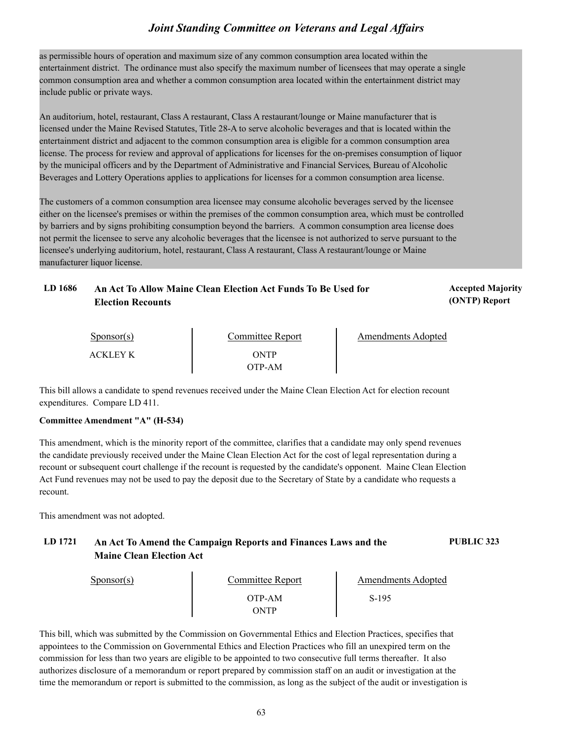as permissible hours of operation and maximum size of any common consumption area located within the entertainment district. The ordinance must also specify the maximum number of licensees that may operate a single common consumption area and whether a common consumption area located within the entertainment district may include public or private ways.

An auditorium, hotel, restaurant, Class A restaurant, Class A restaurant/lounge or Maine manufacturer that is licensed under the Maine Revised Statutes, Title 28-A to serve alcoholic beverages and that is located within the entertainment district and adjacent to the common consumption area is eligible for a common consumption area license. The process for review and approval of applications for licenses for the on-premises consumption of liquor by the municipal officers and by the Department of Administrative and Financial Services, Bureau of Alcoholic Beverages and Lottery Operations applies to applications for licenses for a common consumption area license.

The customers of a common consumption area licensee may consume alcoholic beverages served by the licensee either on the licensee's premises or within the premises of the common consumption area, which must be controlled by barriers and by signs prohibiting consumption beyond the barriers. A common consumption area license does not permit the licensee to serve any alcoholic beverages that the licensee is not authorized to serve pursuant to the licensee's underlying auditorium, hotel, restaurant, Class A restaurant, Class A restaurant/lounge or Maine manufacturer liquor license.

### LD 1686 An Act To Allow Maine Clean Election Act Funds To Be Used for Election Recounts

**Accepted Majority (ONTP) Report**

| Sponsor(s) | Committee Report | Amendments Adopted |
|---|---|---|
| ACKLEY K | ONTP<br>OTP-AM | |

This bill allows a candidate to spend revenues received under the Maine Clean Election Act for election recount expenditures. Compare LD 411.

**Committee Amendment "A" (H-534)**

This amendment, which is the minority report of the committee, clarifies that a candidate may only spend revenues the candidate previously received under the Maine Clean Election Act for the cost of legal representation during a recount or subsequent court challenge if the recount is requested by the candidate's opponent. Maine Clean Election Act Fund revenues may not be used to pay the deposit due to the Secretary of State by a candidate who requests a recount.

This amendment was not adopted.

### LD 1721 An Act To Amend the Campaign Reports and Finances Laws and the Maine Clean Election Act

**PUBLIC 323**

| Sponsor(s) | Committee Report | Amendments Adopted |
|---|---|---|
| | OTP-AM<br>ONTP | S-195 |

This bill, which was submitted by the Commission on Governmental Ethics and Election Practices, specifies that appointees to the Commission on Governmental Ethics and Election Practices who fill an unexpired term on the commission for less than two years are eligible to be appointed to two consecutive full terms thereafter. It also authorizes disclosure of a memorandum or report prepared by commission staff on an audit or investigation at the time the memorandum or report is submitted to the commission, as long as the subject of the audit or investigation is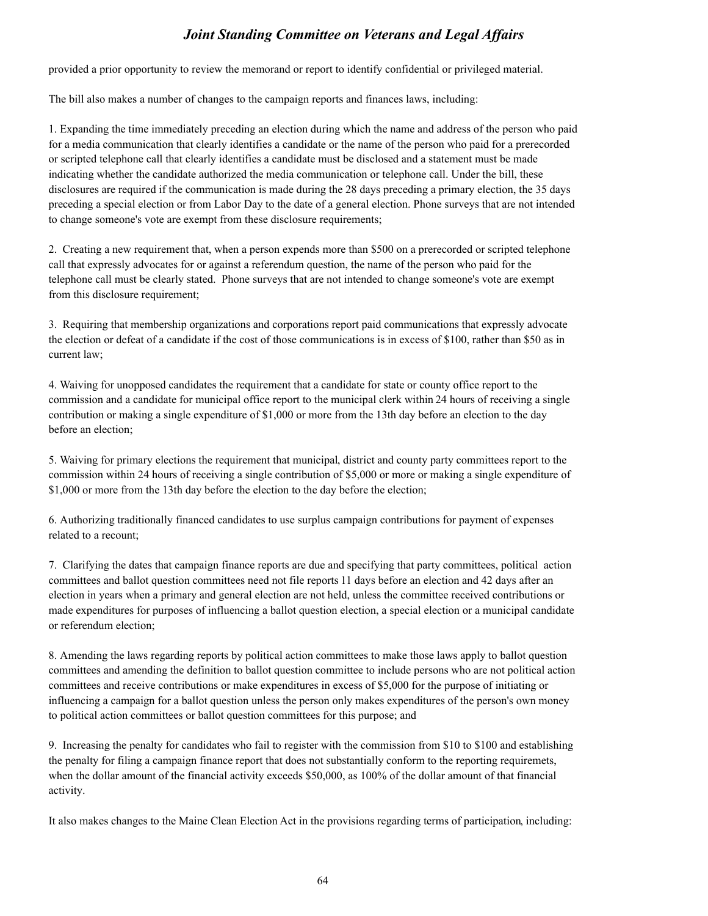provided a prior opportunity to review the memorand or report to identify confidential or privileged material.

The bill also makes a number of changes to the campaign reports and finances laws, including:

1. Expanding the time immediately preceding an election during which the name and address of the person who paid for a media communication that clearly identifies a candidate or the name of the person who paid for a prerecorded or scripted telephone call that clearly identifies a candidate must be disclosed and a statement must be made indicating whether the candidate authorized the media communication or telephone call. Under the bill, these disclosures are required if the communication is made during the 28 days preceding a primary election, the 35 days preceding a special election or from Labor Day to the date of a general election. Phone surveys that are not intended to change someone's vote are exempt from these disclosure requirements;

2. Creating a new requirement that, when a person expends more than $500 on a prerecorded or scripted telephone call that expressly advocates for or against a referendum question, the name of the person who paid for the telephone call must be clearly stated. Phone surveys that are not intended to change someone's vote are exempt from this disclosure requirement;

3. Requiring that membership organizations and corporations report paid communications that expressly advocate the election or defeat of a candidate if the cost of those communications is in excess of $100, rather than $50 as in current law;

4. Waiving for unopposed candidates the requirement that a candidate for state or county office report to the commission and a candidate for municipal office report to the municipal clerk within 24 hours of receiving a single contribution or making a single expenditure of $1,000 or more from the 13th day before an election to the day before an election;

5. Waiving for primary elections the requirement that municipal, district and county party committees report to the commission within 24 hours of receiving a single contribution of $5,000 or more or making a single expenditure of $1,000 or more from the 13th day before the election to the day before the election;

6. Authorizing traditionally financed candidates to use surplus campaign contributions for payment of expenses related to a recount;

7. Clarifying the dates that campaign finance reports are due and specifying that party committees, political action committees and ballot question committees need not file reports 11 days before an election and 42 days after an election in years when a primary and general election are not held, unless the committee received contributions or made expenditures for purposes of influencing a ballot question election, a special election or a municipal candidate or referendum election;

8. Amending the laws regarding reports by political action committees to make those laws apply to ballot question committees and amending the definition to ballot question committee to include persons who are not political action committees and receive contributions or make expenditures in excess of $5,000 for the purpose of initiating or influencing a campaign for a ballot question unless the person only makes expenditures of the person's own money to political action committees or ballot question committees for this purpose; and

9. Increasing the penalty for candidates who fail to register with the commission from $10 to $100 and establishing the penalty for filing a campaign finance report that does not substantially conform to the reporting requiremets, when the dollar amount of the financial activity exceeds $50,000, as 100% of the dollar amount of that financial activity.

It also makes changes to the Maine Clean Election Act in the provisions regarding terms of participation, including: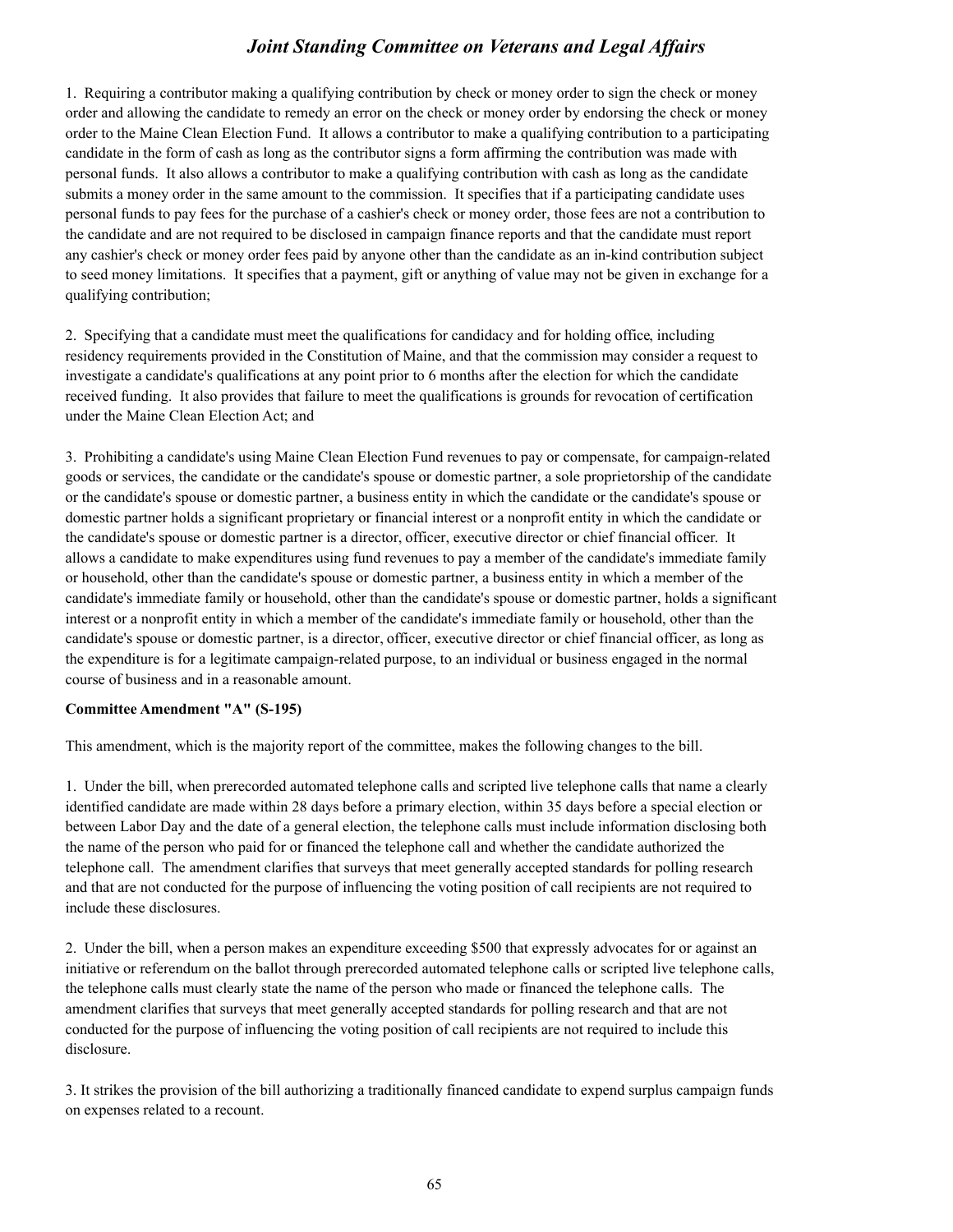1. Requiring a contributor making a qualifying contribution by check or money order to sign the check or money order and allowing the candidate to remedy an error on the check or money order by endorsing the check or money order to the Maine Clean Election Fund. It allows a contributor to make a qualifying contribution to a participating candidate in the form of cash as long as the contributor signs a form affirming the contribution was made with personal funds. It also allows a contributor to make a qualifying contribution with cash as long as the candidate submits a money order in the same amount to the commission. It specifies that if a participating candidate uses personal funds to pay fees for the purchase of a cashier's check or money order, those fees are not a contribution to the candidate and are not required to be disclosed in campaign finance reports and that the candidate must report any cashier's check or money order fees paid by anyone other than the candidate as an in-kind contribution subject to seed money limitations. It specifies that a payment, gift or anything of value may not be given in exchange for a qualifying contribution;

2. Specifying that a candidate must meet the qualifications for candidacy and for holding office, including residency requirements provided in the Constitution of Maine, and that the commission may consider a request to investigate a candidate's qualifications at any point prior to 6 months after the election for which the candidate received funding. It also provides that failure to meet the qualifications is grounds for revocation of certification under the Maine Clean Election Act; and

3. Prohibiting a candidate's using Maine Clean Election Fund revenues to pay or compensate, for campaign-related goods or services, the candidate or the candidate's spouse or domestic partner, a sole proprietorship of the candidate or the candidate's spouse or domestic partner, a business entity in which the candidate or the candidate's spouse or domestic partner holds a significant proprietary or financial interest or a nonprofit entity in which the candidate or the candidate's spouse or domestic partner is a director, officer, executive director or chief financial officer. It allows a candidate to make expenditures using fund revenues to pay a member of the candidate's immediate family or household, other than the candidate's spouse or domestic partner, a business entity in which a member of the candidate's immediate family or household, other than the candidate's spouse or domestic partner, holds a significant interest or a nonprofit entity in which a member of the candidate's immediate family or household, other than the candidate's spouse or domestic partner, is a director, officer, executive director or chief financial officer, as long as the expenditure is for a legitimate campaign-related purpose, to an individual or business engaged in the normal course of business and in a reasonable amount.

**Committee Amendment "A" (S-195)**

This amendment, which is the majority report of the committee, makes the following changes to the bill.

1. Under the bill, when prerecorded automated telephone calls and scripted live telephone calls that name a clearly identified candidate are made within 28 days before a primary election, within 35 days before a special election or between Labor Day and the date of a general election, the telephone calls must include information disclosing both the name of the person who paid for or financed the telephone call and whether the candidate authorized the telephone call. The amendment clarifies that surveys that meet generally accepted standards for polling research and that are not conducted for the purpose of influencing the voting position of call recipients are not required to include these disclosures.

2. Under the bill, when a person makes an expenditure exceeding $500 that expressly advocates for or against an initiative or referendum on the ballot through prerecorded automated telephone calls or scripted live telephone calls, the telephone calls must clearly state the name of the person who made or financed the telephone calls. The amendment clarifies that surveys that meet generally accepted standards for polling research and that are not conducted for the purpose of influencing the voting position of call recipients are not required to include this disclosure.

3. It strikes the provision of the bill authorizing a traditionally financed candidate to expend surplus campaign funds on expenses related to a recount.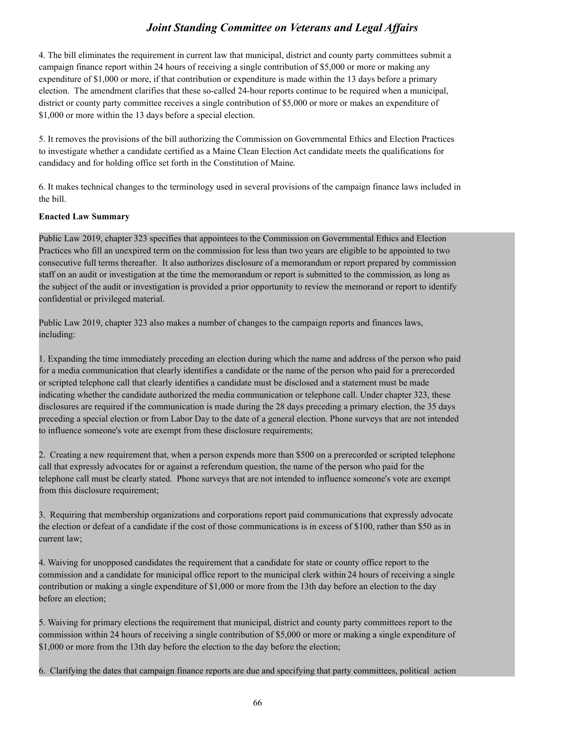4. The bill eliminates the requirement in current law that municipal, district and county party committees submit a campaign finance report within 24 hours of receiving a single contribution of $5,000 or more or making any expenditure of $1,000 or more, if that contribution or expenditure is made within the 13 days before a primary election. The amendment clarifies that these so-called 24-hour reports continue to be required when a municipal, district or county party committee receives a single contribution of $5,000 or more or makes an expenditure of $1,000 or more within the 13 days before a special election.

5. It removes the provisions of the bill authorizing the Commission on Governmental Ethics and Election Practices to investigate whether a candidate certified as a Maine Clean Election Act candidate meets the qualifications for candidacy and for holding office set forth in the Constitution of Maine.

6. It makes technical changes to the terminology used in several provisions of the campaign finance laws included in the bill.

**Enacted Law Summary**

Public Law 2019, chapter 323 specifies that appointees to the Commission on Governmental Ethics and Election Practices who fill an unexpired term on the commission for less than two years are eligible to be appointed to two consecutive full terms thereafter. It also authorizes disclosure of a memorandum or report prepared by commission staff on an audit or investigation at the time the memorandum or report is submitted to the commission, as long as the subject of the audit or investigation is provided a prior opportunity to review the memorand or report to identify confidential or privileged material.

Public Law 2019, chapter 323 also makes a number of changes to the campaign reports and finances laws, including:

1. Expanding the time immediately preceding an election during which the name and address of the person who paid for a media communication that clearly identifies a candidate or the name of the person who paid for a prerecorded or scripted telephone call that clearly identifies a candidate must be disclosed and a statement must be made indicating whether the candidate authorized the media communication or telephone call. Under chapter 323, these disclosures are required if the communication is made during the 28 days preceding a primary election, the 35 days preceding a special election or from Labor Day to the date of a general election. Phone surveys that are not intended to influence someone's vote are exempt from these disclosure requirements;

2. Creating a new requirement that, when a person expends more than $500 on a prerecorded or scripted telephone call that expressly advocates for or against a referendum question, the name of the person who paid for the telephone call must be clearly stated. Phone surveys that are not intended to influence someone's vote are exempt from this disclosure requirement;

3. Requiring that membership organizations and corporations report paid communications that expressly advocate the election or defeat of a candidate if the cost of those communications is in excess of $100, rather than $50 as in current law;

4. Waiving for unopposed candidates the requirement that a candidate for state or county office report to the commission and a candidate for municipal office report to the municipal clerk within 24 hours of receiving a single contribution or making a single expenditure of $1,000 or more from the 13th day before an election to the day before an election;

5. Waiving for primary elections the requirement that municipal, district and county party committees report to the commission within 24 hours of receiving a single contribution of $5,000 or more or making a single expenditure of $1,000 or more from the 13th day before the election to the day before the election;

6. Clarifying the dates that campaign finance reports are due and specifying that party committees, political action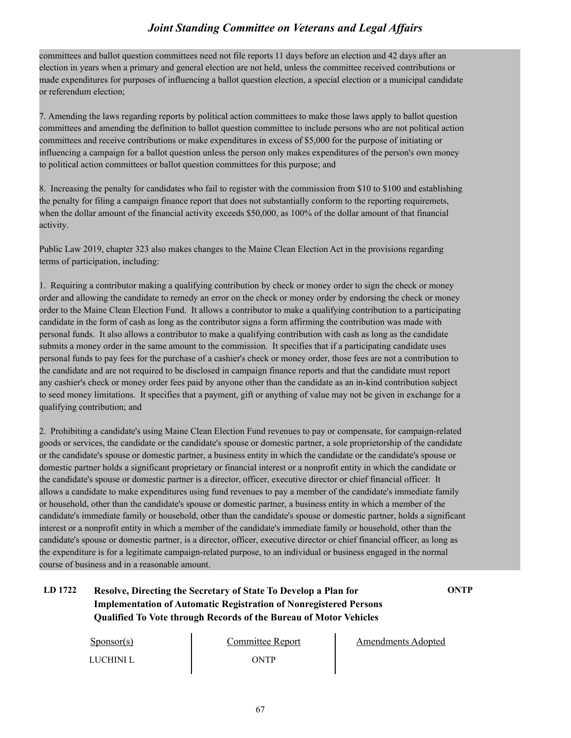committees and ballot question committees need not file reports 11 days before an election and 42 days after an election in years when a primary and general election are not held, unless the committee received contributions or made expenditures for purposes of influencing a ballot question election, a special election or a municipal candidate or referendum election;

7. Amending the laws regarding reports by political action committees to make those laws apply to ballot question committees and amending the definition to ballot question committee to include persons who are not political action committees and receive contributions or make expenditures in excess of $5,000 for the purpose of initiating or influencing a campaign for a ballot question unless the person only makes expenditures of the person's own money to political action committees or ballot question committees for this purpose; and

8. Increasing the penalty for candidates who fail to register with the commission from $10 to $100 and establishing the penalty for filing a campaign finance report that does not substantially conform to the reporting requiremets, when the dollar amount of the financial activity exceeds $50,000, as 100% of the dollar amount of that financial activity.

Public Law 2019, chapter 323 also makes changes to the Maine Clean Election Act in the provisions regarding terms of participation, including:

1. Requiring a contributor making a qualifying contribution by check or money order to sign the check or money order and allowing the candidate to remedy an error on the check or money order by endorsing the check or money order to the Maine Clean Election Fund. It allows a contributor to make a qualifying contribution to a participating candidate in the form of cash as long as the contributor signs a form affirming the contribution was made with personal funds. It also allows a contributor to make a qualifying contribution with cash as long as the candidate submits a money order in the same amount to the commission. It specifies that if a participating candidate uses personal funds to pay fees for the purchase of a cashier's check or money order, those fees are not a contribution to the candidate and are not required to be disclosed in campaign finance reports and that the candidate must report any cashier's check or money order fees paid by anyone other than the candidate as an in-kind contribution subject to seed money limitations. It specifies that a payment, gift or anything of value may not be given in exchange for a qualifying contribution; and

2. Prohibiting a candidate's using Maine Clean Election Fund revenues to pay or compensate, for campaign-related goods or services, the candidate or the candidate's spouse or domestic partner, a sole proprietorship of the candidate or the candidate's spouse or domestic partner, a business entity in which the candidate or the candidate's spouse or domestic partner holds a significant proprietary or financial interest or a nonprofit entity in which the candidate or the candidate's spouse or domestic partner is a director, officer, executive director or chief financial officer. It allows a candidate to make expenditures using fund revenues to pay a member of the candidate's immediate family or household, other than the candidate's spouse or domestic partner, a business entity in which a member of the candidate's immediate family or household, other than the candidate's spouse or domestic partner, holds a significant interest or a nonprofit entity in which a member of the candidate's immediate family or household, other than the candidate's spouse or domestic partner, is a director, officer, executive director or chief financial officer, as long as the expenditure is for a legitimate campaign-related purpose, to an individual or business engaged in the normal course of business and in a reasonable amount.

## LD 1722 Resolve, Directing the Secretary of State To Develop a Plan for Implementation of Automatic Registration of Nonregistered Persons Qualified To Vote through Records of the Bureau of Motor Vehicles — ONTP

| Sponsor(s) | Committee Report | Amendments Adopted |
|---|---|---|
| LUCHINI L | ONTP | |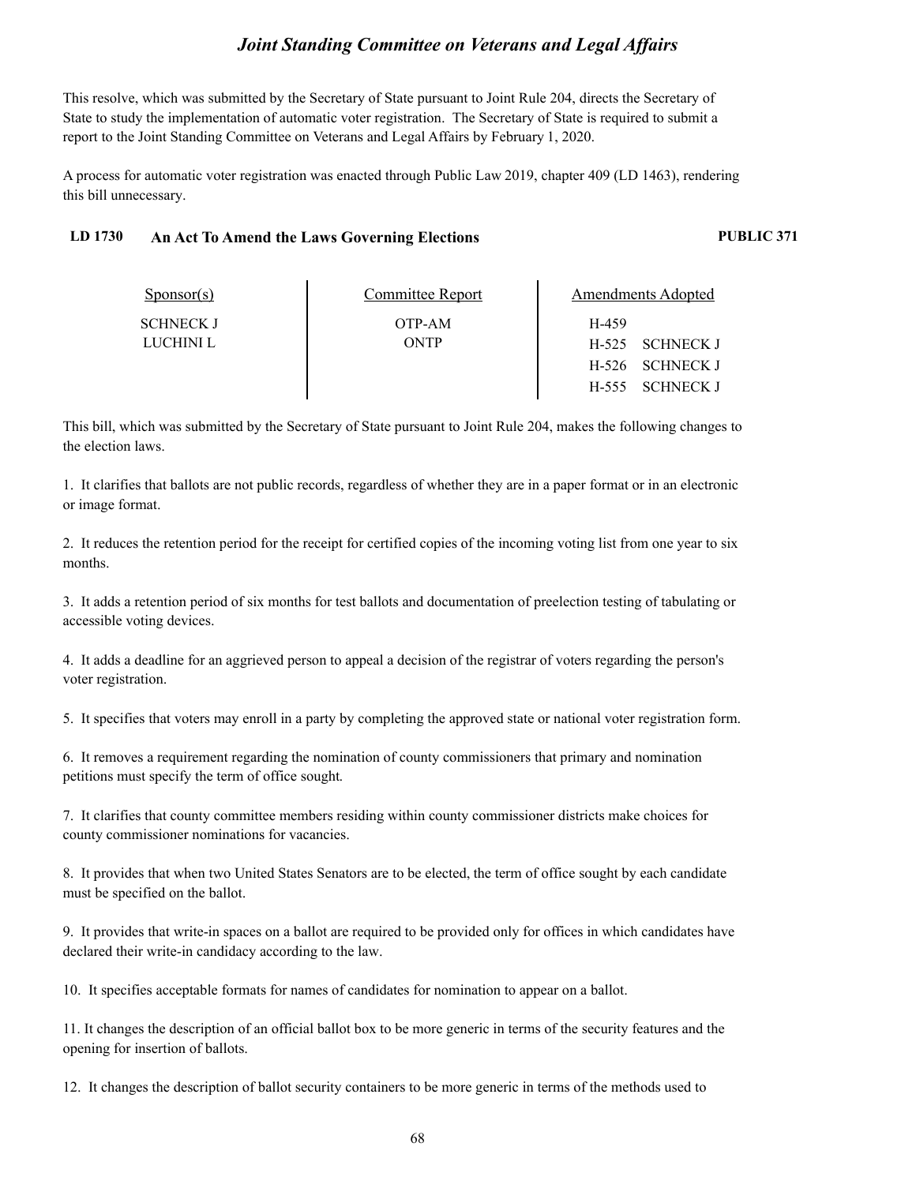This resolve, which was submitted by the Secretary of State pursuant to Joint Rule 204, directs the Secretary of State to study the implementation of automatic voter registration. The Secretary of State is required to submit a report to the Joint Standing Committee on Veterans and Legal Affairs by February 1, 2020.

A process for automatic voter registration was enacted through Public Law 2019, chapter 409 (LD 1463), rendering this bill unnecessary.

### LD 1730 An Act To Amend the Laws Governing Elections — PUBLIC 371

| Sponsor(s) | Committee Report | Amendments Adopted |
|---|---|---|
| SCHNECK J | OTP-AM | H-459 |
| LUCHINI L | ONTP | H-525 SCHNECK J |
| | | H-526 SCHNECK J |
| | | H-555 SCHNECK J |

This bill, which was submitted by the Secretary of State pursuant to Joint Rule 204, makes the following changes to the election laws.

1. It clarifies that ballots are not public records, regardless of whether they are in a paper format or in an electronic or image format.

2. It reduces the retention period for the receipt for certified copies of the incoming voting list from one year to six months.

3. It adds a retention period of six months for test ballots and documentation of preelection testing of tabulating or accessible voting devices.

4. It adds a deadline for an aggrieved person to appeal a decision of the registrar of voters regarding the person's voter registration.

5. It specifies that voters may enroll in a party by completing the approved state or national voter registration form.

6. It removes a requirement regarding the nomination of county commissioners that primary and nomination petitions must specify the term of office sought.

7. It clarifies that county committee members residing within county commissioner districts make choices for county commissioner nominations for vacancies.

8. It provides that when two United States Senators are to be elected, the term of office sought by each candidate must be specified on the ballot.

9. It provides that write-in spaces on a ballot are required to be provided only for offices in which candidates have declared their write-in candidacy according to the law.

10. It specifies acceptable formats for names of candidates for nomination to appear on a ballot.

11. It changes the description of an official ballot box to be more generic in terms of the security features and the opening for insertion of ballots.

12. It changes the description of ballot security containers to be more generic in terms of the methods used to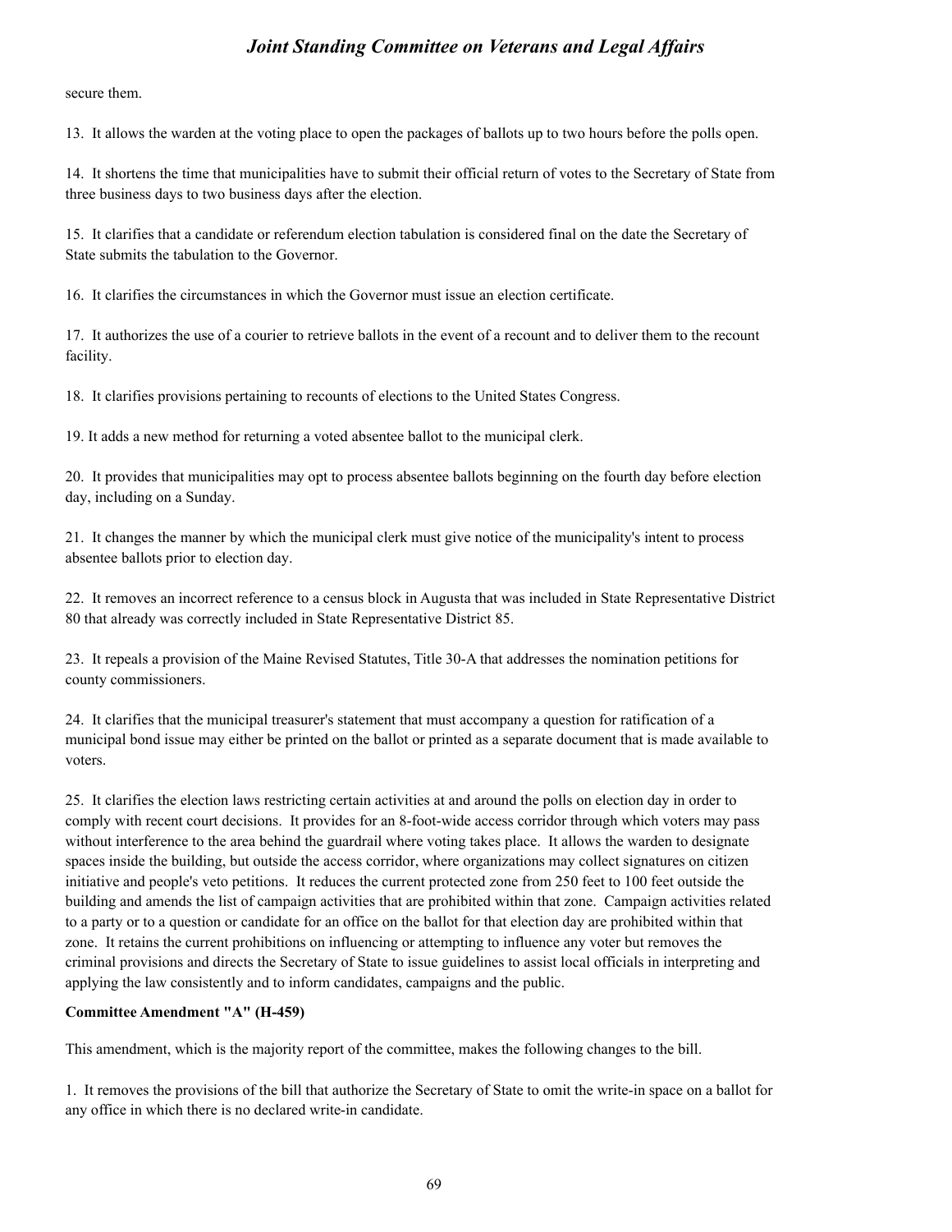secure them.

13. It allows the warden at the voting place to open the packages of ballots up to two hours before the polls open.

14. It shortens the time that municipalities have to submit their official return of votes to the Secretary of State from three business days to two business days after the election.

15. It clarifies that a candidate or referendum election tabulation is considered final on the date the Secretary of State submits the tabulation to the Governor.

16. It clarifies the circumstances in which the Governor must issue an election certificate.

17. It authorizes the use of a courier to retrieve ballots in the event of a recount and to deliver them to the recount facility.

18. It clarifies provisions pertaining to recounts of elections to the United States Congress.

19. It adds a new method for returning a voted absentee ballot to the municipal clerk.

20. It provides that municipalities may opt to process absentee ballots beginning on the fourth day before election day, including on a Sunday.

21. It changes the manner by which the municipal clerk must give notice of the municipality's intent to process absentee ballots prior to election day.

22. It removes an incorrect reference to a census block in Augusta that was included in State Representative District 80 that already was correctly included in State Representative District 85.

23. It repeals a provision of the Maine Revised Statutes, Title 30-A that addresses the nomination petitions for county commissioners.

24. It clarifies that the municipal treasurer's statement that must accompany a question for ratification of a municipal bond issue may either be printed on the ballot or printed as a separate document that is made available to voters.

25. It clarifies the election laws restricting certain activities at and around the polls on election day in order to comply with recent court decisions. It provides for an 8-foot-wide access corridor through which voters may pass without interference to the area behind the guardrail where voting takes place. It allows the warden to designate spaces inside the building, but outside the access corridor, where organizations may collect signatures on citizen initiative and people's veto petitions. It reduces the current protected zone from 250 feet to 100 feet outside the building and amends the list of campaign activities that are prohibited within that zone. Campaign activities related to a party or to a question or candidate for an office on the ballot for that election day are prohibited within that zone. It retains the current prohibitions on influencing or attempting to influence any voter but removes the criminal provisions and directs the Secretary of State to issue guidelines to assist local officials in interpreting and applying the law consistently and to inform candidates, campaigns and the public.

**Committee Amendment "A" (H-459)**

This amendment, which is the majority report of the committee, makes the following changes to the bill.

1. It removes the provisions of the bill that authorize the Secretary of State to omit the write-in space on a ballot for any office in which there is no declared write-in candidate.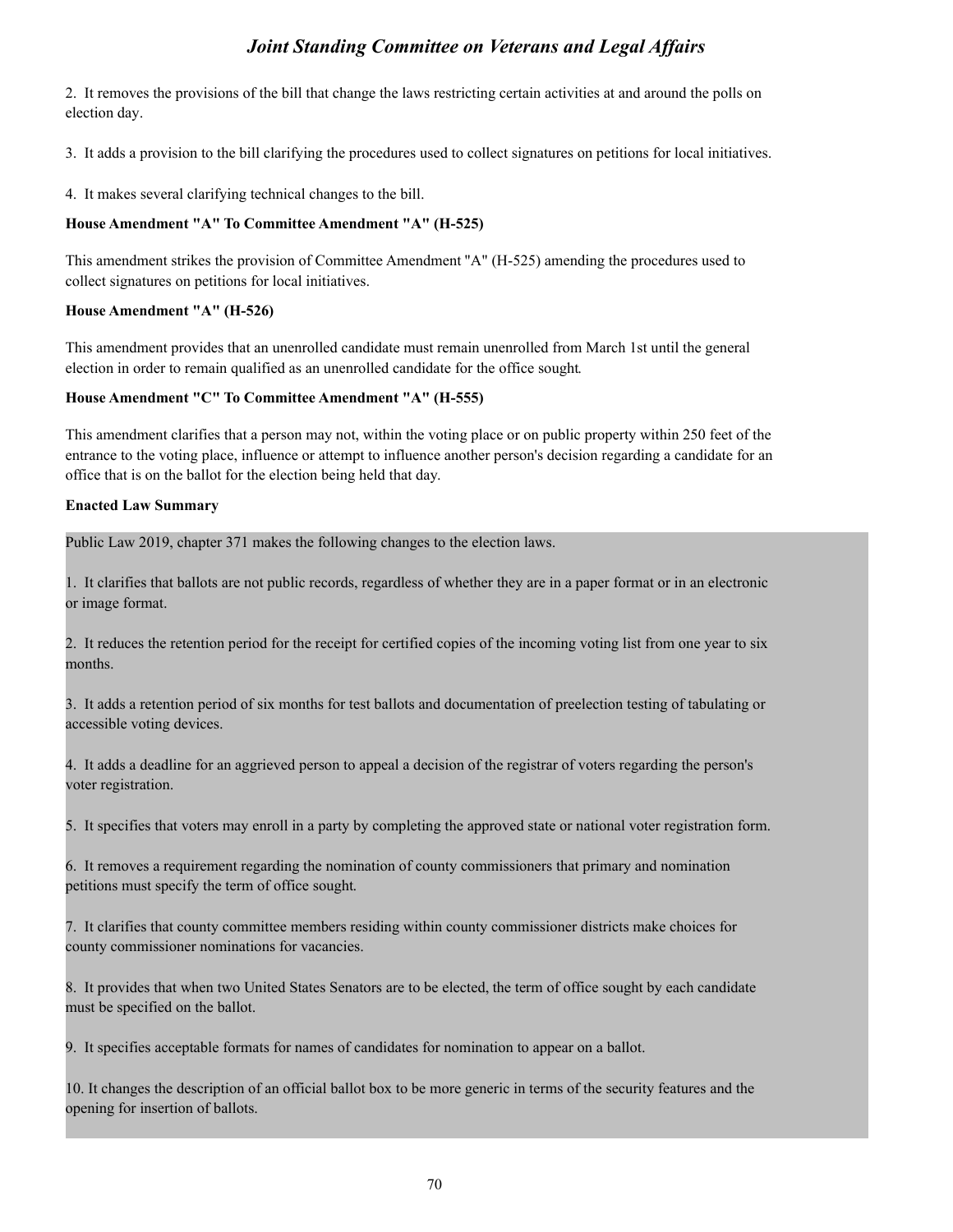2. It removes the provisions of the bill that change the laws restricting certain activities at and around the polls on election day.

3. It adds a provision to the bill clarifying the procedures used to collect signatures on petitions for local initiatives.

4. It makes several clarifying technical changes to the bill.

**House Amendment "A" To Committee Amendment "A" (H-525)**

This amendment strikes the provision of Committee Amendment "A" (H-525) amending the procedures used to collect signatures on petitions for local initiatives.

**House Amendment "A" (H-526)**

This amendment provides that an unenrolled candidate must remain unenrolled from March 1st until the general election in order to remain qualified as an unenrolled candidate for the office sought.

**House Amendment "C" To Committee Amendment "A" (H-555)**

This amendment clarifies that a person may not, within the voting place or on public property within 250 feet of the entrance to the voting place, influence or attempt to influence another person's decision regarding a candidate for an office that is on the ballot for the election being held that day.

**Enacted Law Summary**

Public Law 2019, chapter 371 makes the following changes to the election laws.

1. It clarifies that ballots are not public records, regardless of whether they are in a paper format or in an electronic or image format.

2. It reduces the retention period for the receipt for certified copies of the incoming voting list from one year to six months.

3. It adds a retention period of six months for test ballots and documentation of preelection testing of tabulating or accessible voting devices.

4. It adds a deadline for an aggrieved person to appeal a decision of the registrar of voters regarding the person's voter registration.

5. It specifies that voters may enroll in a party by completing the approved state or national voter registration form.

6. It removes a requirement regarding the nomination of county commissioners that primary and nomination petitions must specify the term of office sought.

7. It clarifies that county committee members residing within county commissioner districts make choices for county commissioner nominations for vacancies.

8. It provides that when two United States Senators are to be elected, the term of office sought by each candidate must be specified on the ballot.

9. It specifies acceptable formats for names of candidates for nomination to appear on a ballot.

10. It changes the description of an official ballot box to be more generic in terms of the security features and the opening for insertion of ballots.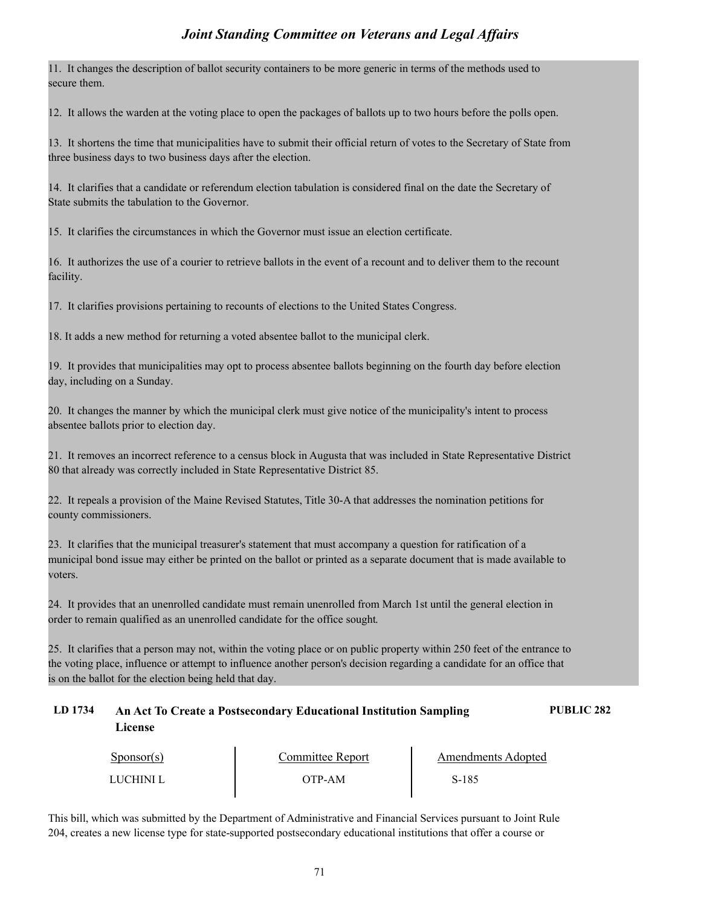11. It changes the description of ballot security containers to be more generic in terms of the methods used to secure them.

12. It allows the warden at the voting place to open the packages of ballots up to two hours before the polls open.

13. It shortens the time that municipalities have to submit their official return of votes to the Secretary of State from three business days to two business days after the election.

14. It clarifies that a candidate or referendum election tabulation is considered final on the date the Secretary of State submits the tabulation to the Governor.

15. It clarifies the circumstances in which the Governor must issue an election certificate.

16. It authorizes the use of a courier to retrieve ballots in the event of a recount and to deliver them to the recount facility.

17. It clarifies provisions pertaining to recounts of elections to the United States Congress.

18. It adds a new method for returning a voted absentee ballot to the municipal clerk.

19. It provides that municipalities may opt to process absentee ballots beginning on the fourth day before election day, including on a Sunday.

20. It changes the manner by which the municipal clerk must give notice of the municipality's intent to process absentee ballots prior to election day.

21. It removes an incorrect reference to a census block in Augusta that was included in State Representative District 80 that already was correctly included in State Representative District 85.

22. It repeals a provision of the Maine Revised Statutes, Title 30-A that addresses the nomination petitions for county commissioners.

23. It clarifies that the municipal treasurer's statement that must accompany a question for ratification of a municipal bond issue may either be printed on the ballot or printed as a separate document that is made available to voters.

24. It provides that an unenrolled candidate must remain unenrolled from March 1st until the general election in order to remain qualified as an unenrolled candidate for the office sought.

25. It clarifies that a person may not, within the voting place or on public property within 250 feet of the entrance to the voting place, influence or attempt to influence another person's decision regarding a candidate for an office that is on the ballot for the election being held that day.

### LD 1734 An Act To Create a Postsecondary Educational Institution Sampling License — PUBLIC 282

| Sponsor(s) | Committee Report | Amendments Adopted |
|---|---|---|
| LUCHINI L | OTP-AM | S-185 |

This bill, which was submitted by the Department of Administrative and Financial Services pursuant to Joint Rule 204, creates a new license type for state-supported postsecondary educational institutions that offer a course or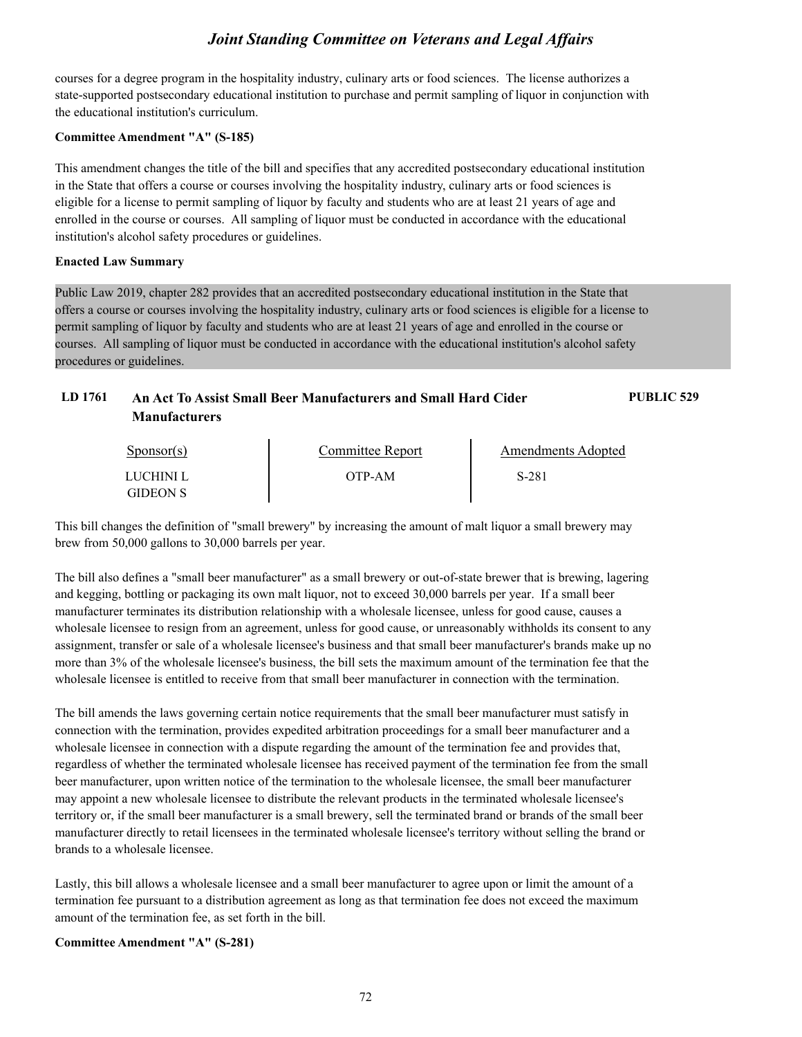courses for a degree program in the hospitality industry, culinary arts or food sciences. The license authorizes a state-supported postsecondary educational institution to purchase and permit sampling of liquor in conjunction with the educational institution's curriculum.

**Committee Amendment "A" (S-185)**

This amendment changes the title of the bill and specifies that any accredited postsecondary educational institution in the State that offers a course or courses involving the hospitality industry, culinary arts or food sciences is eligible for a license to permit sampling of liquor by faculty and students who are at least 21 years of age and enrolled in the course or courses. All sampling of liquor must be conducted in accordance with the educational institution's alcohol safety procedures or guidelines.

**Enacted Law Summary**

Public Law 2019, chapter 282 provides that an accredited postsecondary educational institution in the State that offers a course or courses involving the hospitality industry, culinary arts or food sciences is eligible for a license to permit sampling of liquor by faculty and students who are at least 21 years of age and enrolled in the course or courses. All sampling of liquor must be conducted in accordance with the educational institution's alcohol safety procedures or guidelines.

## LD 1761 An Act To Assist Small Beer Manufacturers and Small Hard Cider Manufacturers — PUBLIC 529

| Sponsor(s) | Committee Report | Amendments Adopted |
|---|---|---|
| LUCHINI L<br>GIDEON S | OTP-AM | S-281 |

This bill changes the definition of "small brewery" by increasing the amount of malt liquor a small brewery may brew from 50,000 gallons to 30,000 barrels per year.

The bill also defines a "small beer manufacturer" as a small brewery or out-of-state brewer that is brewing, lagering and kegging, bottling or packaging its own malt liquor, not to exceed 30,000 barrels per year. If a small beer manufacturer terminates its distribution relationship with a wholesale licensee, unless for good cause, causes a wholesale licensee to resign from an agreement, unless for good cause, or unreasonably withholds its consent to any assignment, transfer or sale of a wholesale licensee's business and that small beer manufacturer's brands make up no more than 3% of the wholesale licensee's business, the bill sets the maximum amount of the termination fee that the wholesale licensee is entitled to receive from that small beer manufacturer in connection with the termination.

The bill amends the laws governing certain notice requirements that the small beer manufacturer must satisfy in connection with the termination, provides expedited arbitration proceedings for a small beer manufacturer and a wholesale licensee in connection with a dispute regarding the amount of the termination fee and provides that, regardless of whether the terminated wholesale licensee has received payment of the termination fee from the small beer manufacturer, upon written notice of the termination to the wholesale licensee, the small beer manufacturer may appoint a new wholesale licensee to distribute the relevant products in the terminated wholesale licensee's territory or, if the small beer manufacturer is a small brewery, sell the terminated brand or brands of the small beer manufacturer directly to retail licensees in the terminated wholesale licensee's territory without selling the brand or brands to a wholesale licensee.

Lastly, this bill allows a wholesale licensee and a small beer manufacturer to agree upon or limit the amount of a termination fee pursuant to a distribution agreement as long as that termination fee does not exceed the maximum amount of the termination fee, as set forth in the bill.

**Committee Amendment "A" (S-281)**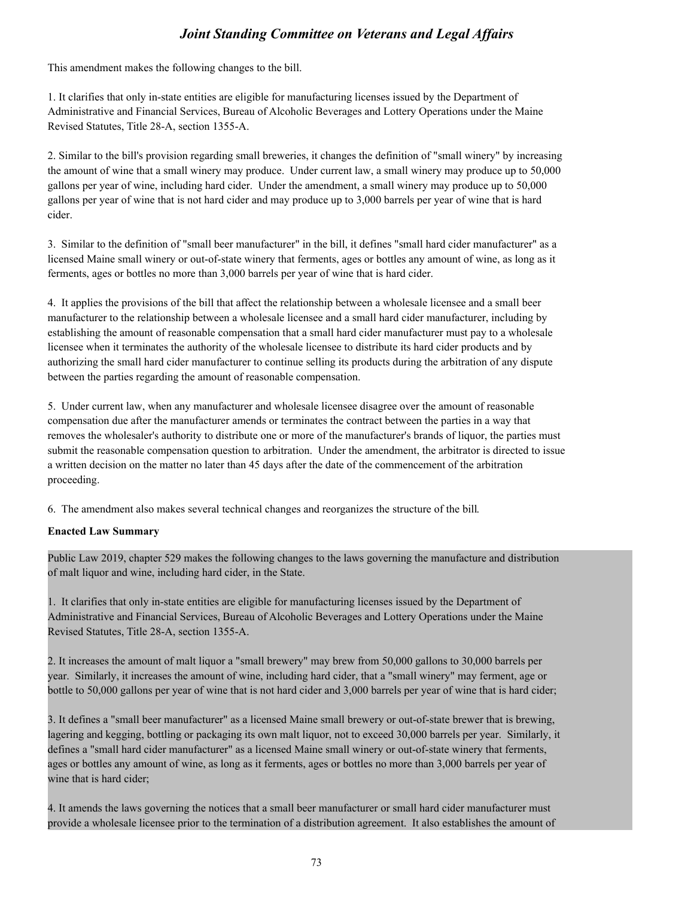This amendment makes the following changes to the bill.

1. It clarifies that only in-state entities are eligible for manufacturing licenses issued by the Department of Administrative and Financial Services, Bureau of Alcoholic Beverages and Lottery Operations under the Maine Revised Statutes, Title 28-A, section 1355-A.

2. Similar to the bill's provision regarding small breweries, it changes the definition of "small winery" by increasing the amount of wine that a small winery may produce. Under current law, a small winery may produce up to 50,000 gallons per year of wine, including hard cider. Under the amendment, a small winery may produce up to 50,000 gallons per year of wine that is not hard cider and may produce up to 3,000 barrels per year of wine that is hard cider.

3. Similar to the definition of "small beer manufacturer" in the bill, it defines "small hard cider manufacturer" as a licensed Maine small winery or out-of-state winery that ferments, ages or bottles any amount of wine, as long as it ferments, ages or bottles no more than 3,000 barrels per year of wine that is hard cider.

4. It applies the provisions of the bill that affect the relationship between a wholesale licensee and a small beer manufacturer to the relationship between a wholesale licensee and a small hard cider manufacturer, including by establishing the amount of reasonable compensation that a small hard cider manufacturer must pay to a wholesale licensee when it terminates the authority of the wholesale licensee to distribute its hard cider products and by authorizing the small hard cider manufacturer to continue selling its products during the arbitration of any dispute between the parties regarding the amount of reasonable compensation.

5. Under current law, when any manufacturer and wholesale licensee disagree over the amount of reasonable compensation due after the manufacturer amends or terminates the contract between the parties in a way that removes the wholesaler's authority to distribute one or more of the manufacturer's brands of liquor, the parties must submit the reasonable compensation question to arbitration. Under the amendment, the arbitrator is directed to issue a written decision on the matter no later than 45 days after the date of the commencement of the arbitration proceeding.

6. The amendment also makes several technical changes and reorganizes the structure of the bill.

**Enacted Law Summary**

Public Law 2019, chapter 529 makes the following changes to the laws governing the manufacture and distribution of malt liquor and wine, including hard cider, in the State.

1. It clarifies that only in-state entities are eligible for manufacturing licenses issued by the Department of Administrative and Financial Services, Bureau of Alcoholic Beverages and Lottery Operations under the Maine Revised Statutes, Title 28-A, section 1355-A.

2. It increases the amount of malt liquor a "small brewery" may brew from 50,000 gallons to 30,000 barrels per year. Similarly, it increases the amount of wine, including hard cider, that a "small winery" may ferment, age or bottle to 50,000 gallons per year of wine that is not hard cider and 3,000 barrels per year of wine that is hard cider;

3. It defines a "small beer manufacturer" as a licensed Maine small brewery or out-of-state brewer that is brewing, lagering and kegging, bottling or packaging its own malt liquor, not to exceed 30,000 barrels per year. Similarly, it defines a "small hard cider manufacturer" as a licensed Maine small winery or out-of-state winery that ferments, ages or bottles any amount of wine, as long as it ferments, ages or bottles no more than 3,000 barrels per year of wine that is hard cider;

4. It amends the laws governing the notices that a small beer manufacturer or small hard cider manufacturer must provide a wholesale licensee prior to the termination of a distribution agreement. It also establishes the amount of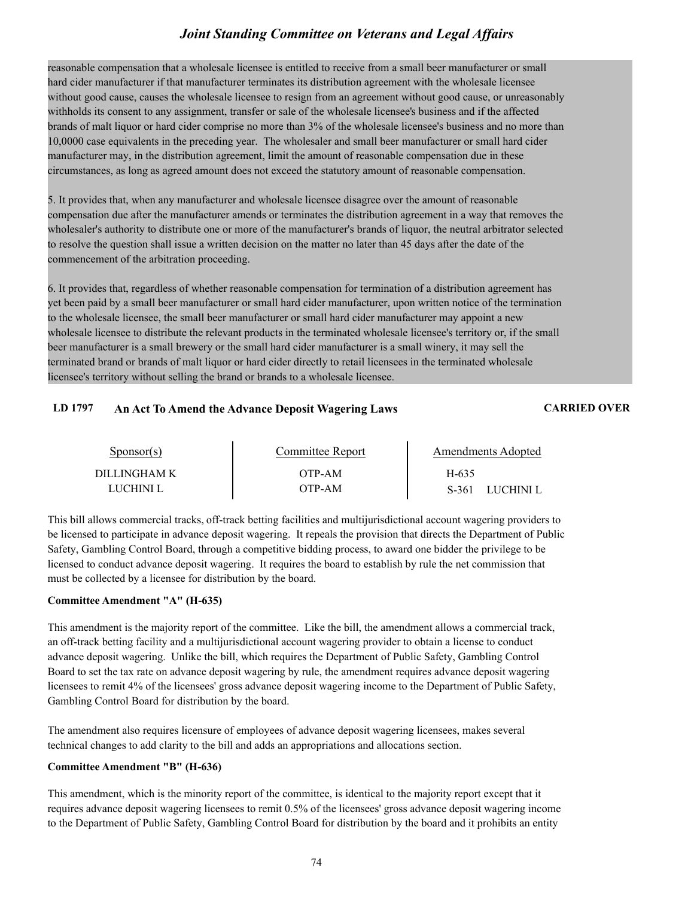reasonable compensation that a wholesale licensee is entitled to receive from a small beer manufacturer or small hard cider manufacturer if that manufacturer terminates its distribution agreement with the wholesale licensee without good cause, causes the wholesale licensee to resign from an agreement without good cause, or unreasonably withholds its consent to any assignment, transfer or sale of the wholesale licensee's business and if the affected brands of malt liquor or hard cider comprise no more than 3% of the wholesale licensee's business and no more than 10,0000 case equivalents in the preceding year. The wholesaler and small beer manufacturer or small hard cider manufacturer may, in the distribution agreement, limit the amount of reasonable compensation due in these circumstances, as long as agreed amount does not exceed the statutory amount of reasonable compensation.

5. It provides that, when any manufacturer and wholesale licensee disagree over the amount of reasonable compensation due after the manufacturer amends or terminates the distribution agreement in a way that removes the wholesaler's authority to distribute one or more of the manufacturer's brands of liquor, the neutral arbitrator selected to resolve the question shall issue a written decision on the matter no later than 45 days after the date of the commencement of the arbitration proceeding.

6. It provides that, regardless of whether reasonable compensation for termination of a distribution agreement has yet been paid by a small beer manufacturer or small hard cider manufacturer, upon written notice of the termination to the wholesale licensee, the small beer manufacturer or small hard cider manufacturer may appoint a new wholesale licensee to distribute the relevant products in the terminated wholesale licensee's territory or, if the small beer manufacturer is a small brewery or the small hard cider manufacturer is a small winery, it may sell the terminated brand or brands of malt liquor or hard cider directly to retail licensees in the terminated wholesale licensee's territory without selling the brand or brands to a wholesale licensee.

## LD 1797 An Act To Amend the Advance Deposit Wagering Laws — CARRIED OVER

| Sponsor(s) | Committee Report | Amendments Adopted |
|---|---|---|
| DILLINGHAM K | OTP-AM | H-635 |
| LUCHINI L | OTP-AM | S-361 LUCHINI L |

This bill allows commercial tracks, off-track betting facilities and multijurisdictional account wagering providers to be licensed to participate in advance deposit wagering. It repeals the provision that directs the Department of Public Safety, Gambling Control Board, through a competitive bidding process, to award one bidder the privilege to be licensed to conduct advance deposit wagering. It requires the board to establish by rule the net commission that must be collected by a licensee for distribution by the board.

**Committee Amendment "A" (H-635)**

This amendment is the majority report of the committee. Like the bill, the amendment allows a commercial track, an off-track betting facility and a multijurisdictional account wagering provider to obtain a license to conduct advance deposit wagering. Unlike the bill, which requires the Department of Public Safety, Gambling Control Board to set the tax rate on advance deposit wagering by rule, the amendment requires advance deposit wagering licensees to remit 4% of the licensees' gross advance deposit wagering income to the Department of Public Safety, Gambling Control Board for distribution by the board.

The amendment also requires licensure of employees of advance deposit wagering licensees, makes several technical changes to add clarity to the bill and adds an appropriations and allocations section.

**Committee Amendment "B" (H-636)**

This amendment, which is the minority report of the committee, is identical to the majority report except that it requires advance deposit wagering licensees to remit 0.5% of the licensees' gross advance deposit wagering income to the Department of Public Safety, Gambling Control Board for distribution by the board and it prohibits an entity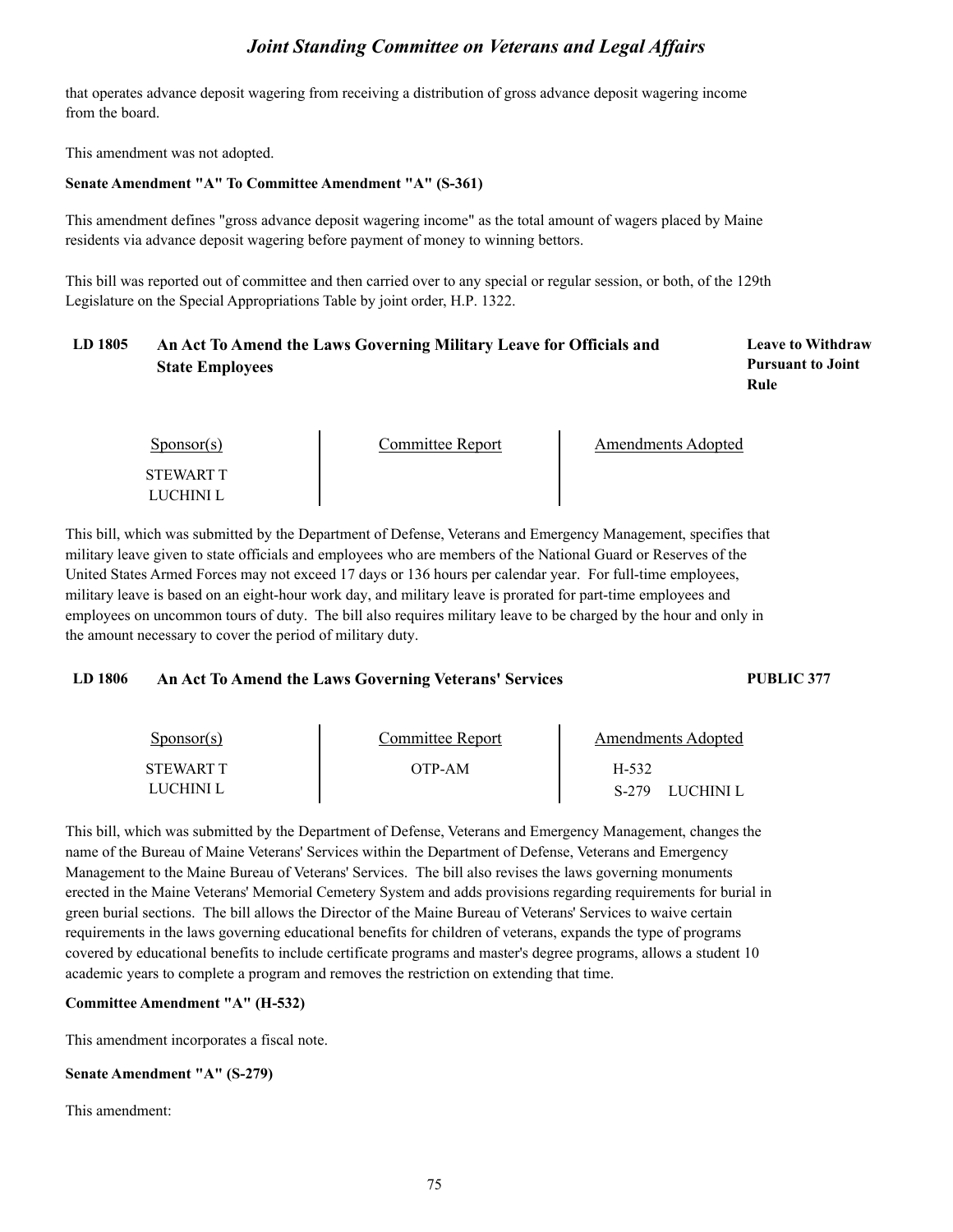that operates advance deposit wagering from receiving a distribution of gross advance deposit wagering income from the board.

This amendment was not adopted.

**Senate Amendment "A" To Committee Amendment "A" (S-361)**

This amendment defines "gross advance deposit wagering income" as the total amount of wagers placed by Maine residents via advance deposit wagering before payment of money to winning bettors.

This bill was reported out of committee and then carried over to any special or regular session, or both, of the 129th Legislature on the Special Appropriations Table by joint order, H.P. 1322.

### LD 1805 An Act To Amend the Laws Governing Military Leave for Officials and State Employees — **Leave to Withdraw Pursuant to Joint Rule**

| Sponsor(s) | Committee Report | Amendments Adopted |
|---|---|---|
| STEWART T<br>LUCHINI L | | |

This bill, which was submitted by the Department of Defense, Veterans and Emergency Management, specifies that military leave given to state officials and employees who are members of the National Guard or Reserves of the United States Armed Forces may not exceed 17 days or 136 hours per calendar year. For full-time employees, military leave is based on an eight-hour work day, and military leave is prorated for part-time employees and employees on uncommon tours of duty. The bill also requires military leave to be charged by the hour and only in the amount necessary to cover the period of military duty.

### LD 1806 An Act To Amend the Laws Governing Veterans' Services — **PUBLIC 377**

| Sponsor(s) | Committee Report | Amendments Adopted |
|---|---|---|
| STEWART T<br>LUCHINI L | OTP-AM | H-532<br>S-279 LUCHINI L |

This bill, which was submitted by the Department of Defense, Veterans and Emergency Management, changes the name of the Bureau of Maine Veterans' Services within the Department of Defense, Veterans and Emergency Management to the Maine Bureau of Veterans' Services. The bill also revises the laws governing monuments erected in the Maine Veterans' Memorial Cemetery System and adds provisions regarding requirements for burial in green burial sections. The bill allows the Director of the Maine Bureau of Veterans' Services to waive certain requirements in the laws governing educational benefits for children of veterans, expands the type of programs covered by educational benefits to include certificate programs and master's degree programs, allows a student 10 academic years to complete a program and removes the restriction on extending that time.

**Committee Amendment "A" (H-532)**

This amendment incorporates a fiscal note.

**Senate Amendment "A" (S-279)**

This amendment: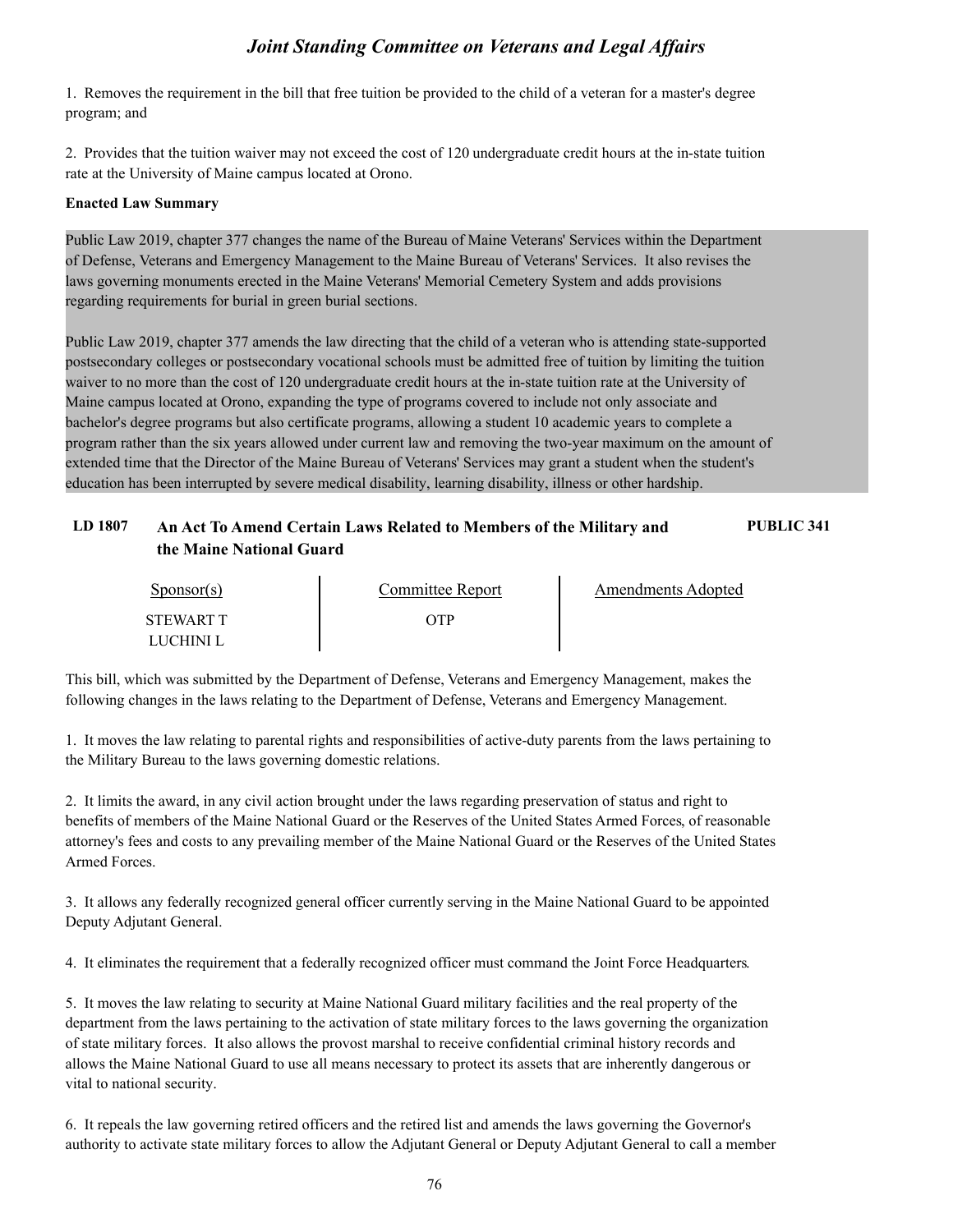1. Removes the requirement in the bill that free tuition be provided to the child of a veteran for a master's degree program; and

2. Provides that the tuition waiver may not exceed the cost of 120 undergraduate credit hours at the in-state tuition rate at the University of Maine campus located at Orono.

**Enacted Law Summary**

Public Law 2019, chapter 377 changes the name of the Bureau of Maine Veterans' Services within the Department of Defense, Veterans and Emergency Management to the Maine Bureau of Veterans' Services. It also revises the laws governing monuments erected in the Maine Veterans' Memorial Cemetery System and adds provisions regarding requirements for burial in green burial sections.

Public Law 2019, chapter 377 amends the law directing that the child of a veteran who is attending state-supported postsecondary colleges or postsecondary vocational schools must be admitted free of tuition by limiting the tuition waiver to no more than the cost of 120 undergraduate credit hours at the in-state tuition rate at the University of Maine campus located at Orono, expanding the type of programs covered to include not only associate and bachelor's degree programs but also certificate programs, allowing a student 10 academic years to complete a program rather than the six years allowed under current law and removing the two-year maximum on the amount of extended time that the Director of the Maine Bureau of Veterans' Services may grant a student when the student's education has been interrupted by severe medical disability, learning disability, illness or other hardship.

### LD 1807 An Act To Amend Certain Laws Related to Members of the Military and the Maine National Guard — PUBLIC 341

| Sponsor(s) | Committee Report | Amendments Adopted |
| --- | --- | --- |
| STEWART T<br>LUCHINI L | OTP | |

This bill, which was submitted by the Department of Defense, Veterans and Emergency Management, makes the following changes in the laws relating to the Department of Defense, Veterans and Emergency Management.

1. It moves the law relating to parental rights and responsibilities of active-duty parents from the laws pertaining to the Military Bureau to the laws governing domestic relations.

2. It limits the award, in any civil action brought under the laws regarding preservation of status and right to benefits of members of the Maine National Guard or the Reserves of the United States Armed Forces, of reasonable attorney's fees and costs to any prevailing member of the Maine National Guard or the Reserves of the United States Armed Forces.

3. It allows any federally recognized general officer currently serving in the Maine National Guard to be appointed Deputy Adjutant General.

4. It eliminates the requirement that a federally recognized officer must command the Joint Force Headquarters.

5. It moves the law relating to security at Maine National Guard military facilities and the real property of the department from the laws pertaining to the activation of state military forces to the laws governing the organization of state military forces. It also allows the provost marshal to receive confidential criminal history records and allows the Maine National Guard to use all means necessary to protect its assets that are inherently dangerous or vital to national security.

6. It repeals the law governing retired officers and the retired list and amends the laws governing the Governor's authority to activate state military forces to allow the Adjutant General or Deputy Adjutant General to call a member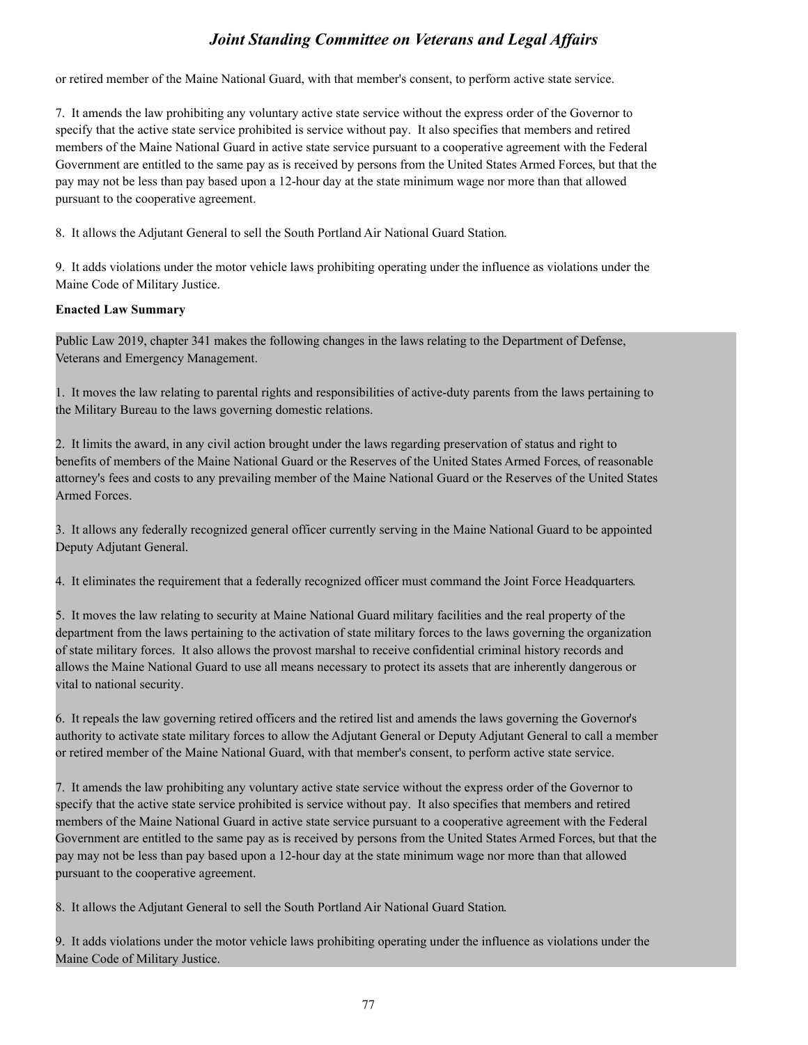or retired member of the Maine National Guard, with that member's consent, to perform active state service.

7. It amends the law prohibiting any voluntary active state service without the express order of the Governor to specify that the active state service prohibited is service without pay. It also specifies that members and retired members of the Maine National Guard in active state service pursuant to a cooperative agreement with the Federal Government are entitled to the same pay as is received by persons from the United States Armed Forces, but that the pay may not be less than pay based upon a 12-hour day at the state minimum wage nor more than that allowed pursuant to the cooperative agreement.

8. It allows the Adjutant General to sell the South Portland Air National Guard Station.

9. It adds violations under the motor vehicle laws prohibiting operating under the influence as violations under the Maine Code of Military Justice.

**Enacted Law Summary**

Public Law 2019, chapter 341 makes the following changes in the laws relating to the Department of Defense, Veterans and Emergency Management.

1. It moves the law relating to parental rights and responsibilities of active-duty parents from the laws pertaining to the Military Bureau to the laws governing domestic relations.

2. It limits the award, in any civil action brought under the laws regarding preservation of status and right to benefits of members of the Maine National Guard or the Reserves of the United States Armed Forces, of reasonable attorney's fees and costs to any prevailing member of the Maine National Guard or the Reserves of the United States Armed Forces.

3. It allows any federally recognized general officer currently serving in the Maine National Guard to be appointed Deputy Adjutant General.

4. It eliminates the requirement that a federally recognized officer must command the Joint Force Headquarters.

5. It moves the law relating to security at Maine National Guard military facilities and the real property of the department from the laws pertaining to the activation of state military forces to the laws governing the organization of state military forces. It also allows the provost marshal to receive confidential criminal history records and allows the Maine National Guard to use all means necessary to protect its assets that are inherently dangerous or vital to national security.

6. It repeals the law governing retired officers and the retired list and amends the laws governing the Governor's authority to activate state military forces to allow the Adjutant General or Deputy Adjutant General to call a member or retired member of the Maine National Guard, with that member's consent, to perform active state service.

7. It amends the law prohibiting any voluntary active state service without the express order of the Governor to specify that the active state service prohibited is service without pay. It also specifies that members and retired members of the Maine National Guard in active state service pursuant to a cooperative agreement with the Federal Government are entitled to the same pay as is received by persons from the United States Armed Forces, but that the pay may not be less than pay based upon a 12-hour day at the state minimum wage nor more than that allowed pursuant to the cooperative agreement.

8. It allows the Adjutant General to sell the South Portland Air National Guard Station.

9. It adds violations under the motor vehicle laws prohibiting operating under the influence as violations under the Maine Code of Military Justice.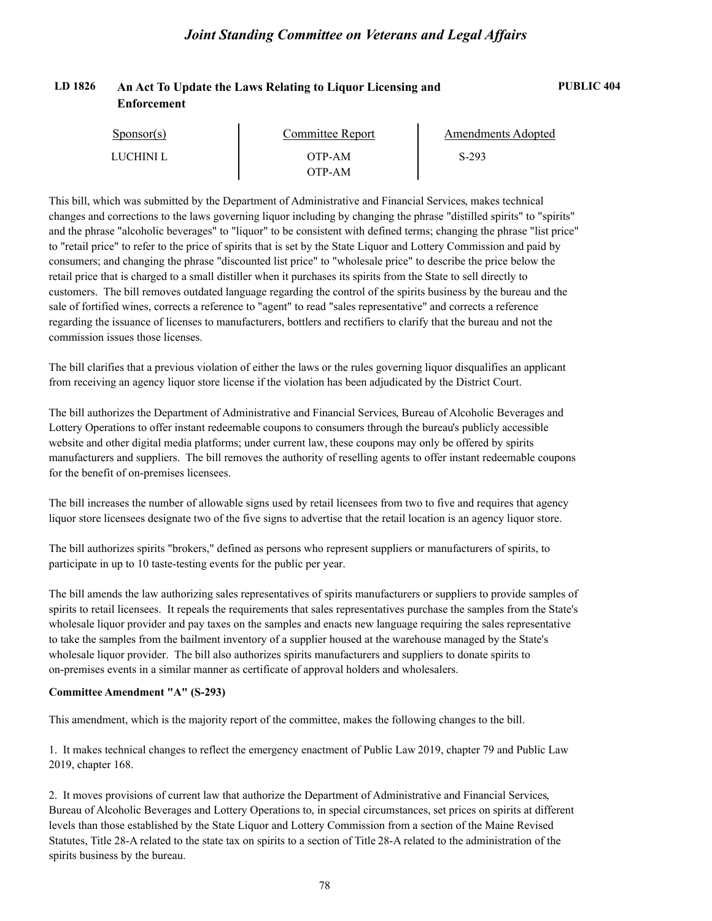**LD 1826** **An Act To Update the Laws Relating to Liquor Licensing and Enforcement** **PUBLIC 404**

| Sponsor(s) | Committee Report | Amendments Adopted |
|---|---|---|
| LUCHINI L | OTP-AM | S-293 |
| | OTP-AM | |

This bill, which was submitted by the Department of Administrative and Financial Services, makes technical changes and corrections to the laws governing liquor including by changing the phrase "distilled spirits" to "spirits" and the phrase "alcoholic beverages" to "liquor" to be consistent with defined terms; changing the phrase "list price" to "retail price" to refer to the price of spirits that is set by the State Liquor and Lottery Commission and paid by consumers; and changing the phrase "discounted list price" to "wholesale price" to describe the price below the retail price that is charged to a small distiller when it purchases its spirits from the State to sell directly to customers. The bill removes outdated language regarding the control of the spirits business by the bureau and the sale of fortified wines, corrects a reference to "agent" to read "sales representative" and corrects a reference regarding the issuance of licenses to manufacturers, bottlers and rectifiers to clarify that the bureau and not the commission issues those licenses.

The bill clarifies that a previous violation of either the laws or the rules governing liquor disqualifies an applicant from receiving an agency liquor store license if the violation has been adjudicated by the District Court.

The bill authorizes the Department of Administrative and Financial Services, Bureau of Alcoholic Beverages and Lottery Operations to offer instant redeemable coupons to consumers through the bureau's publicly accessible website and other digital media platforms; under current law, these coupons may only be offered by spirits manufacturers and suppliers. The bill removes the authority of reselling agents to offer instant redeemable coupons for the benefit of on-premises licensees.

The bill increases the number of allowable signs used by retail licensees from two to five and requires that agency liquor store licensees designate two of the five signs to advertise that the retail location is an agency liquor store.

The bill authorizes spirits "brokers," defined as persons who represent suppliers or manufacturers of spirits, to participate in up to 10 taste-testing events for the public per year.

The bill amends the law authorizing sales representatives of spirits manufacturers or suppliers to provide samples of spirits to retail licensees. It repeals the requirements that sales representatives purchase the samples from the State's wholesale liquor provider and pay taxes on the samples and enacts new language requiring the sales representative to take the samples from the bailment inventory of a supplier housed at the warehouse managed by the State's wholesale liquor provider. The bill also authorizes spirits manufacturers and suppliers to donate spirits to on-premises events in a similar manner as certificate of approval holders and wholesalers.

**Committee Amendment "A" (S-293)**

This amendment, which is the majority report of the committee, makes the following changes to the bill.

1. It makes technical changes to reflect the emergency enactment of Public Law 2019, chapter 79 and Public Law 2019, chapter 168.

2. It moves provisions of current law that authorize the Department of Administrative and Financial Services, Bureau of Alcoholic Beverages and Lottery Operations to, in special circumstances, set prices on spirits at different levels than those established by the State Liquor and Lottery Commission from a section of the Maine Revised Statutes, Title 28-A related to the state tax on spirits to a section of Title 28-A related to the administration of the spirits business by the bureau.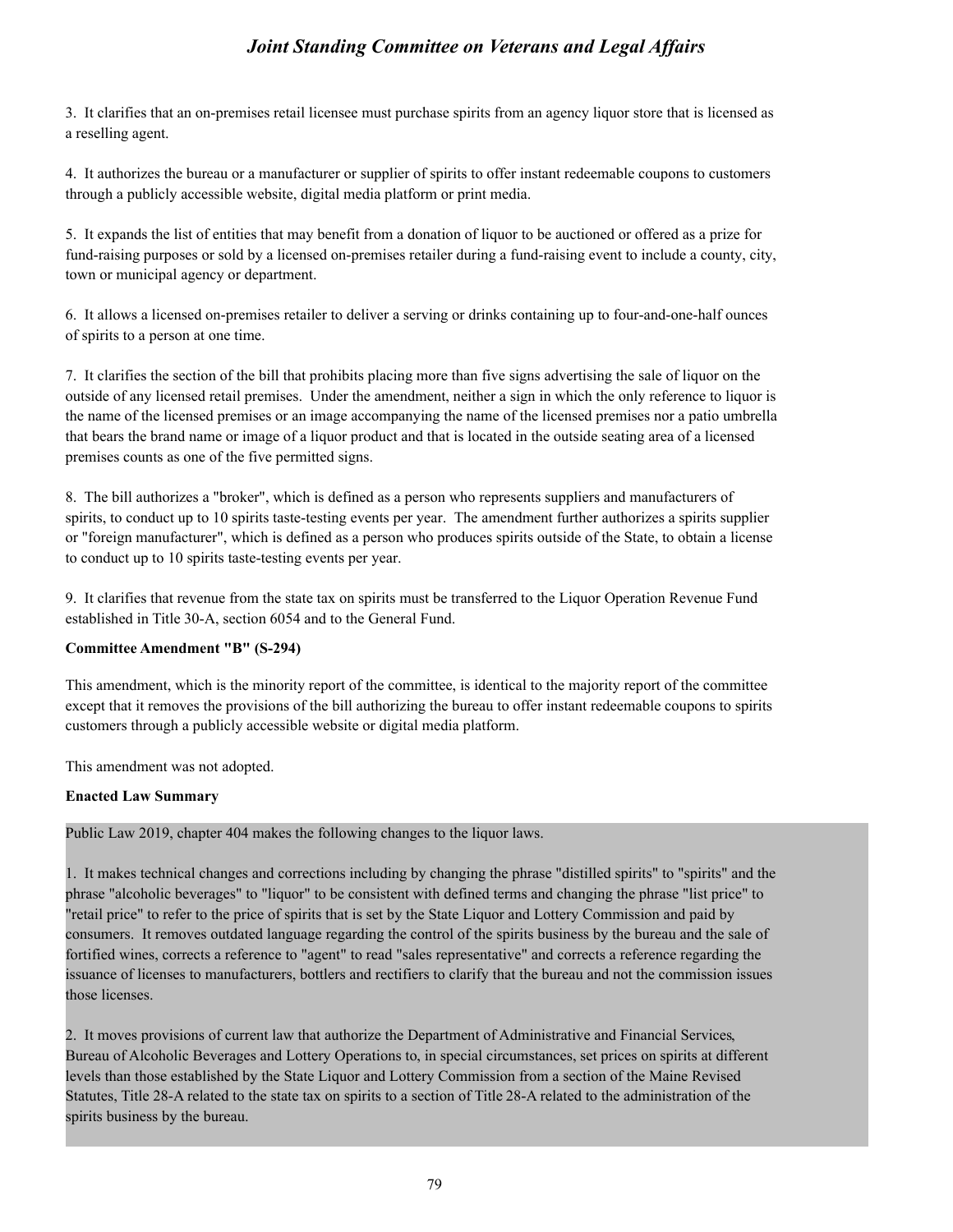3. It clarifies that an on-premises retail licensee must purchase spirits from an agency liquor store that is licensed as a reselling agent.

4. It authorizes the bureau or a manufacturer or supplier of spirits to offer instant redeemable coupons to customers through a publicly accessible website, digital media platform or print media.

5. It expands the list of entities that may benefit from a donation of liquor to be auctioned or offered as a prize for fund-raising purposes or sold by a licensed on-premises retailer during a fund-raising event to include a county, city, town or municipal agency or department.

6. It allows a licensed on-premises retailer to deliver a serving or drinks containing up to four-and-one-half ounces of spirits to a person at one time.

7. It clarifies the section of the bill that prohibits placing more than five signs advertising the sale of liquor on the outside of any licensed retail premises. Under the amendment, neither a sign in which the only reference to liquor is the name of the licensed premises or an image accompanying the name of the licensed premises nor a patio umbrella that bears the brand name or image of a liquor product and that is located in the outside seating area of a licensed premises counts as one of the five permitted signs.

8. The bill authorizes a "broker", which is defined as a person who represents suppliers and manufacturers of spirits, to conduct up to 10 spirits taste-testing events per year. The amendment further authorizes a spirits supplier or "foreign manufacturer", which is defined as a person who produces spirits outside of the State, to obtain a license to conduct up to 10 spirits taste-testing events per year.

9. It clarifies that revenue from the state tax on spirits must be transferred to the Liquor Operation Revenue Fund established in Title 30-A, section 6054 and to the General Fund.

**Committee Amendment "B" (S-294)**

This amendment, which is the minority report of the committee, is identical to the majority report of the committee except that it removes the provisions of the bill authorizing the bureau to offer instant redeemable coupons to spirits customers through a publicly accessible website or digital media platform.

This amendment was not adopted.

**Enacted Law Summary**

Public Law 2019, chapter 404 makes the following changes to the liquor laws.

1. It makes technical changes and corrections including by changing the phrase "distilled spirits" to "spirits" and the phrase "alcoholic beverages" to "liquor" to be consistent with defined terms and changing the phrase "list price" to "retail price" to refer to the price of spirits that is set by the State Liquor and Lottery Commission and paid by consumers. It removes outdated language regarding the control of the spirits business by the bureau and the sale of fortified wines, corrects a reference to "agent" to read "sales representative" and corrects a reference regarding the issuance of licenses to manufacturers, bottlers and rectifiers to clarify that the bureau and not the commission issues those licenses.

2. It moves provisions of current law that authorize the Department of Administrative and Financial Services, Bureau of Alcoholic Beverages and Lottery Operations to, in special circumstances, set prices on spirits at different levels than those established by the State Liquor and Lottery Commission from a section of the Maine Revised Statutes, Title 28-A related to the state tax on spirits to a section of Title 28-A related to the administration of the spirits business by the bureau.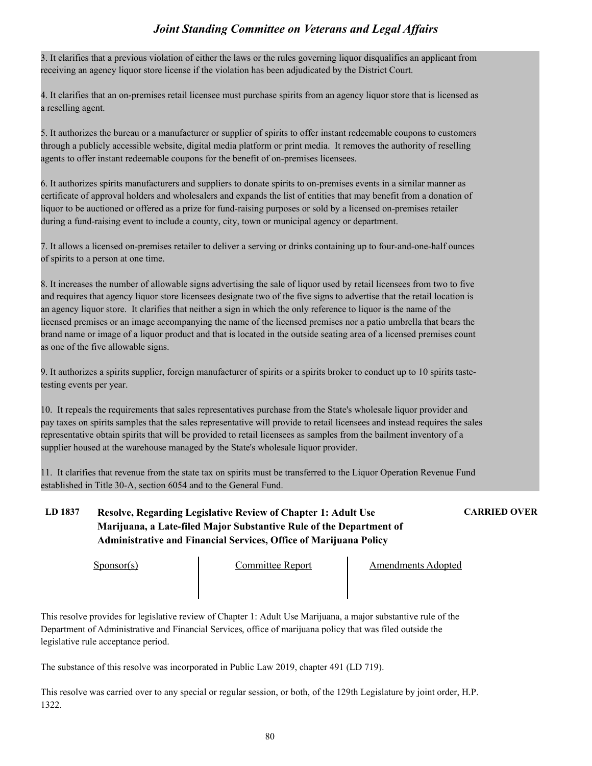3. It clarifies that a previous violation of either the laws or the rules governing liquor disqualifies an applicant from receiving an agency liquor store license if the violation has been adjudicated by the District Court.

4. It clarifies that an on-premises retail licensee must purchase spirits from an agency liquor store that is licensed as a reselling agent.

5. It authorizes the bureau or a manufacturer or supplier of spirits to offer instant redeemable coupons to customers through a publicly accessible website, digital media platform or print media. It removes the authority of reselling agents to offer instant redeemable coupons for the benefit of on-premises licensees.

6. It authorizes spirits manufacturers and suppliers to donate spirits to on-premises events in a similar manner as certificate of approval holders and wholesalers and expands the list of entities that may benefit from a donation of liquor to be auctioned or offered as a prize for fund-raising purposes or sold by a licensed on-premises retailer during a fund-raising event to include a county, city, town or municipal agency or department.

7. It allows a licensed on-premises retailer to deliver a serving or drinks containing up to four-and-one-half ounces of spirits to a person at one time.

8. It increases the number of allowable signs advertising the sale of liquor used by retail licensees from two to five and requires that agency liquor store licensees designate two of the five signs to advertise that the retail location is an agency liquor store. It clarifies that neither a sign in which the only reference to liquor is the name of the licensed premises or an image accompanying the name of the licensed premises nor a patio umbrella that bears the brand name or image of a liquor product and that is located in the outside seating area of a licensed premises count as one of the five allowable signs.

9. It authorizes a spirits supplier, foreign manufacturer of spirits or a spirits broker to conduct up to 10 spirits taste-testing events per year.

10. It repeals the requirements that sales representatives purchase from the State's wholesale liquor provider and pay taxes on spirits samples that the sales representative will provide to retail licensees and instead requires the sales representative obtain spirits that will be provided to retail licensees as samples from the bailment inventory of a supplier housed at the warehouse managed by the State's wholesale liquor provider.

11. It clarifies that revenue from the state tax on spirits must be transferred to the Liquor Operation Revenue Fund established in Title 30-A, section 6054 and to the General Fund.

**LD 1837 Resolve, Regarding Legislative Review of Chapter 1: Adult Use Marijuana, a Late-filed Major Substantive Rule of the Department of Administrative and Financial Services, Office of Marijuana Policy** **CARRIED OVER**

| Sponsor(s) | Committee Report | Amendments Adopted |
|---|---|---|
| | | |

This resolve provides for legislative review of Chapter 1: Adult Use Marijuana, a major substantive rule of the Department of Administrative and Financial Services, office of marijuana policy that was filed outside the legislative rule acceptance period.

The substance of this resolve was incorporated in Public Law 2019, chapter 491 (LD 719).

This resolve was carried over to any special or regular session, or both, of the 129th Legislature by joint order, H.P. 1322.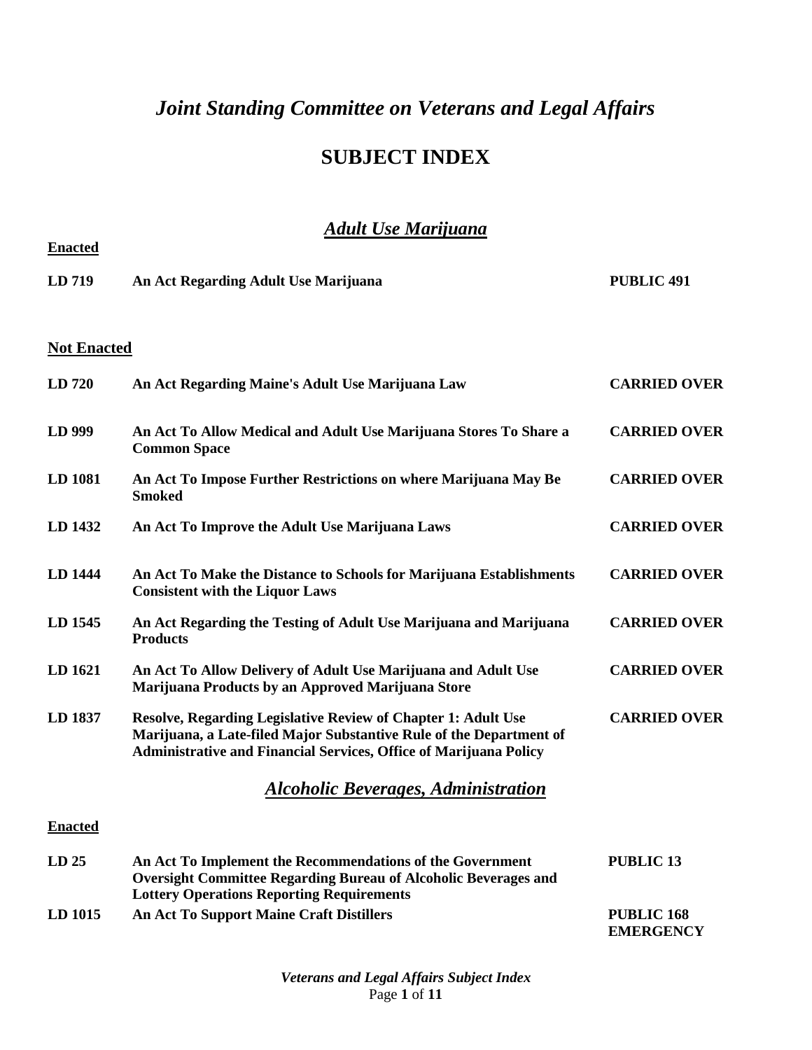# *Joint Standing Committee on Veterans and Legal Affairs*

## SUBJECT INDEX

### *Adult Use Marijuana*

**Enacted**

| | | |
|---|---|---|
| **LD 719** | **An Act Regarding Adult Use Marijuana** | **PUBLIC 491** |

**Not Enacted**

| | | |
|---|---|---|
| **LD 720** | **An Act Regarding Maine's Adult Use Marijuana Law** | **CARRIED OVER** |
| **LD 999** | **An Act To Allow Medical and Adult Use Marijuana Stores To Share a Common Space** | **CARRIED OVER** |
| **LD 1081** | **An Act To Impose Further Restrictions on where Marijuana May Be Smoked** | **CARRIED OVER** |
| **LD 1432** | **An Act To Improve the Adult Use Marijuana Laws** | **CARRIED OVER** |
| **LD 1444** | **An Act To Make the Distance to Schools for Marijuana Establishments Consistent with the Liquor Laws** | **CARRIED OVER** |
| **LD 1545** | **An Act Regarding the Testing of Adult Use Marijuana and Marijuana Products** | **CARRIED OVER** |
| **LD 1621** | **An Act To Allow Delivery of Adult Use Marijuana and Adult Use Marijuana Products by an Approved Marijuana Store** | **CARRIED OVER** |
| **LD 1837** | **Resolve, Regarding Legislative Review of Chapter 1: Adult Use Marijuana, a Late-filed Major Substantive Rule of the Department of Administrative and Financial Services, Office of Marijuana Policy** | **CARRIED OVER** |

### *Alcoholic Beverages, Administration*

**Enacted**

| | | |
|---|---|---|
| **LD 25** | **An Act To Implement the Recommendations of the Government Oversight Committee Regarding Bureau of Alcoholic Beverages and Lottery Operations Reporting Requirements** | **PUBLIC 13** |
| **LD 1015** | **An Act To Support Maine Craft Distillers** | **PUBLIC 168 EMERGENCY** |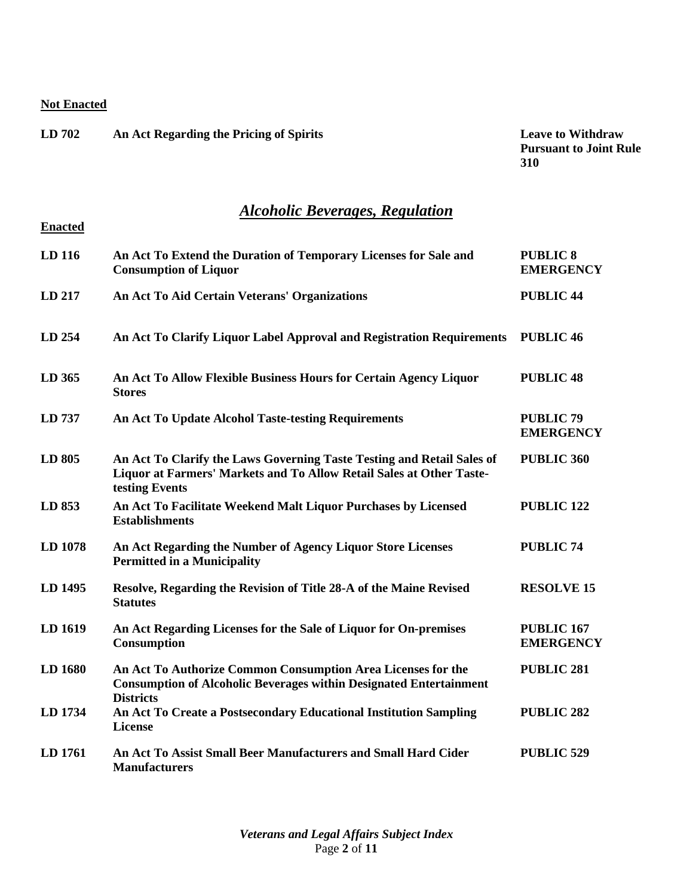**Not Enacted**

| | | |
|---|---|---|
| **LD 702** | **An Act Regarding the Pricing of Spirits** | **Leave to Withdraw Pursuant to Joint Rule 310** |

## *Alcoholic Beverages, Regulation*

**Enacted**

| | | |
|---|---|---|
| **LD 116** | **An Act To Extend the Duration of Temporary Licenses for Sale and Consumption of Liquor** | **PUBLIC 8 EMERGENCY** |
| **LD 217** | **An Act To Aid Certain Veterans' Organizations** | **PUBLIC 44** |
| **LD 254** | **An Act To Clarify Liquor Label Approval and Registration Requirements** | **PUBLIC 46** |
| **LD 365** | **An Act To Allow Flexible Business Hours for Certain Agency Liquor Stores** | **PUBLIC 48** |
| **LD 737** | **An Act To Update Alcohol Taste-testing Requirements** | **PUBLIC 79 EMERGENCY** |
| **LD 805** | **An Act To Clarify the Laws Governing Taste Testing and Retail Sales of Liquor at Farmers' Markets and To Allow Retail Sales at Other Taste-testing Events** | **PUBLIC 360** |
| **LD 853** | **An Act To Facilitate Weekend Malt Liquor Purchases by Licensed Establishments** | **PUBLIC 122** |
| **LD 1078** | **An Act Regarding the Number of Agency Liquor Store Licenses Permitted in a Municipality** | **PUBLIC 74** |
| **LD 1495** | **Resolve, Regarding the Revision of Title 28-A of the Maine Revised Statutes** | **RESOLVE 15** |
| **LD 1619** | **An Act Regarding Licenses for the Sale of Liquor for On-premises Consumption** | **PUBLIC 167 EMERGENCY** |
| **LD 1680** | **An Act To Authorize Common Consumption Area Licenses for the Consumption of Alcoholic Beverages within Designated Entertainment Districts** | **PUBLIC 281** |
| **LD 1734** | **An Act To Create a Postsecondary Educational Institution Sampling License** | **PUBLIC 282** |
| **LD 1761** | **An Act To Assist Small Beer Manufacturers and Small Hard Cider Manufacturers** | **PUBLIC 529** |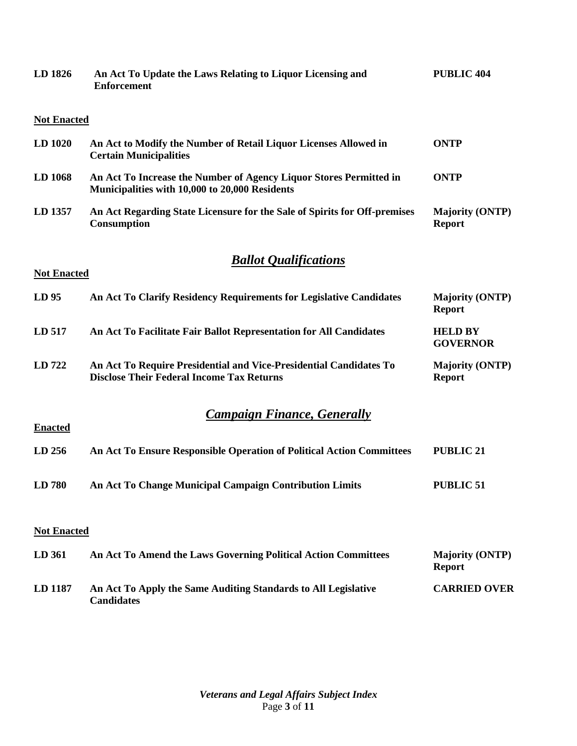| | | |
|---|---|---|
| **LD 1826** | **An Act To Update the Laws Relating to Liquor Licensing and Enforcement** | **PUBLIC 404** |

**Not Enacted**

| | | |
|---|---|---|
| **LD 1020** | **An Act to Modify the Number of Retail Liquor Licenses Allowed in Certain Municipalities** | **ONTP** |
| **LD 1068** | **An Act To Increase the Number of Agency Liquor Stores Permitted in Municipalities with 10,000 to 20,000 Residents** | **ONTP** |
| **LD 1357** | **An Act Regarding State Licensure for the Sale of Spirits for Off-premises Consumption** | **Majority (ONTP) Report** |

## ***Ballot Qualifications***

**Not Enacted**

| | | |
|---|---|---|
| **LD 95** | **An Act To Clarify Residency Requirements for Legislative Candidates** | **Majority (ONTP) Report** |
| **LD 517** | **An Act To Facilitate Fair Ballot Representation for All Candidates** | **HELD BY GOVERNOR** |
| **LD 722** | **An Act To Require Presidential and Vice-Presidential Candidates To Disclose Their Federal Income Tax Returns** | **Majority (ONTP) Report** |

## ***Campaign Finance, Generally***

**Enacted**

| | | |
|---|---|---|
| **LD 256** | **An Act To Ensure Responsible Operation of Political Action Committees** | **PUBLIC 21** |
| **LD 780** | **An Act To Change Municipal Campaign Contribution Limits** | **PUBLIC 51** |

**Not Enacted**

| | | |
|---|---|---|
| **LD 361** | **An Act To Amend the Laws Governing Political Action Committees** | **Majority (ONTP) Report** |
| **LD 1187** | **An Act To Apply the Same Auditing Standards to All Legislative Candidates** | **CARRIED OVER** |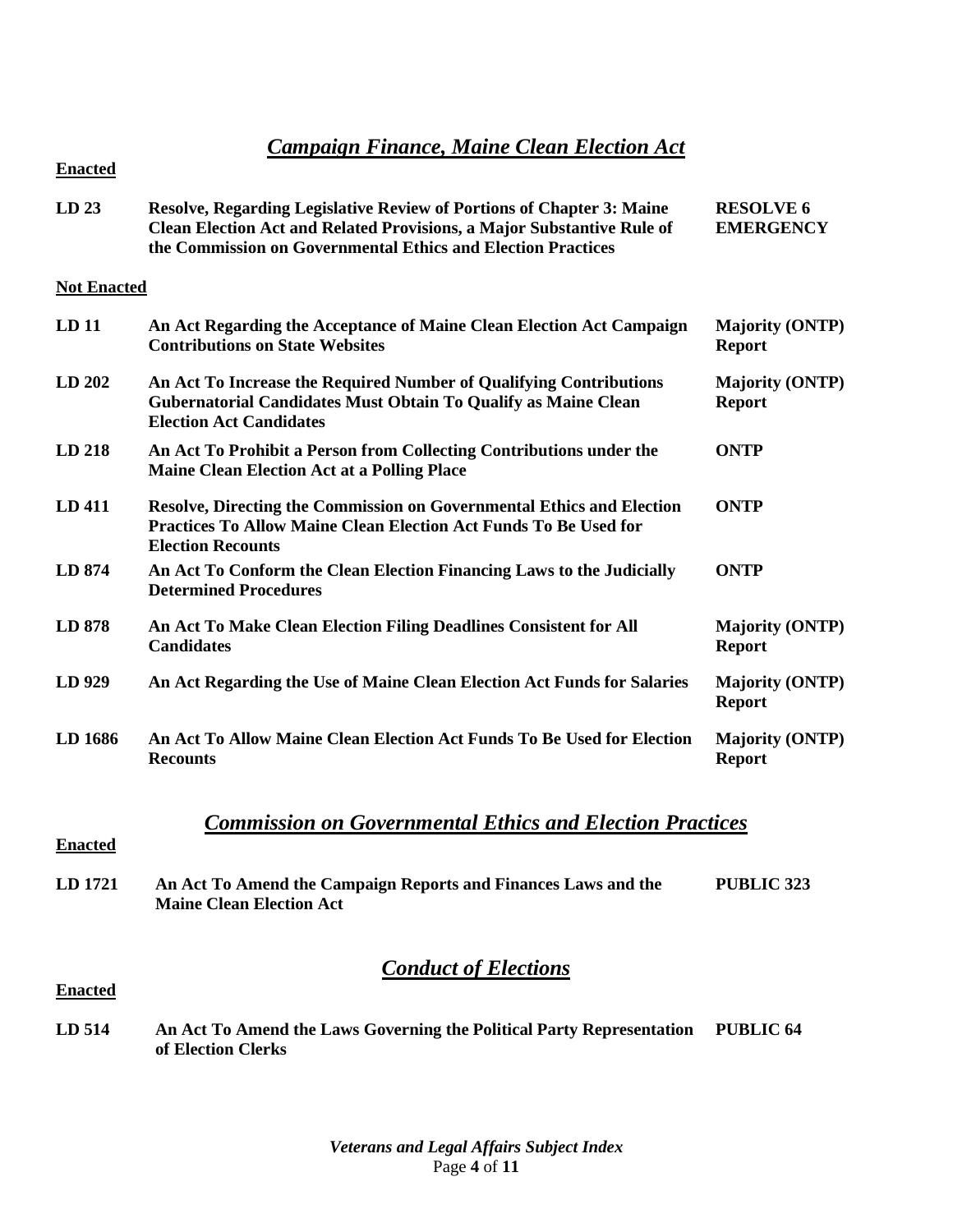## *Campaign Finance, Maine Clean Election Act*

**Enacted**

| | | |
|---|---|---|
| **LD 23** | **Resolve, Regarding Legislative Review of Portions of Chapter 3: Maine Clean Election Act and Related Provisions, a Major Substantive Rule of the Commission on Governmental Ethics and Election Practices** | **RESOLVE 6 EMERGENCY** |

**Not Enacted**

| | | |
|---|---|---|
| **LD 11** | **An Act Regarding the Acceptance of Maine Clean Election Act Campaign Contributions on State Websites** | **Majority (ONTP) Report** |
| **LD 202** | **An Act To Increase the Required Number of Qualifying Contributions Gubernatorial Candidates Must Obtain To Qualify as Maine Clean Election Act Candidates** | **Majority (ONTP) Report** |
| **LD 218** | **An Act To Prohibit a Person from Collecting Contributions under the Maine Clean Election Act at a Polling Place** | **ONTP** |
| **LD 411** | **Resolve, Directing the Commission on Governmental Ethics and Election Practices To Allow Maine Clean Election Act Funds To Be Used for Election Recounts** | **ONTP** |
| **LD 874** | **An Act To Conform the Clean Election Financing Laws to the Judicially Determined Procedures** | **ONTP** |
| **LD 878** | **An Act To Make Clean Election Filing Deadlines Consistent for All Candidates** | **Majority (ONTP) Report** |
| **LD 929** | **An Act Regarding the Use of Maine Clean Election Act Funds for Salaries** | **Majority (ONTP) Report** |
| **LD 1686** | **An Act To Allow Maine Clean Election Act Funds To Be Used for Election Recounts** | **Majority (ONTP) Report** |

## *Commission on Governmental Ethics and Election Practices*

**Enacted**

| | | |
|---|---|---|
| **LD 1721** | **An Act To Amend the Campaign Reports and Finances Laws and the Maine Clean Election Act** | **PUBLIC 323** |

## *Conduct of Elections*

**Enacted**

| | | |
|---|---|---|
| **LD 514** | **An Act To Amend the Laws Governing the Political Party Representation of Election Clerks** | **PUBLIC 64** |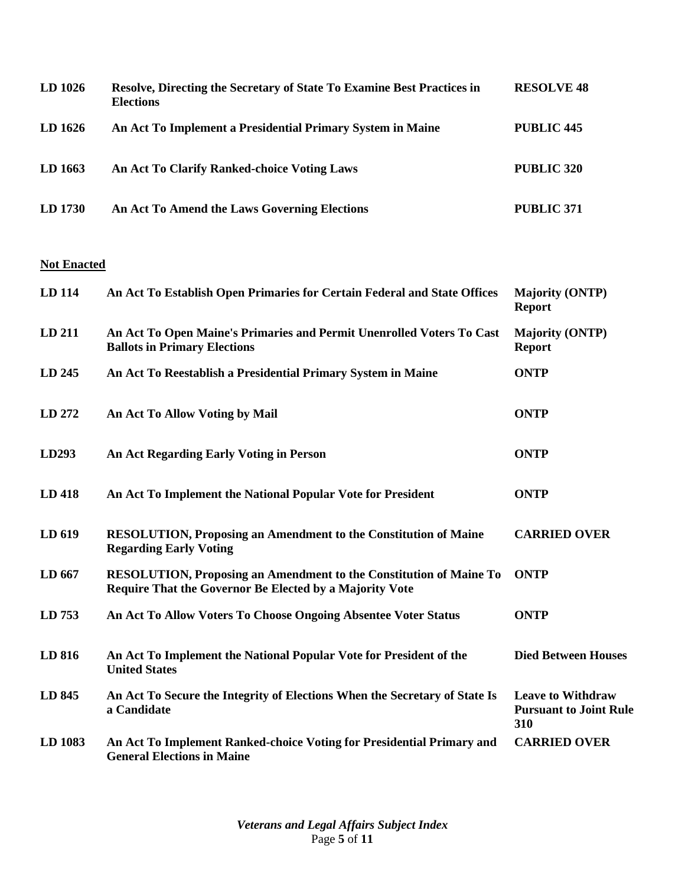| | | |
|---|---|---|
| **LD 1026** | **Resolve, Directing the Secretary of State To Examine Best Practices in Elections** | **RESOLVE 48** |
| **LD 1626** | **An Act To Implement a Presidential Primary System in Maine** | **PUBLIC 445** |
| **LD 1663** | **An Act To Clarify Ranked-choice Voting Laws** | **PUBLIC 320** |
| **LD 1730** | **An Act To Amend the Laws Governing Elections** | **PUBLIC 371** |

**Not Enacted**

| | | |
|---|---|---|
| **LD 114** | **An Act To Establish Open Primaries for Certain Federal and State Offices** | **Majority (ONTP) Report** |
| **LD 211** | **An Act To Open Maine's Primaries and Permit Unenrolled Voters To Cast Ballots in Primary Elections** | **Majority (ONTP) Report** |
| **LD 245** | **An Act To Reestablish a Presidential Primary System in Maine** | **ONTP** |
| **LD 272** | **An Act To Allow Voting by Mail** | **ONTP** |
| **LD293** | **An Act Regarding Early Voting in Person** | **ONTP** |
| **LD 418** | **An Act To Implement the National Popular Vote for President** | **ONTP** |
| **LD 619** | **RESOLUTION, Proposing an Amendment to the Constitution of Maine Regarding Early Voting** | **CARRIED OVER** |
| **LD 667** | **RESOLUTION, Proposing an Amendment to the Constitution of Maine To Require That the Governor Be Elected by a Majority Vote** | **ONTP** |
| **LD 753** | **An Act To Allow Voters To Choose Ongoing Absentee Voter Status** | **ONTP** |
| **LD 816** | **An Act To Implement the National Popular Vote for President of the United States** | **Died Between Houses** |
| **LD 845** | **An Act To Secure the Integrity of Elections When the Secretary of State Is a Candidate** | **Leave to Withdraw Pursuant to Joint Rule 310** |
| **LD 1083** | **An Act To Implement Ranked-choice Voting for Presidential Primary and General Elections in Maine** | **CARRIED OVER** |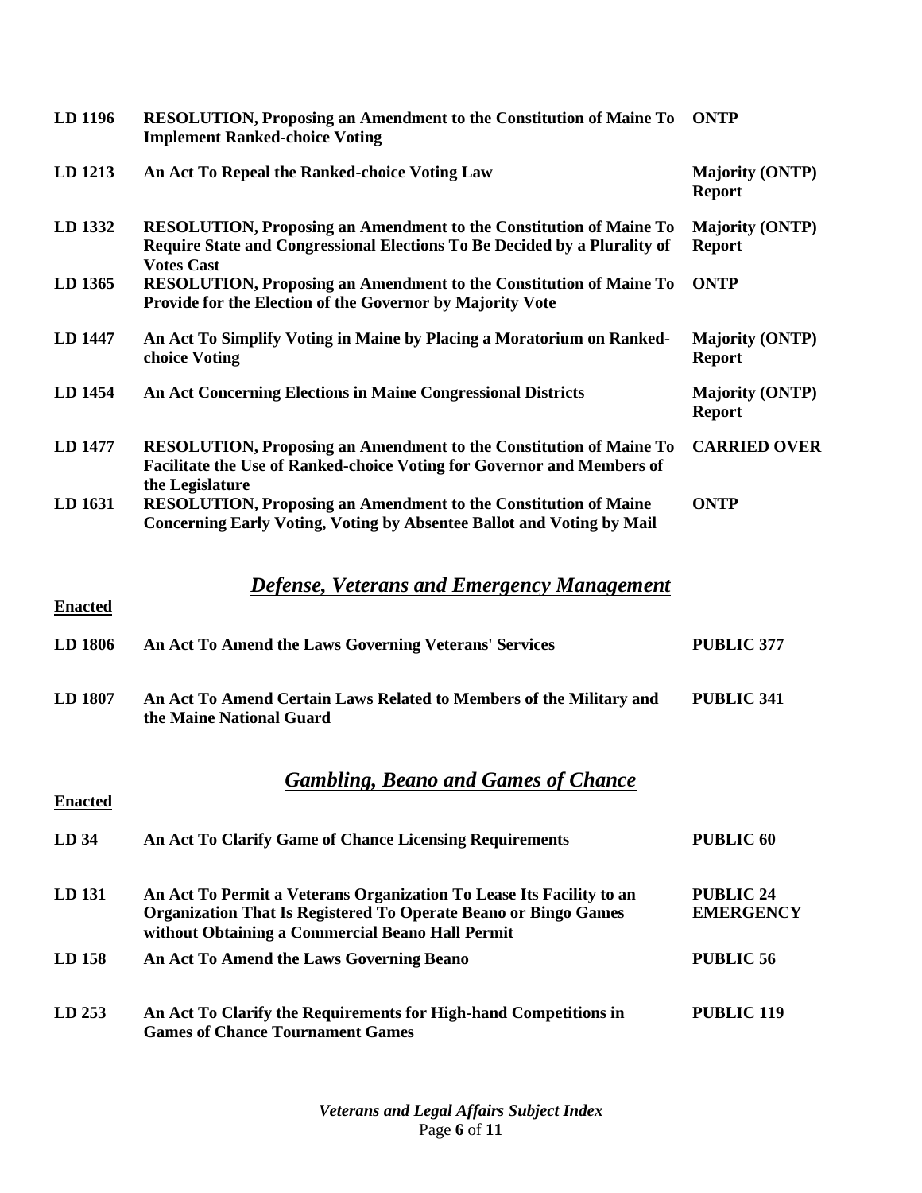| | | |
|---|---|---|
| **LD 1196** | **RESOLUTION, Proposing an Amendment to the Constitution of Maine To Implement Ranked-choice Voting** | **ONTP** |
| **LD 1213** | **An Act To Repeal the Ranked-choice Voting Law** | **Majority (ONTP) Report** |
| **LD 1332** | **RESOLUTION, Proposing an Amendment to the Constitution of Maine To Require State and Congressional Elections To Be Decided by a Plurality of Votes Cast** | **Majority (ONTP) Report** |
| **LD 1365** | **RESOLUTION, Proposing an Amendment to the Constitution of Maine To Provide for the Election of the Governor by Majority Vote** | **ONTP** |
| **LD 1447** | **An Act To Simplify Voting in Maine by Placing a Moratorium on Ranked-choice Voting** | **Majority (ONTP) Report** |
| **LD 1454** | **An Act Concerning Elections in Maine Congressional Districts** | **Majority (ONTP) Report** |
| **LD 1477** | **RESOLUTION, Proposing an Amendment to the Constitution of Maine To Facilitate the Use of Ranked-choice Voting for Governor and Members of the Legislature** | **CARRIED OVER** |
| **LD 1631** | **RESOLUTION, Proposing an Amendment to the Constitution of Maine Concerning Early Voting, Voting by Absentee Ballot and Voting by Mail** | **ONTP** |

## ***Defense, Veterans and Emergency Management***

**Enacted**

| | | |
|---|---|---|
| **LD 1806** | **An Act To Amend the Laws Governing Veterans' Services** | **PUBLIC 377** |
| **LD 1807** | **An Act To Amend Certain Laws Related to Members of the Military and the Maine National Guard** | **PUBLIC 341** |

## ***Gambling, Beano and Games of Chance***

**Enacted**

| | | |
|---|---|---|
| **LD 34** | **An Act To Clarify Game of Chance Licensing Requirements** | **PUBLIC 60** |
| **LD 131** | **An Act To Permit a Veterans Organization To Lease Its Facility to an Organization That Is Registered To Operate Beano or Bingo Games without Obtaining a Commercial Beano Hall Permit** | **PUBLIC 24 EMERGENCY** |
| **LD 158** | **An Act To Amend the Laws Governing Beano** | **PUBLIC 56** |
| **LD 253** | **An Act To Clarify the Requirements for High-hand Competitions in Games of Chance Tournament Games** | **PUBLIC 119** |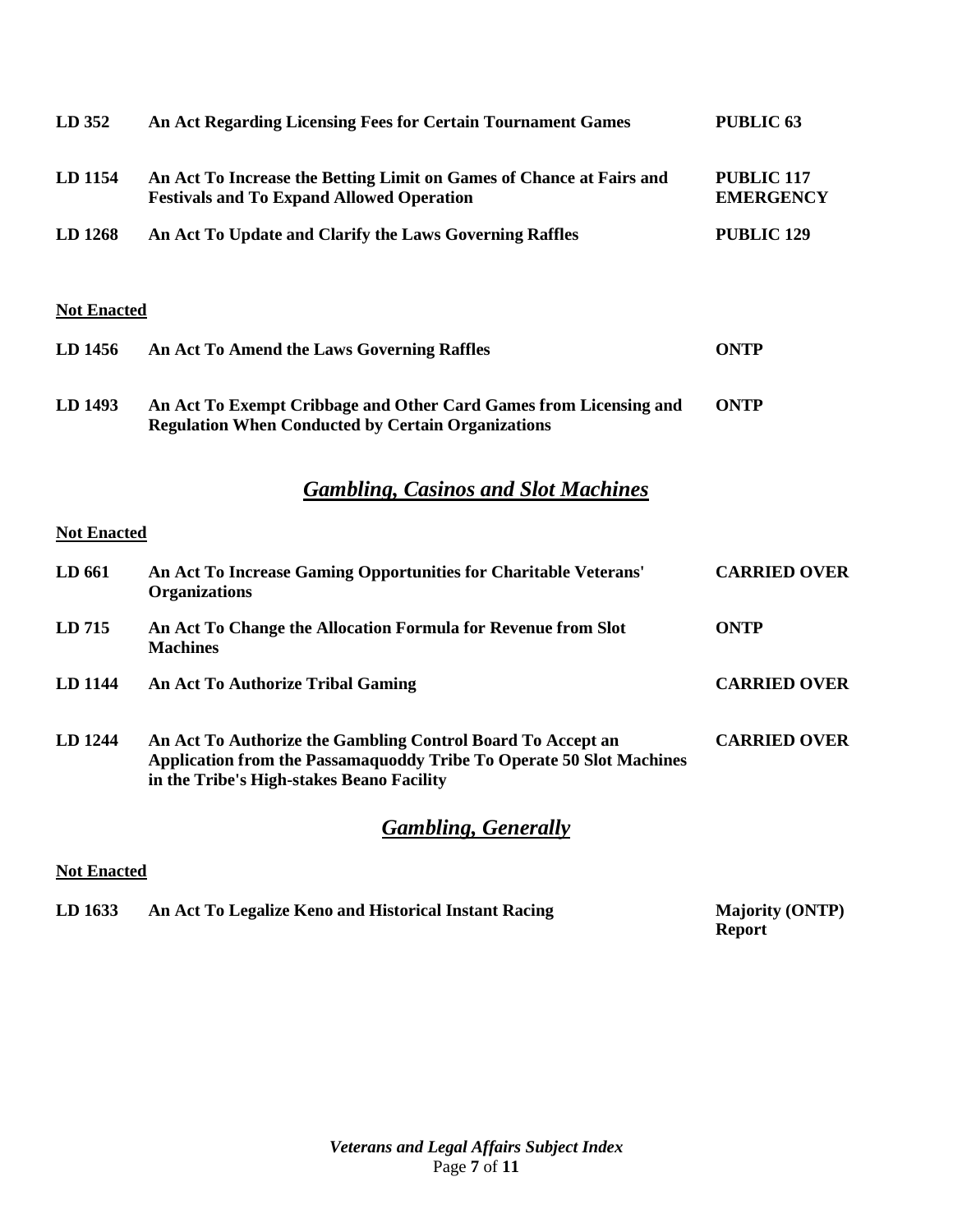| | | |
|---|---|---|
| **LD 352** | **An Act Regarding Licensing Fees for Certain Tournament Games** | **PUBLIC 63** |
| **LD 1154** | **An Act To Increase the Betting Limit on Games of Chance at Fairs and Festivals and To Expand Allowed Operation** | **PUBLIC 117 EMERGENCY** |
| **LD 1268** | **An Act To Update and Clarify the Laws Governing Raffles** | **PUBLIC 129** |

**Not Enacted**

| | | |
|---|---|---|
| **LD 1456** | **An Act To Amend the Laws Governing Raffles** | **ONTP** |
| **LD 1493** | **An Act To Exempt Cribbage and Other Card Games from Licensing and Regulation When Conducted by Certain Organizations** | **ONTP** |

## ***Gambling, Casinos and Slot Machines***

**Not Enacted**

| | | |
|---|---|---|
| **LD 661** | **An Act To Increase Gaming Opportunities for Charitable Veterans' Organizations** | **CARRIED OVER** |
| **LD 715** | **An Act To Change the Allocation Formula for Revenue from Slot Machines** | **ONTP** |
| **LD 1144** | **An Act To Authorize Tribal Gaming** | **CARRIED OVER** |
| **LD 1244** | **An Act To Authorize the Gambling Control Board To Accept an Application from the Passamaquoddy Tribe To Operate 50 Slot Machines in the Tribe's High-stakes Beano Facility** | **CARRIED OVER** |

## ***Gambling, Generally***

**Not Enacted**

| | | |
|---|---|---|
| **LD 1633** | **An Act To Legalize Keno and Historical Instant Racing** | **Majority (ONTP) Report** |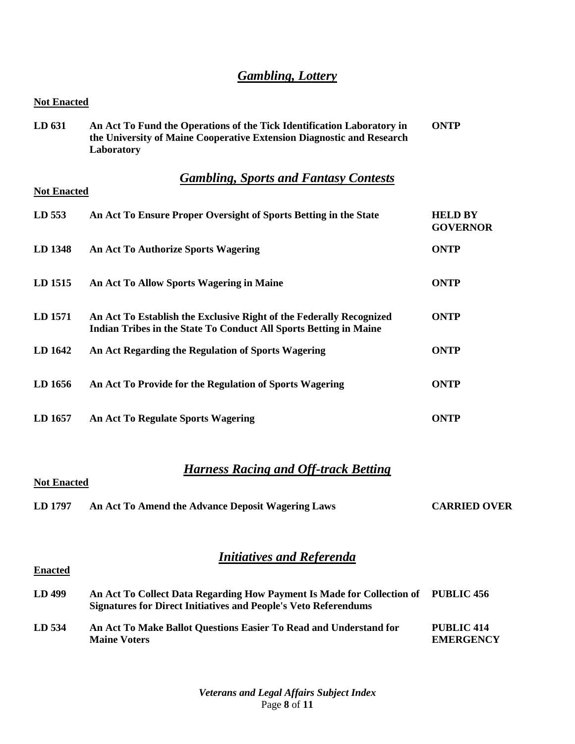## *Gambling, Lottery*

**Not Enacted**

| | | |
|---|---|---|
| **LD 631** | **An Act To Fund the Operations of the Tick Identification Laboratory in the University of Maine Cooperative Extension Diagnostic and Research Laboratory** | **ONTP** |

## *Gambling, Sports and Fantasy Contests*

**Not Enacted**

| | | |
|---|---|---|
| **LD 553** | **An Act To Ensure Proper Oversight of Sports Betting in the State** | **HELD BY GOVERNOR** |
| **LD 1348** | **An Act To Authorize Sports Wagering** | **ONTP** |
| **LD 1515** | **An Act To Allow Sports Wagering in Maine** | **ONTP** |
| **LD 1571** | **An Act To Establish the Exclusive Right of the Federally Recognized Indian Tribes in the State To Conduct All Sports Betting in Maine** | **ONTP** |
| **LD 1642** | **An Act Regarding the Regulation of Sports Wagering** | **ONTP** |
| **LD 1656** | **An Act To Provide for the Regulation of Sports Wagering** | **ONTP** |
| **LD 1657** | **An Act To Regulate Sports Wagering** | **ONTP** |

## *Harness Racing and Off-track Betting*

**Not Enacted**

| | | |
|---|---|---|
| **LD 1797** | **An Act To Amend the Advance Deposit Wagering Laws** | **CARRIED OVER** |

## *Initiatives and Referenda*

**Enacted**

| | | |
|---|---|---|
| **LD 499** | **An Act To Collect Data Regarding How Payment Is Made for Collection of Signatures for Direct Initiatives and People's Veto Referendums** | **PUBLIC 456** |
| **LD 534** | **An Act To Make Ballot Questions Easier To Read and Understand for Maine Voters** | **PUBLIC 414 EMERGENCY** |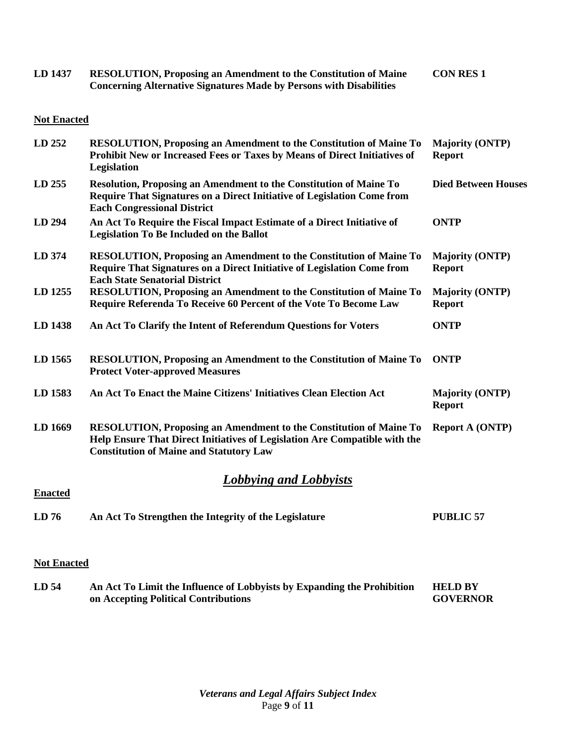| | | |
|---|---|---|
| **LD 1437** | **RESOLUTION, Proposing an Amendment to the Constitution of Maine Concerning Alternative Signatures Made by Persons with Disabilities** | **CON RES 1** |

**Not Enacted**

| | | |
|---|---|---|
| **LD 252** | **RESOLUTION, Proposing an Amendment to the Constitution of Maine To Prohibit New or Increased Fees or Taxes by Means of Direct Initiatives of Legislation** | **Majority (ONTP) Report** |
| **LD 255** | **Resolution, Proposing an Amendment to the Constitution of Maine To Require That Signatures on a Direct Initiative of Legislation Come from Each Congressional District** | **Died Between Houses** |
| **LD 294** | **An Act To Require the Fiscal Impact Estimate of a Direct Initiative of Legislation To Be Included on the Ballot** | **ONTP** |
| **LD 374** | **RESOLUTION, Proposing an Amendment to the Constitution of Maine To Require That Signatures on a Direct Initiative of Legislation Come from Each State Senatorial District** | **Majority (ONTP) Report** |
| **LD 1255** | **RESOLUTION, Proposing an Amendment to the Constitution of Maine To Require Referenda To Receive 60 Percent of the Vote To Become Law** | **Majority (ONTP) Report** |
| **LD 1438** | **An Act To Clarify the Intent of Referendum Questions for Voters** | **ONTP** |
| **LD 1565** | **RESOLUTION, Proposing an Amendment to the Constitution of Maine To Protect Voter-approved Measures** | **ONTP** |
| **LD 1583** | **An Act To Enact the Maine Citizens' Initiatives Clean Election Act** | **Majority (ONTP) Report** |
| **LD 1669** | **RESOLUTION, Proposing an Amendment to the Constitution of Maine To Help Ensure That Direct Initiatives of Legislation Are Compatible with the Constitution of Maine and Statutory Law** | **Report A (ONTP)** |

## *Lobbying and Lobbyists*

**Enacted**

| | | |
|---|---|---|
| **LD 76** | **An Act To Strengthen the Integrity of the Legislature** | **PUBLIC 57** |

**Not Enacted**

| | | |
|---|---|---|
| **LD 54** | **An Act To Limit the Influence of Lobbyists by Expanding the Prohibition on Accepting Political Contributions** | **HELD BY GOVERNOR** |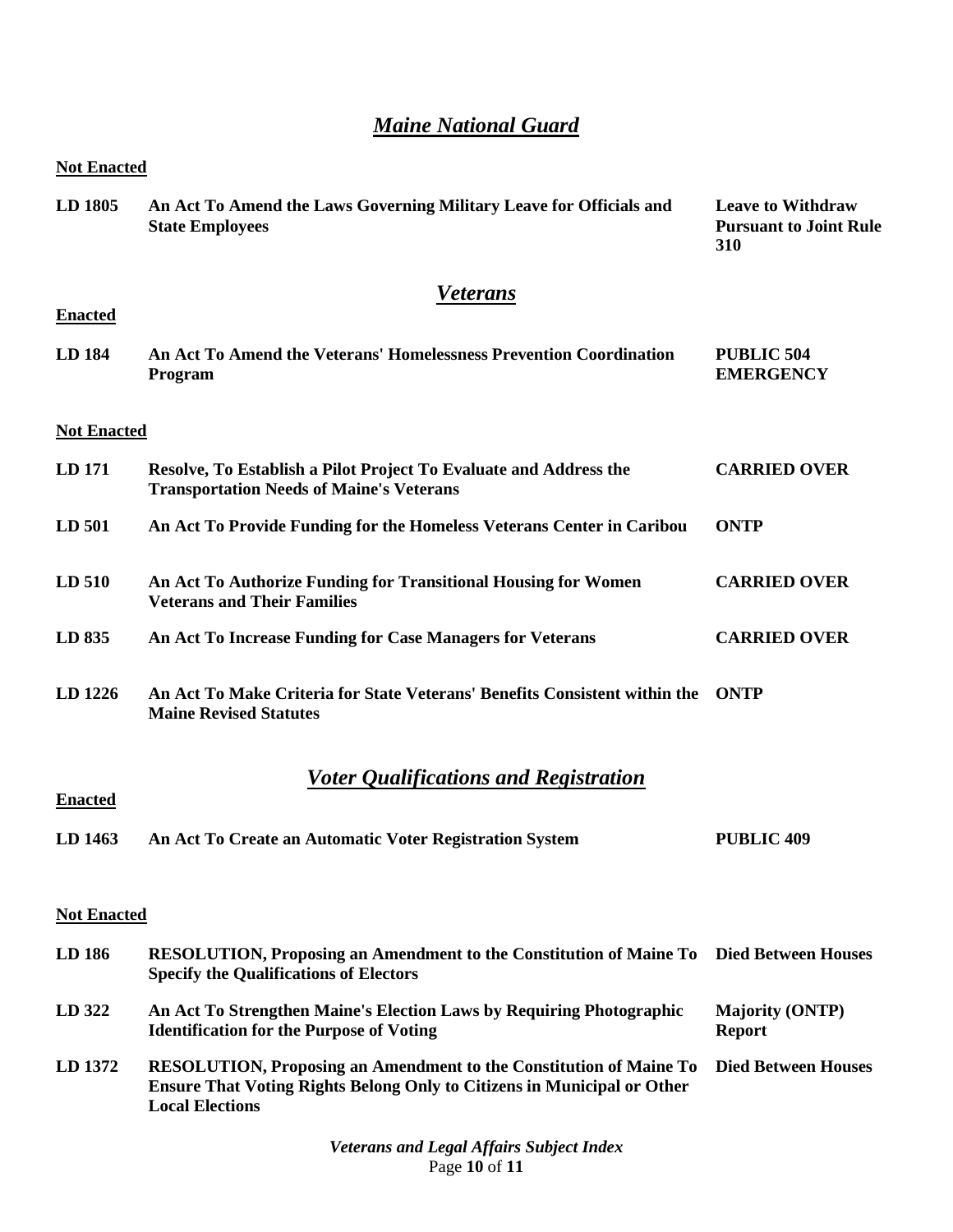## *Maine National Guard*

**Not Enacted**

| | | |
|---|---|---|
| **LD 1805** | **An Act To Amend the Laws Governing Military Leave for Officials and State Employees** | **Leave to Withdraw Pursuant to Joint Rule 310** |

## *Veterans*

**Enacted**

| | | |
|---|---|---|
| **LD 184** | **An Act To Amend the Veterans' Homelessness Prevention Coordination Program** | **PUBLIC 504 EMERGENCY** |

**Not Enacted**

| | | |
|---|---|---|
| **LD 171** | **Resolve, To Establish a Pilot Project To Evaluate and Address the Transportation Needs of Maine's Veterans** | **CARRIED OVER** |
| **LD 501** | **An Act To Provide Funding for the Homeless Veterans Center in Caribou** | **ONTP** |
| **LD 510** | **An Act To Authorize Funding for Transitional Housing for Women Veterans and Their Families** | **CARRIED OVER** |
| **LD 835** | **An Act To Increase Funding for Case Managers for Veterans** | **CARRIED OVER** |
| **LD 1226** | **An Act To Make Criteria for State Veterans' Benefits Consistent within the Maine Revised Statutes** | **ONTP** |

## *Voter Qualifications and Registration*

**Enacted**

| | | |
|---|---|---|
| **LD 1463** | **An Act To Create an Automatic Voter Registration System** | **PUBLIC 409** |

**Not Enacted**

| | | |
|---|---|---|
| **LD 186** | **RESOLUTION, Proposing an Amendment to the Constitution of Maine To Specify the Qualifications of Electors** | **Died Between Houses** |
| **LD 322** | **An Act To Strengthen Maine's Election Laws by Requiring Photographic Identification for the Purpose of Voting** | **Majority (ONTP) Report** |
| **LD 1372** | **RESOLUTION, Proposing an Amendment to the Constitution of Maine To Ensure That Voting Rights Belong Only to Citizens in Municipal or Other Local Elections** | **Died Between Houses** |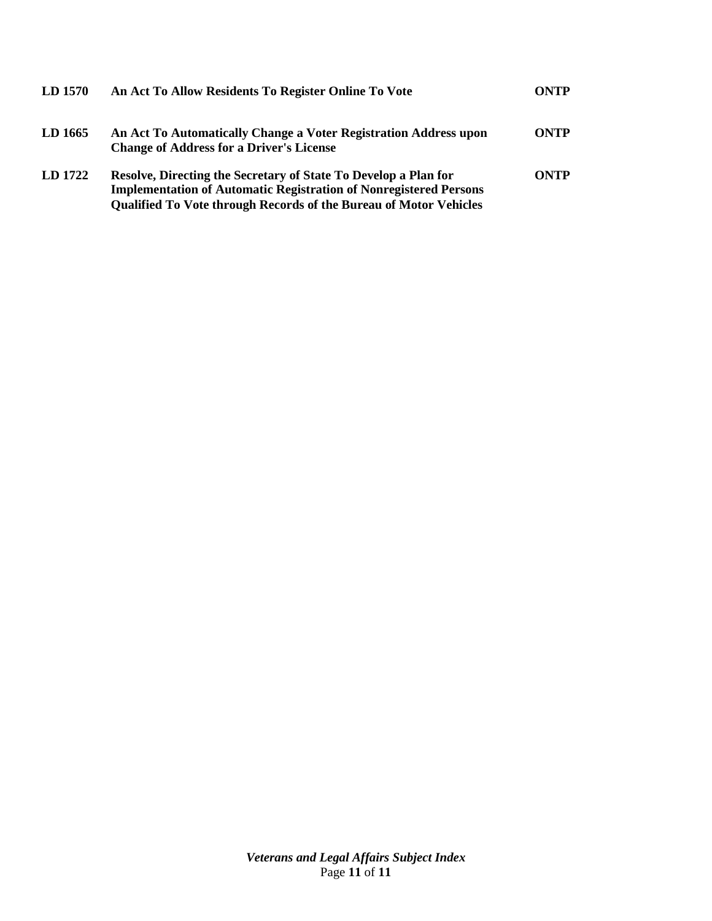| | | |
|---|---|---|
| **LD 1570** | **An Act To Allow Residents To Register Online To Vote** | **ONTP** |
| **LD 1665** | **An Act To Automatically Change a Voter Registration Address upon Change of Address for a Driver's License** | **ONTP** |
| **LD 1722** | **Resolve, Directing the Secretary of State To Develop a Plan for Implementation of Automatic Registration of Nonregistered Persons Qualified To Vote through Records of the Bureau of Motor Vehicles** | **ONTP** |